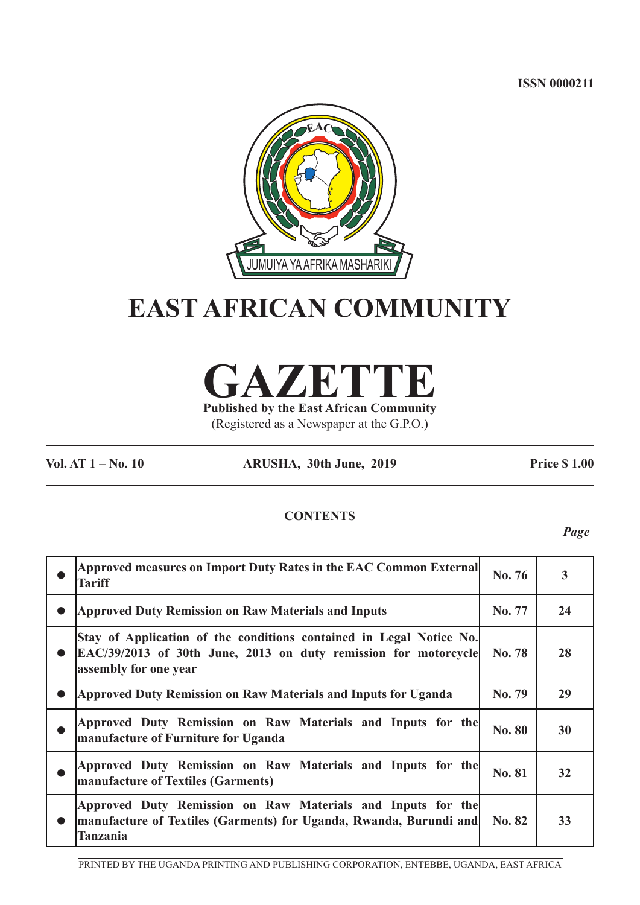ISSN 0000211

JUMUIYA YA AFRIKA MASHARIKI

# EAST AFRICAN COMMUNITY

# GAZETTE

**Published by the East African Community**

(Registered as a Newspaper at the G.P.O.)

**Vol. AT 1 – No. 10** **ARUSHA, 30th June, 2019** **Price $ 1.00**

**CONTENTS**

| | | | *Page* |
|---|---|---|---|
| ● | **Approved measures on Import Duty Rates in the EAC Common External Tariff** | **No. 76** | **3** |
| ● | **Approved Duty Remission on Raw Materials and Inputs** | **No. 77** | **24** |
| ● | **Stay of Application of the conditions contained in Legal Notice No. EAC/39/2013 of 30th June, 2013 on duty remission for motorcycle assembly for one year** | **No. 78** | **28** |
| ● | **Approved Duty Remission on Raw Materials and Inputs for Uganda** | **No. 79** | **29** |
| ● | **Approved Duty Remission on Raw Materials and Inputs for the manufacture of Furniture for Uganda** | **No. 80** | **30** |
| ● | **Approved Duty Remission on Raw Materials and Inputs for the manufacture of Textiles (Garments)** | **No. 81** | **32** |
| ● | **Approved Duty Remission on Raw Materials and Inputs for the manufacture of Textiles (Garments) for Uganda, Rwanda, Burundi and Tanzania** | **No. 82** | **33** |

PRINTED BY THE UGANDA PRINTING AND PUBLISHING CORPORATION, ENTEBBE, UGANDA, EAST AFRICA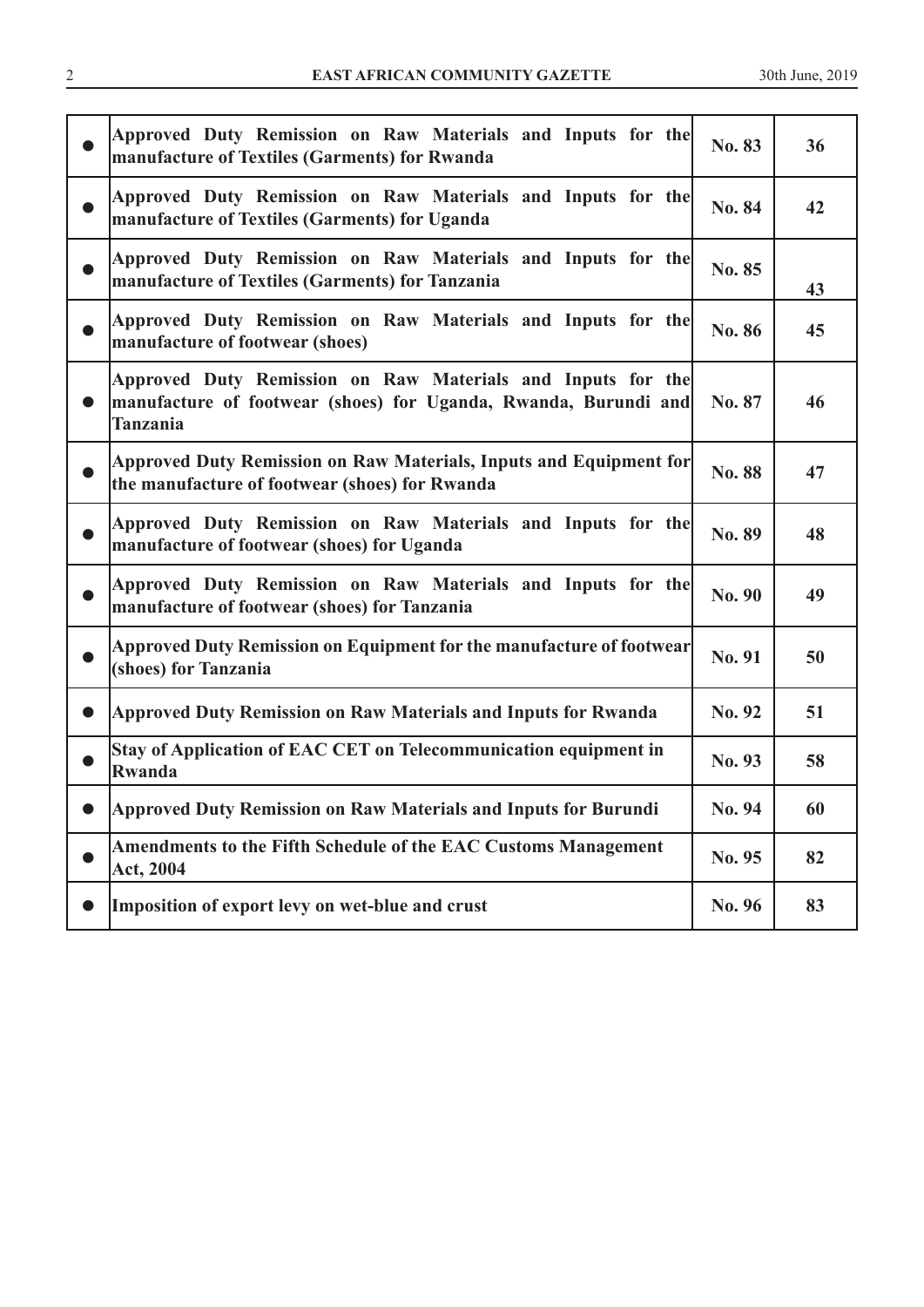| | | | |
|---|---|---|---|
| ● | **Approved Duty Remission on Raw Materials and Inputs for the manufacture of Textiles (Garments) for Rwanda** | **No. 83** | **36** |
| ● | **Approved Duty Remission on Raw Materials and Inputs for the manufacture of Textiles (Garments) for Uganda** | **No. 84** | **42** |
| ● | **Approved Duty Remission on Raw Materials and Inputs for the manufacture of Textiles (Garments) for Tanzania** | **No. 85** | **43** |
| ● | **Approved Duty Remission on Raw Materials and Inputs for the manufacture of footwear (shoes)** | **No. 86** | **45** |
| ● | **Approved Duty Remission on Raw Materials and Inputs for the manufacture of footwear (shoes) for Uganda, Rwanda, Burundi and Tanzania** | **No. 87** | **46** |
| ● | **Approved Duty Remission on Raw Materials, Inputs and Equipment for the manufacture of footwear (shoes) for Rwanda** | **No. 88** | **47** |
| ● | **Approved Duty Remission on Raw Materials and Inputs for the manufacture of footwear (shoes) for Uganda** | **No. 89** | **48** |
| ● | **Approved Duty Remission on Raw Materials and Inputs for the manufacture of footwear (shoes) for Tanzania** | **No. 90** | **49** |
| ● | **Approved Duty Remission on Equipment for the manufacture of footwear (shoes) for Tanzania** | **No. 91** | **50** |
| ● | **Approved Duty Remission on Raw Materials and Inputs for Rwanda** | **No. 92** | **51** |
| ● | **Stay of Application of EAC CET on Telecommunication equipment in Rwanda** | **No. 93** | **58** |
| ● | **Approved Duty Remission on Raw Materials and Inputs for Burundi** | **No. 94** | **60** |
| ● | **Amendments to the Fifth Schedule of the EAC Customs Management Act, 2004** | **No. 95** | **82** |
| ● | **Imposition of export levy on wet-blue and crust** | **No. 96** | **83** |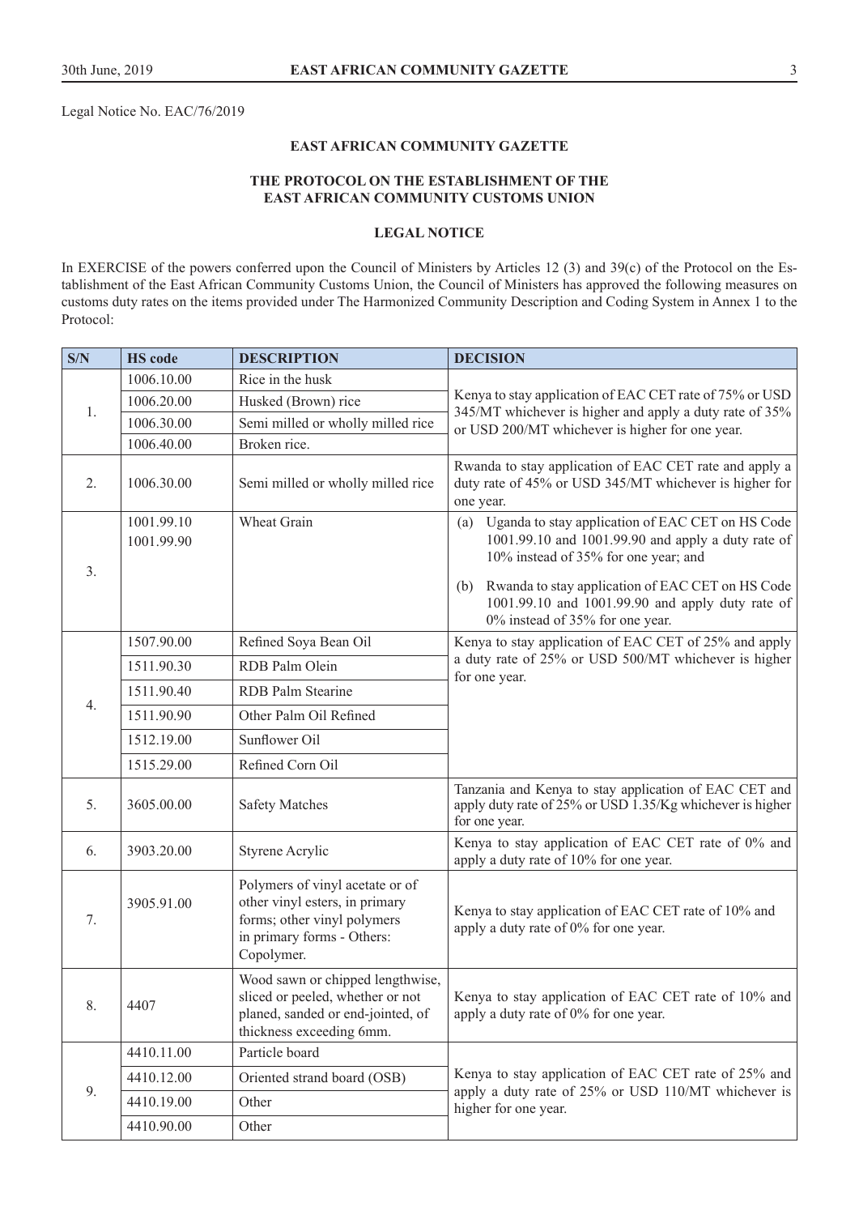Legal Notice No. EAC/76/2019

## EAST AFRICAN COMMUNITY GAZETTE

### THE PROTOCOL ON THE ESTABLISHMENT OF THE EAST AFRICAN COMMUNITY CUSTOMS UNION

### LEGAL NOTICE

In EXERCISE of the powers conferred upon the Council of Ministers by Articles 12 (3) and 39(c) of the Protocol on the Establishment of the East African Community Customs Union, the Council of Ministers has approved the following measures on customs duty rates on the items provided under The Harmonized Community Description and Coding System in Annex 1 to the Protocol:

| S/N | HS code | DESCRIPTION | DECISION |
|---|---|---|---|
| 1. | 1006.10.00 | Rice in the husk | Kenya to stay application of EAC CET rate of 75% or USD 345/MT whichever is higher and apply a duty rate of 35% or USD 200/MT whichever is higher for one year. |
| | 1006.20.00 | Husked (Brown) rice | |
| | 1006.30.00 | Semi milled or wholly milled rice | |
| | 1006.40.00 | Broken rice. | |
| 2. | 1006.30.00 | Semi milled or wholly milled rice | Rwanda to stay application of EAC CET rate and apply a duty rate of 45% or USD 345/MT whichever is higher for one year. |
| 3. | 1001.99.10<br>1001.99.90 | Wheat Grain | (a) Uganda to stay application of EAC CET on HS Code 1001.99.10 and 1001.99.90 and apply a duty rate of 10% instead of 35% for one year; and<br>(b) Rwanda to stay application of EAC CET on HS Code 1001.99.10 and 1001.99.90 and apply duty rate of 0% instead of 35% for one year. |
| 4. | 1507.90.00 | Refined Soya Bean Oil | Kenya to stay application of EAC CET of 25% and apply a duty rate of 25% or USD 500/MT whichever is higher for one year. |
| | 1511.90.30 | RDB Palm Olein | |
| | 1511.90.40 | RDB Palm Stearine | |
| | 1511.90.90 | Other Palm Oil Refined | |
| | 1512.19.00 | Sunflower Oil | |
| | 1515.29.00 | Refined Corn Oil | |
| 5. | 3605.00.00 | Safety Matches | Tanzania and Kenya to stay application of EAC CET and apply duty rate of 25% or USD 1.35/Kg whichever is higher for one year. |
| 6. | 3903.20.00 | Styrene Acrylic | Kenya to stay application of EAC CET rate of 0% and apply a duty rate of 10% for one year. |
| 7. | 3905.91.00 | Polymers of vinyl acetate or of other vinyl esters, in primary forms; other vinyl polymers in primary forms - Others: Copolymer. | Kenya to stay application of EAC CET rate of 10% and apply a duty rate of 0% for one year. |
| 8. | 4407 | Wood sawn or chipped lengthwise, sliced or peeled, whether or not planed, sanded or end-jointed, of thickness exceeding 6mm. | Kenya to stay application of EAC CET rate of 10% and apply a duty rate of 0% for one year. |
| 9. | 4410.11.00 | Particle board | Kenya to stay application of EAC CET rate of 25% and apply a duty rate of 25% or USD 110/MT whichever is higher for one year. |
| | 4410.12.00 | Oriented strand board (OSB) | |
| | 4410.19.00 | Other | |
| | 4410.90.00 | Other | |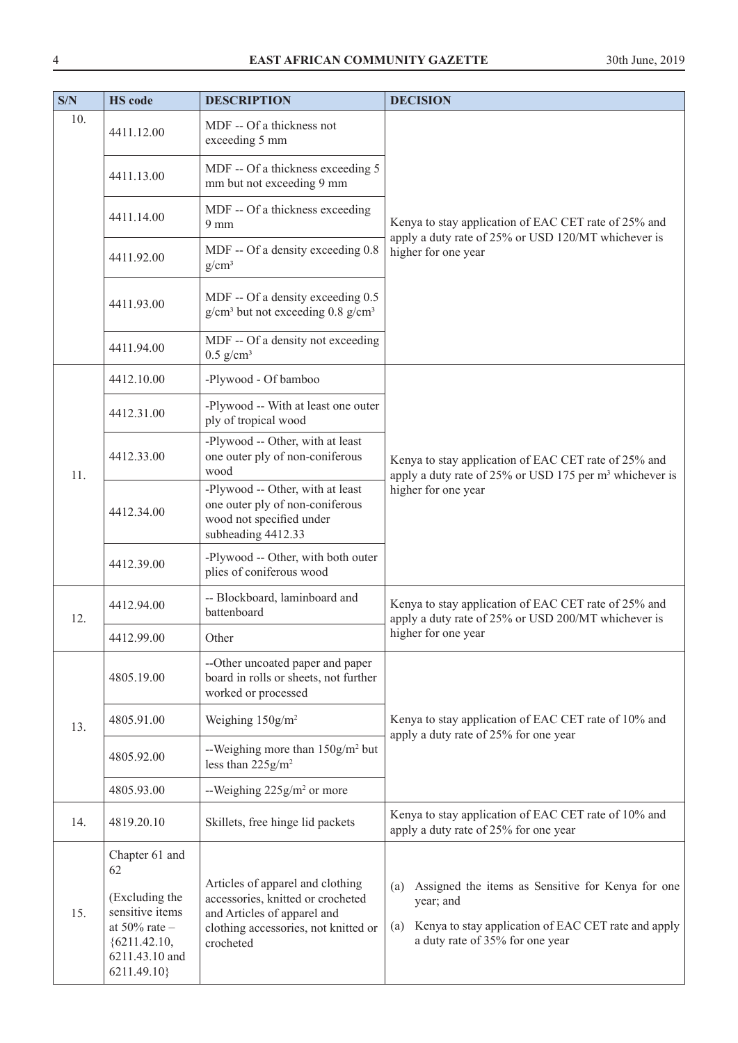| S/N | HS code | DESCRIPTION | DECISION |
|---|---|---|---|
| 10. | 4411.12.00 | MDF -- Of a thickness not exceeding 5 mm | Kenya to stay application of EAC CET rate of 25% and apply a duty rate of 25% or USD 120/MT whichever is higher for one year |
| | 4411.13.00 | MDF -- Of a thickness exceeding 5 mm but not exceeding 9 mm | |
| | 4411.14.00 | MDF -- Of a thickness exceeding 9 mm | |
| | 4411.92.00 | MDF -- Of a density exceeding 0.8 $g/cm^3$ | |
| | 4411.93.00 | MDF -- Of a density exceeding 0.5 $g/cm^3$ but not exceeding 0.8 $g/cm^3$ | |
| | 4411.94.00 | MDF -- Of a density not exceeding 0.5 $g/cm^3$ | |
| 11. | 4412.10.00 | -Plywood - Of bamboo | Kenya to stay application of EAC CET rate of 25% and apply a duty rate of 25% or USD 175 per $m^3$ whichever is higher for one year |
| | 4412.31.00 | -Plywood -- With at least one outer ply of tropical wood | |
| | 4412.33.00 | -Plywood -- Other, with at least one outer ply of non-coniferous wood | |
| | 4412.34.00 | -Plywood -- Other, with at least one outer ply of non-coniferous wood not specified under subheading 4412.33 | |
| | 4412.39.00 | -Plywood -- Other, with both outer plies of coniferous wood | |
| 12. | 4412.94.00 | -- Blockboard, laminboard and battenboard | Kenya to stay application of EAC CET rate of 25% and apply a duty rate of 25% or USD 200/MT whichever is higher for one year |
| | 4412.99.00 | Other | |
| 13. | 4805.19.00 | --Other uncoated paper and paper board in rolls or sheets, not further worked or processed | Kenya to stay application of EAC CET rate of 10% and apply a duty rate of 25% for one year |
| | 4805.91.00 | Weighing $150g/m^2$ | |
| | 4805.92.00 | --Weighing more than $150g/m^2$ but less than $225g/m^2$ | |
| | 4805.93.00 | --Weighing $225g/m^2$ or more | |
| 14. | 4819.20.10 | Skillets, free hinge lid packets | Kenya to stay application of EAC CET rate of 10% and apply a duty rate of 25% for one year |
| 15. | Chapter 61 and 62 (Excluding the sensitive items at 50% rate – {6211.42.10, 6211.43.10 and 6211.49.10} | Articles of apparel and clothing accessories, knitted or crocheted and Articles of apparel and clothing accessories, not knitted or crocheted | (a) Assigned the items as Sensitive for Kenya for one year; and (a) Kenya to stay application of EAC CET rate and apply a duty rate of 35% for one year |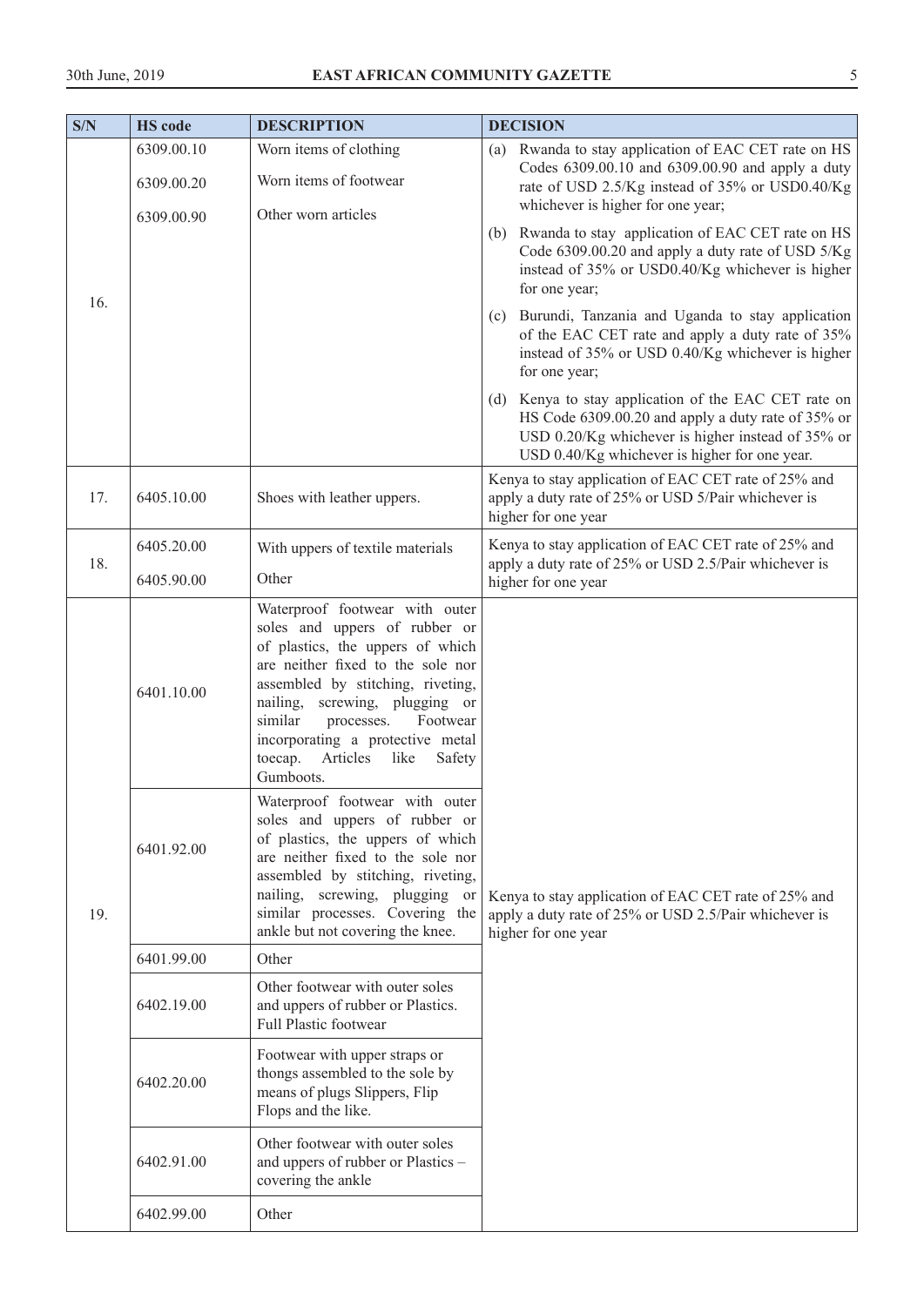| S/N | HS code | DESCRIPTION | DECISION |
|---|---|---|---|
| 16. | 6309.00.10<br>6309.00.20<br>6309.00.90 | Worn items of clothing<br>Worn items of footwear<br>Other worn articles | (a) Rwanda to stay application of EAC CET rate on HS Codes 6309.00.10 and 6309.00.90 and apply a duty rate of USD 2.5/Kg instead of 35% or USD0.40/Kg whichever is higher for one year;<br>(b) Rwanda to stay application of EAC CET rate on HS Code 6309.00.20 and apply a duty rate of USD 5/Kg instead of 35% or USD0.40/Kg whichever is higher for one year;<br>(c) Burundi, Tanzania and Uganda to stay application of the EAC CET rate and apply a duty rate of 35% instead of 35% or USD 0.40/Kg whichever is higher for one year;<br>(d) Kenya to stay application of the EAC CET rate on HS Code 6309.00.20 and apply a duty rate of 35% or USD 0.20/Kg whichever is higher instead of 35% or USD 0.40/Kg whichever is higher for one year. |
| 17. | 6405.10.00 | Shoes with leather uppers. | Kenya to stay application of EAC CET rate of 25% and apply a duty rate of 25% or USD 5/Pair whichever is higher for one year |
| 18. | 6405.20.00<br>6405.90.00 | With uppers of textile materials<br>Other | Kenya to stay application of EAC CET rate of 25% and apply a duty rate of 25% or USD 2.5/Pair whichever is higher for one year |
| 19. | 6401.10.00 | Waterproof footwear with outer soles and uppers of rubber or of plastics, the uppers of which are neither fixed to the sole nor assembled by stitching, riveting, nailing, screwing, plugging or similar processes. Footwear incorporating a protective metal toecap. Articles like Safety Gumboots. | Kenya to stay application of EAC CET rate of 25% and apply a duty rate of 25% or USD 2.5/Pair whichever is higher for one year |
| | 6401.92.00 | Waterproof footwear with outer soles and uppers of rubber or of plastics, the uppers of which are neither fixed to the sole nor assembled by stitching, riveting, nailing, screwing, plugging or similar processes. Covering the ankle but not covering the knee. | |
| | 6401.99.00 | Other | |
| | 6402.19.00 | Other footwear with outer soles and uppers of rubber or Plastics. Full Plastic footwear | |
| | 6402.20.00 | Footwear with upper straps or thongs assembled to the sole by means of plugs Slippers, Flip Flops and the like. | |
| | 6402.91.00 | Other footwear with outer soles and uppers of rubber or Plastics – covering the ankle | |
| | 6402.99.00 | Other | |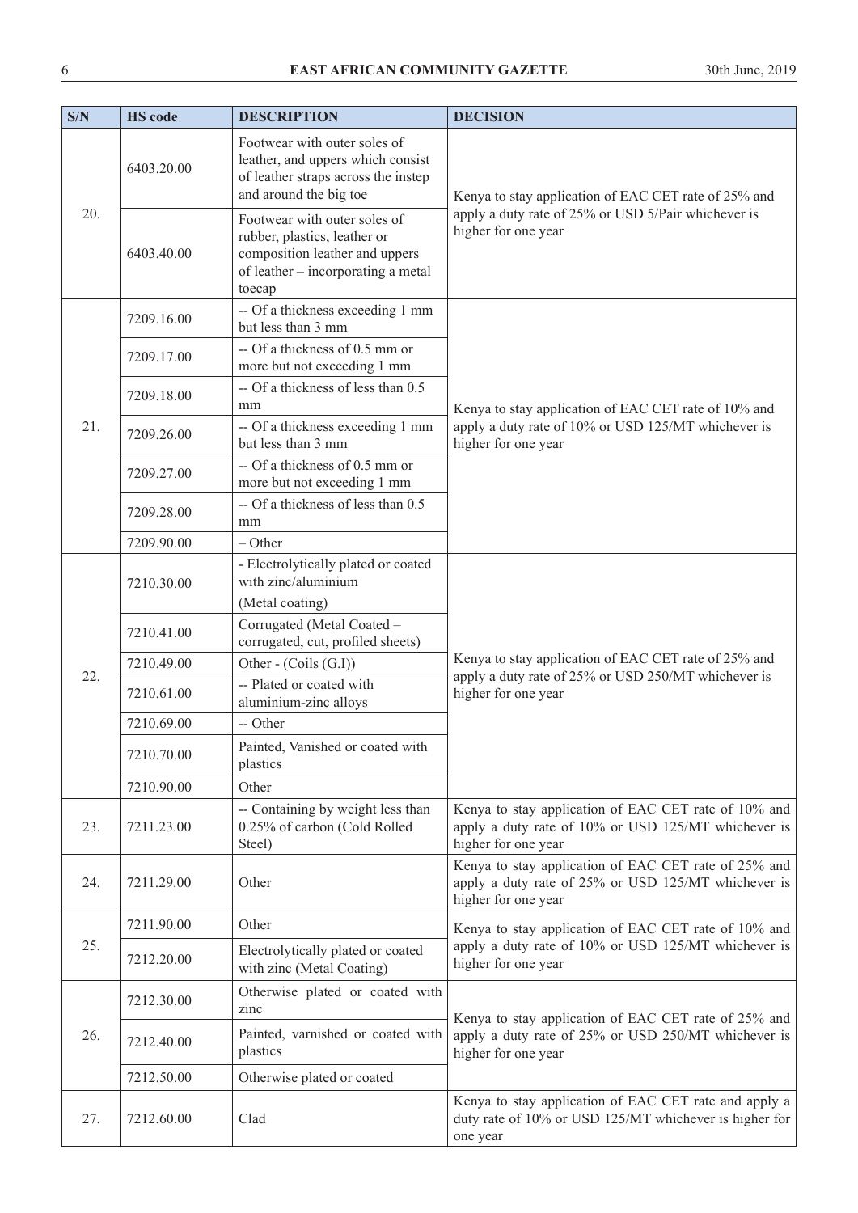| S/N | HS code | DESCRIPTION | DECISION |
|---|---|---|---|
| 20. | 6403.20.00 | Footwear with outer soles of leather, and uppers which consist of leather straps across the instep and around the big toe | Kenya to stay application of EAC CET rate of 25% and apply a duty rate of 25% or USD 5/Pair whichever is higher for one year |
| | 6403.40.00 | Footwear with outer soles of rubber, plastics, leather or composition leather and uppers of leather – incorporating a metal toecap | |
| 21. | 7209.16.00 | -- Of a thickness exceeding 1 mm but less than 3 mm | Kenya to stay application of EAC CET rate of 10% and apply a duty rate of 10% or USD 125/MT whichever is higher for one year |
| | 7209.17.00 | -- Of a thickness of 0.5 mm or more but not exceeding 1 mm | |
| | 7209.18.00 | -- Of a thickness of less than 0.5 mm | |
| | 7209.26.00 | -- Of a thickness exceeding 1 mm but less than 3 mm | |
| | 7209.27.00 | -- Of a thickness of 0.5 mm or more but not exceeding 1 mm | |
| | 7209.28.00 | -- Of a thickness of less than 0.5 mm | |
| | 7209.90.00 | – Other | |
| 22. | 7210.30.00 | - Electrolytically plated or coated with zinc/aluminium (Metal coating) | Kenya to stay application of EAC CET rate of 25% and apply a duty rate of 25% or USD 250/MT whichever is higher for one year |
| | 7210.41.00 | Corrugated (Metal Coated – corrugated, cut, profiled sheets) | |
| | 7210.49.00 | Other - (Coils (G.I)) | |
| | 7210.61.00 | -- Plated or coated with aluminium-zinc alloys | |
| | 7210.69.00 | -- Other | |
| | 7210.70.00 | Painted, Vanished or coated with plastics | |
| | 7210.90.00 | Other | |
| 23. | 7211.23.00 | -- Containing by weight less than 0.25% of carbon (Cold Rolled Steel) | Kenya to stay application of EAC CET rate of 10% and apply a duty rate of 10% or USD 125/MT whichever is higher for one year |
| 24. | 7211.29.00 | Other | Kenya to stay application of EAC CET rate of 25% and apply a duty rate of 25% or USD 125/MT whichever is higher for one year |
| 25. | 7211.90.00 | Other | Kenya to stay application of EAC CET rate of 10% and apply a duty rate of 10% or USD 125/MT whichever is higher for one year |
| | 7212.20.00 | Electrolytically plated or coated with zinc (Metal Coating) | |
| 26. | 7212.30.00 | Otherwise plated or coated with zinc | Kenya to stay application of EAC CET rate of 25% and apply a duty rate of 25% or USD 250/MT whichever is higher for one year |
| | 7212.40.00 | Painted, varnished or coated with plastics | |
| | 7212.50.00 | Otherwise plated or coated | |
| 27. | 7212.60.00 | Clad | Kenya to stay application of EAC CET rate and apply a duty rate of 10% or USD 125/MT whichever is higher for one year |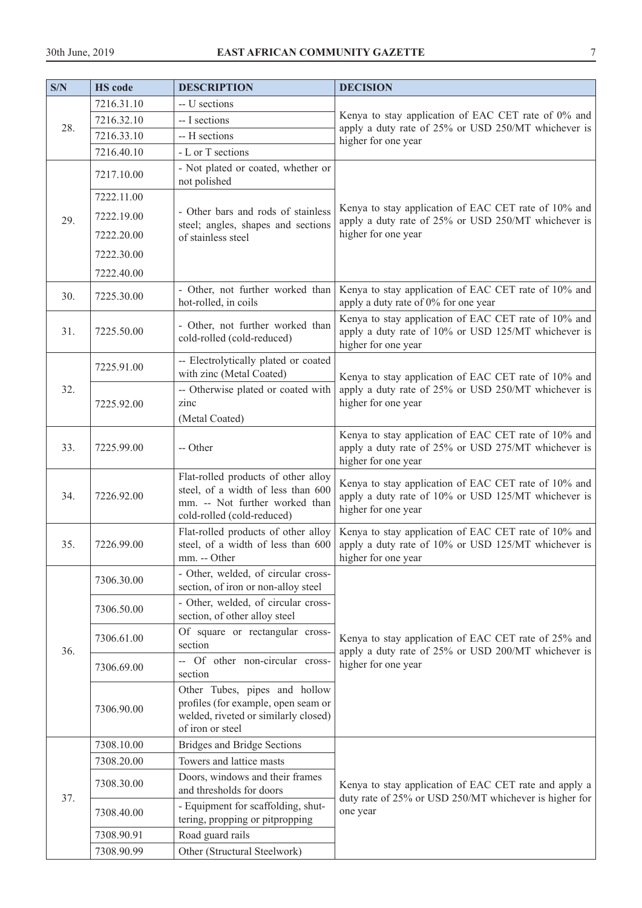| S/N | HS code | DESCRIPTION | DECISION |
|---|---|---|---|
| 28. | 7216.31.10 | -- U sections | Kenya to stay application of EAC CET rate of 0% and apply a duty rate of 25% or USD 250/MT whichever is higher for one year |
| | 7216.32.10 | -- I sections | |
| | 7216.33.10 | -- H sections | |
| | 7216.40.10 | - L or T sections | |
| 29. | 7217.10.00 | - Not plated or coated, whether or not polished | Kenya to stay application of EAC CET rate of 10% and apply a duty rate of 25% or USD 250/MT whichever is higher for one year |
| | 7222.11.00 | - Other bars and rods of stainless steel; angles, shapes and sections of stainless steel | |
| | 7222.19.00 | | |
| | 7222.20.00 | | |
| | 7222.30.00 | | |
| | 7222.40.00 | | |
| 30. | 7225.30.00 | - Other, not further worked than hot-rolled, in coils | Kenya to stay application of EAC CET rate of 10% and apply a duty rate of 0% for one year |
| 31. | 7225.50.00 | - Other, not further worked than cold-rolled (cold-reduced) | Kenya to stay application of EAC CET rate of 10% and apply a duty rate of 10% or USD 125/MT whichever is higher for one year |
| 32. | 7225.91.00 | -- Electrolytically plated or coated with zinc (Metal Coated) | Kenya to stay application of EAC CET rate of 10% and apply a duty rate of 25% or USD 250/MT whichever is higher for one year |
| | 7225.92.00 | -- Otherwise plated or coated with zinc (Metal Coated) | |
| 33. | 7225.99.00 | -- Other | Kenya to stay application of EAC CET rate of 10% and apply a duty rate of 25% or USD 275/MT whichever is higher for one year |
| 34. | 7226.92.00 | Flat-rolled products of other alloy steel, of a width of less than 600 mm. -- Not further worked than cold-rolled (cold-reduced) | Kenya to stay application of EAC CET rate of 10% and apply a duty rate of 10% or USD 125/MT whichever is higher for one year |
| 35. | 7226.99.00 | Flat-rolled products of other alloy steel, of a width of less than 600 mm. -- Other | Kenya to stay application of EAC CET rate of 10% and apply a duty rate of 10% or USD 125/MT whichever is higher for one year |
| 36. | 7306.30.00 | - Other, welded, of circular cross-section, of iron or non-alloy steel | Kenya to stay application of EAC CET rate of 25% and apply a duty rate of 25% or USD 200/MT whichever is higher for one year |
| | 7306.50.00 | - Other, welded, of circular cross-section, of other alloy steel | |
| | 7306.61.00 | Of square or rectangular cross-section | |
| | 7306.69.00 | -- Of other non-circular cross-section | |
| | 7306.90.00 | Other Tubes, pipes and hollow profiles (for example, open seam or welded, riveted or similarly closed) of iron or steel | |
| 37. | 7308.10.00 | Bridges and Bridge Sections | Kenya to stay application of EAC CET rate and apply a duty rate of 25% or USD 250/MT whichever is higher for one year |
| | 7308.20.00 | Towers and lattice masts | |
| | 7308.30.00 | Doors, windows and their frames and thresholds for doors | |
| | 7308.40.00 | - Equipment for scaffolding, shuttering, propping or pitpropping | |
| | 7308.90.91 | Road guard rails | |
| | 7308.90.99 | Other (Structural Steelwork) | |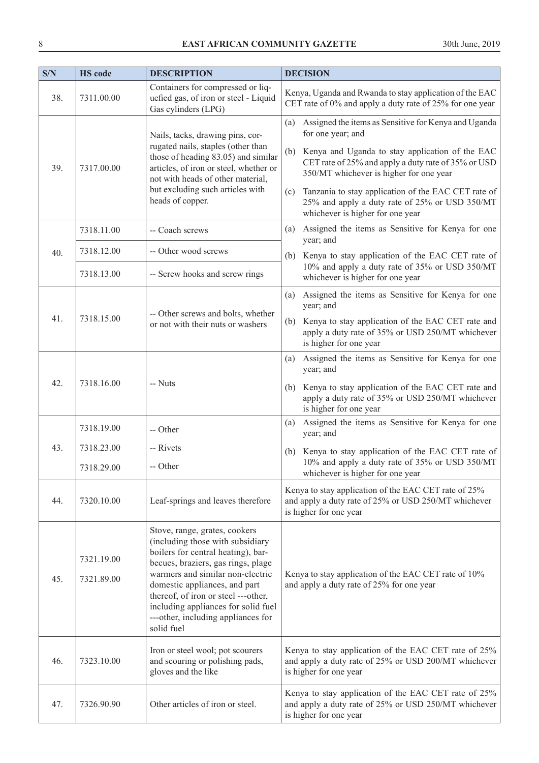| S/N | HS code | DESCRIPTION | DECISION |
|---|---|---|---|
| 38. | 7311.00.00 | Containers for compressed or liquefied gas, of iron or steel - Liquid Gas cylinders (LPG) | Kenya, Uganda and Rwanda to stay application of the EAC CET rate of 0% and apply a duty rate of 25% for one year |
| 39. | 7317.00.00 | Nails, tacks, drawing pins, corrugated nails, staples (other than those of heading 83.05) and similar articles, of iron or steel, whether or not with heads of other material, but excluding such articles with heads of copper. | (a) Assigned the items as Sensitive for Kenya and Uganda for one year; and<br>(b) Kenya and Uganda to stay application of the EAC CET rate of 25% and apply a duty rate of 35% or USD 350/MT whichever is higher for one year<br>(c) Tanzania to stay application of the EAC CET rate of 25% and apply a duty rate of 25% or USD 350/MT whichever is higher for one year |
| 40. | 7318.11.00<br>7318.12.00<br>7318.13.00 | -- Coach screws<br>-- Other wood screws<br>-- Screw hooks and screw rings | (a) Assigned the items as Sensitive for Kenya for one year; and<br>(b) Kenya to stay application of the EAC CET rate of 10% and apply a duty rate of 35% or USD 350/MT whichever is higher for one year |
| 41. | 7318.15.00 | -- Other screws and bolts, whether or not with their nuts or washers | (a) Assigned the items as Sensitive for Kenya for one year; and<br>(b) Kenya to stay application of the EAC CET rate and apply a duty rate of 35% or USD 250/MT whichever is higher for one year |
| 42. | 7318.16.00 | -- Nuts | (a) Assigned the items as Sensitive for Kenya for one year; and<br>(b) Kenya to stay application of the EAC CET rate and apply a duty rate of 35% or USD 250/MT whichever is higher for one year |
| 43. | 7318.19.00<br>7318.23.00<br>7318.29.00 | -- Other<br>-- Rivets<br>-- Other | (a) Assigned the items as Sensitive for Kenya for one year; and<br>(b) Kenya to stay application of the EAC CET rate of 10% and apply a duty rate of 35% or USD 350/MT whichever is higher for one year |
| 44. | 7320.10.00 | Leaf-springs and leaves therefore | Kenya to stay application of the EAC CET rate of 25% and apply a duty rate of 25% or USD 250/MT whichever is higher for one year |
| 45. | 7321.19.00<br>7321.89.00 | Stove, range, grates, cookers (including those with subsidiary boilers for central heating), barbecues, braziers, gas rings, plage warmers and similar non-electric domestic appliances, and part thereof, of iron or steel ---other, including appliances for solid fuel ---other, including appliances for solid fuel | Kenya to stay application of the EAC CET rate of 10% and apply a duty rate of 25% for one year |
| 46. | 7323.10.00 | Iron or steel wool; pot scourers and scouring or polishing pads, gloves and the like | Kenya to stay application of the EAC CET rate of 25% and apply a duty rate of 25% or USD 200/MT whichever is higher for one year |
| 47. | 7326.90.90 | Other articles of iron or steel. | Kenya to stay application of the EAC CET rate of 25% and apply a duty rate of 25% or USD 250/MT whichever is higher for one year |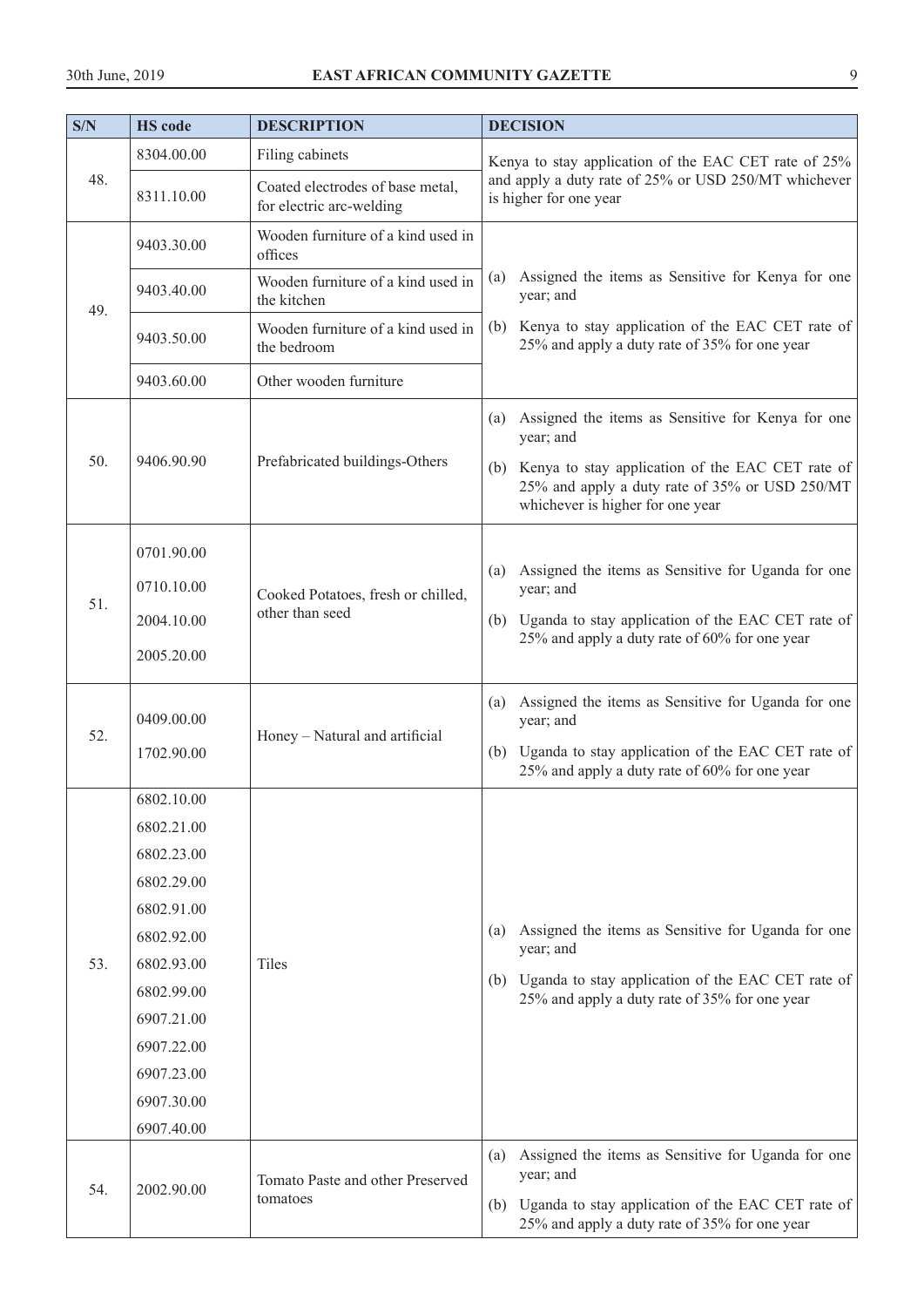| S/N | HS code | DESCRIPTION | DECISION |
|---|---|---|---|
| 48. | 8304.00.00 | Filing cabinets | Kenya to stay application of the EAC CET rate of 25% and apply a duty rate of 25% or USD 250/MT whichever is higher for one year |
| | 8311.10.00 | Coated electrodes of base metal, for electric arc-welding | |
| 49. | 9403.30.00 | Wooden furniture of a kind used in offices | (a) Assigned the items as Sensitive for Kenya for one year; and (b) Kenya to stay application of the EAC CET rate of 25% and apply a duty rate of 35% for one year |
| | 9403.40.00 | Wooden furniture of a kind used in the kitchen | |
| | 9403.50.00 | Wooden furniture of a kind used in the bedroom | |
| | 9403.60.00 | Other wooden furniture | |
| 50. | 9406.90.90 | Prefabricated buildings-Others | (a) Assigned the items as Sensitive for Kenya for one year; and (b) Kenya to stay application of the EAC CET rate of 25% and apply a duty rate of 35% or USD 250/MT whichever is higher for one year |
| 51. | 0701.90.00<br>0710.10.00<br>2004.10.00<br>2005.20.00 | Cooked Potatoes, fresh or chilled, other than seed | (a) Assigned the items as Sensitive for Uganda for one year; and (b) Uganda to stay application of the EAC CET rate of 25% and apply a duty rate of 60% for one year |
| 52. | 0409.00.00<br>1702.90.00 | Honey – Natural and artificial | (a) Assigned the items as Sensitive for Uganda for one year; and (b) Uganda to stay application of the EAC CET rate of 25% and apply a duty rate of 60% for one year |
| 53. | 6802.10.00<br>6802.21.00<br>6802.23.00<br>6802.29.00<br>6802.91.00<br>6802.92.00<br>6802.93.00<br>6802.99.00<br>6907.21.00<br>6907.22.00<br>6907.23.00<br>6907.30.00<br>6907.40.00 | Tiles | (a) Assigned the items as Sensitive for Uganda for one year; and (b) Uganda to stay application of the EAC CET rate of 25% and apply a duty rate of 35% for one year |
| 54. | 2002.90.00 | Tomato Paste and other Preserved tomatoes | (a) Assigned the items as Sensitive for Uganda for one year; and (b) Uganda to stay application of the EAC CET rate of 25% and apply a duty rate of 35% for one year |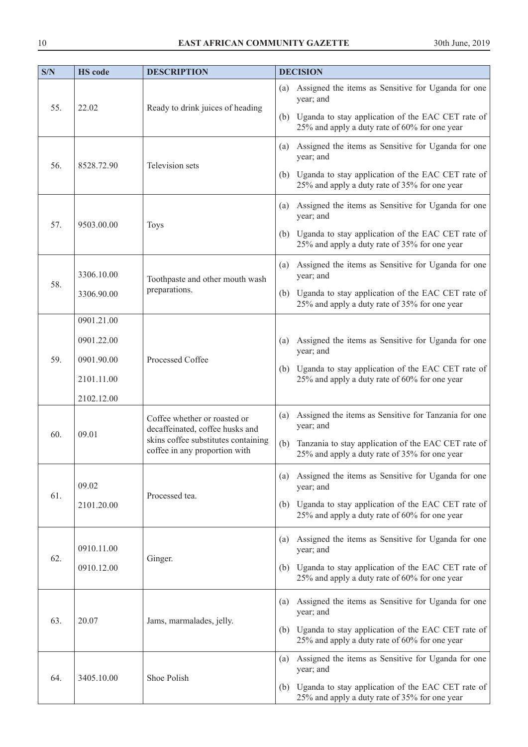| S/N | HS code | DESCRIPTION | DECISION |
|---|---|---|---|
| 55. | 22.02 | Ready to drink juices of heading | (a) Assigned the items as Sensitive for Uganda for one year; and<br>(b) Uganda to stay application of the EAC CET rate of 25% and apply a duty rate of 60% for one year |
| 56. | 8528.72.90 | Television sets | (a) Assigned the items as Sensitive for Uganda for one year; and<br>(b) Uganda to stay application of the EAC CET rate of 25% and apply a duty rate of 35% for one year |
| 57. | 9503.00.00 | Toys | (a) Assigned the items as Sensitive for Uganda for one year; and<br>(b) Uganda to stay application of the EAC CET rate of 25% and apply a duty rate of 35% for one year |
| 58. | 3306.10.00<br>3306.90.00 | Toothpaste and other mouth wash preparations. | (a) Assigned the items as Sensitive for Uganda for one year; and<br>(b) Uganda to stay application of the EAC CET rate of 25% and apply a duty rate of 35% for one year |
| 59. | 0901.21.00<br>0901.22.00<br>0901.90.00<br>2101.11.00<br>2102.12.00 | Processed Coffee | (a) Assigned the items as Sensitive for Uganda for one year; and<br>(b) Uganda to stay application of the EAC CET rate of 25% and apply a duty rate of 60% for one year |
| 60. | 09.01 | Coffee whether or roasted or decaffeinated, coffee husks and skins coffee substitutes containing coffee in any proportion with | (a) Assigned the items as Sensitive for Tanzania for one year; and<br>(b) Tanzania to stay application of the EAC CET rate of 25% and apply a duty rate of 35% for one year |
| 61. | 09.02<br>2101.20.00 | Processed tea. | (a) Assigned the items as Sensitive for Uganda for one year; and<br>(b) Uganda to stay application of the EAC CET rate of 25% and apply a duty rate of 60% for one year |
| 62. | 0910.11.00<br>0910.12.00 | Ginger. | (a) Assigned the items as Sensitive for Uganda for one year; and<br>(b) Uganda to stay application of the EAC CET rate of 25% and apply a duty rate of 60% for one year |
| 63. | 20.07 | Jams, marmalades, jelly. | (a) Assigned the items as Sensitive for Uganda for one year; and<br>(b) Uganda to stay application of the EAC CET rate of 25% and apply a duty rate of 60% for one year |
| 64. | 3405.10.00 | Shoe Polish | (a) Assigned the items as Sensitive for Uganda for one year; and<br>(b) Uganda to stay application of the EAC CET rate of 25% and apply a duty rate of 35% for one year |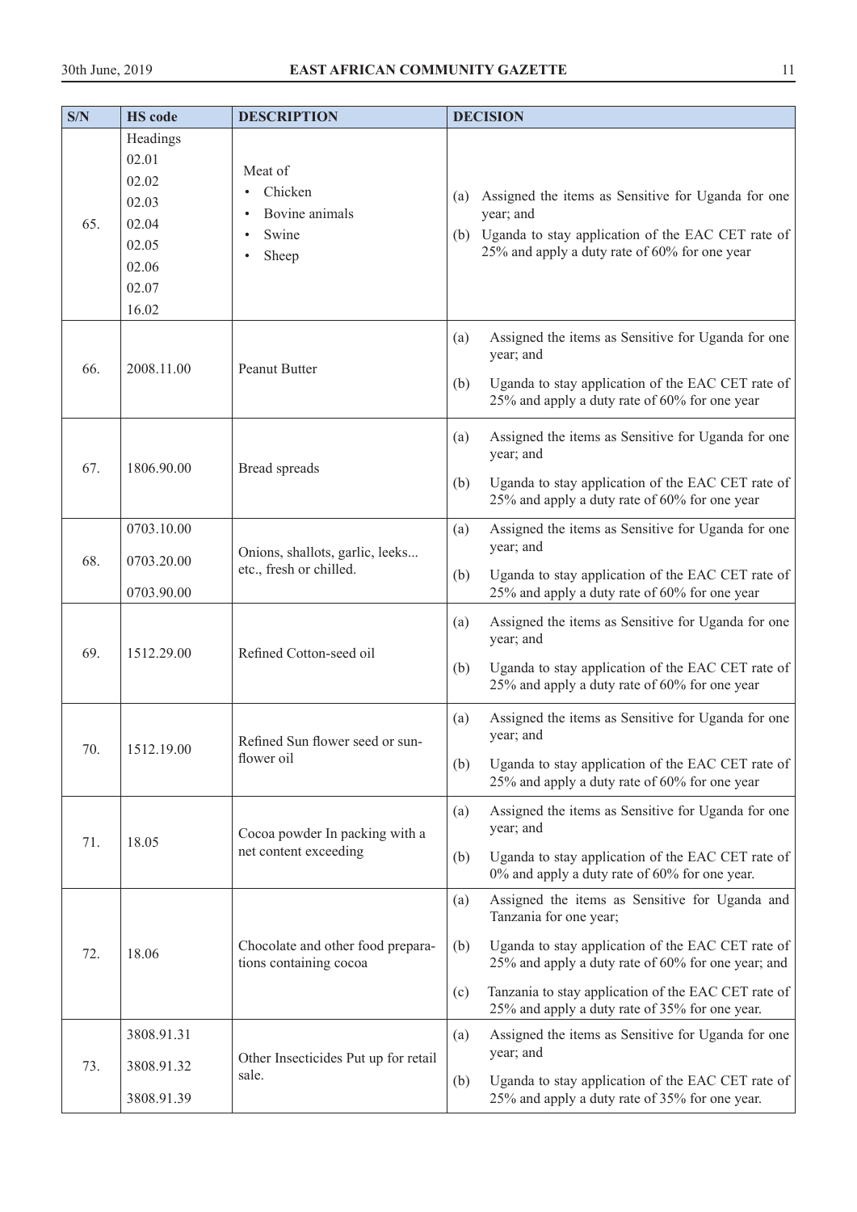| S/N | HS code | DESCRIPTION | DECISION |
|---|---|---|---|
| 65. | Headings<br>02.01<br>02.02<br>02.03<br>02.04<br>02.05<br>02.06<br>02.07<br>16.02 | Meat of<br>• Chicken<br>• Bovine animals<br>• Swine<br>• Sheep | (a) Assigned the items as Sensitive for Uganda for one year; and<br>(b) Uganda to stay application of the EAC CET rate of 25% and apply a duty rate of 60% for one year |
| 66. | 2008.11.00 | Peanut Butter | (a) Assigned the items as Sensitive for Uganda for one year; and<br>(b) Uganda to stay application of the EAC CET rate of 25% and apply a duty rate of 60% for one year |
| 67. | 1806.90.00 | Bread spreads | (a) Assigned the items as Sensitive for Uganda for one year; and<br>(b) Uganda to stay application of the EAC CET rate of 25% and apply a duty rate of 60% for one year |
| 68. | 0703.10.00<br>0703.20.00<br>0703.90.00 | Onions, shallots, garlic, leeks... etc., fresh or chilled. | (a) Assigned the items as Sensitive for Uganda for one year; and<br>(b) Uganda to stay application of the EAC CET rate of 25% and apply a duty rate of 60% for one year |
| 69. | 1512.29.00 | Refined Cotton-seed oil | (a) Assigned the items as Sensitive for Uganda for one year; and<br>(b) Uganda to stay application of the EAC CET rate of 25% and apply a duty rate of 60% for one year |
| 70. | 1512.19.00 | Refined Sun flower seed or sun-flower oil | (a) Assigned the items as Sensitive for Uganda for one year; and<br>(b) Uganda to stay application of the EAC CET rate of 25% and apply a duty rate of 60% for one year |
| 71. | 18.05 | Cocoa powder In packing with a net content exceeding | (a) Assigned the items as Sensitive for Uganda for one year; and<br>(b) Uganda to stay application of the EAC CET rate of 0% and apply a duty rate of 60% for one year. |
| 72. | 18.06 | Chocolate and other food preparations containing cocoa | (a) Assigned the items as Sensitive for Uganda and Tanzania for one year;<br>(b) Uganda to stay application of the EAC CET rate of 25% and apply a duty rate of 60% for one year; and<br>(c) Tanzania to stay application of the EAC CET rate of 25% and apply a duty rate of 35% for one year. |
| 73. | 3808.91.31<br>3808.91.32<br>3808.91.39 | Other Insecticides Put up for retail sale. | (a) Assigned the items as Sensitive for Uganda for one year; and<br>(b) Uganda to stay application of the EAC CET rate of 25% and apply a duty rate of 35% for one year. |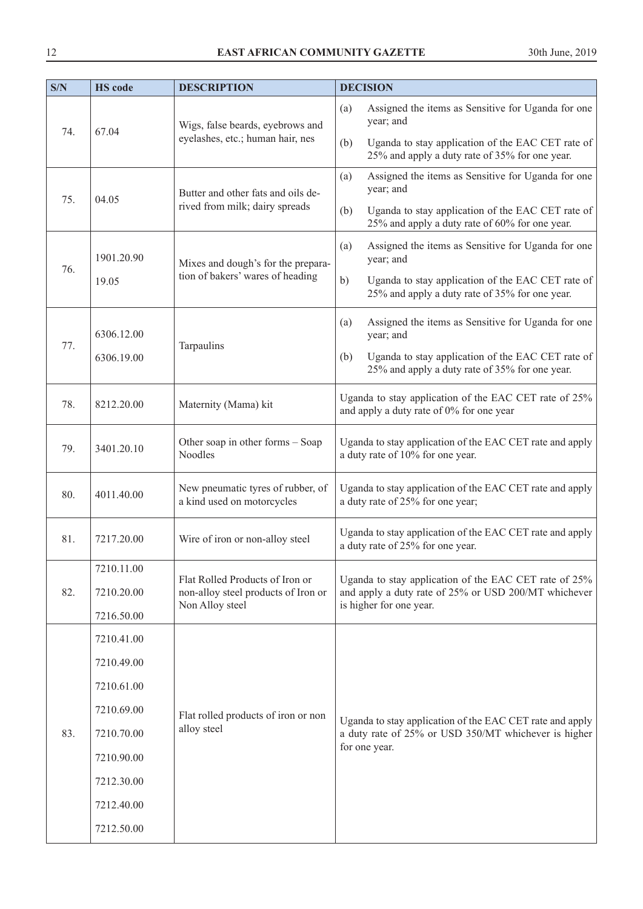| S/N | HS code | DESCRIPTION | DECISION |
|---|---|---|---|
| 74. | 67.04 | Wigs, false beards, eyebrows and eyelashes, etc.; human hair, nes | (a) Assigned the items as Sensitive for Uganda for one year; and<br>(b) Uganda to stay application of the EAC CET rate of 25% and apply a duty rate of 35% for one year. |
| 75. | 04.05 | Butter and other fats and oils derived from milk; dairy spreads | (a) Assigned the items as Sensitive for Uganda for one year; and<br>(b) Uganda to stay application of the EAC CET rate of 25% and apply a duty rate of 60% for one year. |
| 76. | 1901.20.90<br>19.05 | Mixes and dough's for the preparation of bakers' wares of heading | (a) Assigned the items as Sensitive for Uganda for one year; and<br>b) Uganda to stay application of the EAC CET rate of 25% and apply a duty rate of 35% for one year. |
| 77. | 6306.12.00<br>6306.19.00 | Tarpaulins | (a) Assigned the items as Sensitive for Uganda for one year; and<br>(b) Uganda to stay application of the EAC CET rate of 25% and apply a duty rate of 35% for one year. |
| 78. | 8212.20.00 | Maternity (Mama) kit | Uganda to stay application of the EAC CET rate of 25% and apply a duty rate of 0% for one year |
| 79. | 3401.20.10 | Other soap in other forms – Soap Noodles | Uganda to stay application of the EAC CET rate and apply a duty rate of 10% for one year. |
| 80. | 4011.40.00 | New pneumatic tyres of rubber, of a kind used on motorcycles | Uganda to stay application of the EAC CET rate and apply a duty rate of 25% for one year; |
| 81. | 7217.20.00 | Wire of iron or non-alloy steel | Uganda to stay application of the EAC CET rate and apply a duty rate of 25% for one year. |
| 82. | 7210.11.00<br>7210.20.00<br>7216.50.00 | Flat Rolled Products of Iron or non-alloy steel products of Iron or Non Alloy steel | Uganda to stay application of the EAC CET rate of 25% and apply a duty rate of 25% or USD 200/MT whichever is higher for one year. |
| 83. | 7210.41.00<br>7210.49.00<br>7210.61.00<br>7210.69.00<br>7210.70.00<br>7210.90.00<br>7212.30.00<br>7212.40.00<br>7212.50.00 | Flat rolled products of iron or non alloy steel | Uganda to stay application of the EAC CET rate and apply a duty rate of 25% or USD 350/MT whichever is higher for one year. |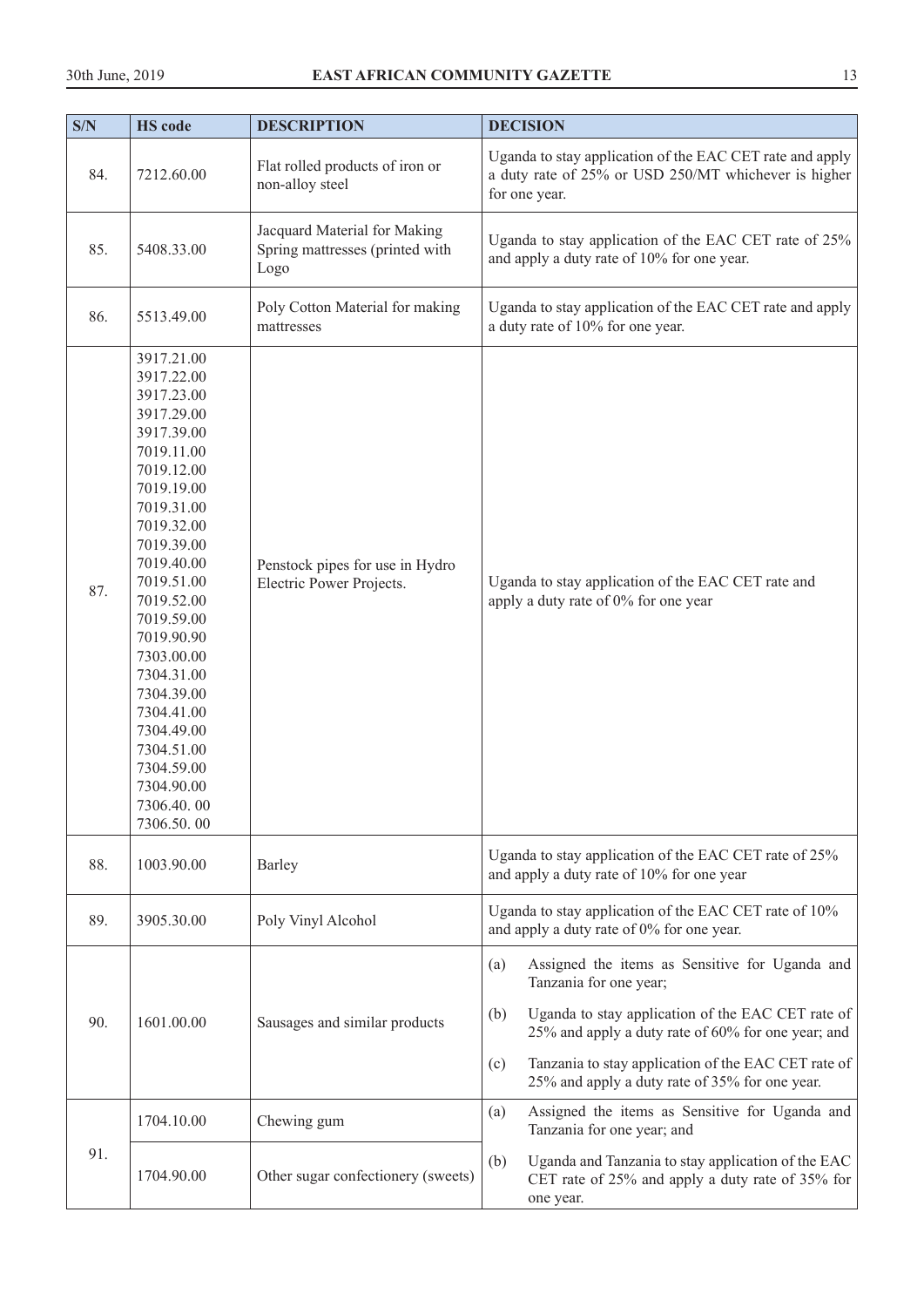| S/N | HS code | DESCRIPTION | DECISION |
|---|---|---|---|
| 84. | 7212.60.00 | Flat rolled products of iron or non-alloy steel | Uganda to stay application of the EAC CET rate and apply a duty rate of 25% or USD 250/MT whichever is higher for one year. |
| 85. | 5408.33.00 | Jacquard Material for Making Spring mattresses (printed with Logo | Uganda to stay application of the EAC CET rate of 25% and apply a duty rate of 10% for one year. |
| 86. | 5513.49.00 | Poly Cotton Material for making mattresses | Uganda to stay application of the EAC CET rate and apply a duty rate of 10% for one year. |
| 87. | 3917.21.00<br>3917.22.00<br>3917.23.00<br>3917.29.00<br>3917.39.00<br>7019.11.00<br>7019.12.00<br>7019.19.00<br>7019.31.00<br>7019.32.00<br>7019.39.00<br>7019.40.00<br>7019.51.00<br>7019.52.00<br>7019.59.00<br>7019.90.90<br>7303.00.00<br>7304.31.00<br>7304.39.00<br>7304.41.00<br>7304.49.00<br>7304.51.00<br>7304.59.00<br>7304.90.00<br>7306.40. 00<br>7306.50. 00 | Penstock pipes for use in Hydro Electric Power Projects. | Uganda to stay application of the EAC CET rate and apply a duty rate of 0% for one year |
| 88. | 1003.90.00 | Barley | Uganda to stay application of the EAC CET rate of 25% and apply a duty rate of 10% for one year |
| 89. | 3905.30.00 | Poly Vinyl Alcohol | Uganda to stay application of the EAC CET rate of 10% and apply a duty rate of 0% for one year. |
| 90. | 1601.00.00 | Sausages and similar products | (a) Assigned the items as Sensitive for Uganda and Tanzania for one year;<br>(b) Uganda to stay application of the EAC CET rate of 25% and apply a duty rate of 60% for one year; and<br>(c) Tanzania to stay application of the EAC CET rate of 25% and apply a duty rate of 35% for one year. |
| 91. | 1704.10.00 | Chewing gum | (a) Assigned the items as Sensitive for Uganda and Tanzania for one year; and<br>(b) Uganda and Tanzania to stay application of the EAC CET rate of 25% and apply a duty rate of 35% for one year. |
| | 1704.90.00 | Other sugar confectionery (sweets) | |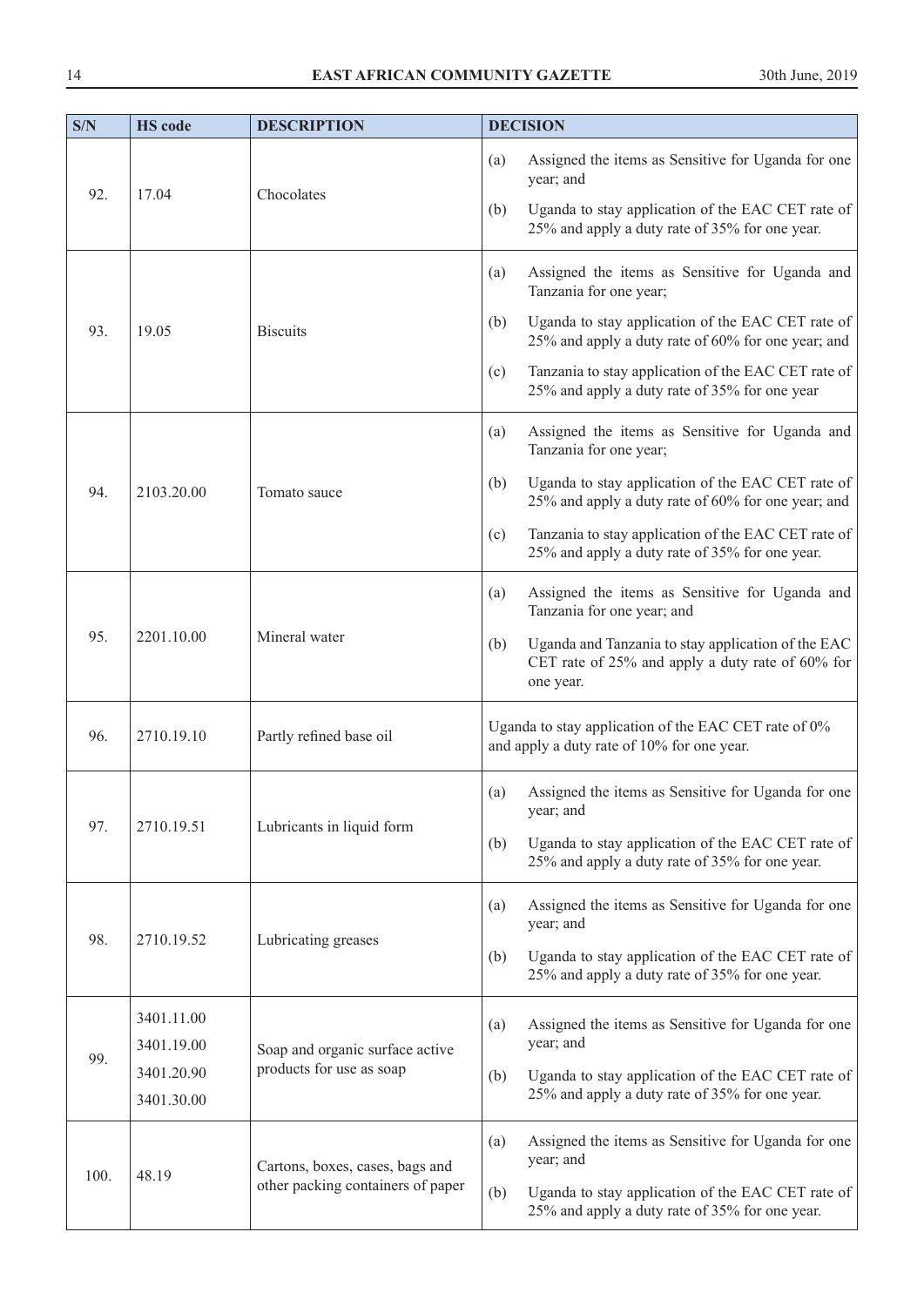| S/N | HS code | DESCRIPTION | DECISION |
|---|---|---|---|
| 92. | 17.04 | Chocolates | (a) Assigned the items as Sensitive for Uganda for one year; and<br>(b) Uganda to stay application of the EAC CET rate of 25% and apply a duty rate of 35% for one year. |
| 93. | 19.05 | Biscuits | (a) Assigned the items as Sensitive for Uganda and Tanzania for one year;<br>(b) Uganda to stay application of the EAC CET rate of 25% and apply a duty rate of 60% for one year; and<br>(c) Tanzania to stay application of the EAC CET rate of 25% and apply a duty rate of 35% for one year |
| 94. | 2103.20.00 | Tomato sauce | (a) Assigned the items as Sensitive for Uganda and Tanzania for one year;<br>(b) Uganda to stay application of the EAC CET rate of 25% and apply a duty rate of 60% for one year; and<br>(c) Tanzania to stay application of the EAC CET rate of 25% and apply a duty rate of 35% for one year. |
| 95. | 2201.10.00 | Mineral water | (a) Assigned the items as Sensitive for Uganda and Tanzania for one year; and<br>(b) Uganda and Tanzania to stay application of the EAC CET rate of 25% and apply a duty rate of 60% for one year. |
| 96. | 2710.19.10 | Partly refined base oil | Uganda to stay application of the EAC CET rate of 0% and apply a duty rate of 10% for one year. |
| 97. | 2710.19.51 | Lubricants in liquid form | (a) Assigned the items as Sensitive for Uganda for one year; and<br>(b) Uganda to stay application of the EAC CET rate of 25% and apply a duty rate of 35% for one year. |
| 98. | 2710.19.52 | Lubricating greases | (a) Assigned the items as Sensitive for Uganda for one year; and<br>(b) Uganda to stay application of the EAC CET rate of 25% and apply a duty rate of 35% for one year. |
| 99. | 3401.11.00<br>3401.19.00<br>3401.20.90<br>3401.30.00 | Soap and organic surface active products for use as soap | (a) Assigned the items as Sensitive for Uganda for one year; and<br>(b) Uganda to stay application of the EAC CET rate of 25% and apply a duty rate of 35% for one year. |
| 100. | 48.19 | Cartons, boxes, cases, bags and other packing containers of paper | (a) Assigned the items as Sensitive for Uganda for one year; and<br>(b) Uganda to stay application of the EAC CET rate of 25% and apply a duty rate of 35% for one year. |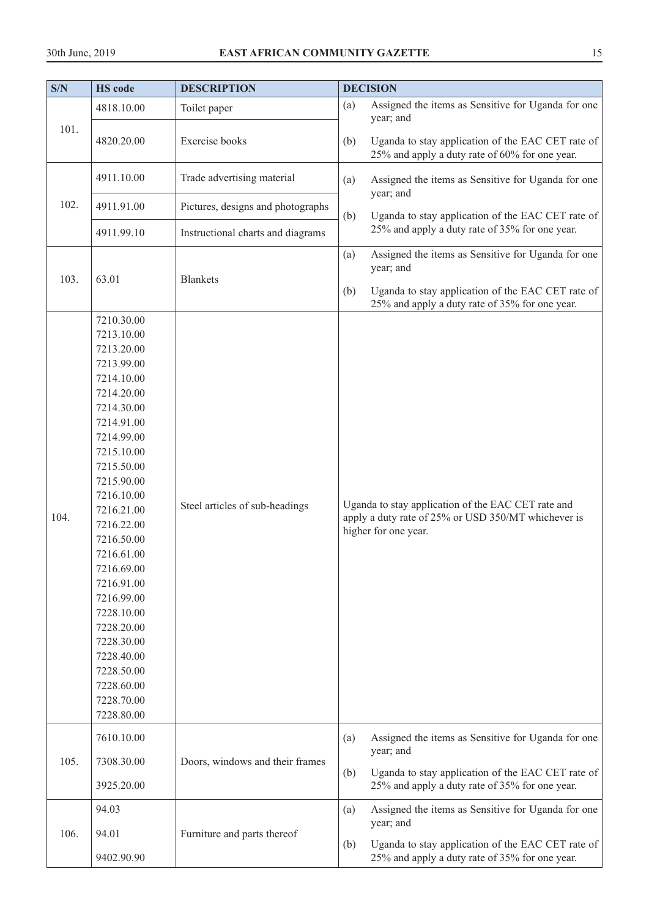| S/N | HS code | DESCRIPTION | DECISION |
|---|---|---|---|
| 101. | 4818.10.00 | Toilet paper | (a) Assigned the items as Sensitive for Uganda for one year; and<br>(b) Uganda to stay application of the EAC CET rate of 25% and apply a duty rate of 60% for one year. |
| | 4820.20.00 | Exercise books | |
| 102. | 4911.10.00 | Trade advertising material | (a) Assigned the items as Sensitive for Uganda for one year; and<br>(b) Uganda to stay application of the EAC CET rate of 25% and apply a duty rate of 35% for one year. |
| | 4911.91.00 | Pictures, designs and photographs | |
| | 4911.99.10 | Instructional charts and diagrams | |
| 103. | 63.01 | Blankets | (a) Assigned the items as Sensitive for Uganda for one year; and<br>(b) Uganda to stay application of the EAC CET rate of 25% and apply a duty rate of 35% for one year. |
| 104. | 7210.30.00<br>7213.10.00<br>7213.20.00<br>7213.99.00<br>7214.10.00<br>7214.20.00<br>7214.30.00<br>7214.91.00<br>7214.99.00<br>7215.10.00<br>7215.50.00<br>7215.90.00<br>7216.10.00<br>7216.21.00<br>7216.22.00<br>7216.50.00<br>7216.61.00<br>7216.69.00<br>7216.91.00<br>7216.99.00<br>7228.10.00<br>7228.20.00<br>7228.30.00<br>7228.40.00<br>7228.50.00<br>7228.60.00<br>7228.70.00<br>7228.80.00 | Steel articles of sub-headings | Uganda to stay application of the EAC CET rate and apply a duty rate of 25% or USD 350/MT whichever is higher for one year. |
| 105. | 7610.10.00<br>7308.30.00<br>3925.20.00 | Doors, windows and their frames | (a) Assigned the items as Sensitive for Uganda for one year; and<br>(b) Uganda to stay application of the EAC CET rate of 25% and apply a duty rate of 35% for one year. |
| 106. | 94.03<br>94.01<br>9402.90.90 | Furniture and parts thereof | (a) Assigned the items as Sensitive for Uganda for one year; and<br>(b) Uganda to stay application of the EAC CET rate of 25% and apply a duty rate of 35% for one year. |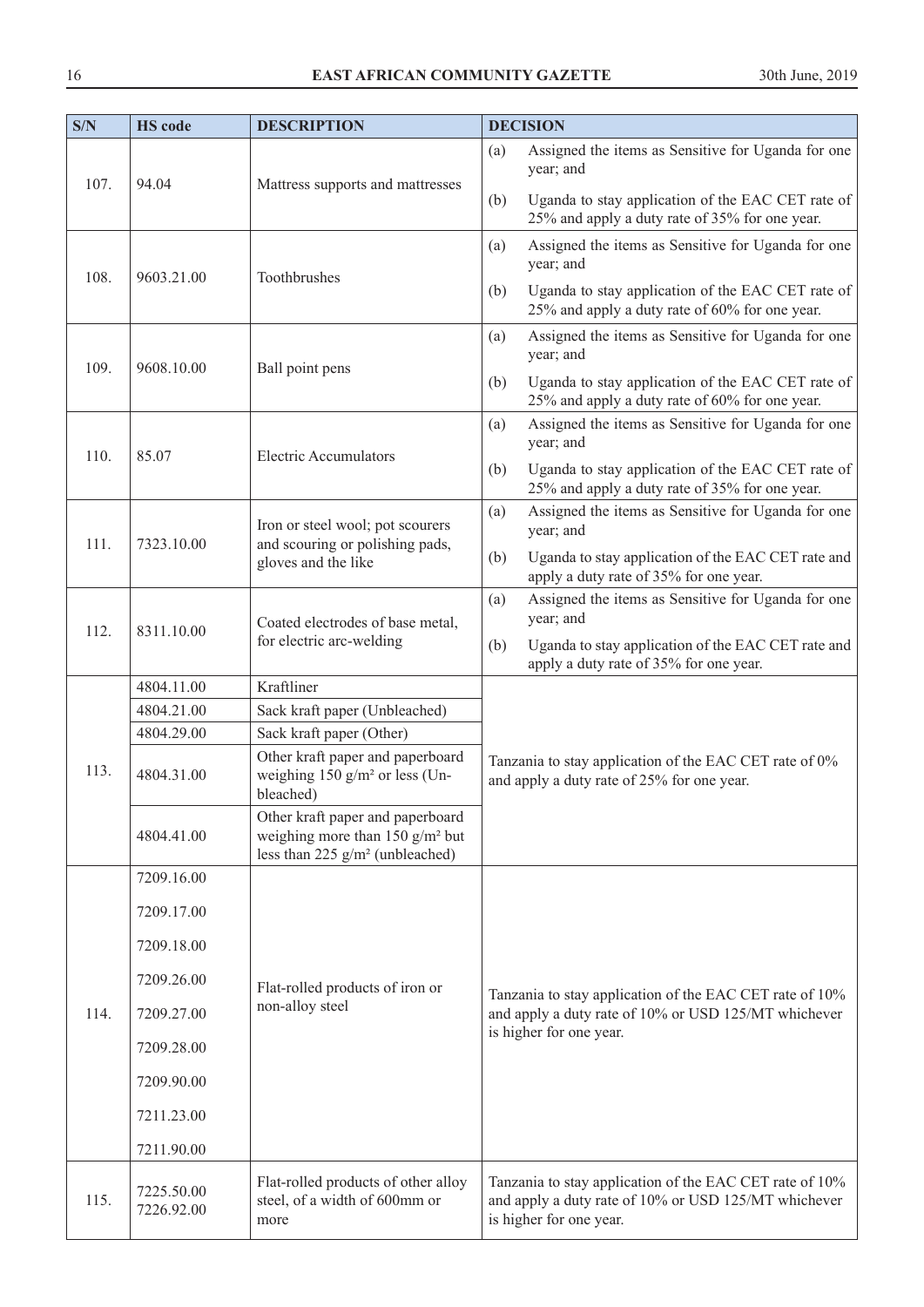| S/N | HS code | DESCRIPTION | DECISION |
|---|---|---|---|
| 107. | 94.04 | Mattress supports and mattresses | (a) Assigned the items as Sensitive for Uganda for one year; and<br>(b) Uganda to stay application of the EAC CET rate of 25% and apply a duty rate of 35% for one year. |
| 108. | 9603.21.00 | Toothbrushes | (a) Assigned the items as Sensitive for Uganda for one year; and<br>(b) Uganda to stay application of the EAC CET rate of 25% and apply a duty rate of 60% for one year. |
| 109. | 9608.10.00 | Ball point pens | (a) Assigned the items as Sensitive for Uganda for one year; and<br>(b) Uganda to stay application of the EAC CET rate of 25% and apply a duty rate of 60% for one year. |
| 110. | 85.07 | Electric Accumulators | (a) Assigned the items as Sensitive for Uganda for one year; and<br>(b) Uganda to stay application of the EAC CET rate of 25% and apply a duty rate of 35% for one year. |
| 111. | 7323.10.00 | Iron or steel wool; pot scourers and scouring or polishing pads, gloves and the like | (a) Assigned the items as Sensitive for Uganda for one year; and<br>(b) Uganda to stay application of the EAC CET rate and apply a duty rate of 35% for one year. |
| 112. | 8311.10.00 | Coated electrodes of base metal, for electric arc-welding | (a) Assigned the items as Sensitive for Uganda for one year; and<br>(b) Uganda to stay application of the EAC CET rate and apply a duty rate of 35% for one year. |
| 113. | 4804.11.00 | Kraftliner | Tanzania to stay application of the EAC CET rate of 0% and apply a duty rate of 25% for one year. |
| | 4804.21.00 | Sack kraft paper (Unbleached) | |
| | 4804.29.00 | Sack kraft paper (Other) | |
| | 4804.31.00 | Other kraft paper and paperboard weighing 150 g/m² or less (Unbleached) | |
| | 4804.41.00 | Other kraft paper and paperboard weighing more than 150 g/m² but less than 225 g/m² (unbleached) | |
| 114. | 7209.16.00<br>7209.17.00<br>7209.18.00<br>7209.26.00<br>7209.27.00<br>7209.28.00<br>7209.90.00<br>7211.23.00<br>7211.90.00 | Flat-rolled products of iron or non-alloy steel | Tanzania to stay application of the EAC CET rate of 10% and apply a duty rate of 10% or USD 125/MT whichever is higher for one year. |
| 115. | 7225.50.00<br>7226.92.00 | Flat-rolled products of other alloy steel, of a width of 600mm or more | Tanzania to stay application of the EAC CET rate of 10% and apply a duty rate of 10% or USD 125/MT whichever is higher for one year. |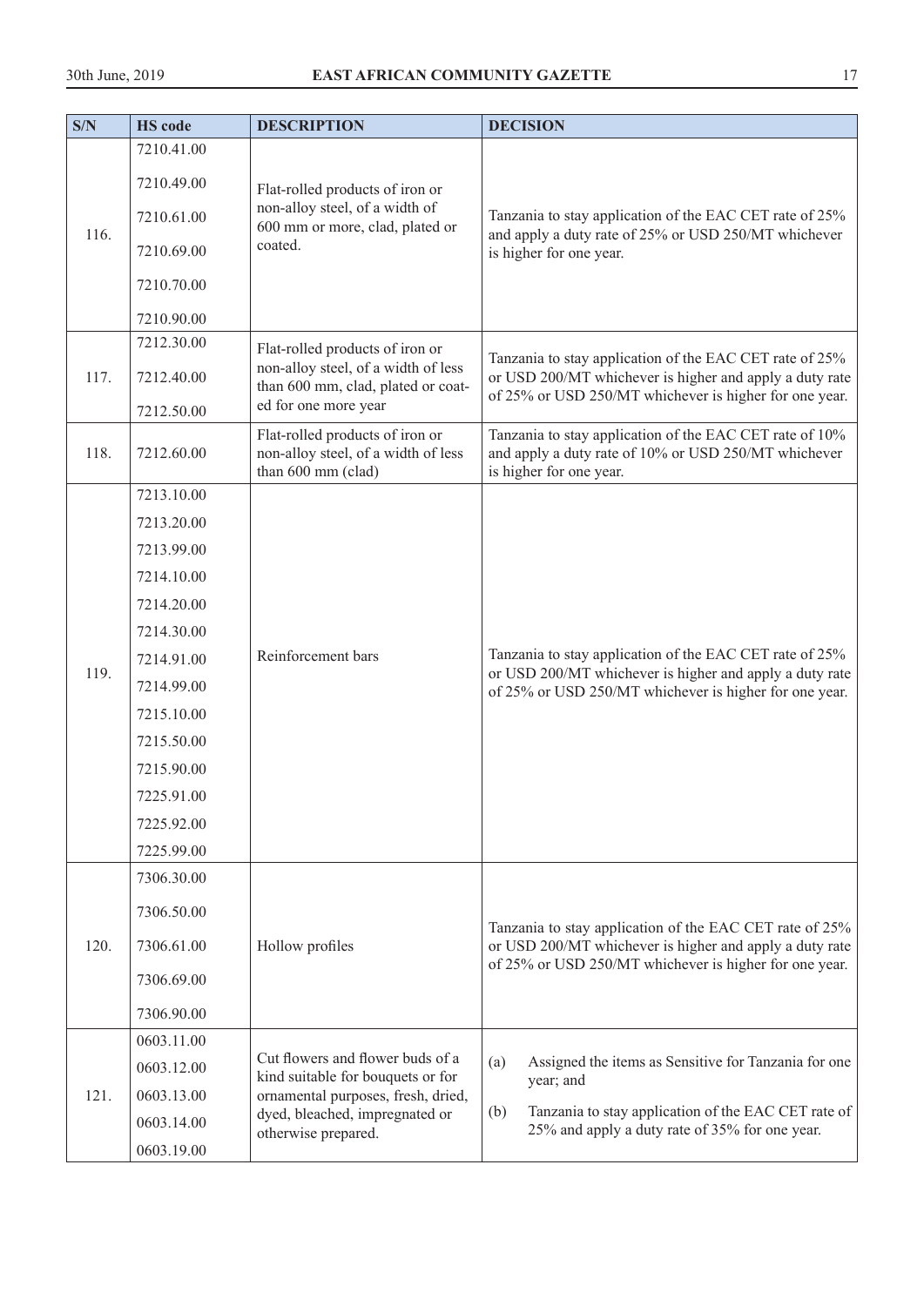| S/N | HS code | DESCRIPTION | DECISION |
|---|---|---|---|
| 116. | 7210.41.00<br>7210.49.00<br>7210.61.00<br>7210.69.00<br>7210.70.00<br>7210.90.00 | Flat-rolled products of iron or non-alloy steel, of a width of 600 mm or more, clad, plated or coated. | Tanzania to stay application of the EAC CET rate of 25% and apply a duty rate of 25% or USD 250/MT whichever is higher for one year. |
| 117. | 7212.30.00<br>7212.40.00<br>7212.50.00 | Flat-rolled products of iron or non-alloy steel, of a width of less than 600 mm, clad, plated or coated for one more year | Tanzania to stay application of the EAC CET rate of 25% or USD 200/MT whichever is higher and apply a duty rate of 25% or USD 250/MT whichever is higher for one year. |
| 118. | 7212.60.00 | Flat-rolled products of iron or non-alloy steel, of a width of less than 600 mm (clad) | Tanzania to stay application of the EAC CET rate of 10% and apply a duty rate of 10% or USD 250/MT whichever is higher for one year. |
| 119. | 7213.10.00<br>7213.20.00<br>7213.99.00<br>7214.10.00<br>7214.20.00<br>7214.30.00<br>7214.91.00<br>7214.99.00<br>7215.10.00<br>7215.50.00<br>7215.90.00<br>7225.91.00<br>7225.92.00<br>7225.99.00 | Reinforcement bars | Tanzania to stay application of the EAC CET rate of 25% or USD 200/MT whichever is higher and apply a duty rate of 25% or USD 250/MT whichever is higher for one year. |
| 120. | 7306.30.00<br>7306.50.00<br>7306.61.00<br>7306.69.00<br>7306.90.00 | Hollow profiles | Tanzania to stay application of the EAC CET rate of 25% or USD 200/MT whichever is higher and apply a duty rate of 25% or USD 250/MT whichever is higher for one year. |
| 121. | 0603.11.00<br>0603.12.00<br>0603.13.00<br>0603.14.00<br>0603.19.00 | Cut flowers and flower buds of a kind suitable for bouquets or for ornamental purposes, fresh, dried, dyed, bleached, impregnated or otherwise prepared. | (a) Assigned the items as Sensitive for Tanzania for one year; and<br>(b) Tanzania to stay application of the EAC CET rate of 25% and apply a duty rate of 35% for one year. |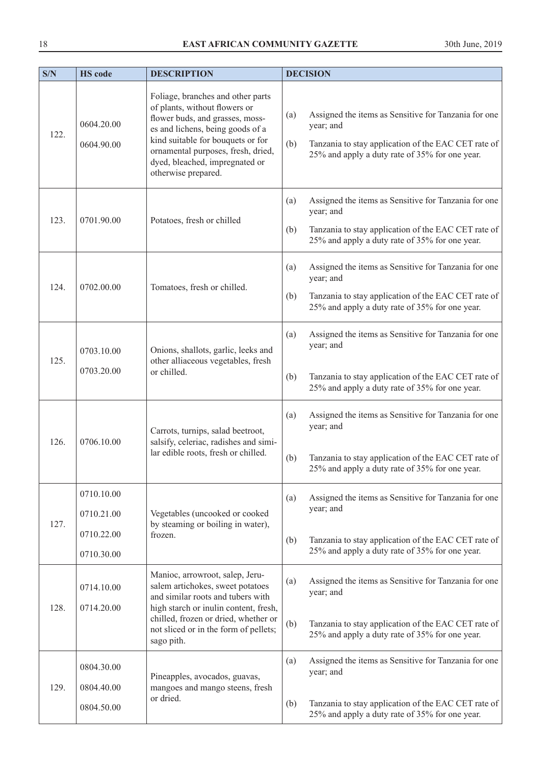| S/N | HS code | DESCRIPTION | DECISION |
|---|---|---|---|
| 122. | 0604.20.00<br>0604.90.00 | Foliage, branches and other parts of plants, without flowers or flower buds, and grasses, mosses and lichens, being goods of a kind suitable for bouquets or for ornamental purposes, fresh, dried, dyed, bleached, impregnated or otherwise prepared. | (a) Assigned the items as Sensitive for Tanzania for one year; and<br>(b) Tanzania to stay application of the EAC CET rate of 25% and apply a duty rate of 35% for one year. |
| 123. | 0701.90.00 | Potatoes, fresh or chilled | (a) Assigned the items as Sensitive for Tanzania for one year; and<br>(b) Tanzania to stay application of the EAC CET rate of 25% and apply a duty rate of 35% for one year. |
| 124. | 0702.00.00 | Tomatoes, fresh or chilled. | (a) Assigned the items as Sensitive for Tanzania for one year; and<br>(b) Tanzania to stay application of the EAC CET rate of 25% and apply a duty rate of 35% for one year. |
| 125. | 0703.10.00<br>0703.20.00 | Onions, shallots, garlic, leeks and other alliaceous vegetables, fresh or chilled. | (a) Assigned the items as Sensitive for Tanzania for one year; and<br>(b) Tanzania to stay application of the EAC CET rate of 25% and apply a duty rate of 35% for one year. |
| 126. | 0706.10.00 | Carrots, turnips, salad beetroot, salsify, celeriac, radishes and similar edible roots, fresh or chilled. | (a) Assigned the items as Sensitive for Tanzania for one year; and<br>(b) Tanzania to stay application of the EAC CET rate of 25% and apply a duty rate of 35% for one year. |
| 127. | 0710.10.00<br>0710.21.00<br>0710.22.00<br>0710.30.00 | Vegetables (uncooked or cooked by steaming or boiling in water), frozen. | (a) Assigned the items as Sensitive for Tanzania for one year; and<br>(b) Tanzania to stay application of the EAC CET rate of 25% and apply a duty rate of 35% for one year. |
| 128. | 0714.10.00<br>0714.20.00 | Manioc, arrowroot, salep, Jerusalem artichokes, sweet potatoes and similar roots and tubers with high starch or inulin content, fresh, chilled, frozen or dried, whether or not sliced or in the form of pellets; sago pith. | (a) Assigned the items as Sensitive for Tanzania for one year; and<br>(b) Tanzania to stay application of the EAC CET rate of 25% and apply a duty rate of 35% for one year. |
| 129. | 0804.30.00<br>0804.40.00<br>0804.50.00 | Pineapples, avocados, guavas, mangoes and mango steens, fresh or dried. | (a) Assigned the items as Sensitive for Tanzania for one year; and<br>(b) Tanzania to stay application of the EAC CET rate of 25% and apply a duty rate of 35% for one year. |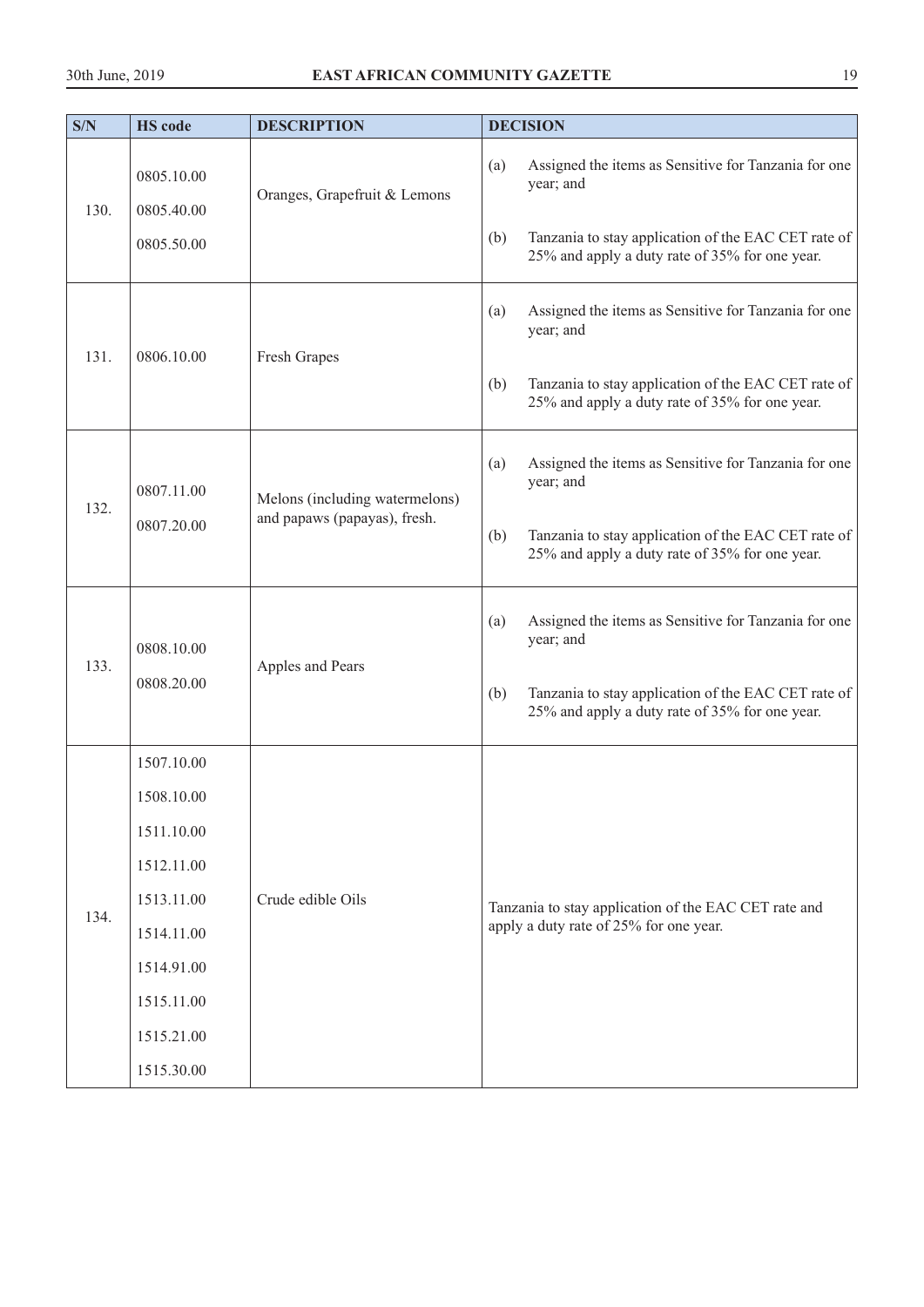| S/N | HS code | DESCRIPTION | DECISION |
|---|---|---|---|
| 130. | 0805.10.00<br>0805.40.00<br>0805.50.00 | Oranges, Grapefruit & Lemons | (a) Assigned the items as Sensitive for Tanzania for one year; and<br>(b) Tanzania to stay application of the EAC CET rate of 25% and apply a duty rate of 35% for one year. |
| 131. | 0806.10.00 | Fresh Grapes | (a) Assigned the items as Sensitive for Tanzania for one year; and<br>(b) Tanzania to stay application of the EAC CET rate of 25% and apply a duty rate of 35% for one year. |
| 132. | 0807.11.00<br>0807.20.00 | Melons (including watermelons) and papaws (papayas), fresh. | (a) Assigned the items as Sensitive for Tanzania for one year; and<br>(b) Tanzania to stay application of the EAC CET rate of 25% and apply a duty rate of 35% for one year. |
| 133. | 0808.10.00<br>0808.20.00 | Apples and Pears | (a) Assigned the items as Sensitive for Tanzania for one year; and<br>(b) Tanzania to stay application of the EAC CET rate of 25% and apply a duty rate of 35% for one year. |
| 134. | 1507.10.00<br>1508.10.00<br>1511.10.00<br>1512.11.00<br>1513.11.00<br>1514.11.00<br>1514.91.00<br>1515.11.00<br>1515.21.00<br>1515.30.00 | Crude edible Oils | Tanzania to stay application of the EAC CET rate and apply a duty rate of 25% for one year. |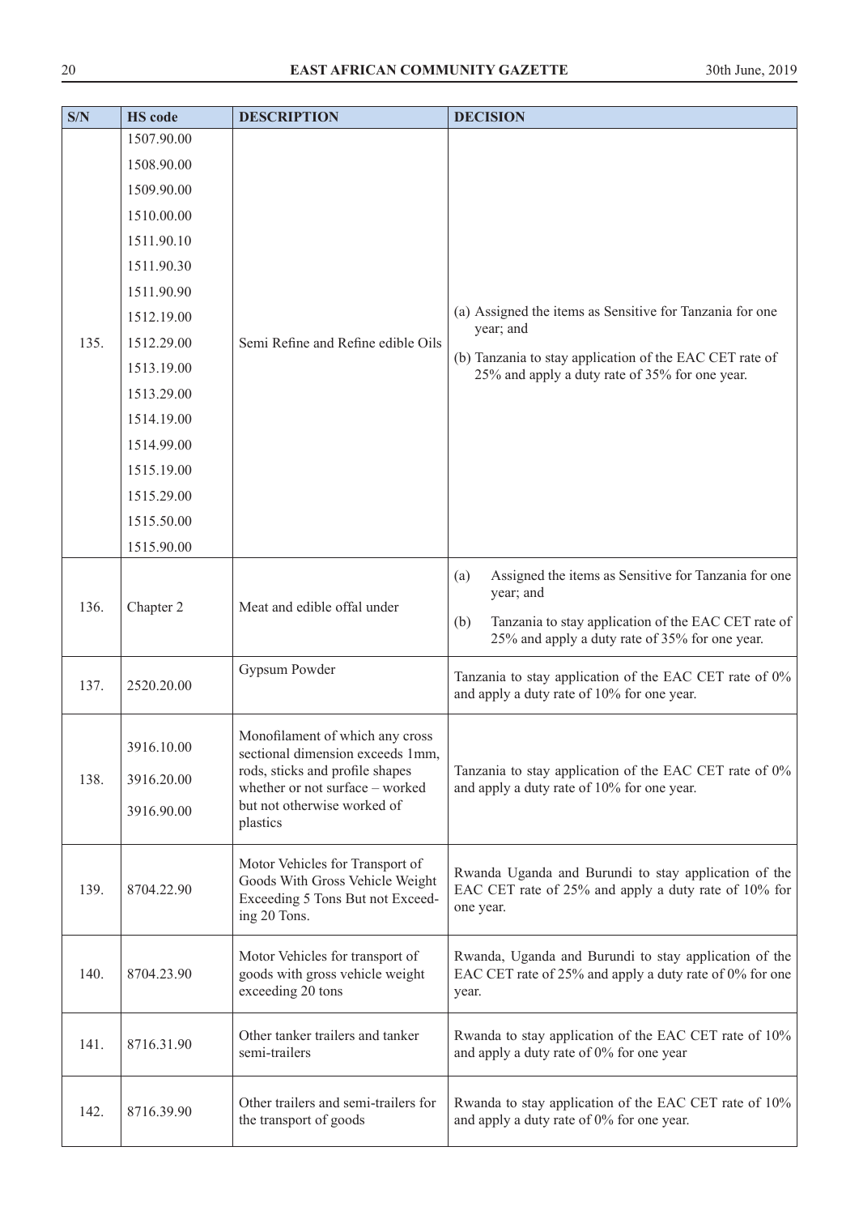| S/N | HS code | DESCRIPTION | DECISION |
|---|---|---|---|
| 135. | 1507.90.00<br>1508.90.00<br>1509.90.00<br>1510.00.00<br>1511.90.10<br>1511.90.30<br>1511.90.90<br>1512.19.00<br>1512.29.00<br>1513.19.00<br>1513.29.00<br>1514.19.00<br>1514.99.00<br>1515.19.00<br>1515.29.00<br>1515.50.00<br>1515.90.00 | Semi Refine and Refine edible Oils | (a) Assigned the items as Sensitive for Tanzania for one year; and<br>(b) Tanzania to stay application of the EAC CET rate of 25% and apply a duty rate of 35% for one year. |
| 136. | Chapter 2 | Meat and edible offal under | (a) Assigned the items as Sensitive for Tanzania for one year; and<br>(b) Tanzania to stay application of the EAC CET rate of 25% and apply a duty rate of 35% for one year. |
| 137. | 2520.20.00 | Gypsum Powder | Tanzania to stay application of the EAC CET rate of 0% and apply a duty rate of 10% for one year. |
| 138. | 3916.10.00<br>3916.20.00<br>3916.90.00 | Monofilament of which any cross sectional dimension exceeds 1mm, rods, sticks and profile shapes whether or not surface – worked but not otherwise worked of plastics | Tanzania to stay application of the EAC CET rate of 0% and apply a duty rate of 10% for one year. |
| 139. | 8704.22.90 | Motor Vehicles for Transport of Goods With Gross Vehicle Weight Exceeding 5 Tons But not Exceeding 20 Tons. | Rwanda Uganda and Burundi to stay application of the EAC CET rate of 25% and apply a duty rate of 10% for one year. |
| 140. | 8704.23.90 | Motor Vehicles for transport of goods with gross vehicle weight exceeding 20 tons | Rwanda, Uganda and Burundi to stay application of the EAC CET rate of 25% and apply a duty rate of 0% for one year. |
| 141. | 8716.31.90 | Other tanker trailers and tanker semi-trailers | Rwanda to stay application of the EAC CET rate of 10% and apply a duty rate of 0% for one year |
| 142. | 8716.39.90 | Other trailers and semi-trailers for the transport of goods | Rwanda to stay application of the EAC CET rate of 10% and apply a duty rate of 0% for one year. |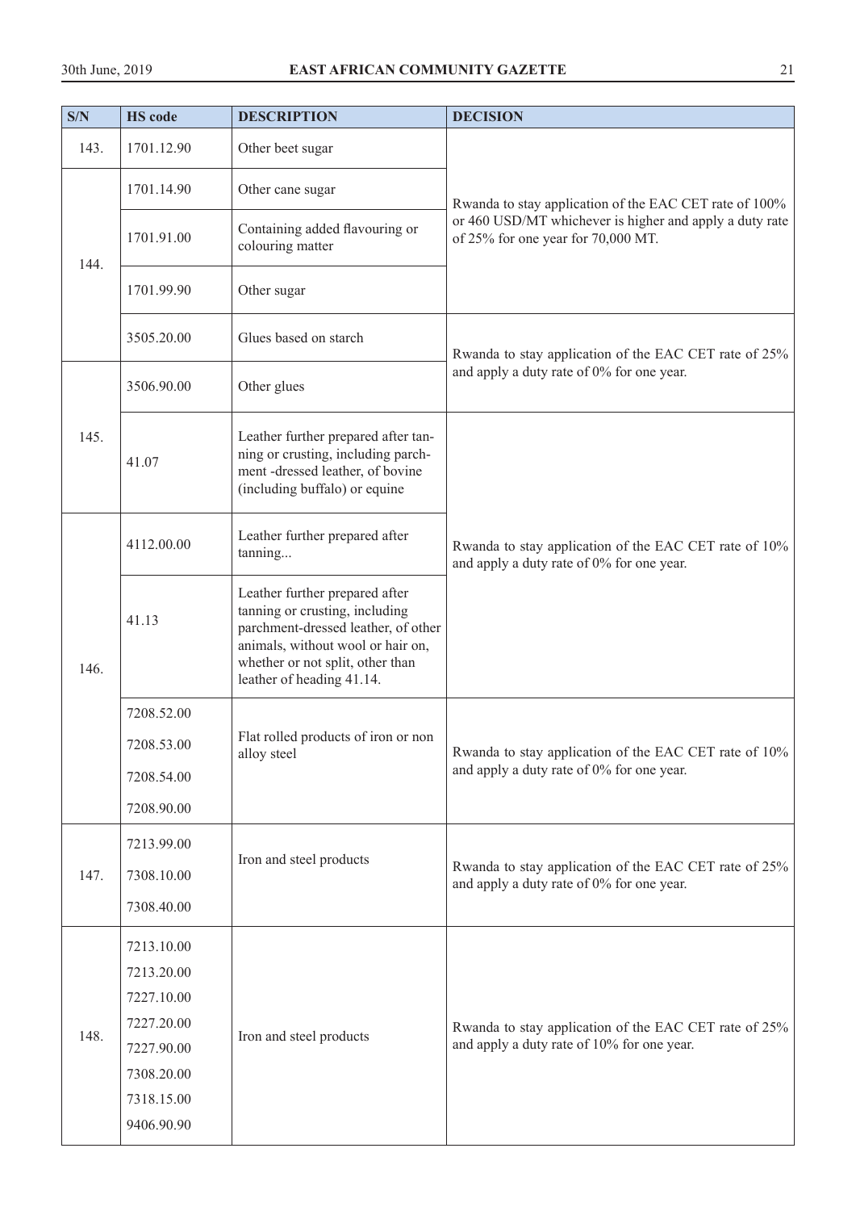| S/N | HS code | DESCRIPTION | DECISION |
|---|---|---|---|
| 143. | 1701.12.90 | Other beet sugar | Rwanda to stay application of the EAC CET rate of 100% or 460 USD/MT whichever is higher and apply a duty rate of 25% for one year for 70,000 MT. |
| 144. | 1701.14.90 | Other cane sugar | |
| | 1701.91.00 | Containing added flavouring or colouring matter | |
| | 1701.99.90 | Other sugar | |
| | 3505.20.00 | Glues based on starch | Rwanda to stay application of the EAC CET rate of 25% and apply a duty rate of 0% for one year. |
| 145. | 3506.90.00 | Other glues | |
| | 41.07 | Leather further prepared after tanning or crusting, including parchment -dressed leather, of bovine (including buffalo) or equine | Rwanda to stay application of the EAC CET rate of 10% and apply a duty rate of 0% for one year. |
| 146. | 4112.00.00 | Leather further prepared after tanning... | |
| | 41.13 | Leather further prepared after tanning or crusting, including parchment-dressed leather, of other animals, without wool or hair on, whether or not split, other than leather of heading 41.14. | |
| | 7208.52.00<br>7208.53.00<br>7208.54.00<br>7208.90.00 | Flat rolled products of iron or non alloy steel | Rwanda to stay application of the EAC CET rate of 10% and apply a duty rate of 0% for one year. |
| 147. | 7213.99.00<br>7308.10.00<br>7308.40.00 | Iron and steel products | Rwanda to stay application of the EAC CET rate of 25% and apply a duty rate of 0% for one year. |
| 148. | 7213.10.00<br>7213.20.00<br>7227.10.00<br>7227.20.00<br>7227.90.00<br>7308.20.00<br>7318.15.00<br>9406.90.90 | Iron and steel products | Rwanda to stay application of the EAC CET rate of 25% and apply a duty rate of 10% for one year. |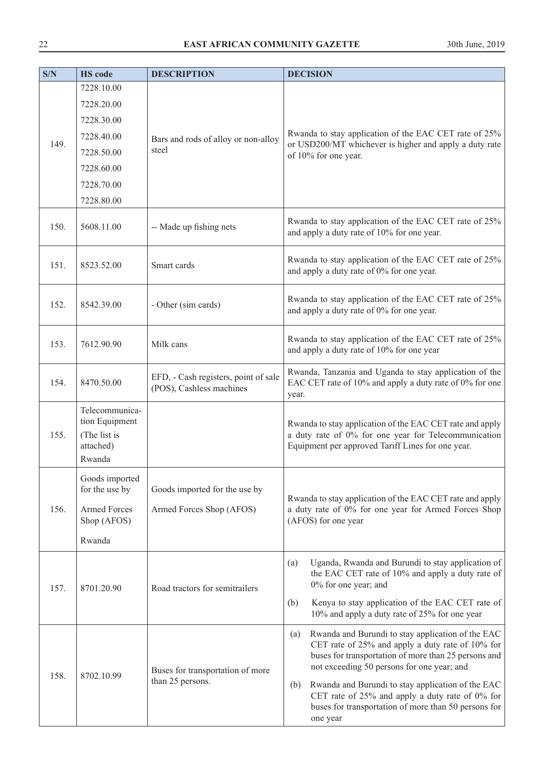| S/N | HS code | DESCRIPTION | DECISION |
|---|---|---|---|
| 149. | 7228.10.00<br>7228.20.00<br>7228.30.00<br>7228.40.00<br>7228.50.00<br>7228.60.00<br>7228.70.00<br>7228.80.00 | Bars and rods of alloy or non-alloy steel | Rwanda to stay application of the EAC CET rate of 25% or USD200/MT whichever is higher and apply a duty rate of 10% for one year. |
| 150. | 5608.11.00 | -- Made up fishing nets | Rwanda to stay application of the EAC CET rate of 25% and apply a duty rate of 10% for one year. |
| 151. | 8523.52.00 | Smart cards | Rwanda to stay application of the EAC CET rate of 25% and apply a duty rate of 0% for one year. |
| 152. | 8542.39.00 | - Other (sim cards) | Rwanda to stay application of the EAC CET rate of 25% and apply a duty rate of 0% for one year. |
| 153. | 7612.90.90 | Milk cans | Rwanda to stay application of the EAC CET rate of 25% and apply a duty rate of 10% for one year |
| 154. | 8470.50.00 | EFD, - Cash registers, point of sale (POS), Cashless machines | Rwanda, Tanzania and Uganda to stay application of the EAC CET rate of 10% and apply a duty rate of 0% for one year. |
| 155. | Telecommunication Equipment<br>(The list is attached)<br>Rwanda | | Rwanda to stay application of the EAC CET rate and apply a duty rate of 0% for one year for Telecommunication Equipment per approved Tariff Lines for one year. |
| 156. | Goods imported for the use by<br>Armed Forces Shop (AFOS)<br>Rwanda | Goods imported for the use by Armed Forces Shop (AFOS) | Rwanda to stay application of the EAC CET rate and apply a duty rate of 0% for one year for Armed Forces Shop (AFOS) for one year |
| 157. | 8701.20.90 | Road tractors for semitrailers | (a) Uganda, Rwanda and Burundi to stay application of the EAC CET rate of 10% and apply a duty rate of 0% for one year; and<br>(b) Kenya to stay application of the EAC CET rate of 10% and apply a duty rate of 25% for one year |
| 158. | 8702.10.99 | Buses for transportation of more than 25 persons. | (a) Rwanda and Burundi to stay application of the EAC CET rate of 25% and apply a duty rate of 10% for buses for transportation of more than 25 persons and not exceeding 50 persons for one year; and<br>(b) Rwanda and Burundi to stay application of the EAC CET rate of 25% and apply a duty rate of 0% for buses for transportation of more than 50 persons for one year |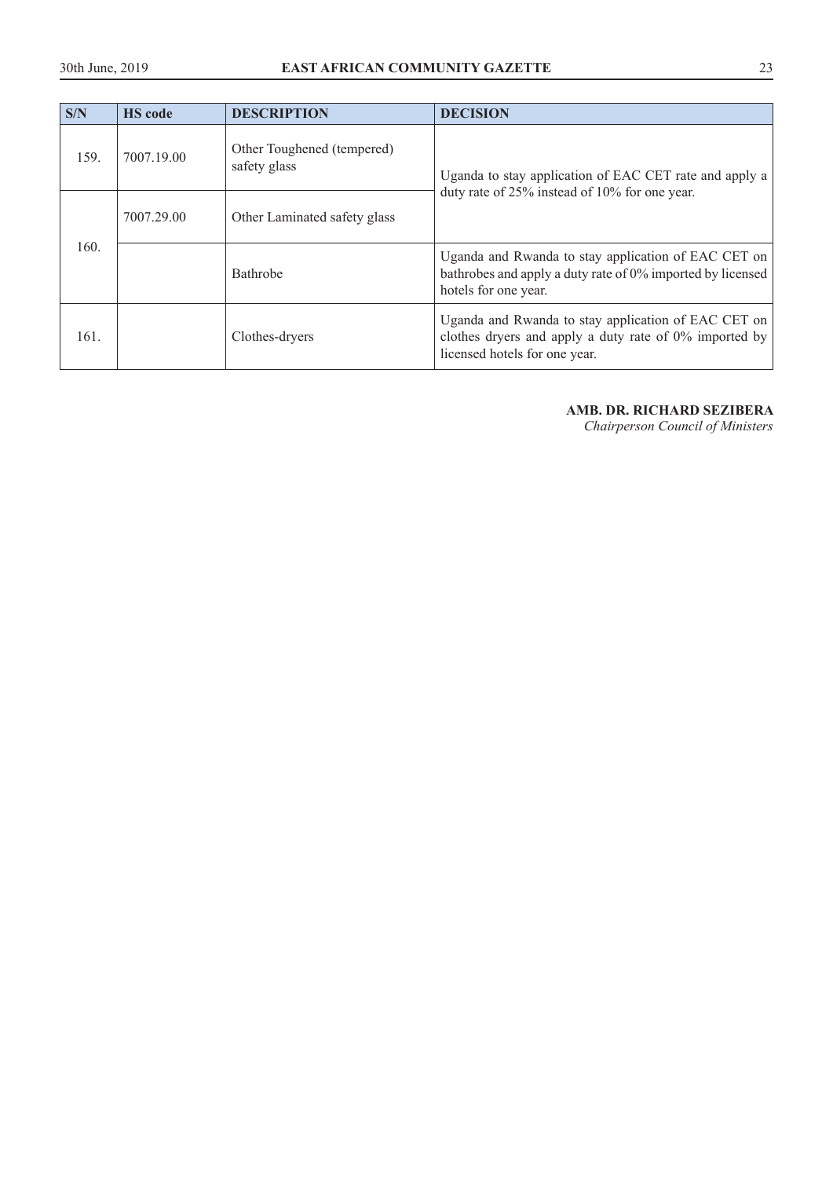| S/N | HS code | DESCRIPTION | DECISION |
| --- | --- | --- | --- |
| 159. | 7007.19.00 | Other Toughened (tempered) safety glass | Uganda to stay application of EAC CET rate and apply a duty rate of 25% instead of 10% for one year. |
| | 7007.29.00 | Other Laminated safety glass | |
| 160. | | Bathrobe | Uganda and Rwanda to stay application of EAC CET on bathrobes and apply a duty rate of 0% imported by licensed hotels for one year. |
| 161. | | Clothes-dryers | Uganda and Rwanda to stay application of EAC CET on clothes dryers and apply a duty rate of 0% imported by licensed hotels for one year. |

**AMB. DR. RICHARD SEZIBERA**
*Chairperson Council of Ministers*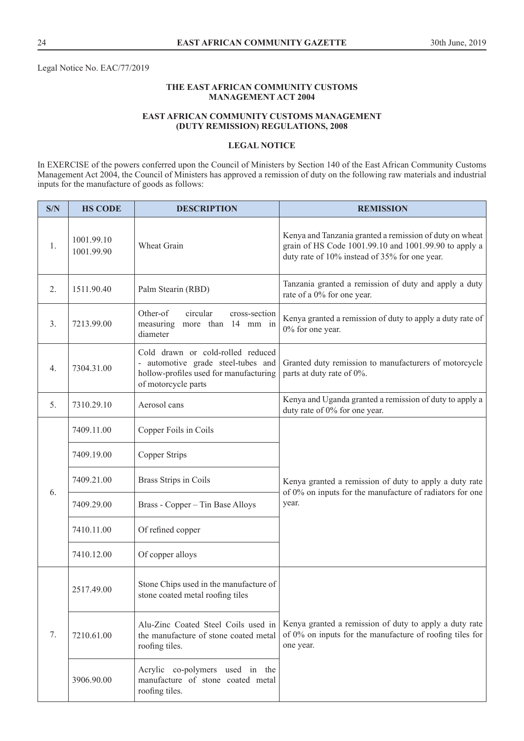Legal Notice No. EAC/77/2019

**THE EAST AFRICAN COMMUNITY CUSTOMS MANAGEMENT ACT 2004**

**EAST AFRICAN COMMUNITY CUSTOMS MANAGEMENT (DUTY REMISSION) REGULATIONS, 2008**

**LEGAL NOTICE**

In EXERCISE of the powers conferred upon the Council of Ministers by Section 140 of the East African Community Customs Management Act 2004, the Council of Ministers has approved a remission of duty on the following raw materials and industrial inputs for the manufacture of goods as follows:

| S/N | HS CODE | DESCRIPTION | REMISSION |
|---|---|---|---|
| 1. | 1001.99.10<br>1001.99.90 | Wheat Grain | Kenya and Tanzania granted a remission of duty on wheat grain of HS Code 1001.99.10 and 1001.99.90 to apply a duty rate of 10% instead of 35% for one year. |
| 2. | 1511.90.40 | Palm Stearin (RBD) | Tanzania granted a remission of duty and apply a duty rate of a 0% for one year. |
| 3. | 7213.99.00 | Other-of circular cross-section measuring more than 14 mm in diameter | Kenya granted a remission of duty to apply a duty rate of 0% for one year. |
| 4. | 7304.31.00 | Cold drawn or cold-rolled reduced - automotive grade steel-tubes and hollow-profiles used for manufacturing of motorcycle parts | Granted duty remission to manufacturers of motorcycle parts at duty rate of 0%. |
| 5. | 7310.29.10 | Aerosol cans | Kenya and Uganda granted a remission of duty to apply a duty rate of 0% for one year. |
| 6. | 7409.11.00 | Copper Foils in Coils | Kenya granted a remission of duty to apply a duty rate of 0% on inputs for the manufacture of radiators for one year. |
| | 7409.19.00 | Copper Strips | |
| | 7409.21.00 | Brass Strips in Coils | |
| | 7409.29.00 | Brass - Copper – Tin Base Alloys | |
| | 7410.11.00 | Of refined copper | |
| | 7410.12.00 | Of copper alloys | |
| 7. | 2517.49.00 | Stone Chips used in the manufacture of stone coated metal roofing tiles | Kenya granted a remission of duty to apply a duty rate of 0% on inputs for the manufacture of roofing tiles for one year. |
| | 7210.61.00 | Alu-Zinc Coated Steel Coils used in the manufacture of stone coated metal roofing tiles. | |
| | 3906.90.00 | Acrylic co-polymers used in the manufacture of stone coated metal roofing tiles. | |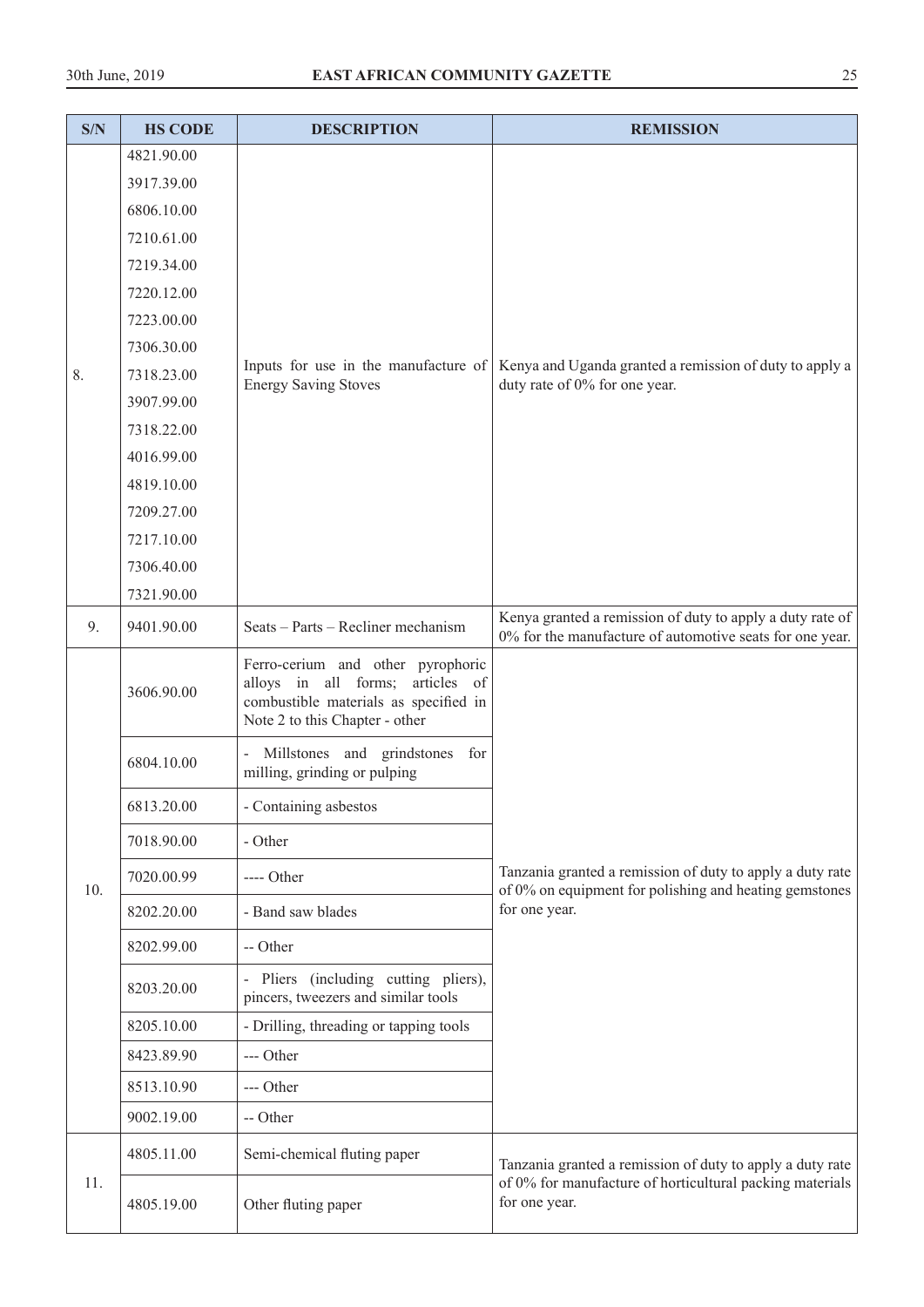| S/N | HS CODE | DESCRIPTION | REMISSION |
|---|---|---|---|
| 8. | 4821.90.00<br>3917.39.00<br>6806.10.00<br>7210.61.00<br>7219.34.00<br>7220.12.00<br>7223.00.00<br>7306.30.00<br>7318.23.00<br>3907.99.00<br>7318.22.00<br>4016.99.00<br>4819.10.00<br>7209.27.00<br>7217.10.00<br>7306.40.00<br>7321.90.00 | Inputs for use in the manufacture of Energy Saving Stoves | Kenya and Uganda granted a remission of duty to apply a duty rate of 0% for one year. |
| 9. | 9401.90.00 | Seats – Parts – Recliner mechanism | Kenya granted a remission of duty to apply a duty rate of 0% for the manufacture of automotive seats for one year. |
| 10. | 3606.90.00 | Ferro-cerium and other pyrophoric alloys in all forms; articles of combustible materials as specified in Note 2 to this Chapter - other | Tanzania granted a remission of duty to apply a duty rate of 0% on equipment for polishing and heating gemstones for one year. |
| | 6804.10.00 | - Millstones and grindstones for milling, grinding or pulping | |
| | 6813.20.00 | - Containing asbestos | |
| | 7018.90.00 | - Other | |
| | 7020.00.99 | ---- Other | |
| | 8202.20.00 | - Band saw blades | |
| | 8202.99.00 | -- Other | |
| | 8203.20.00 | - Pliers (including cutting pliers), pincers, tweezers and similar tools | |
| | 8205.10.00 | - Drilling, threading or tapping tools | |
| | 8423.89.90 | --- Other | |
| | 8513.10.90 | --- Other | |
| | 9002.19.00 | -- Other | |
| 11. | 4805.11.00 | Semi-chemical fluting paper | Tanzania granted a remission of duty to apply a duty rate of 0% for manufacture of horticultural packing materials for one year. |
| | 4805.19.00 | Other fluting paper | |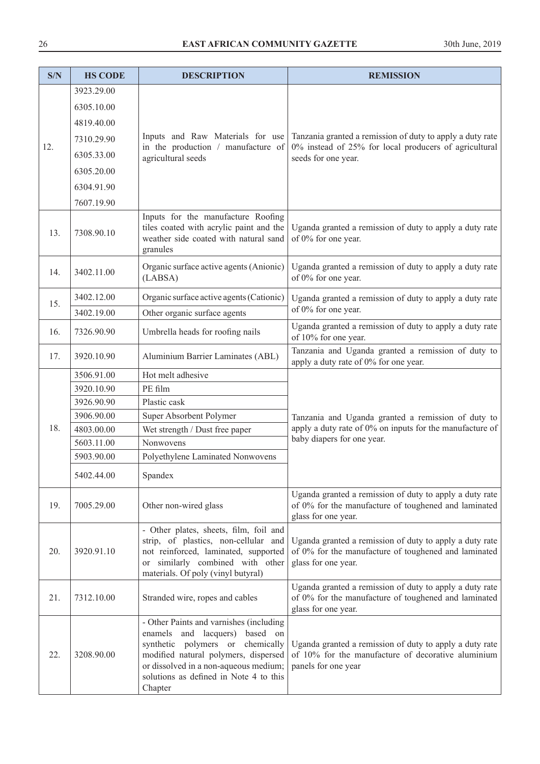| S/N | HS CODE | DESCRIPTION | REMISSION |
|---|---|---|---|
| 12. | 3923.29.00<br>6305.10.00<br>4819.40.00<br>7310.29.90<br>6305.33.00<br>6305.20.00<br>6304.91.90<br>7607.19.90 | Inputs and Raw Materials for use in the production / manufacture of agricultural seeds | Tanzania granted a remission of duty to apply a duty rate 0% instead of 25% for local producers of agricultural seeds for one year. |
| 13. | 7308.90.10 | Inputs for the manufacture Roofing tiles coated with acrylic paint and the weather side coated with natural sand granules | Uganda granted a remission of duty to apply a duty rate of 0% for one year. |
| 14. | 3402.11.00 | Organic surface active agents (Anionic) (LABSA) | Uganda granted a remission of duty to apply a duty rate of 0% for one year. |
| 15. | 3402.12.00 | Organic surface active agents (Cationic) | Uganda granted a remission of duty to apply a duty rate of 0% for one year. |
| | 3402.19.00 | Other organic surface agents | |
| 16. | 7326.90.90 | Umbrella heads for roofing nails | Uganda granted a remission of duty to apply a duty rate of 10% for one year. |
| 17. | 3920.10.90 | Aluminium Barrier Laminates (ABL) | Tanzania and Uganda granted a remission of duty to apply a duty rate of 0% for one year. |
| 18. | 3506.91.00 | Hot melt adhesive | Tanzania and Uganda granted a remission of duty to apply a duty rate of 0% on inputs for the manufacture of baby diapers for one year. |
| | 3920.10.90 | PE film | |
| | 3926.90.90 | Plastic cask | |
| | 3906.90.00 | Super Absorbent Polymer | |
| | 4803.00.00 | Wet strength / Dust free paper | |
| | 5603.11.00 | Nonwovens | |
| | 5903.90.00 | Polyethylene Laminated Nonwovens | |
| | 5402.44.00 | Spandex | |
| 19. | 7005.29.00 | Other non-wired glass | Uganda granted a remission of duty to apply a duty rate of 0% for the manufacture of toughened and laminated glass for one year. |
| 20. | 3920.91.10 | - Other plates, sheets, film, foil and strip, of plastics, non-cellular and not reinforced, laminated, supported or similarly combined with other materials. Of poly (vinyl butyral) | Uganda granted a remission of duty to apply a duty rate of 0% for the manufacture of toughened and laminated glass for one year. |
| 21. | 7312.10.00 | Stranded wire, ropes and cables | Uganda granted a remission of duty to apply a duty rate of 0% for the manufacture of toughened and laminated glass for one year. |
| 22. | 3208.90.00 | - Other Paints and varnishes (including enamels and lacquers) based on synthetic polymers or chemically modified natural polymers, dispersed or dissolved in a non-aqueous medium; solutions as defined in Note 4 to this Chapter | Uganda granted a remission of duty to apply a duty rate of 10% for the manufacture of decorative aluminium panels for one year |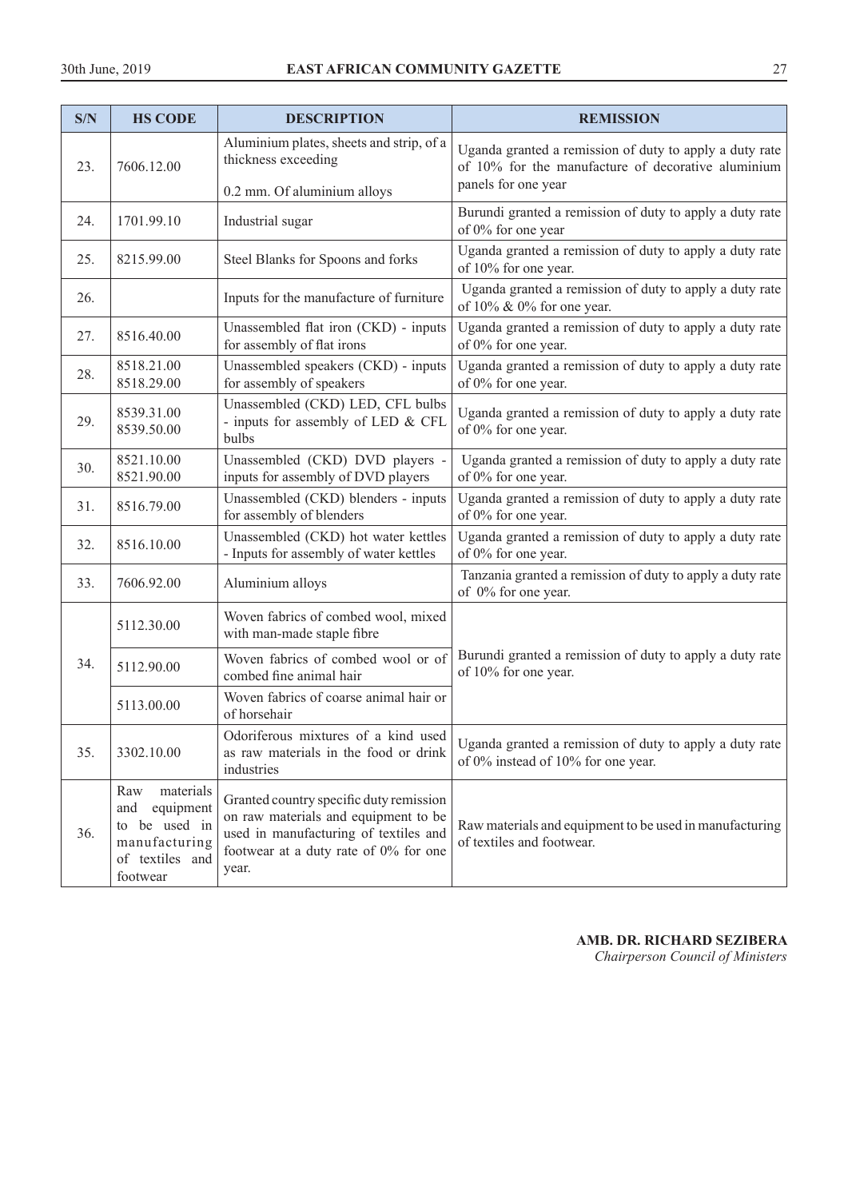| S/N | HS CODE | DESCRIPTION | REMISSION |
|---|---|---|---|
| 23. | 7606.12.00 | Aluminium plates, sheets and strip, of a thickness exceeding 0.2 mm. Of aluminium alloys | Uganda granted a remission of duty to apply a duty rate of 10% for the manufacture of decorative aluminium panels for one year |
| 24. | 1701.99.10 | Industrial sugar | Burundi granted a remission of duty to apply a duty rate of 0% for one year |
| 25. | 8215.99.00 | Steel Blanks for Spoons and forks | Uganda granted a remission of duty to apply a duty rate of 10% for one year. |
| 26. | | Inputs for the manufacture of furniture | Uganda granted a remission of duty to apply a duty rate of 10% & 0% for one year. |
| 27. | 8516.40.00 | Unassembled flat iron (CKD) - inputs for assembly of flat irons | Uganda granted a remission of duty to apply a duty rate of 0% for one year. |
| 28. | 8518.21.00<br>8518.29.00 | Unassembled speakers (CKD) - inputs for assembly of speakers | Uganda granted a remission of duty to apply a duty rate of 0% for one year. |
| 29. | 8539.31.00<br>8539.50.00 | Unassembled (CKD) LED, CFL bulbs - inputs for assembly of LED & CFL bulbs | Uganda granted a remission of duty to apply a duty rate of 0% for one year. |
| 30. | 8521.10.00<br>8521.90.00 | Unassembled (CKD) DVD players - inputs for assembly of DVD players | Uganda granted a remission of duty to apply a duty rate of 0% for one year. |
| 31. | 8516.79.00 | Unassembled (CKD) blenders - inputs for assembly of blenders | Uganda granted a remission of duty to apply a duty rate of 0% for one year. |
| 32. | 8516.10.00 | Unassembled (CKD) hot water kettles - Inputs for assembly of water kettles | Uganda granted a remission of duty to apply a duty rate of 0% for one year. |
| 33. | 7606.92.00 | Aluminium alloys | Tanzania granted a remission of duty to apply a duty rate of 0% for one year. |
| 34. | 5112.30.00 | Woven fabrics of combed wool, mixed with man-made staple fibre | Burundi granted a remission of duty to apply a duty rate of 10% for one year. |
| | 5112.90.00 | Woven fabrics of combed wool or of combed fine animal hair | |
| | 5113.00.00 | Woven fabrics of coarse animal hair or of horsehair | |
| 35. | 3302.10.00 | Odoriferous mixtures of a kind used as raw materials in the food or drink industries | Uganda granted a remission of duty to apply a duty rate of 0% instead of 10% for one year. |
| 36. | Raw materials and equipment to be used in manufacturing of textiles and footwear | Granted country specific duty remission on raw materials and equipment to be used in manufacturing of textiles and footwear at a duty rate of 0% for one year. | Raw materials and equipment to be used in manufacturing of textiles and footwear. |

**AMB. DR. RICHARD SEZIBERA**
*Chairperson Council of Ministers*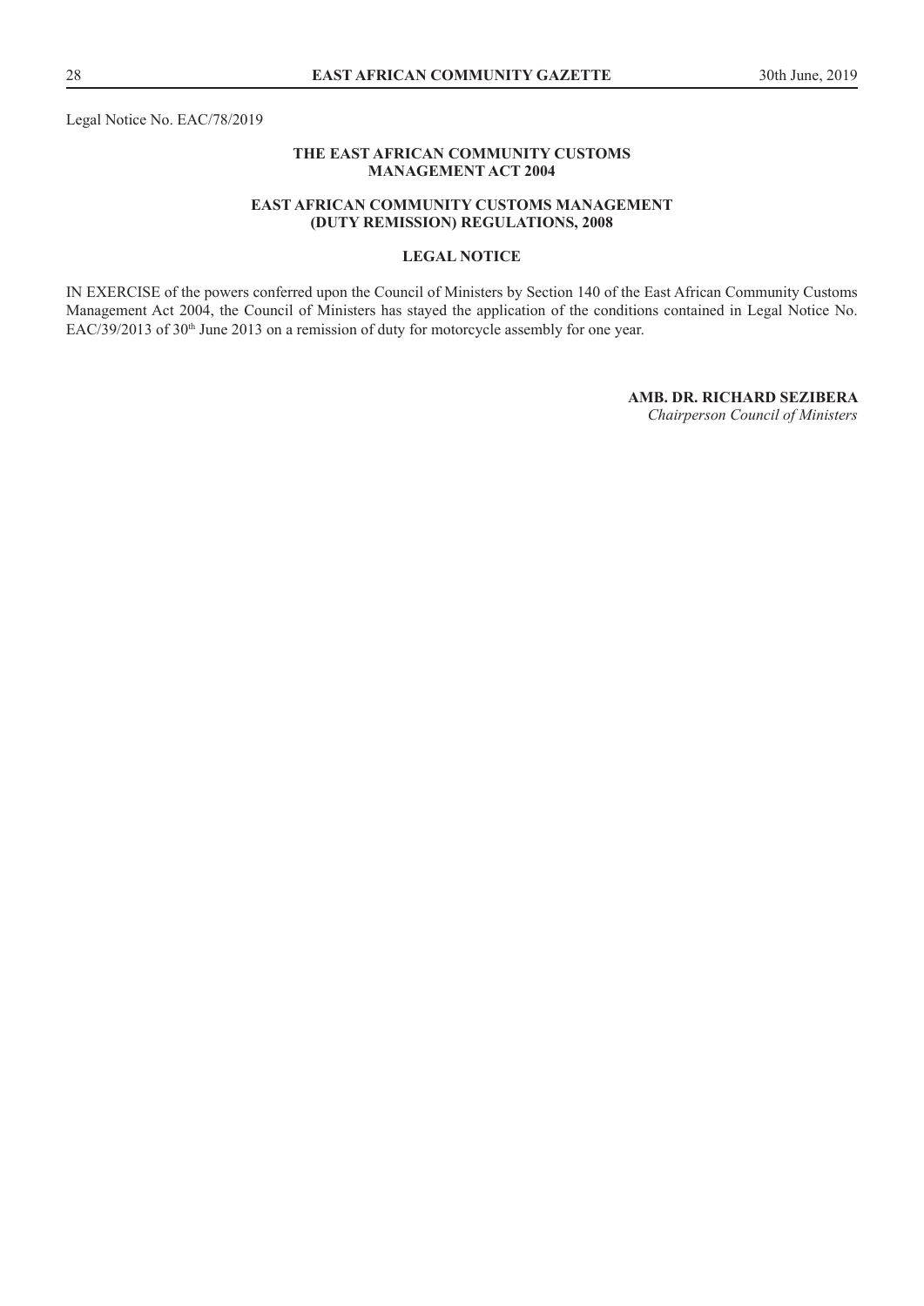Legal Notice No. EAC/78/2019

**THE EAST AFRICAN COMMUNITY CUSTOMS MANAGEMENT ACT 2004**

**EAST AFRICAN COMMUNITY CUSTOMS MANAGEMENT (DUTY REMISSION) REGULATIONS, 2008**

**LEGAL NOTICE**

IN EXERCISE of the powers conferred upon the Council of Ministers by Section 140 of the East African Community Customs Management Act 2004, the Council of Ministers has stayed the application of the conditions contained in Legal Notice No. EAC/39/2013 of 30th June 2013 on a remission of duty for motorcycle assembly for one year.

**AMB. DR. RICHARD SEZIBERA**
*Chairperson Council of Ministers*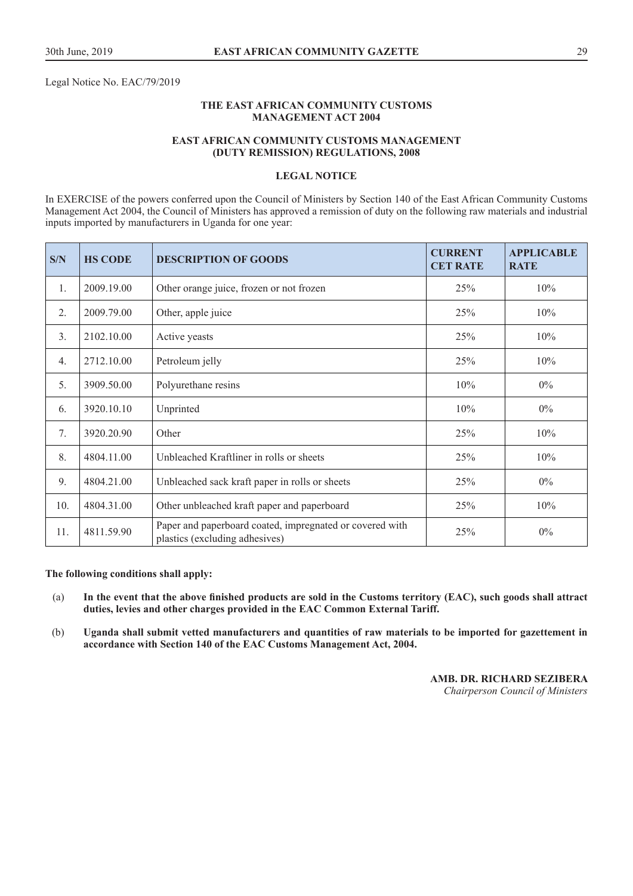Legal Notice No. EAC/79/2019

**THE EAST AFRICAN COMMUNITY CUSTOMS MANAGEMENT ACT 2004**

**EAST AFRICAN COMMUNITY CUSTOMS MANAGEMENT (DUTY REMISSION) REGULATIONS, 2008**

**LEGAL NOTICE**

In EXERCISE of the powers conferred upon the Council of Ministers by Section 140 of the East African Community Customs Management Act 2004, the Council of Ministers has approved a remission of duty on the following raw materials and industrial inputs imported by manufacturers in Uganda for one year:

| S/N | HS CODE | DESCRIPTION OF GOODS | CURRENT CET RATE | APPLICABLE RATE |
|---|---|---|---|---|
| 1. | 2009.19.00 | Other orange juice, frozen or not frozen | 25% | 10% |
| 2. | 2009.79.00 | Other, apple juice | 25% | 10% |
| 3. | 2102.10.00 | Active yeasts | 25% | 10% |
| 4. | 2712.10.00 | Petroleum jelly | 25% | 10% |
| 5. | 3909.50.00 | Polyurethane resins | 10% | 0% |
| 6. | 3920.10.10 | Unprinted | 10% | 0% |
| 7. | 3920.20.90 | Other | 25% | 10% |
| 8. | 4804.11.00 | Unbleached Kraftliner in rolls or sheets | 25% | 10% |
| 9. | 4804.21.00 | Unbleached sack kraft paper in rolls or sheets | 25% | 0% |
| 10. | 4804.31.00 | Other unbleached kraft paper and paperboard | 25% | 10% |
| 11. | 4811.59.90 | Paper and paperboard coated, impregnated or covered with plastics (excluding adhesives) | 25% | 0% |

**The following conditions shall apply:**

(a) **In the event that the above finished products are sold in the Customs territory (EAC), such goods shall attract duties, levies and other charges provided in the EAC Common External Tariff.**

(b) **Uganda shall submit vetted manufacturers and quantities of raw materials to be imported for gazettement in accordance with Section 140 of the EAC Customs Management Act, 2004.**

**AMB. DR. RICHARD SEZIBERA**
*Chairperson Council of Ministers*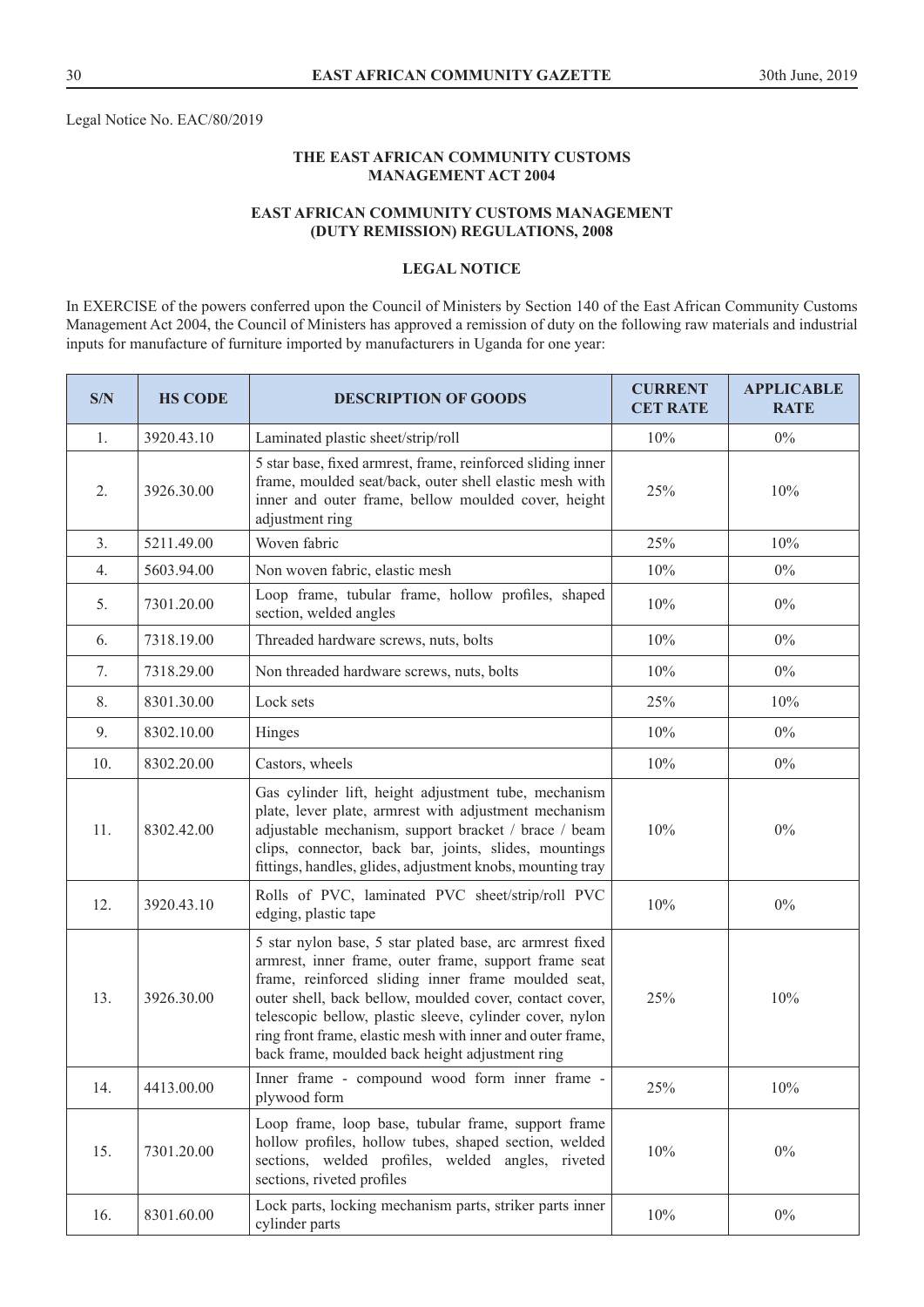Legal Notice No. EAC/80/2019

## THE EAST AFRICAN COMMUNITY CUSTOMS MANAGEMENT ACT 2004

## EAST AFRICAN COMMUNITY CUSTOMS MANAGEMENT (DUTY REMISSION) REGULATIONS, 2008

## LEGAL NOTICE

In EXERCISE of the powers conferred upon the Council of Ministers by Section 140 of the East African Community Customs Management Act 2004, the Council of Ministers has approved a remission of duty on the following raw materials and industrial inputs for manufacture of furniture imported by manufacturers in Uganda for one year:

| S/N | HS CODE | DESCRIPTION OF GOODS | CURRENT CET RATE | APPLICABLE RATE |
|---|---|---|---|---|
| 1. | 3920.43.10 | Laminated plastic sheet/strip/roll | 10% | 0% |
| 2. | 3926.30.00 | 5 star base, fixed armrest, frame, reinforced sliding inner frame, moulded seat/back, outer shell elastic mesh with inner and outer frame, bellow moulded cover, height adjustment ring | 25% | 10% |
| 3. | 5211.49.00 | Woven fabric | 25% | 10% |
| 4. | 5603.94.00 | Non woven fabric, elastic mesh | 10% | 0% |
| 5. | 7301.20.00 | Loop frame, tubular frame, hollow profiles, shaped section, welded angles | 10% | 0% |
| 6. | 7318.19.00 | Threaded hardware screws, nuts, bolts | 10% | 0% |
| 7. | 7318.29.00 | Non threaded hardware screws, nuts, bolts | 10% | 0% |
| 8. | 8301.30.00 | Lock sets | 25% | 10% |
| 9. | 8302.10.00 | Hinges | 10% | 0% |
| 10. | 8302.20.00 | Castors, wheels | 10% | 0% |
| 11. | 8302.42.00 | Gas cylinder lift, height adjustment tube, mechanism plate, lever plate, armrest with adjustment mechanism adjustable mechanism, support bracket / brace / beam clips, connector, back bar, joints, slides, mountings fittings, handles, glides, adjustment knobs, mounting tray | 10% | 0% |
| 12. | 3920.43.10 | Rolls of PVC, laminated PVC sheet/strip/roll PVC edging, plastic tape | 10% | 0% |
| 13. | 3926.30.00 | 5 star nylon base, 5 star plated base, arc armrest fixed armrest, inner frame, outer frame, support frame seat frame, reinforced sliding inner frame moulded seat, outer shell, back bellow, moulded cover, contact cover, telescopic bellow, plastic sleeve, cylinder cover, nylon ring front frame, elastic mesh with inner and outer frame, back frame, moulded back height adjustment ring | 25% | 10% |
| 14. | 4413.00.00 | Inner frame - compound wood form inner frame - plywood form | 25% | 10% |
| 15. | 7301.20.00 | Loop frame, loop base, tubular frame, support frame hollow profiles, hollow tubes, shaped section, welded sections, welded profiles, welded angles, riveted sections, riveted profiles | 10% | 0% |
| 16. | 8301.60.00 | Lock parts, locking mechanism parts, striker parts inner cylinder parts | 10% | 0% |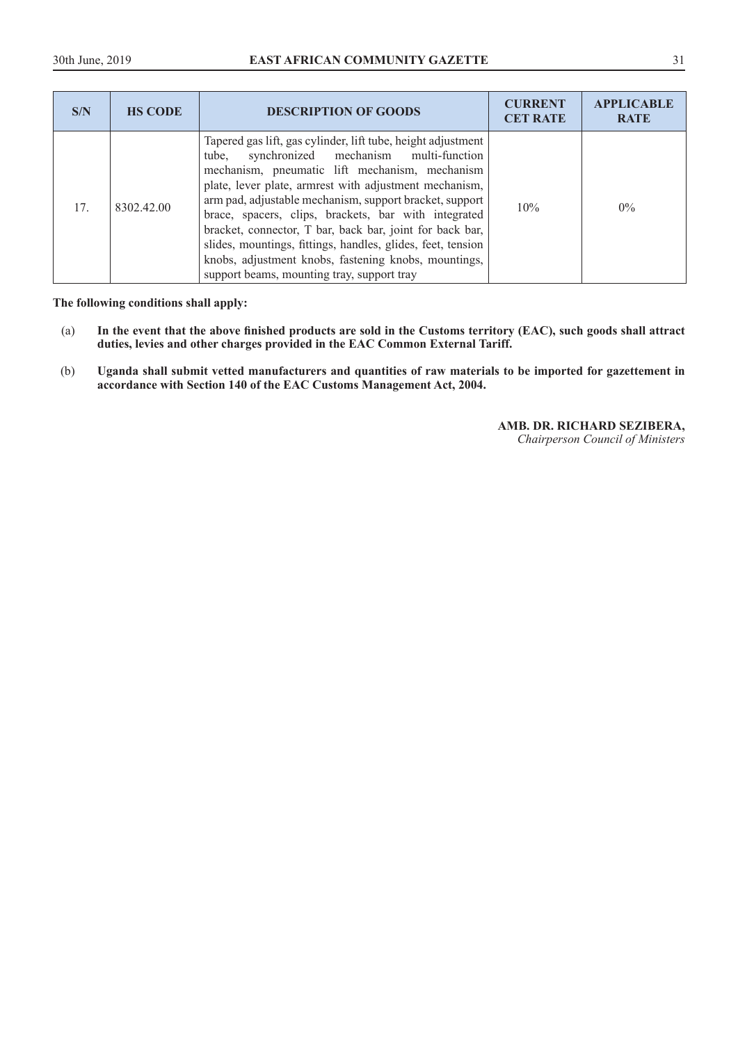| S/N | HS CODE | DESCRIPTION OF GOODS | CURRENT CET RATE | APPLICABLE RATE |
|---|---|---|---|---|
| 17. | 8302.42.00 | Tapered gas lift, gas cylinder, lift tube, height adjustment tube, synchronized mechanism multi-function mechanism, pneumatic lift mechanism, mechanism plate, lever plate, armrest with adjustment mechanism, arm pad, adjustable mechanism, support bracket, support brace, spacers, clips, brackets, bar with integrated bracket, connector, T bar, back bar, joint for back bar, slides, mountings, fittings, handles, glides, feet, tension knobs, adjustment knobs, fastening knobs, mountings, support beams, mounting tray, support tray | 10% | 0% |

**The following conditions shall apply:**

(a) **In the event that the above finished products are sold in the Customs territory (EAC), such goods shall attract duties, levies and other charges provided in the EAC Common External Tariff.**

(b) **Uganda shall submit vetted manufacturers and quantities of raw materials to be imported for gazettement in accordance with Section 140 of the EAC Customs Management Act, 2004.**

**AMB. DR. RICHARD SEZIBERA,**
*Chairperson Council of Ministers*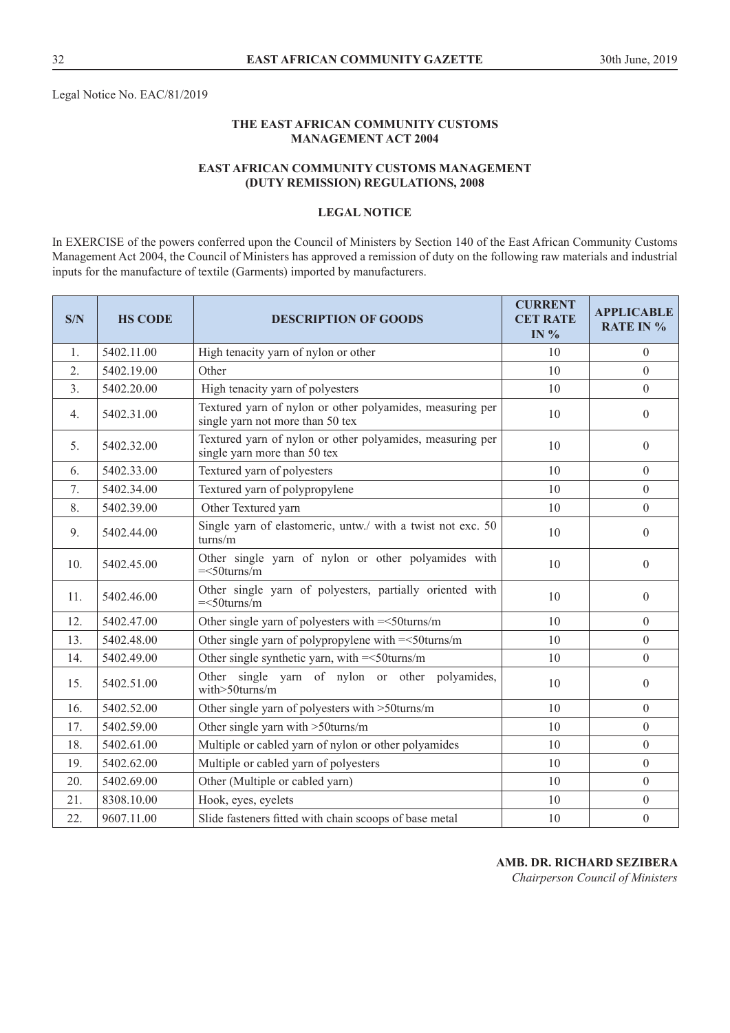Legal Notice No. EAC/81/2019

**THE EAST AFRICAN COMMUNITY CUSTOMS MANAGEMENT ACT 2004**

**EAST AFRICAN COMMUNITY CUSTOMS MANAGEMENT (DUTY REMISSION) REGULATIONS, 2008**

**LEGAL NOTICE**

In EXERCISE of the powers conferred upon the Council of Ministers by Section 140 of the East African Community Customs Management Act 2004, the Council of Ministers has approved a remission of duty on the following raw materials and industrial inputs for the manufacture of textile (Garments) imported by manufacturers.

| S/N | HS CODE | DESCRIPTION OF GOODS | CURRENT CET RATE IN % | APPLICABLE RATE IN % |
|---|---|---|---|---|
| 1. | 5402.11.00 | High tenacity yarn of nylon or other | 10 | 0 |
| 2. | 5402.19.00 | Other | 10 | 0 |
| 3. | 5402.20.00 | High tenacity yarn of polyesters | 10 | 0 |
| 4. | 5402.31.00 | Textured yarn of nylon or other polyamides, measuring per single yarn not more than 50 tex | 10 | 0 |
| 5. | 5402.32.00 | Textured yarn of nylon or other polyamides, measuring per single yarn more than 50 tex | 10 | 0 |
| 6. | 5402.33.00 | Textured yarn of polyesters | 10 | 0 |
| 7. | 5402.34.00 | Textured yarn of polypropylene | 10 | 0 |
| 8. | 5402.39.00 | Other Textured yarn | 10 | 0 |
| 9. | 5402.44.00 | Single yarn of elastomeric, untw./ with a twist not exc. 50 turns/m | 10 | 0 |
| 10. | 5402.45.00 | Other single yarn of nylon or other polyamides with =<50turns/m | 10 | 0 |
| 11. | 5402.46.00 | Other single yarn of polyesters, partially oriented with =<50turns/m | 10 | 0 |
| 12. | 5402.47.00 | Other single yarn of polyesters with =<50turns/m | 10 | 0 |
| 13. | 5402.48.00 | Other single yarn of polypropylene with =<50turns/m | 10 | 0 |
| 14. | 5402.49.00 | Other single synthetic yarn, with =<50turns/m | 10 | 0 |
| 15. | 5402.51.00 | Other single yarn of nylon or other polyamides, with>50turns/m | 10 | 0 |
| 16. | 5402.52.00 | Other single yarn of polyesters with >50turns/m | 10 | 0 |
| 17. | 5402.59.00 | Other single yarn with >50turns/m | 10 | 0 |
| 18. | 5402.61.00 | Multiple or cabled yarn of nylon or other polyamides | 10 | 0 |
| 19. | 5402.62.00 | Multiple or cabled yarn of polyesters | 10 | 0 |
| 20. | 5402.69.00 | Other (Multiple or cabled yarn) | 10 | 0 |
| 21. | 8308.10.00 | Hook, eyes, eyelets | 10 | 0 |
| 22. | 9607.11.00 | Slide fasteners fitted with chain scoops of base metal | 10 | 0 |

**AMB. DR. RICHARD SEZIBERA**
*Chairperson Council of Ministers*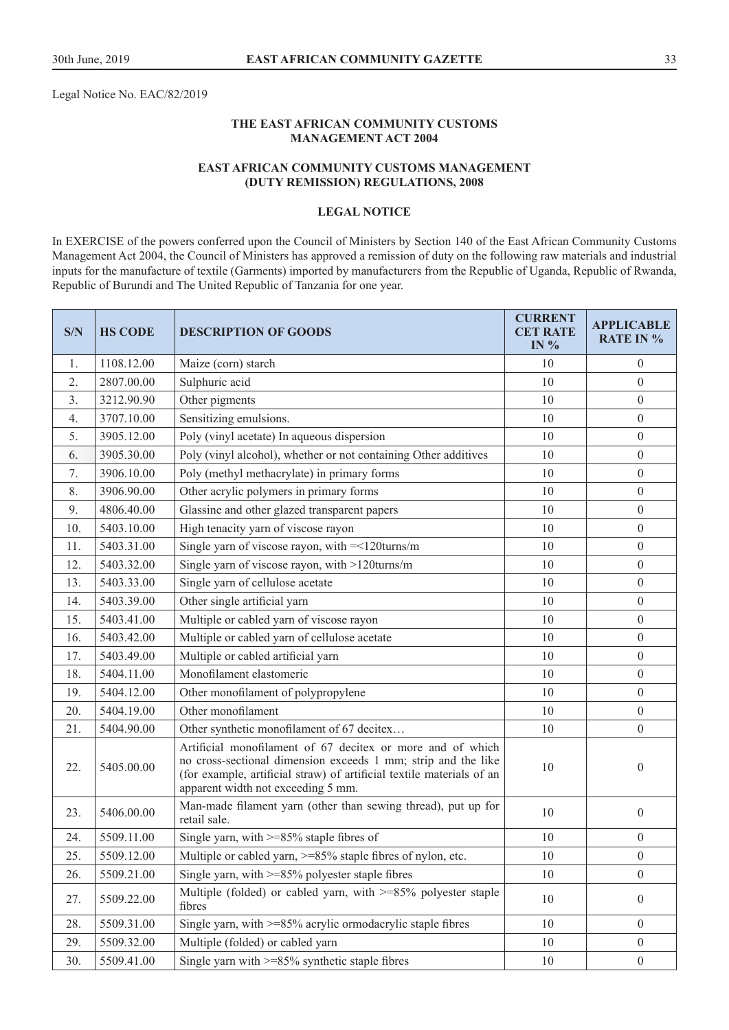Legal Notice No. EAC/82/2019

**THE EAST AFRICAN COMMUNITY CUSTOMS MANAGEMENT ACT 2004**

**EAST AFRICAN COMMUNITY CUSTOMS MANAGEMENT (DUTY REMISSION) REGULATIONS, 2008**

**LEGAL NOTICE**

In EXERCISE of the powers conferred upon the Council of Ministers by Section 140 of the East African Community Customs Management Act 2004, the Council of Ministers has approved a remission of duty on the following raw materials and industrial inputs for the manufacture of textile (Garments) imported by manufacturers from the Republic of Uganda, Republic of Rwanda, Republic of Burundi and The United Republic of Tanzania for one year.

| S/N | HS CODE | DESCRIPTION OF GOODS | CURRENT CET RATE IN % | APPLICABLE RATE IN % |
|---|---|---|---|---|
| 1. | 1108.12.00 | Maize (corn) starch | 10 | 0 |
| 2. | 2807.00.00 | Sulphuric acid | 10 | 0 |
| 3. | 3212.90.90 | Other pigments | 10 | 0 |
| 4. | 3707.10.00 | Sensitizing emulsions. | 10 | 0 |
| 5. | 3905.12.00 | Poly (vinyl acetate) In aqueous dispersion | 10 | 0 |
| 6. | 3905.30.00 | Poly (vinyl alcohol), whether or not containing Other additives | 10 | 0 |
| 7. | 3906.10.00 | Poly (methyl methacrylate) in primary forms | 10 | 0 |
| 8. | 3906.90.00 | Other acrylic polymers in primary forms | 10 | 0 |
| 9. | 4806.40.00 | Glassine and other glazed transparent papers | 10 | 0 |
| 10. | 5403.10.00 | High tenacity yarn of viscose rayon | 10 | 0 |
| 11. | 5403.31.00 | Single yarn of viscose rayon, with =<120turns/m | 10 | 0 |
| 12. | 5403.32.00 | Single yarn of viscose rayon, with >120turns/m | 10 | 0 |
| 13. | 5403.33.00 | Single yarn of cellulose acetate | 10 | 0 |
| 14. | 5403.39.00 | Other single artificial yarn | 10 | 0 |
| 15. | 5403.41.00 | Multiple or cabled yarn of viscose rayon | 10 | 0 |
| 16. | 5403.42.00 | Multiple or cabled yarn of cellulose acetate | 10 | 0 |
| 17. | 5403.49.00 | Multiple or cabled artificial yarn | 10 | 0 |
| 18. | 5404.11.00 | Monofilament elastomeric | 10 | 0 |
| 19. | 5404.12.00 | Other monofilament of polypropylene | 10 | 0 |
| 20. | 5404.19.00 | Other monofilament | 10 | 0 |
| 21. | 5404.90.00 | Other synthetic monofilament of 67 decitex… | 10 | 0 |
| 22. | 5405.00.00 | Artificial monofilament of 67 decitex or more and of which no cross-sectional dimension exceeds 1 mm; strip and the like (for example, artificial straw) of artificial textile materials of an apparent width not exceeding 5 mm. | 10 | 0 |
| 23. | 5406.00.00 | Man-made filament yarn (other than sewing thread), put up for retail sale. | 10 | 0 |
| 24. | 5509.11.00 | Single yarn, with >=85% staple fibres of | 10 | 0 |
| 25. | 5509.12.00 | Multiple or cabled yarn, >=85% staple fibres of nylon, etc. | 10 | 0 |
| 26. | 5509.21.00 | Single yarn, with >=85% polyester staple fibres | 10 | 0 |
| 27. | 5509.22.00 | Multiple (folded) or cabled yarn, with >=85% polyester staple fibres | 10 | 0 |
| 28. | 5509.31.00 | Single yarn, with >=85% acrylic ormodacrylic staple fibres | 10 | 0 |
| 29. | 5509.32.00 | Multiple (folded) or cabled yarn | 10 | 0 |
| 30. | 5509.41.00 | Single yarn with >=85% synthetic staple fibres | 10 | 0 |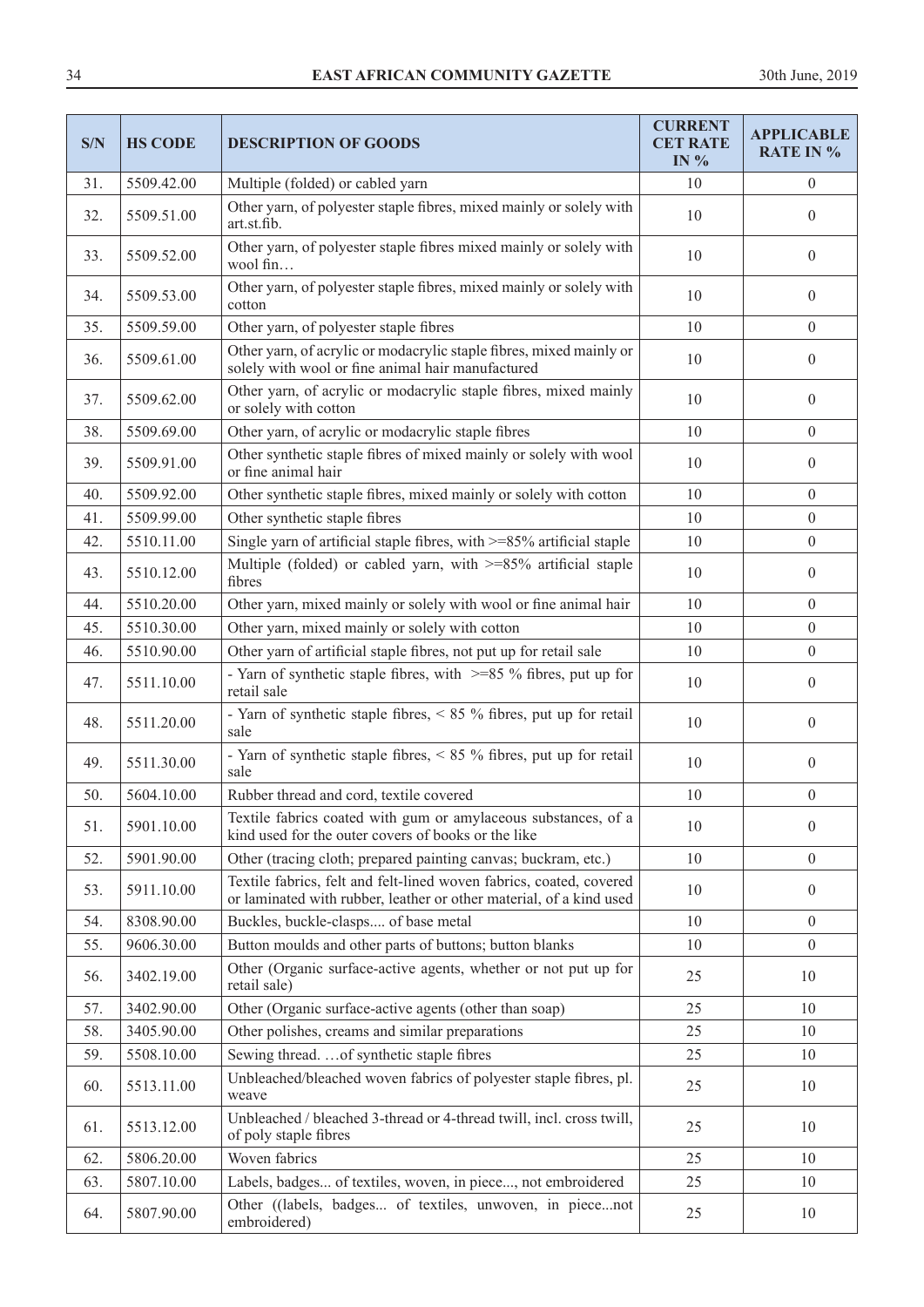| S/N | HS CODE | DESCRIPTION OF GOODS | CURRENT CET RATE IN % | APPLICABLE RATE IN % |
|---|---|---|---|---|
| 31. | 5509.42.00 | Multiple (folded) or cabled yarn | 10 | 0 |
| 32. | 5509.51.00 | Other yarn, of polyester staple fibres, mixed mainly or solely with art.st.fib. | 10 | 0 |
| 33. | 5509.52.00 | Other yarn, of polyester staple fibres mixed mainly or solely with wool fin… | 10 | 0 |
| 34. | 5509.53.00 | Other yarn, of polyester staple fibres, mixed mainly or solely with cotton | 10 | 0 |
| 35. | 5509.59.00 | Other yarn, of polyester staple fibres | 10 | 0 |
| 36. | 5509.61.00 | Other yarn, of acrylic or modacrylic staple fibres, mixed mainly or solely with wool or fine animal hair manufactured | 10 | 0 |
| 37. | 5509.62.00 | Other yarn, of acrylic or modacrylic staple fibres, mixed mainly or solely with cotton | 10 | 0 |
| 38. | 5509.69.00 | Other yarn, of acrylic or modacrylic staple fibres | 10 | 0 |
| 39. | 5509.91.00 | Other synthetic staple fibres of mixed mainly or solely with wool or fine animal hair | 10 | 0 |
| 40. | 5509.92.00 | Other synthetic staple fibres, mixed mainly or solely with cotton | 10 | 0 |
| 41. | 5509.99.00 | Other synthetic staple fibres | 10 | 0 |
| 42. | 5510.11.00 | Single yarn of artificial staple fibres, with >=85% artificial staple | 10 | 0 |
| 43. | 5510.12.00 | Multiple (folded) or cabled yarn, with >=85% artificial staple fibres | 10 | 0 |
| 44. | 5510.20.00 | Other yarn, mixed mainly or solely with wool or fine animal hair | 10 | 0 |
| 45. | 5510.30.00 | Other yarn, mixed mainly or solely with cotton | 10 | 0 |
| 46. | 5510.90.00 | Other yarn of artificial staple fibres, not put up for retail sale | 10 | 0 |
| 47. | 5511.10.00 | - Yarn of synthetic staple fibres, with >=85 % fibres, put up for retail sale | 10 | 0 |
| 48. | 5511.20.00 | - Yarn of synthetic staple fibres, < 85 % fibres, put up for retail sale | 10 | 0 |
| 49. | 5511.30.00 | - Yarn of synthetic staple fibres, < 85 % fibres, put up for retail sale | 10 | 0 |
| 50. | 5604.10.00 | Rubber thread and cord, textile covered | 10 | 0 |
| 51. | 5901.10.00 | Textile fabrics coated with gum or amylaceous substances, of a kind used for the outer covers of books or the like | 10 | 0 |
| 52. | 5901.90.00 | Other (tracing cloth; prepared painting canvas; buckram, etc.) | 10 | 0 |
| 53. | 5911.10.00 | Textile fabrics, felt and felt-lined woven fabrics, coated, covered or laminated with rubber, leather or other material, of a kind used | 10 | 0 |
| 54. | 8308.90.00 | Buckles, buckle-clasps.... of base metal | 10 | 0 |
| 55. | 9606.30.00 | Button moulds and other parts of buttons; button blanks | 10 | 0 |
| 56. | 3402.19.00 | Other (Organic surface-active agents, whether or not put up for retail sale) | 25 | 10 |
| 57. | 3402.90.00 | Other (Organic surface-active agents (other than soap) | 25 | 10 |
| 58. | 3405.90.00 | Other polishes, creams and similar preparations | 25 | 10 |
| 59. | 5508.10.00 | Sewing thread. …of synthetic staple fibres | 25 | 10 |
| 60. | 5513.11.00 | Unbleached/bleached woven fabrics of polyester staple fibres, pl. weave | 25 | 10 |
| 61. | 5513.12.00 | Unbleached / bleached 3-thread or 4-thread twill, incl. cross twill, of poly staple fibres | 25 | 10 |
| 62. | 5806.20.00 | Woven fabrics | 25 | 10 |
| 63. | 5807.10.00 | Labels, badges... of textiles, woven, in piece..., not embroidered | 25 | 10 |
| 64. | 5807.90.00 | Other ((labels, badges... of textiles, unwoven, in piece...not embroidered) | 25 | 10 |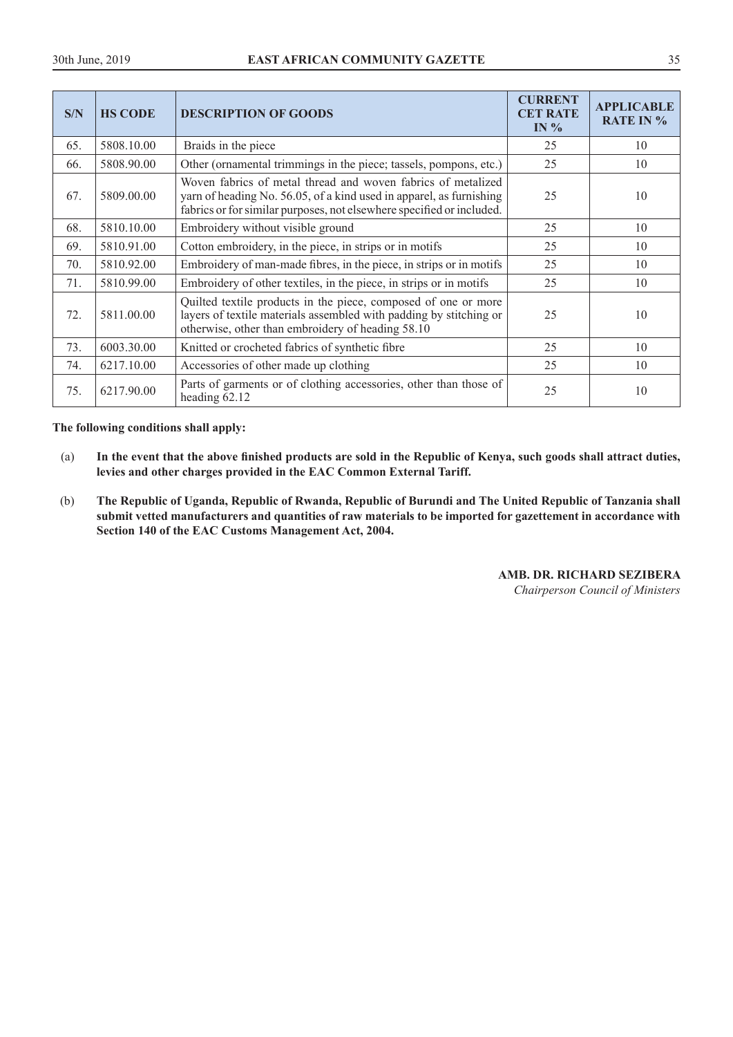| S/N | HS CODE | DESCRIPTION OF GOODS | CURRENT CET RATE IN % | APPLICABLE RATE IN % |
|---|---|---|---|---|
| 65. | 5808.10.00 | Braids in the piece | 25 | 10 |
| 66. | 5808.90.00 | Other (ornamental trimmings in the piece; tassels, pompons, etc.) | 25 | 10 |
| 67. | 5809.00.00 | Woven fabrics of metal thread and woven fabrics of metalized yarn of heading No. 56.05, of a kind used in apparel, as furnishing fabrics or for similar purposes, not elsewhere specified or included. | 25 | 10 |
| 68. | 5810.10.00 | Embroidery without visible ground | 25 | 10 |
| 69. | 5810.91.00 | Cotton embroidery, in the piece, in strips or in motifs | 25 | 10 |
| 70. | 5810.92.00 | Embroidery of man-made fibres, in the piece, in strips or in motifs | 25 | 10 |
| 71. | 5810.99.00 | Embroidery of other textiles, in the piece, in strips or in motifs | 25 | 10 |
| 72. | 5811.00.00 | Quilted textile products in the piece, composed of one or more layers of textile materials assembled with padding by stitching or otherwise, other than embroidery of heading 58.10 | 25 | 10 |
| 73. | 6003.30.00 | Knitted or crocheted fabrics of synthetic fibre | 25 | 10 |
| 74. | 6217.10.00 | Accessories of other made up clothing | 25 | 10 |
| 75. | 6217.90.00 | Parts of garments or of clothing accessories, other than those of heading 62.12 | 25 | 10 |

**The following conditions shall apply:**

(a) **In the event that the above finished products are sold in the Republic of Kenya, such goods shall attract duties, levies and other charges provided in the EAC Common External Tariff.**

(b) **The Republic of Uganda, Republic of Rwanda, Republic of Burundi and The United Republic of Tanzania shall submit vetted manufacturers and quantities of raw materials to be imported for gazettement in accordance with Section 140 of the EAC Customs Management Act, 2004.**

**AMB. DR. RICHARD SEZIBERA**
*Chairperson Council of Ministers*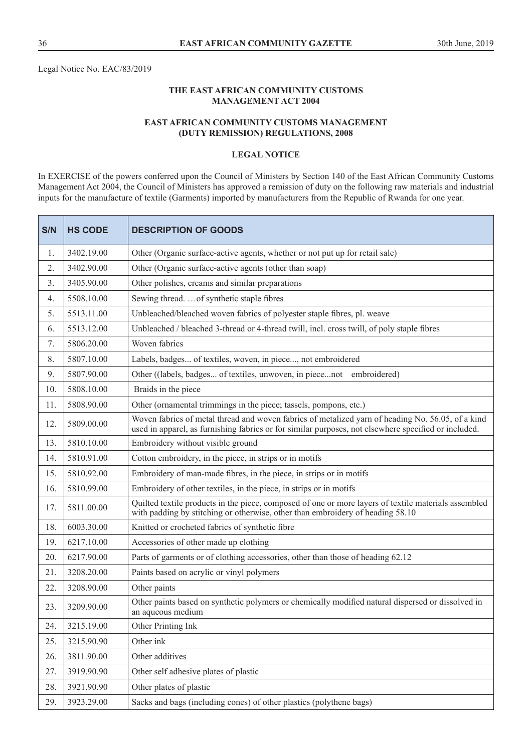Legal Notice No. EAC/83/2019

**THE EAST AFRICAN COMMUNITY CUSTOMS MANAGEMENT ACT 2004**

**EAST AFRICAN COMMUNITY CUSTOMS MANAGEMENT (DUTY REMISSION) REGULATIONS, 2008**

**LEGAL NOTICE**

In EXERCISE of the powers conferred upon the Council of Ministers by Section 140 of the East African Community Customs Management Act 2004, the Council of Ministers has approved a remission of duty on the following raw materials and industrial inputs for the manufacture of textile (Garments) imported by manufacturers from the Republic of Rwanda for one year.

| S/N | HS CODE | DESCRIPTION OF GOODS |
|---|---|---|
| 1. | 3402.19.00 | Other (Organic surface-active agents, whether or not put up for retail sale) |
| 2. | 3402.90.00 | Other (Organic surface-active agents (other than soap) |
| 3. | 3405.90.00 | Other polishes, creams and similar preparations |
| 4. | 5508.10.00 | Sewing thread. …of synthetic staple fibres |
| 5. | 5513.11.00 | Unbleached/bleached woven fabrics of polyester staple fibres, pl. weave |
| 6. | 5513.12.00 | Unbleached / bleached 3-thread or 4-thread twill, incl. cross twill, of poly staple fibres |
| 7. | 5806.20.00 | Woven fabrics |
| 8. | 5807.10.00 | Labels, badges... of textiles, woven, in piece..., not embroidered |
| 9. | 5807.90.00 | Other ((labels, badges... of textiles, unwoven, in piece...not embroidered) |
| 10. | 5808.10.00 | Braids in the piece |
| 11. | 5808.90.00 | Other (ornamental trimmings in the piece; tassels, pompons, etc.) |
| 12. | 5809.00.00 | Woven fabrics of metal thread and woven fabrics of metalized yarn of heading No. 56.05, of a kind used in apparel, as furnishing fabrics or for similar purposes, not elsewhere specified or included. |
| 13. | 5810.10.00 | Embroidery without visible ground |
| 14. | 5810.91.00 | Cotton embroidery, in the piece, in strips or in motifs |
| 15. | 5810.92.00 | Embroidery of man-made fibres, in the piece, in strips or in motifs |
| 16. | 5810.99.00 | Embroidery of other textiles, in the piece, in strips or in motifs |
| 17. | 5811.00.00 | Quilted textile products in the piece, composed of one or more layers of textile materials assembled with padding by stitching or otherwise, other than embroidery of heading 58.10 |
| 18. | 6003.30.00 | Knitted or crocheted fabrics of synthetic fibre |
| 19. | 6217.10.00 | Accessories of other made up clothing |
| 20. | 6217.90.00 | Parts of garments or of clothing accessories, other than those of heading 62.12 |
| 21. | 3208.20.00 | Paints based on acrylic or vinyl polymers |
| 22. | 3208.90.00 | Other paints |
| 23. | 3209.90.00 | Other paints based on synthetic polymers or chemically modified natural dispersed or dissolved in an aqueous medium |
| 24. | 3215.19.00 | Other Printing Ink |
| 25. | 3215.90.90 | Other ink |
| 26. | 3811.90.00 | Other additives |
| 27. | 3919.90.90 | Other self adhesive plates of plastic |
| 28. | 3921.90.90 | Other plates of plastic |
| 29. | 3923.29.00 | Sacks and bags (including cones) of other plastics (polythene bags) |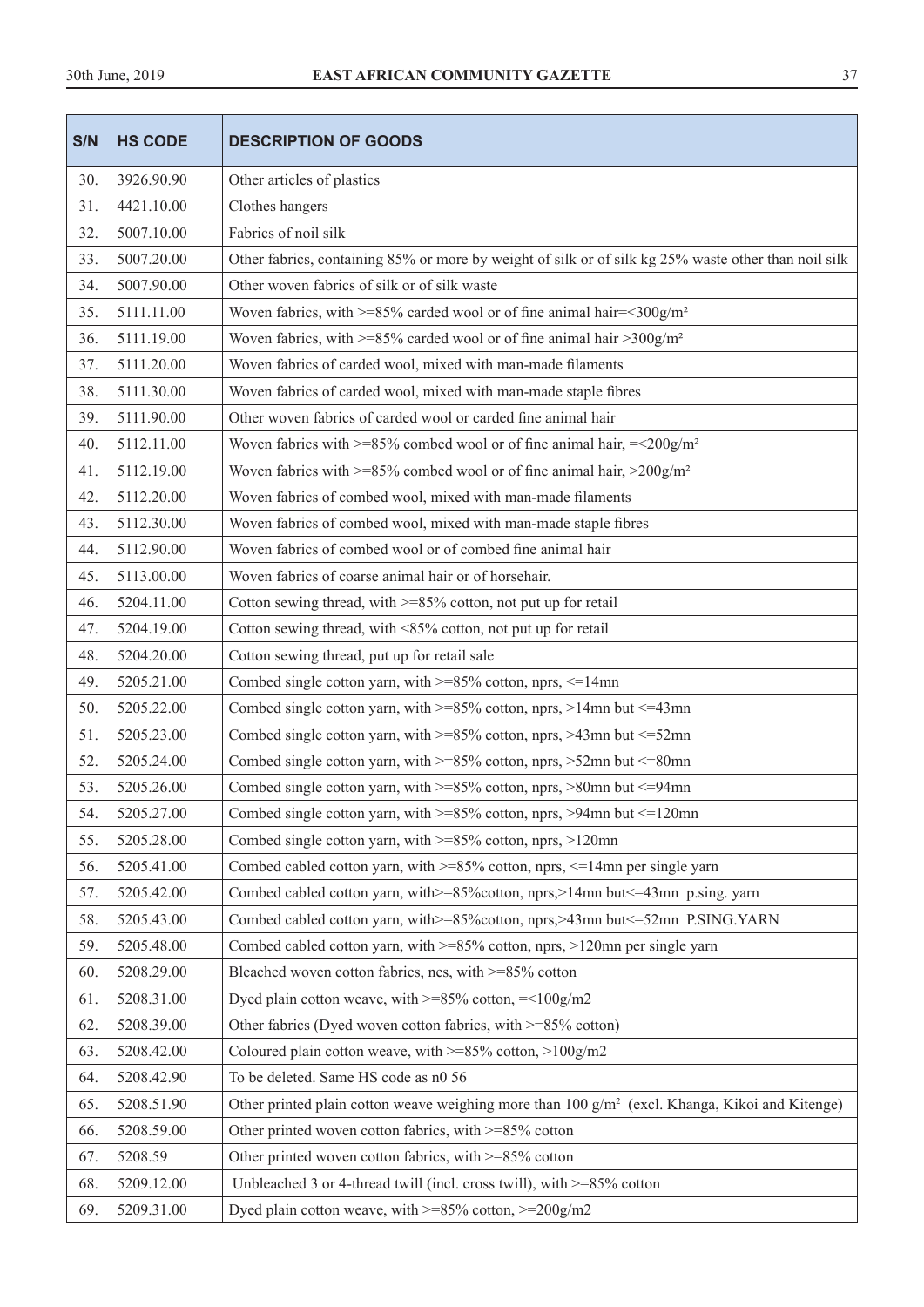| S/N | HS CODE | DESCRIPTION OF GOODS |
|---|---|---|
| 30. | 3926.90.90 | Other articles of plastics |
| 31. | 4421.10.00 | Clothes hangers |
| 32. | 5007.10.00 | Fabrics of noil silk |
| 33. | 5007.20.00 | Other fabrics, containing 85% or more by weight of silk or of silk kg 25% waste other than noil silk |
| 34. | 5007.90.00 | Other woven fabrics of silk or of silk waste |
| 35. | 5111.11.00 | Woven fabrics, with >=85% carded wool or of fine animal hair=<300g/m² |
| 36. | 5111.19.00 | Woven fabrics, with >=85% carded wool or of fine animal hair >300g/m² |
| 37. | 5111.20.00 | Woven fabrics of carded wool, mixed with man-made filaments |
| 38. | 5111.30.00 | Woven fabrics of carded wool, mixed with man-made staple fibres |
| 39. | 5111.90.00 | Other woven fabrics of carded wool or carded fine animal hair |
| 40. | 5112.11.00 | Woven fabrics with >=85% combed wool or of fine animal hair, =<200g/m² |
| 41. | 5112.19.00 | Woven fabrics with >=85% combed wool or of fine animal hair, >200g/m² |
| 42. | 5112.20.00 | Woven fabrics of combed wool, mixed with man-made filaments |
| 43. | 5112.30.00 | Woven fabrics of combed wool, mixed with man-made staple fibres |
| 44. | 5112.90.00 | Woven fabrics of combed wool or of combed fine animal hair |
| 45. | 5113.00.00 | Woven fabrics of coarse animal hair or of horsehair. |
| 46. | 5204.11.00 | Cotton sewing thread, with >=85% cotton, not put up for retail |
| 47. | 5204.19.00 | Cotton sewing thread, with <85% cotton, not put up for retail |
| 48. | 5204.20.00 | Cotton sewing thread, put up for retail sale |
| 49. | 5205.21.00 | Combed single cotton yarn, with >=85% cotton, nprs, <=14mn |
| 50. | 5205.22.00 | Combed single cotton yarn, with >=85% cotton, nprs, >14mn but <=43mn |
| 51. | 5205.23.00 | Combed single cotton yarn, with >=85% cotton, nprs, >43mn but <=52mn |
| 52. | 5205.24.00 | Combed single cotton yarn, with >=85% cotton, nprs, >52mn but <=80mn |
| 53. | 5205.26.00 | Combed single cotton yarn, with >=85% cotton, nprs, >80mn but <=94mn |
| 54. | 5205.27.00 | Combed single cotton yarn, with >=85% cotton, nprs, >94mn but <=120mn |
| 55. | 5205.28.00 | Combed single cotton yarn, with >=85% cotton, nprs, >120mn |
| 56. | 5205.41.00 | Combed cabled cotton yarn, with >=85% cotton, nprs, <=14mn per single yarn |
| 57. | 5205.42.00 | Combed cabled cotton yarn, with>=85%cotton, nprs,>14mn but<=43mn p.sing. yarn |
| 58. | 5205.43.00 | Combed cabled cotton yarn, with>=85%cotton, nprs,>43mn but<=52mn P.SING.YARN |
| 59. | 5205.48.00 | Combed cabled cotton yarn, with >=85% cotton, nprs, >120mn per single yarn |
| 60. | 5208.29.00 | Bleached woven cotton fabrics, nes, with >=85% cotton |
| 61. | 5208.31.00 | Dyed plain cotton weave, with >=85% cotton, =<100g/m2 |
| 62. | 5208.39.00 | Other fabrics (Dyed woven cotton fabrics, with >=85% cotton) |
| 63. | 5208.42.00 | Coloured plain cotton weave, with >=85% cotton, >100g/m2 |
| 64. | 5208.42.90 | To be deleted. Same HS code as n0 56 |
| 65. | 5208.51.90 | Other printed plain cotton weave weighing more than 100 g/m² (excl. Khanga, Kikoi and Kitenge) |
| 66. | 5208.59.00 | Other printed woven cotton fabrics, with >=85% cotton |
| 67. | 5208.59 | Other printed woven cotton fabrics, with >=85% cotton |
| 68. | 5209.12.00 | Unbleached 3 or 4-thread twill (incl. cross twill), with >=85% cotton |
| 69. | 5209.31.00 | Dyed plain cotton weave, with >=85% cotton, >=200g/m2 |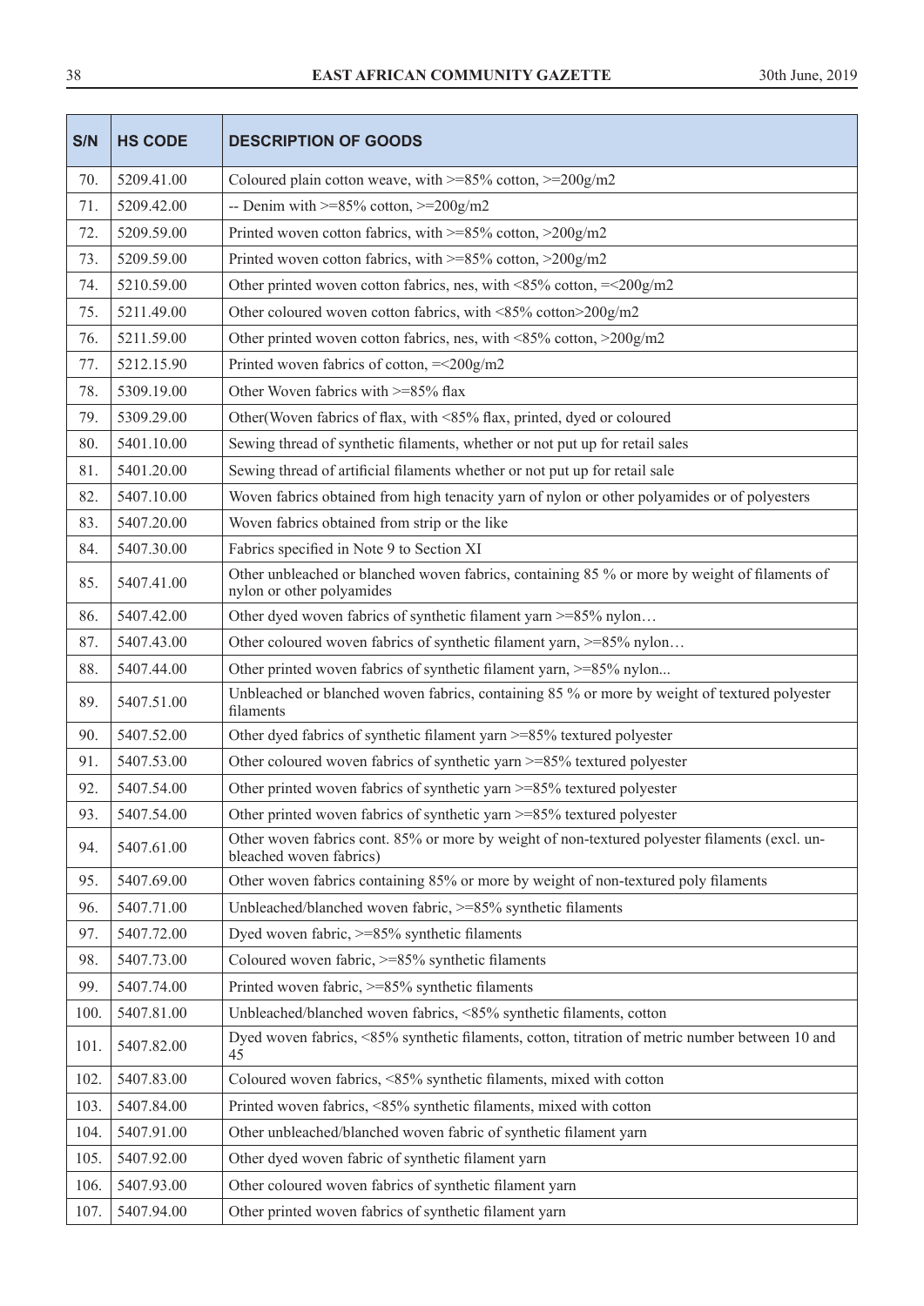| S/N | HS CODE | DESCRIPTION OF GOODS |
|---|---|---|
| 70. | 5209.41.00 | Coloured plain cotton weave, with >=85% cotton, >=200g/m2 |
| 71. | 5209.42.00 | -- Denim with >=85% cotton, >=200g/m2 |
| 72. | 5209.59.00 | Printed woven cotton fabrics, with >=85% cotton, >200g/m2 |
| 73. | 5209.59.00 | Printed woven cotton fabrics, with >=85% cotton, >200g/m2 |
| 74. | 5210.59.00 | Other printed woven cotton fabrics, nes, with <85% cotton, =<200g/m2 |
| 75. | 5211.49.00 | Other coloured woven cotton fabrics, with <85% cotton>200g/m2 |
| 76. | 5211.59.00 | Other printed woven cotton fabrics, nes, with <85% cotton, >200g/m2 |
| 77. | 5212.15.90 | Printed woven fabrics of cotton, =<200g/m2 |
| 78. | 5309.19.00 | Other Woven fabrics with >=85% flax |
| 79. | 5309.29.00 | Other(Woven fabrics of flax, with <85% flax, printed, dyed or coloured |
| 80. | 5401.10.00 | Sewing thread of synthetic filaments, whether or not put up for retail sales |
| 81. | 5401.20.00 | Sewing thread of artificial filaments whether or not put up for retail sale |
| 82. | 5407.10.00 | Woven fabrics obtained from high tenacity yarn of nylon or other polyamides or of polyesters |
| 83. | 5407.20.00 | Woven fabrics obtained from strip or the like |
| 84. | 5407.30.00 | Fabrics specified in Note 9 to Section XI |
| 85. | 5407.41.00 | Other unbleached or blanched woven fabrics, containing 85 % or more by weight of filaments of nylon or other polyamides |
| 86. | 5407.42.00 | Other dyed woven fabrics of synthetic filament yarn >=85% nylon… |
| 87. | 5407.43.00 | Other coloured woven fabrics of synthetic filament yarn, >=85% nylon… |
| 88. | 5407.44.00 | Other printed woven fabrics of synthetic filament yarn, >=85% nylon... |
| 89. | 5407.51.00 | Unbleached or blanched woven fabrics, containing 85 % or more by weight of textured polyester filaments |
| 90. | 5407.52.00 | Other dyed fabrics of synthetic filament yarn >=85% textured polyester |
| 91. | 5407.53.00 | Other coloured woven fabrics of synthetic yarn >=85% textured polyester |
| 92. | 5407.54.00 | Other printed woven fabrics of synthetic yarn >=85% textured polyester |
| 93. | 5407.54.00 | Other printed woven fabrics of synthetic yarn >=85% textured polyester |
| 94. | 5407.61.00 | Other woven fabrics cont. 85% or more by weight of non-textured polyester filaments (excl. unbleached woven fabrics) |
| 95. | 5407.69.00 | Other woven fabrics containing 85% or more by weight of non-textured poly filaments |
| 96. | 5407.71.00 | Unbleached/blanched woven fabric, >=85% synthetic filaments |
| 97. | 5407.72.00 | Dyed woven fabric, >=85% synthetic filaments |
| 98. | 5407.73.00 | Coloured woven fabric, >=85% synthetic filaments |
| 99. | 5407.74.00 | Printed woven fabric, >=85% synthetic filaments |
| 100. | 5407.81.00 | Unbleached/blanched woven fabrics, <85% synthetic filaments, cotton |
| 101. | 5407.82.00 | Dyed woven fabrics, <85% synthetic filaments, cotton, titration of metric number between 10 and 45 |
| 102. | 5407.83.00 | Coloured woven fabrics, <85% synthetic filaments, mixed with cotton |
| 103. | 5407.84.00 | Printed woven fabrics, <85% synthetic filaments, mixed with cotton |
| 104. | 5407.91.00 | Other unbleached/blanched woven fabric of synthetic filament yarn |
| 105. | 5407.92.00 | Other dyed woven fabric of synthetic filament yarn |
| 106. | 5407.93.00 | Other coloured woven fabrics of synthetic filament yarn |
| 107. | 5407.94.00 | Other printed woven fabrics of synthetic filament yarn |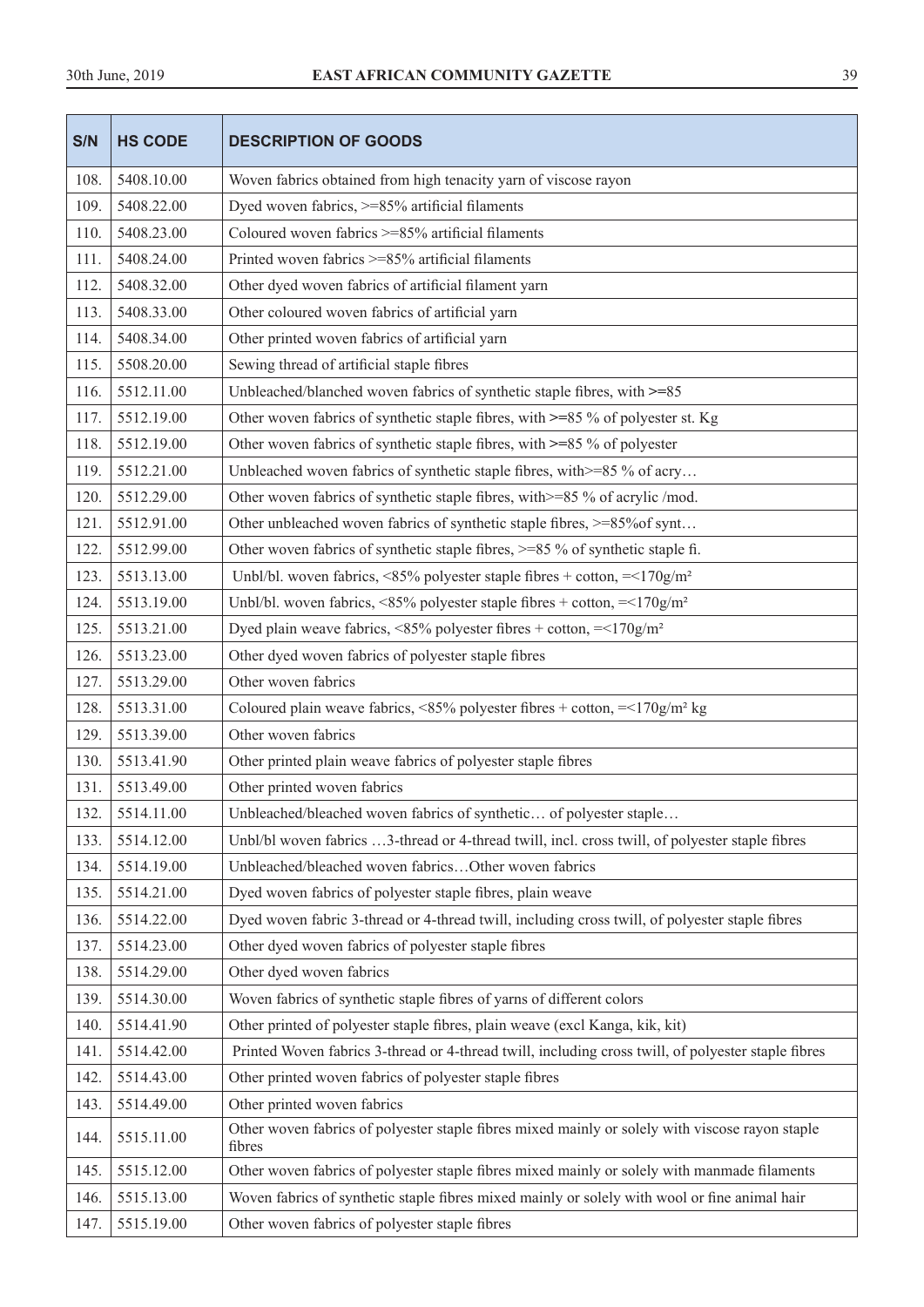| S/N | HS CODE | DESCRIPTION OF GOODS |
|---|---|---|
| 108. | 5408.10.00 | Woven fabrics obtained from high tenacity yarn of viscose rayon |
| 109. | 5408.22.00 | Dyed woven fabrics, >=85% artificial filaments |
| 110. | 5408.23.00 | Coloured woven fabrics >=85% artificial filaments |
| 111. | 5408.24.00 | Printed woven fabrics >=85% artificial filaments |
| 112. | 5408.32.00 | Other dyed woven fabrics of artificial filament yarn |
| 113. | 5408.33.00 | Other coloured woven fabrics of artificial yarn |
| 114. | 5408.34.00 | Other printed woven fabrics of artificial yarn |
| 115. | 5508.20.00 | Sewing thread of artificial staple fibres |
| 116. | 5512.11.00 | Unbleached/blanched woven fabrics of synthetic staple fibres, with >=85 |
| 117. | 5512.19.00 | Other woven fabrics of synthetic staple fibres, with >=85 % of polyester st. Kg |
| 118. | 5512.19.00 | Other woven fabrics of synthetic staple fibres, with >=85 % of polyester |
| 119. | 5512.21.00 | Unbleached woven fabrics of synthetic staple fibres, with>=85 % of acry… |
| 120. | 5512.29.00 | Other woven fabrics of synthetic staple fibres, with>=85 % of acrylic /mod. |
| 121. | 5512.91.00 | Other unbleached woven fabrics of synthetic staple fibres, >=85%of synt… |
| 122. | 5512.99.00 | Other woven fabrics of synthetic staple fibres, >=85 % of synthetic staple fi. |
| 123. | 5513.13.00 | Unbl/bl. woven fabrics, <85% polyester staple fibres + cotton, =<170g/m² |
| 124. | 5513.19.00 | Unbl/bl. woven fabrics, <85% polyester staple fibres + cotton, =<170g/m² |
| 125. | 5513.21.00 | Dyed plain weave fabrics, <85% polyester fibres + cotton, =<170g/m² |
| 126. | 5513.23.00 | Other dyed woven fabrics of polyester staple fibres |
| 127. | 5513.29.00 | Other woven fabrics |
| 128. | 5513.31.00 | Coloured plain weave fabrics, <85% polyester fibres + cotton, =<170g/m² kg |
| 129. | 5513.39.00 | Other woven fabrics |
| 130. | 5513.41.90 | Other printed plain weave fabrics of polyester staple fibres |
| 131. | 5513.49.00 | Other printed woven fabrics |
| 132. | 5514.11.00 | Unbleached/bleached woven fabrics of synthetic… of polyester staple… |
| 133. | 5514.12.00 | Unbl/bl woven fabrics …3-thread or 4-thread twill, incl. cross twill, of polyester staple fibres |
| 134. | 5514.19.00 | Unbleached/bleached woven fabrics…Other woven fabrics |
| 135. | 5514.21.00 | Dyed woven fabrics of polyester staple fibres, plain weave |
| 136. | 5514.22.00 | Dyed woven fabric 3-thread or 4-thread twill, including cross twill, of polyester staple fibres |
| 137. | 5514.23.00 | Other dyed woven fabrics of polyester staple fibres |
| 138. | 5514.29.00 | Other dyed woven fabrics |
| 139. | 5514.30.00 | Woven fabrics of synthetic staple fibres of yarns of different colors |
| 140. | 5514.41.90 | Other printed of polyester staple fibres, plain weave (excl Kanga, kik, kit) |
| 141. | 5514.42.00 | Printed Woven fabrics 3-thread or 4-thread twill, including cross twill, of polyester staple fibres |
| 142. | 5514.43.00 | Other printed woven fabrics of polyester staple fibres |
| 143. | 5514.49.00 | Other printed woven fabrics |
| 144. | 5515.11.00 | Other woven fabrics of polyester staple fibres mixed mainly or solely with viscose rayon staple fibres |
| 145. | 5515.12.00 | Other woven fabrics of polyester staple fibres mixed mainly or solely with manmade filaments |
| 146. | 5515.13.00 | Woven fabrics of synthetic staple fibres mixed mainly or solely with wool or fine animal hair |
| 147. | 5515.19.00 | Other woven fabrics of polyester staple fibres |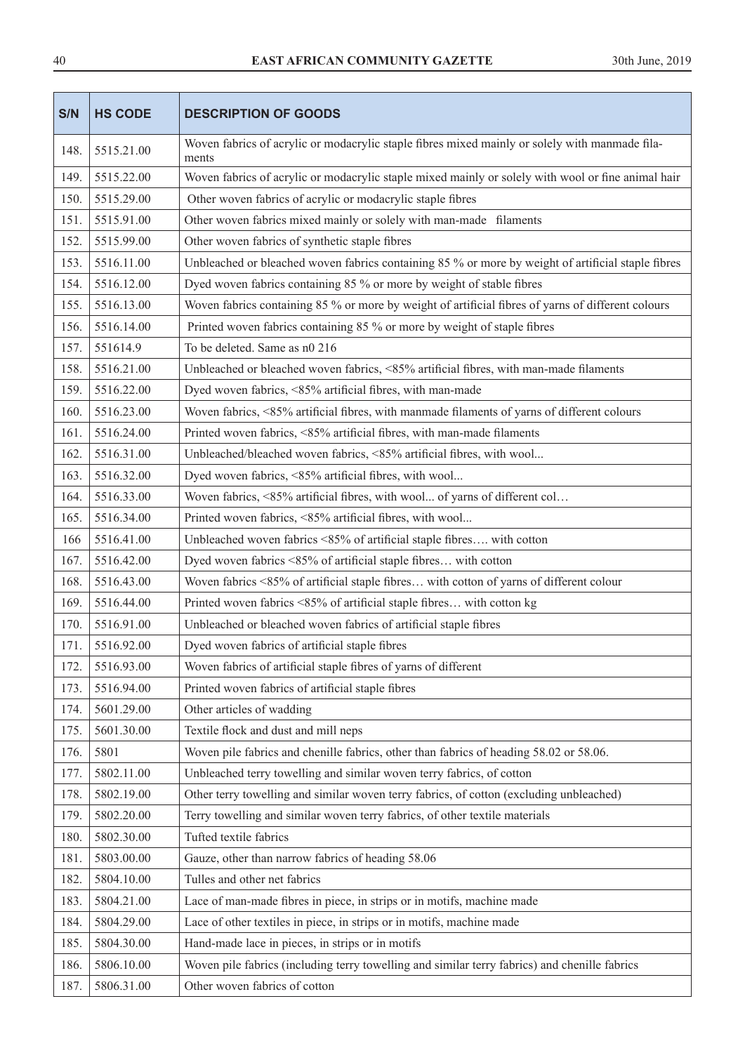| S/N | HS CODE | DESCRIPTION OF GOODS |
|---|---|---|
| 148. | 5515.21.00 | Woven fabrics of acrylic or modacrylic staple fibres mixed mainly or solely with manmade fila-ments |
| 149. | 5515.22.00 | Woven fabrics of acrylic or modacrylic staple mixed mainly or solely with wool or fine animal hair |
| 150. | 5515.29.00 | Other woven fabrics of acrylic or modacrylic staple fibres |
| 151. | 5515.91.00 | Other woven fabrics mixed mainly or solely with man-made filaments |
| 152. | 5515.99.00 | Other woven fabrics of synthetic staple fibres |
| 153. | 5516.11.00 | Unbleached or bleached woven fabrics containing 85 % or more by weight of artificial staple fibres |
| 154. | 5516.12.00 | Dyed woven fabrics containing 85 % or more by weight of stable fibres |
| 155. | 5516.13.00 | Woven fabrics containing 85 % or more by weight of artificial fibres of yarns of different colours |
| 156. | 5516.14.00 | Printed woven fabrics containing 85 % or more by weight of staple fibres |
| 157. | 551614.9 | To be deleted. Same as n0 216 |
| 158. | 5516.21.00 | Unbleached or bleached woven fabrics, <85% artificial fibres, with man-made filaments |
| 159. | 5516.22.00 | Dyed woven fabrics, <85% artificial fibres, with man-made |
| 160. | 5516.23.00 | Woven fabrics, <85% artificial fibres, with manmade filaments of yarns of different colours |
| 161. | 5516.24.00 | Printed woven fabrics, <85% artificial fibres, with man-made filaments |
| 162. | 5516.31.00 | Unbleached/bleached woven fabrics, <85% artificial fibres, with wool... |
| 163. | 5516.32.00 | Dyed woven fabrics, <85% artificial fibres, with wool... |
| 164. | 5516.33.00 | Woven fabrics, <85% artificial fibres, with wool... of yarns of different col… |
| 165. | 5516.34.00 | Printed woven fabrics, <85% artificial fibres, with wool... |
| 166 | 5516.41.00 | Unbleached woven fabrics <85% of artificial staple fibres…. with cotton |
| 167. | 5516.42.00 | Dyed woven fabrics <85% of artificial staple fibres… with cotton |
| 168. | 5516.43.00 | Woven fabrics <85% of artificial staple fibres… with cotton of yarns of different colour |
| 169. | 5516.44.00 | Printed woven fabrics <85% of artificial staple fibres… with cotton kg |
| 170. | 5516.91.00 | Unbleached or bleached woven fabrics of artificial staple fibres |
| 171. | 5516.92.00 | Dyed woven fabrics of artificial staple fibres |
| 172. | 5516.93.00 | Woven fabrics of artificial staple fibres of yarns of different |
| 173. | 5516.94.00 | Printed woven fabrics of artificial staple fibres |
| 174. | 5601.29.00 | Other articles of wadding |
| 175. | 5601.30.00 | Textile flock and dust and mill neps |
| 176. | 5801 | Woven pile fabrics and chenille fabrics, other than fabrics of heading 58.02 or 58.06. |
| 177. | 5802.11.00 | Unbleached terry towelling and similar woven terry fabrics, of cotton |
| 178. | 5802.19.00 | Other terry towelling and similar woven terry fabrics, of cotton (excluding unbleached) |
| 179. | 5802.20.00 | Terry towelling and similar woven terry fabrics, of other textile materials |
| 180. | 5802.30.00 | Tufted textile fabrics |
| 181. | 5803.00.00 | Gauze, other than narrow fabrics of heading 58.06 |
| 182. | 5804.10.00 | Tulles and other net fabrics |
| 183. | 5804.21.00 | Lace of man-made fibres in piece, in strips or in motifs, machine made |
| 184. | 5804.29.00 | Lace of other textiles in piece, in strips or in motifs, machine made |
| 185. | 5804.30.00 | Hand-made lace in pieces, in strips or in motifs |
| 186. | 5806.10.00 | Woven pile fabrics (including terry towelling and similar terry fabrics) and chenille fabrics |
| 187. | 5806.31.00 | Other woven fabrics of cotton |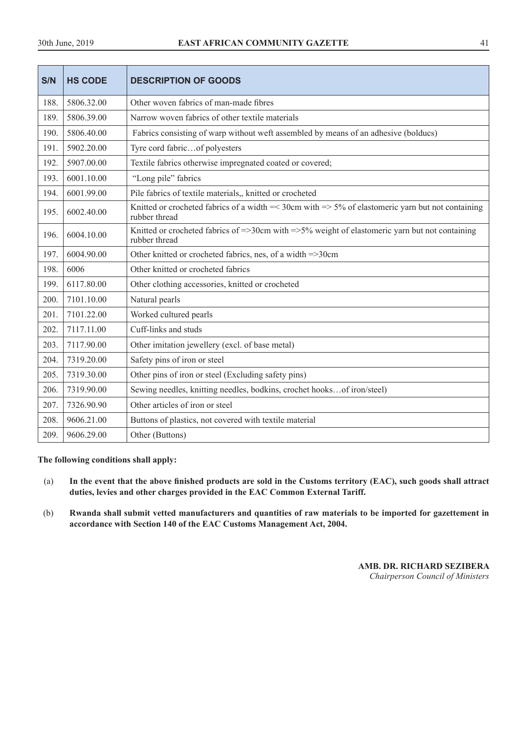| S/N | HS CODE | DESCRIPTION OF GOODS |
|---|---|---|
| 188. | 5806.32.00 | Other woven fabrics of man-made fibres |
| 189. | 5806.39.00 | Narrow woven fabrics of other textile materials |
| 190. | 5806.40.00 | Fabrics consisting of warp without weft assembled by means of an adhesive (bolducs) |
| 191. | 5902.20.00 | Tyre cord fabric…of polyesters |
| 192. | 5907.00.00 | Textile fabrics otherwise impregnated coated or covered; |
| 193. | 6001.10.00 | "Long pile" fabrics |
| 194. | 6001.99.00 | Pile fabrics of textile materials,, knitted or crocheted |
| 195. | 6002.40.00 | Knitted or crocheted fabrics of a width =< 30cm with => 5% of elastomeric yarn but not containing rubber thread |
| 196. | 6004.10.00 | Knitted or crocheted fabrics of =>30cm with =>5% weight of elastomeric yarn but not containing rubber thread |
| 197. | 6004.90.00 | Other knitted or crocheted fabrics, nes, of a width =>30cm |
| 198. | 6006 | Other knitted or crocheted fabrics |
| 199. | 6117.80.00 | Other clothing accessories, knitted or crocheted |
| 200. | 7101.10.00 | Natural pearls |
| 201. | 7101.22.00 | Worked cultured pearls |
| 202. | 7117.11.00 | Cuff-links and studs |
| 203. | 7117.90.00 | Other imitation jewellery (excl. of base metal) |
| 204. | 7319.20.00 | Safety pins of iron or steel |
| 205. | 7319.30.00 | Other pins of iron or steel (Excluding safety pins) |
| 206. | 7319.90.00 | Sewing needles, knitting needles, bodkins, crochet hooks…of iron/steel) |
| 207. | 7326.90.90 | Other articles of iron or steel |
| 208. | 9606.21.00 | Buttons of plastics, not covered with textile material |
| 209. | 9606.29.00 | Other (Buttons) |

**The following conditions shall apply:**

(a) **In the event that the above finished products are sold in the Customs territory (EAC), such goods shall attract duties, levies and other charges provided in the EAC Common External Tariff.**

(b) **Rwanda shall submit vetted manufacturers and quantities of raw materials to be imported for gazettement in accordance with Section 140 of the EAC Customs Management Act, 2004.**

**AMB. DR. RICHARD SEZIBERA**
*Chairperson Council of Ministers*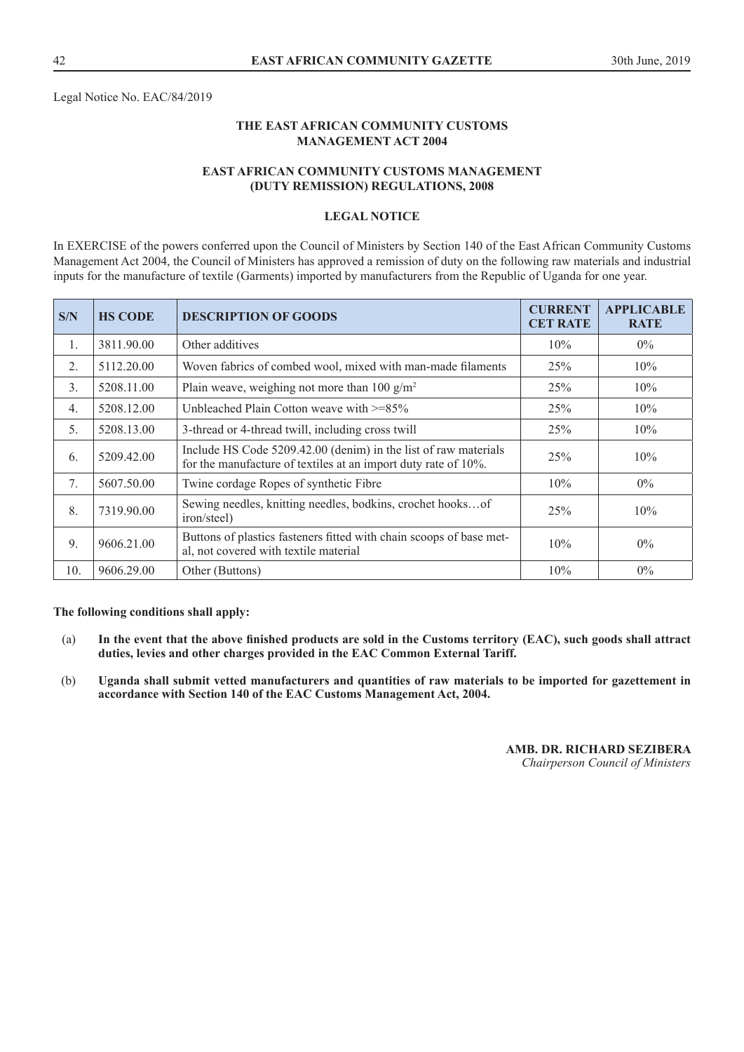Legal Notice No. EAC/84/2019

## THE EAST AFRICAN COMMUNITY CUSTOMS MANAGEMENT ACT 2004

## EAST AFRICAN COMMUNITY CUSTOMS MANAGEMENT (DUTY REMISSION) REGULATIONS, 2008

## LEGAL NOTICE

In EXERCISE of the powers conferred upon the Council of Ministers by Section 140 of the East African Community Customs Management Act 2004, the Council of Ministers has approved a remission of duty on the following raw materials and industrial inputs for the manufacture of textile (Garments) imported by manufacturers from the Republic of Uganda for one year.

| S/N | HS CODE | DESCRIPTION OF GOODS | CURRENT CET RATE | APPLICABLE RATE |
|---|---|---|---|---|
| 1. | 3811.90.00 | Other additives | 10% | 0% |
| 2. | 5112.20.00 | Woven fabrics of combed wool, mixed with man-made filaments | 25% | 10% |
| 3. | 5208.11.00 | Plain weave, weighing not more than 100 g/m² | 25% | 10% |
| 4. | 5208.12.00 | Unbleached Plain Cotton weave with >=85% | 25% | 10% |
| 5. | 5208.13.00 | 3-thread or 4-thread twill, including cross twill | 25% | 10% |
| 6. | 5209.42.00 | Include HS Code 5209.42.00 (denim) in the list of raw materials for the manufacture of textiles at an import duty rate of 10%. | 25% | 10% |
| 7. | 5607.50.00 | Twine cordage Ropes of synthetic Fibre | 10% | 0% |
| 8. | 7319.90.00 | Sewing needles, knitting needles, bodkins, crochet hooks…of iron/steel) | 25% | 10% |
| 9. | 9606.21.00 | Buttons of plastics fasteners fitted with chain scoops of base metal, not covered with textile material | 10% | 0% |
| 10. | 9606.29.00 | Other (Buttons) | 10% | 0% |

**The following conditions shall apply:**

(a) **In the event that the above finished products are sold in the Customs territory (EAC), such goods shall attract duties, levies and other charges provided in the EAC Common External Tariff.**

(b) **Uganda shall submit vetted manufacturers and quantities of raw materials to be imported for gazettement in accordance with Section 140 of the EAC Customs Management Act, 2004.**

**AMB. DR. RICHARD SEZIBERA**
*Chairperson Council of Ministers*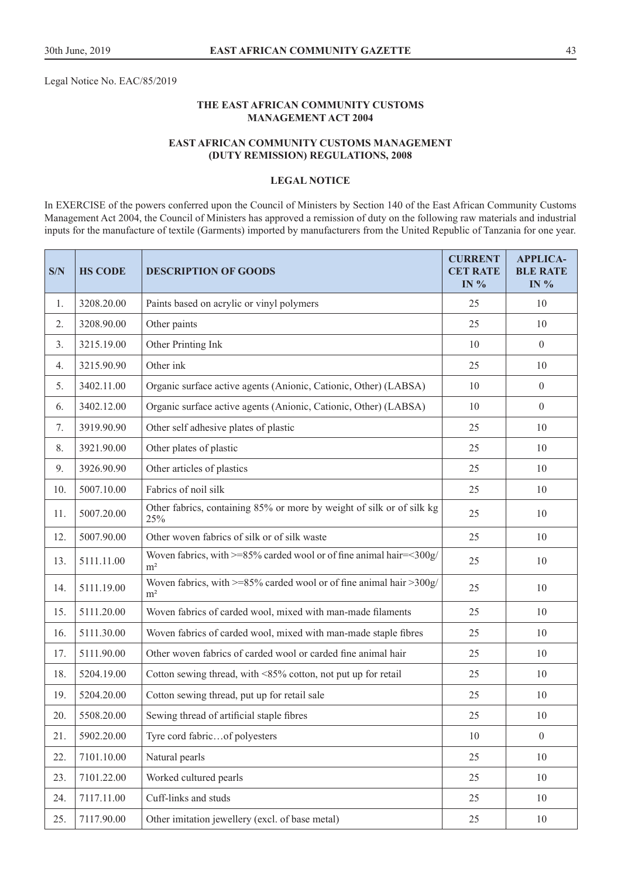Legal Notice No. EAC/85/2019

## THE EAST AFRICAN COMMUNITY CUSTOMS MANAGEMENT ACT 2004

## EAST AFRICAN COMMUNITY CUSTOMS MANAGEMENT (DUTY REMISSION) REGULATIONS, 2008

## LEGAL NOTICE

In EXERCISE of the powers conferred upon the Council of Ministers by Section 140 of the East African Community Customs Management Act 2004, the Council of Ministers has approved a remission of duty on the following raw materials and industrial inputs for the manufacture of textile (Garments) imported by manufacturers from the United Republic of Tanzania for one year.

| S/N | HS CODE | DESCRIPTION OF GOODS | CURRENT CET RATE IN % | APPLICA-BLE RATE IN % |
|---|---|---|---|---|
| 1. | 3208.20.00 | Paints based on acrylic or vinyl polymers | 25 | 10 |
| 2. | 3208.90.00 | Other paints | 25 | 10 |
| 3. | 3215.19.00 | Other Printing Ink | 10 | 0 |
| 4. | 3215.90.90 | Other ink | 25 | 10 |
| 5. | 3402.11.00 | Organic surface active agents (Anionic, Cationic, Other) (LABSA) | 10 | 0 |
| 6. | 3402.12.00 | Organic surface active agents (Anionic, Cationic, Other) (LABSA) | 10 | 0 |
| 7. | 3919.90.90 | Other self adhesive plates of plastic | 25 | 10 |
| 8. | 3921.90.00 | Other plates of plastic | 25 | 10 |
| 9. | 3926.90.90 | Other articles of plastics | 25 | 10 |
| 10. | 5007.10.00 | Fabrics of noil silk | 25 | 10 |
| 11. | 5007.20.00 | Other fabrics, containing 85% or more by weight of silk or of silk kg 25% | 25 | 10 |
| 12. | 5007.90.00 | Other woven fabrics of silk or of silk waste | 25 | 10 |
| 13. | 5111.11.00 | Woven fabrics, with >=85% carded wool or of fine animal hair=<300g/$m^2$ | 25 | 10 |
| 14. | 5111.19.00 | Woven fabrics, with >=85% carded wool or of fine animal hair >300g/$m^2$ | 25 | 10 |
| 15. | 5111.20.00 | Woven fabrics of carded wool, mixed with man-made filaments | 25 | 10 |
| 16. | 5111.30.00 | Woven fabrics of carded wool, mixed with man-made staple fibres | 25 | 10 |
| 17. | 5111.90.00 | Other woven fabrics of carded wool or carded fine animal hair | 25 | 10 |
| 18. | 5204.19.00 | Cotton sewing thread, with <85% cotton, not put up for retail | 25 | 10 |
| 19. | 5204.20.00 | Cotton sewing thread, put up for retail sale | 25 | 10 |
| 20. | 5508.20.00 | Sewing thread of artificial staple fibres | 25 | 10 |
| 21. | 5902.20.00 | Tyre cord fabric…of polyesters | 10 | 0 |
| 22. | 7101.10.00 | Natural pearls | 25 | 10 |
| 23. | 7101.22.00 | Worked cultured pearls | 25 | 10 |
| 24. | 7117.11.00 | Cuff-links and studs | 25 | 10 |
| 25. | 7117.90.00 | Other imitation jewellery (excl. of base metal) | 25 | 10 |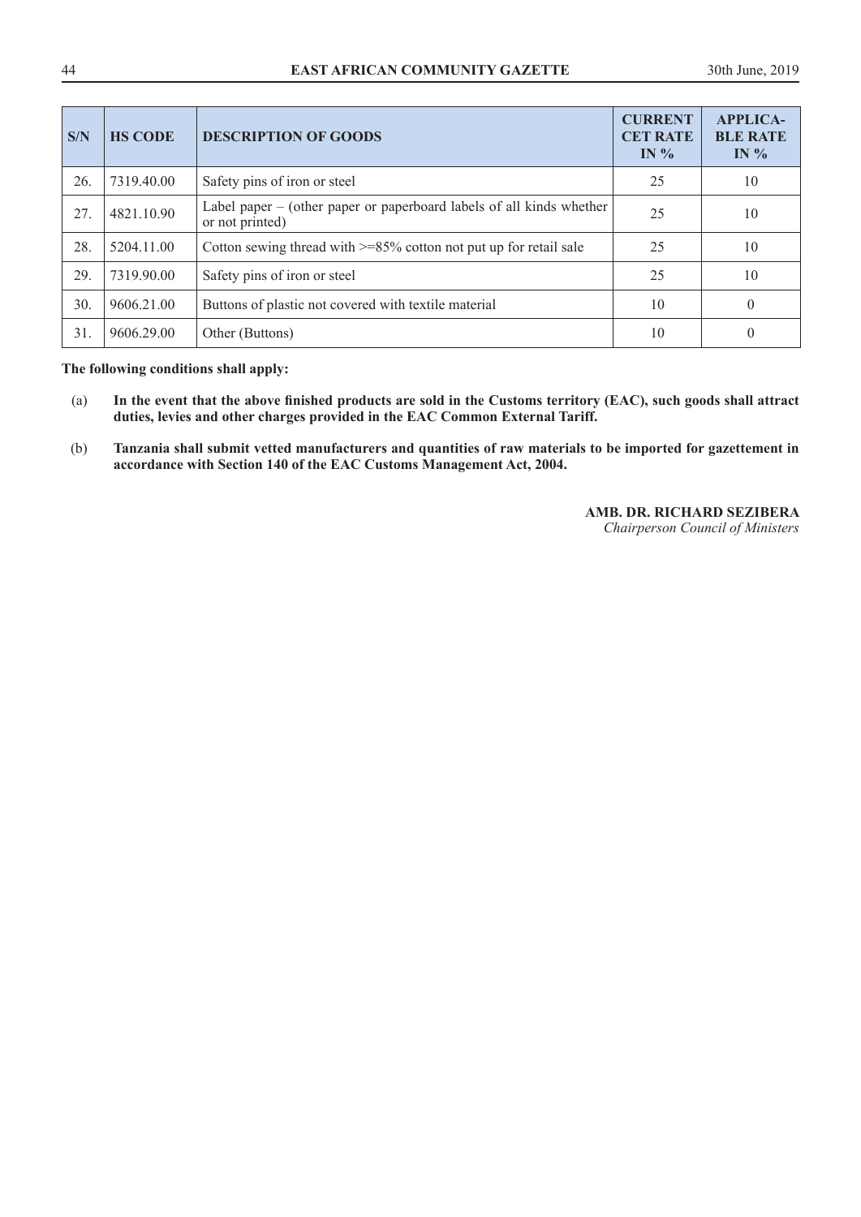| S/N | HS CODE | DESCRIPTION OF GOODS | CURRENT CET RATE IN % | APPLICABLE RATE IN % |
|---|---|---|---|---|
| 26. | 7319.40.00 | Safety pins of iron or steel | 25 | 10 |
| 27. | 4821.10.90 | Label paper – (other paper or paperboard labels of all kinds whether or not printed) | 25 | 10 |
| 28. | 5204.11.00 | Cotton sewing thread with >=85% cotton not put up for retail sale | 25 | 10 |
| 29. | 7319.90.00 | Safety pins of iron or steel | 25 | 10 |
| 30. | 9606.21.00 | Buttons of plastic not covered with textile material | 10 | 0 |
| 31. | 9606.29.00 | Other (Buttons) | 10 | 0 |

**The following conditions shall apply:**

(a) **In the event that the above finished products are sold in the Customs territory (EAC), such goods shall attract duties, levies and other charges provided in the EAC Common External Tariff.**

(b) **Tanzania shall submit vetted manufacturers and quantities of raw materials to be imported for gazettement in accordance with Section 140 of the EAC Customs Management Act, 2004.**

**AMB. DR. RICHARD SEZIBERA**
*Chairperson Council of Ministers*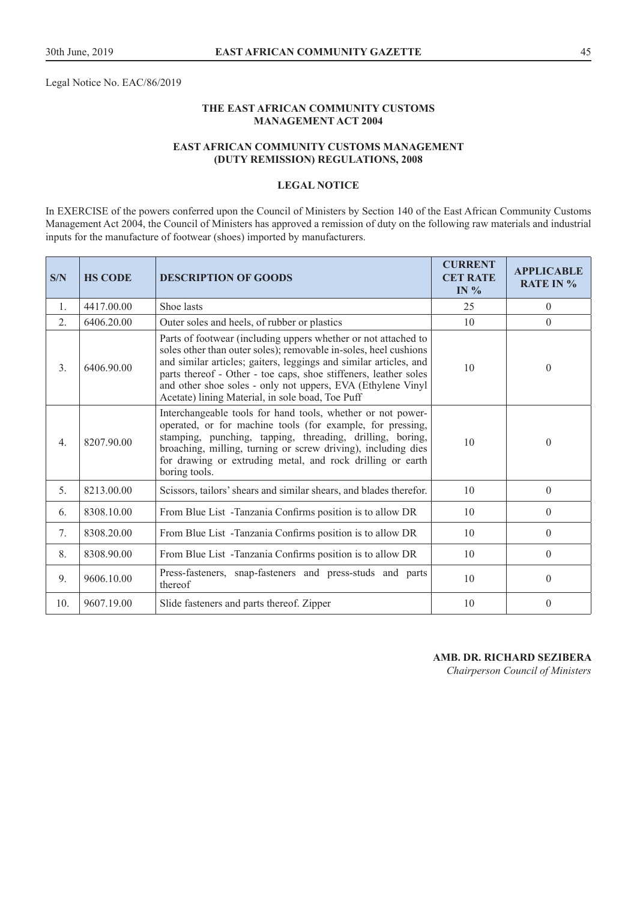Legal Notice No. EAC/86/2019

**THE EAST AFRICAN COMMUNITY CUSTOMS MANAGEMENT ACT 2004**

**EAST AFRICAN COMMUNITY CUSTOMS MANAGEMENT (DUTY REMISSION) REGULATIONS, 2008**

**LEGAL NOTICE**

In EXERCISE of the powers conferred upon the Council of Ministers by Section 140 of the East African Community Customs Management Act 2004, the Council of Ministers has approved a remission of duty on the following raw materials and industrial inputs for the manufacture of footwear (shoes) imported by manufacturers.

| S/N | HS CODE | DESCRIPTION OF GOODS | CURRENT CET RATE IN % | APPLICABLE RATE IN % |
|---|---|---|---|---|
| 1. | 4417.00.00 | Shoe lasts | 25 | 0 |
| 2. | 6406.20.00 | Outer soles and heels, of rubber or plastics | 10 | 0 |
| 3. | 6406.90.00 | Parts of footwear (including uppers whether or not attached to soles other than outer soles); removable in-soles, heel cushions and similar articles; gaiters, leggings and similar articles, and parts thereof - Other - toe caps, shoe stiffeners, leather soles and other shoe soles - only not uppers, EVA (Ethylene Vinyl Acetate) lining Material, in sole boad, Toe Puff | 10 | 0 |
| 4. | 8207.90.00 | Interchangeable tools for hand tools, whether or not power-operated, or for machine tools (for example, for pressing, stamping, punching, tapping, threading, drilling, boring, broaching, milling, turning or screw driving), including dies for drawing or extruding metal, and rock drilling or earth boring tools. | 10 | 0 |
| 5. | 8213.00.00 | Scissors, tailors' shears and similar shears, and blades therefor. | 10 | 0 |
| 6. | 8308.10.00 | From Blue List -Tanzania Confirms position is to allow DR | 10 | 0 |
| 7. | 8308.20.00 | From Blue List -Tanzania Confirms position is to allow DR | 10 | 0 |
| 8. | 8308.90.00 | From Blue List -Tanzania Confirms position is to allow DR | 10 | 0 |
| 9. | 9606.10.00 | Press-fasteners, snap-fasteners and press-studs and parts thereof | 10 | 0 |
| 10. | 9607.19.00 | Slide fasteners and parts thereof. Zipper | 10 | 0 |

**AMB. DR. RICHARD SEZIBERA**
*Chairperson Council of Ministers*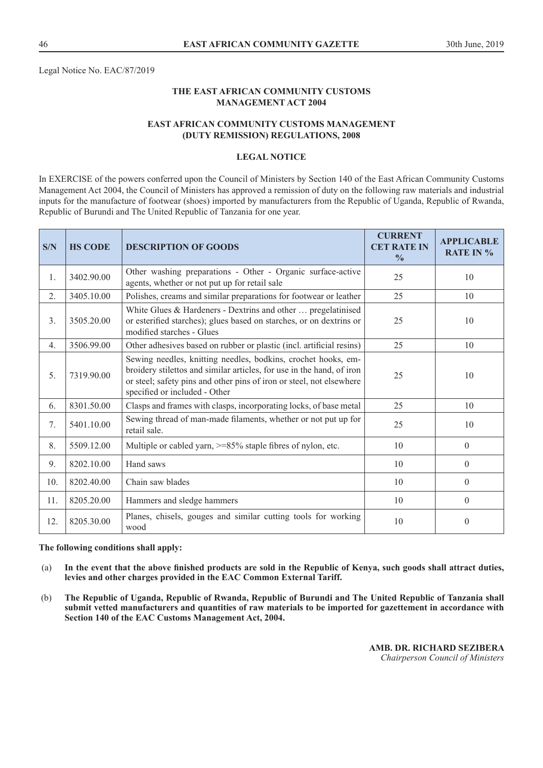Legal Notice No. EAC/87/2019

**THE EAST AFRICAN COMMUNITY CUSTOMS MANAGEMENT ACT 2004**

**EAST AFRICAN COMMUNITY CUSTOMS MANAGEMENT (DUTY REMISSION) REGULATIONS, 2008**

**LEGAL NOTICE**

In EXERCISE of the powers conferred upon the Council of Ministers by Section 140 of the East African Community Customs Management Act 2004, the Council of Ministers has approved a remission of duty on the following raw materials and industrial inputs for the manufacture of footwear (shoes) imported by manufacturers from the Republic of Uganda, Republic of Rwanda, Republic of Burundi and The United Republic of Tanzania for one year.

| S/N | HS CODE | DESCRIPTION OF GOODS | CURRENT CET RATE IN % | APPLICABLE RATE IN % |
|---|---|---|---|---|
| 1. | 3402.90.00 | Other washing preparations - Other - Organic surface-active agents, whether or not put up for retail sale | 25 | 10 |
| 2. | 3405.10.00 | Polishes, creams and similar preparations for footwear or leather | 25 | 10 |
| 3. | 3505.20.00 | White Glues & Hardeners - Dextrins and other … pregelatinised or esterified starches); glues based on starches, or on dextrins or modified starches - Glues | 25 | 10 |
| 4. | 3506.99.00 | Other adhesives based on rubber or plastic (incl. artificial resins) | 25 | 10 |
| 5. | 7319.90.00 | Sewing needles, knitting needles, bodkins, crochet hooks, embroidery stilettos and similar articles, for use in the hand, of iron or steel; safety pins and other pins of iron or steel, not elsewhere specified or included - Other | 25 | 10 |
| 6. | 8301.50.00 | Clasps and frames with clasps, incorporating locks, of base metal | 25 | 10 |
| 7. | 5401.10.00 | Sewing thread of man-made filaments, whether or not put up for retail sale. | 25 | 10 |
| 8. | 5509.12.00 | Multiple or cabled yarn, >=85% staple fibres of nylon, etc. | 10 | 0 |
| 9. | 8202.10.00 | Hand saws | 10 | 0 |
| 10. | 8202.40.00 | Chain saw blades | 10 | 0 |
| 11. | 8205.20.00 | Hammers and sledge hammers | 10 | 0 |
| 12. | 8205.30.00 | Planes, chisels, gouges and similar cutting tools for working wood | 10 | 0 |

**The following conditions shall apply:**

(a) **In the event that the above finished products are sold in the Republic of Kenya, such goods shall attract duties, levies and other charges provided in the EAC Common External Tariff.**

(b) **The Republic of Uganda, Republic of Rwanda, Republic of Burundi and The United Republic of Tanzania shall submit vetted manufacturers and quantities of raw materials to be imported for gazettement in accordance with Section 140 of the EAC Customs Management Act, 2004.**

**AMB. DR. RICHARD SEZIBERA**
*Chairperson Council of Ministers*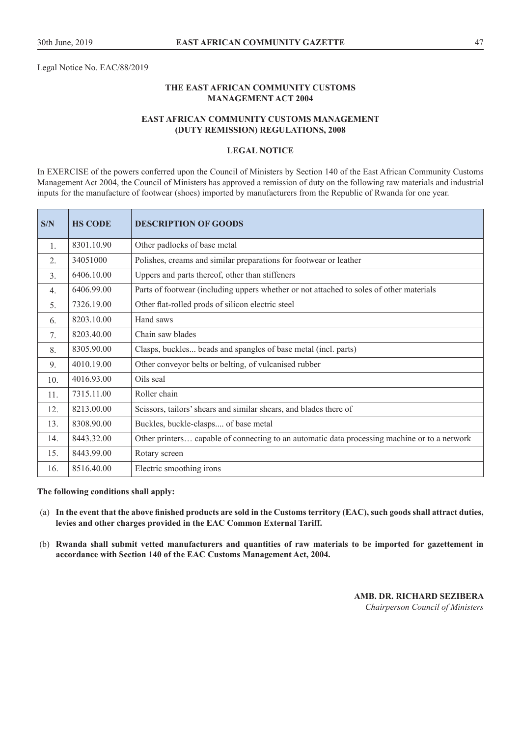Legal Notice No. EAC/88/2019

**THE EAST AFRICAN COMMUNITY CUSTOMS MANAGEMENT ACT 2004**

**EAST AFRICAN COMMUNITY CUSTOMS MANAGEMENT (DUTY REMISSION) REGULATIONS, 2008**

**LEGAL NOTICE**

In EXERCISE of the powers conferred upon the Council of Ministers by Section 140 of the East African Community Customs Management Act 2004, the Council of Ministers has approved a remission of duty on the following raw materials and industrial inputs for the manufacture of footwear (shoes) imported by manufacturers from the Republic of Rwanda for one year.

| S/N | HS CODE | DESCRIPTION OF GOODS |
|---|---|---|
| 1. | 8301.10.90 | Other padlocks of base metal |
| 2. | 34051000 | Polishes, creams and similar preparations for footwear or leather |
| 3. | 6406.10.00 | Uppers and parts thereof, other than stiffeners |
| 4. | 6406.99.00 | Parts of footwear (including uppers whether or not attached to soles of other materials |
| 5. | 7326.19.00 | Other flat-rolled prods of silicon electric steel |
| 6. | 8203.10.00 | Hand saws |
| 7. | 8203.40.00 | Chain saw blades |
| 8. | 8305.90.00 | Clasps, buckles... beads and spangles of base metal (incl. parts) |
| 9. | 4010.19.00 | Other conveyor belts or belting, of vulcanised rubber |
| 10. | 4016.93.00 | Oils seal |
| 11. | 7315.11.00 | Roller chain |
| 12. | 8213.00.00 | Scissors, tailors' shears and similar shears, and blades there of |
| 13. | 8308.90.00 | Buckles, buckle-clasps.... of base metal |
| 14. | 8443.32.00 | Other printers… capable of connecting to an automatic data processing machine or to a network |
| 15. | 8443.99.00 | Rotary screen |
| 16. | 8516.40.00 | Electric smoothing irons |

**The following conditions shall apply:**

(a) **In the event that the above finished products are sold in the Customs territory (EAC), such goods shall attract duties, levies and other charges provided in the EAC Common External Tariff.**

(b) **Rwanda shall submit vetted manufacturers and quantities of raw materials to be imported for gazettement in accordance with Section 140 of the EAC Customs Management Act, 2004.**

**AMB. DR. RICHARD SEZIBERA**
*Chairperson Council of Ministers*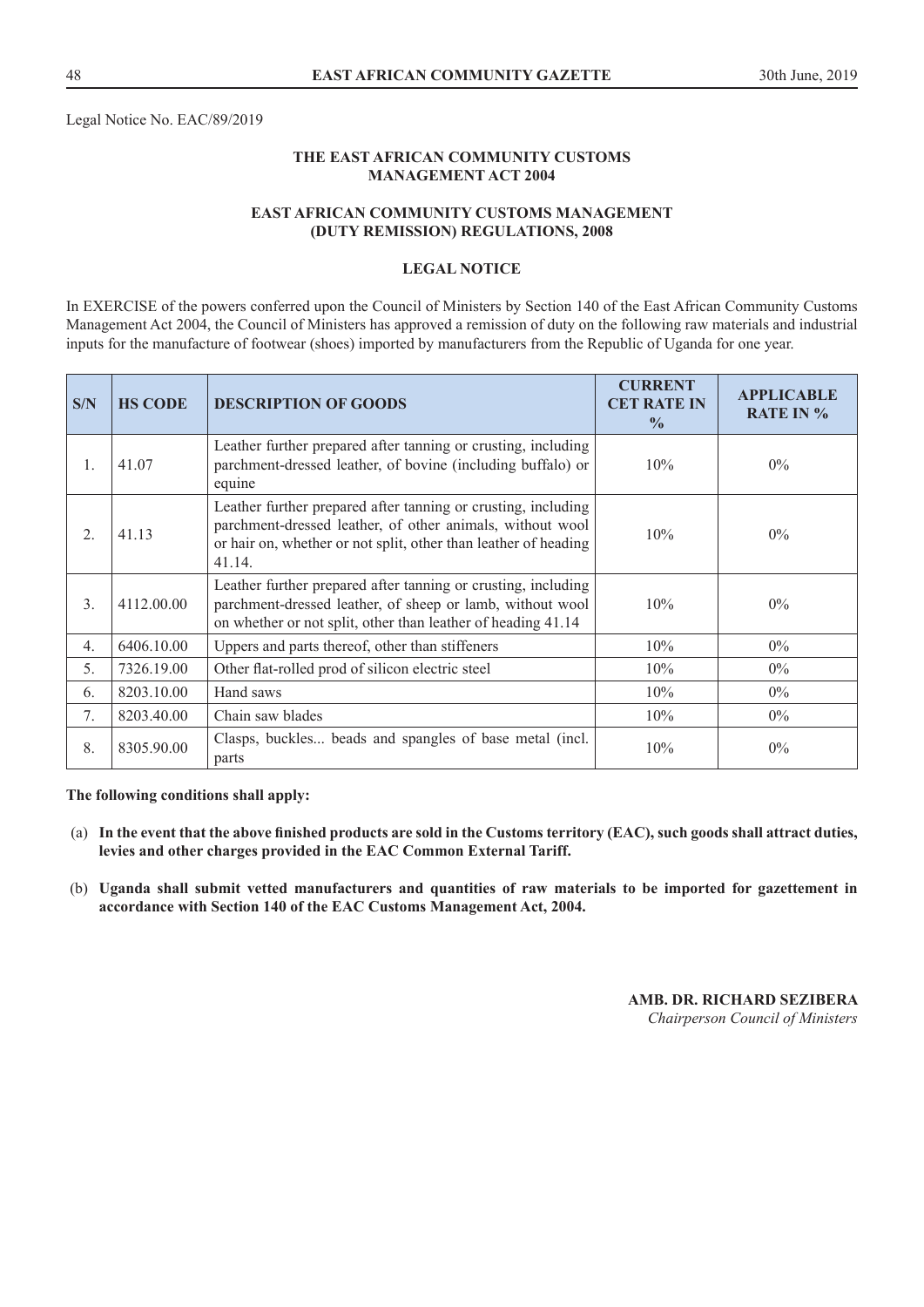Legal Notice No. EAC/89/2019

**THE EAST AFRICAN COMMUNITY CUSTOMS MANAGEMENT ACT 2004**

**EAST AFRICAN COMMUNITY CUSTOMS MANAGEMENT (DUTY REMISSION) REGULATIONS, 2008**

**LEGAL NOTICE**

In EXERCISE of the powers conferred upon the Council of Ministers by Section 140 of the East African Community Customs Management Act 2004, the Council of Ministers has approved a remission of duty on the following raw materials and industrial inputs for the manufacture of footwear (shoes) imported by manufacturers from the Republic of Uganda for one year.

| S/N | HS CODE | DESCRIPTION OF GOODS | CURRENT CET RATE IN % | APPLICABLE RATE IN % |
|---|---|---|---|---|
| 1. | 41.07 | Leather further prepared after tanning or crusting, including parchment-dressed leather, of bovine (including buffalo) or equine | 10% | 0% |
| 2. | 41.13 | Leather further prepared after tanning or crusting, including parchment-dressed leather, of other animals, without wool or hair on, whether or not split, other than leather of heading 41.14. | 10% | 0% |
| 3. | 4112.00.00 | Leather further prepared after tanning or crusting, including parchment-dressed leather, of sheep or lamb, without wool on whether or not split, other than leather of heading 41.14 | 10% | 0% |
| 4. | 6406.10.00 | Uppers and parts thereof, other than stiffeners | 10% | 0% |
| 5. | 7326.19.00 | Other flat-rolled prod of silicon electric steel | 10% | 0% |
| 6. | 8203.10.00 | Hand saws | 10% | 0% |
| 7. | 8203.40.00 | Chain saw blades | 10% | 0% |
| 8. | 8305.90.00 | Clasps, buckles... beads and spangles of base metal (incl. parts | 10% | 0% |

**The following conditions shall apply:**

(a) **In the event that the above finished products are sold in the Customs territory (EAC), such goods shall attract duties, levies and other charges provided in the EAC Common External Tariff.**

(b) **Uganda shall submit vetted manufacturers and quantities of raw materials to be imported for gazettement in accordance with Section 140 of the EAC Customs Management Act, 2004.**

**AMB. DR. RICHARD SEZIBERA**
*Chairperson Council of Ministers*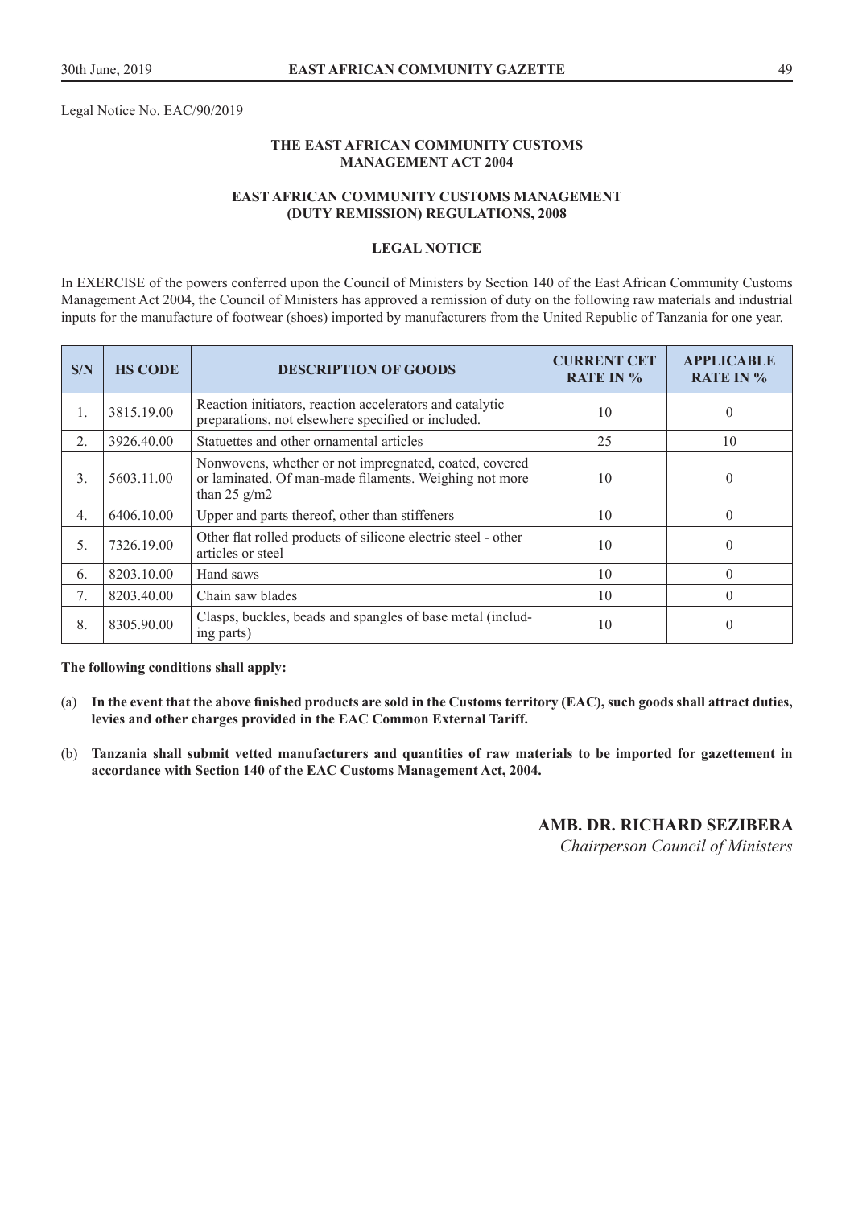Legal Notice No. EAC/90/2019

**THE EAST AFRICAN COMMUNITY CUSTOMS MANAGEMENT ACT 2004**

**EAST AFRICAN COMMUNITY CUSTOMS MANAGEMENT (DUTY REMISSION) REGULATIONS, 2008**

**LEGAL NOTICE**

In EXERCISE of the powers conferred upon the Council of Ministers by Section 140 of the East African Community Customs Management Act 2004, the Council of Ministers has approved a remission of duty on the following raw materials and industrial inputs for the manufacture of footwear (shoes) imported by manufacturers from the United Republic of Tanzania for one year.

| S/N | HS CODE | DESCRIPTION OF GOODS | CURRENT CET RATE IN % | APPLICABLE RATE IN % |
|---|---|---|---|---|
| 1. | 3815.19.00 | Reaction initiators, reaction accelerators and catalytic preparations, not elsewhere specified or included. | 10 | 0 |
| 2. | 3926.40.00 | Statuettes and other ornamental articles | 25 | 10 |
| 3. | 5603.11.00 | Nonwovens, whether or not impregnated, coated, covered or laminated. Of man-made filaments. Weighing not more than 25 g/m2 | 10 | 0 |
| 4. | 6406.10.00 | Upper and parts thereof, other than stiffeners | 10 | 0 |
| 5. | 7326.19.00 | Other flat rolled products of silicone electric steel - other articles or steel | 10 | 0 |
| 6. | 8203.10.00 | Hand saws | 10 | 0 |
| 7. | 8203.40.00 | Chain saw blades | 10 | 0 |
| 8. | 8305.90.00 | Clasps, buckles, beads and spangles of base metal (including parts) | 10 | 0 |

**The following conditions shall apply:**

(a) **In the event that the above finished products are sold in the Customs territory (EAC), such goods shall attract duties, levies and other charges provided in the EAC Common External Tariff.**

(b) **Tanzania shall submit vetted manufacturers and quantities of raw materials to be imported for gazettement in accordance with Section 140 of the EAC Customs Management Act, 2004.**

**AMB. DR. RICHARD SEZIBERA**
*Chairperson Council of Ministers*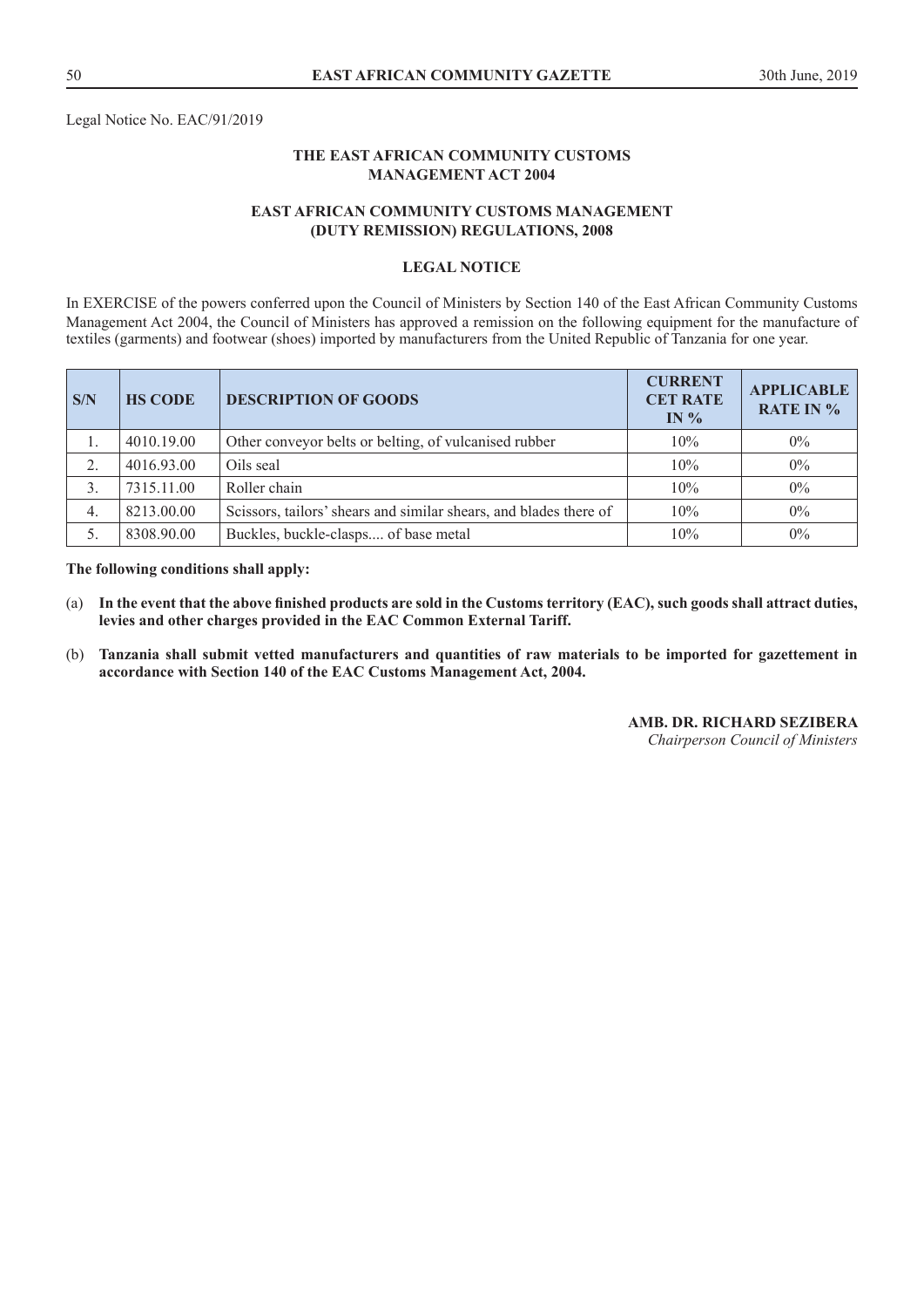Legal Notice No. EAC/91/2019

## THE EAST AFRICAN COMMUNITY CUSTOMS MANAGEMENT ACT 2004

## EAST AFRICAN COMMUNITY CUSTOMS MANAGEMENT (DUTY REMISSION) REGULATIONS, 2008

## LEGAL NOTICE

In EXERCISE of the powers conferred upon the Council of Ministers by Section 140 of the East African Community Customs Management Act 2004, the Council of Ministers has approved a remission on the following equipment for the manufacture of textiles (garments) and footwear (shoes) imported by manufacturers from the United Republic of Tanzania for one year.

| S/N | HS CODE | DESCRIPTION OF GOODS | CURRENT CET RATE IN % | APPLICABLE RATE IN % |
|---|---|---|---|---|
| 1. | 4010.19.00 | Other conveyor belts or belting, of vulcanised rubber | 10% | 0% |
| 2. | 4016.93.00 | Oils seal | 10% | 0% |
| 3. | 7315.11.00 | Roller chain | 10% | 0% |
| 4. | 8213.00.00 | Scissors, tailors' shears and similar shears, and blades there of | 10% | 0% |
| 5. | 8308.90.00 | Buckles, buckle-clasps.... of base metal | 10% | 0% |

**The following conditions shall apply:**

(a) **In the event that the above finished products are sold in the Customs territory (EAC), such goods shall attract duties, levies and other charges provided in the EAC Common External Tariff.**

(b) **Tanzania shall submit vetted manufacturers and quantities of raw materials to be imported for gazettement in accordance with Section 140 of the EAC Customs Management Act, 2004.**

**AMB. DR. RICHARD SEZIBERA**
*Chairperson Council of Ministers*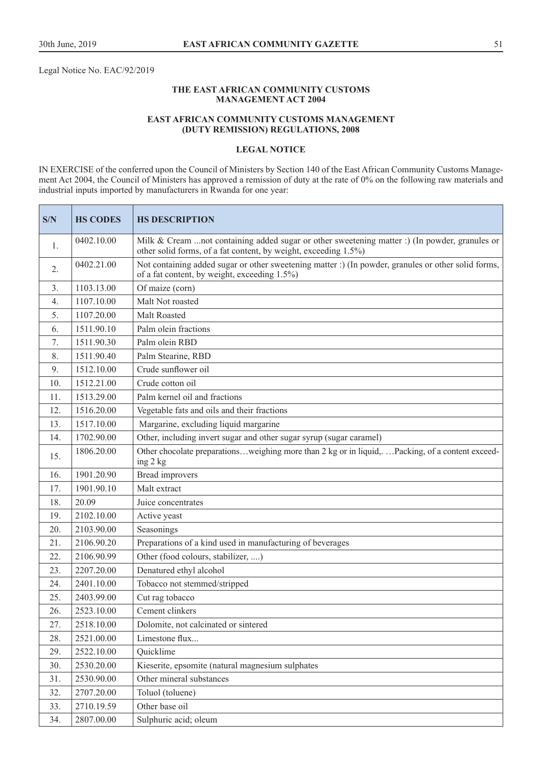Legal Notice No. EAC/92/2019

**THE EAST AFRICAN COMMUNITY CUSTOMS MANAGEMENT ACT 2004**

**EAST AFRICAN COMMUNITY CUSTOMS MANAGEMENT (DUTY REMISSION) REGULATIONS, 2008**

**LEGAL NOTICE**

IN EXERCISE of the conferred upon the Council of Ministers by Section 140 of the East African Community Customs Management Act 2004, the Council of Ministers has approved a remission of duty at the rate of 0% on the following raw materials and industrial inputs imported by manufacturers in Rwanda for one year:

| S/N | HS CODES | HS DESCRIPTION |
|---|---|---|
| 1. | 0402.10.00 | Milk & Cream ...not containing added sugar or other sweetening matter :) (In powder, granules or other solid forms, of a fat content, by weight, exceeding 1.5%) |
| 2. | 0402.21.00 | Not containing added sugar or other sweetening matter :) (In powder, granules or other solid forms, of a fat content, by weight, exceeding 1.5%) |
| 3. | 1103.13.00 | Of maize (corn) |
| 4. | 1107.10.00 | Malt Not roasted |
| 5. | 1107.20.00 | Malt Roasted |
| 6. | 1511.90.10 | Palm olein fractions |
| 7. | 1511.90.30 | Palm olein RBD |
| 8. | 1511.90.40 | Palm Stearine, RBD |
| 9. | 1512.10.00 | Crude sunflower oil |
| 10. | 1512.21.00 | Crude cotton oil |
| 11. | 1513.29.00 | Palm kernel oil and fractions |
| 12. | 1516.20.00 | Vegetable fats and oils and their fractions |
| 13. | 1517.10.00 | Margarine, excluding liquid margarine |
| 14. | 1702.90.00 | Other, including invert sugar and other sugar syrup (sugar caramel) |
| 15. | 1806.20.00 | Other chocolate preparations…weighing more than 2 kg or in liquid,. …Packing, of a content exceeding 2 kg |
| 16. | 1901.20.90 | Bread improvers |
| 17. | 1901.90.10 | Malt extract |
| 18. | 20.09 | Juice concentrates |
| 19. | 2102.10.00 | Active yeast |
| 20. | 2103.90.00 | Seasonings |
| 21. | 2106.90.20 | Preparations of a kind used in manufacturing of beverages |
| 22. | 2106.90.99 | Other (food colours, stabilizer, ....) |
| 23. | 2207.20.00 | Denatured ethyl alcohol |
| 24. | 2401.10.00 | Tobacco not stemmed/stripped |
| 25. | 2403.99.00 | Cut rag tobacco |
| 26. | 2523.10.00 | Cement clinkers |
| 27. | 2518.10.00 | Dolomite, not calcinated or sintered |
| 28. | 2521.00.00 | Limestone flux... |
| 29. | 2522.10.00 | Quicklime |
| 30. | 2530.20.00 | Kieserite, epsomite (natural magnesium sulphates |
| 31. | 2530.90.00 | Other mineral substances |
| 32. | 2707.20.00 | Toluol (toluene) |
| 33. | 2710.19.59 | Other base oil |
| 34. | 2807.00.00 | Sulphuric acid; oleum |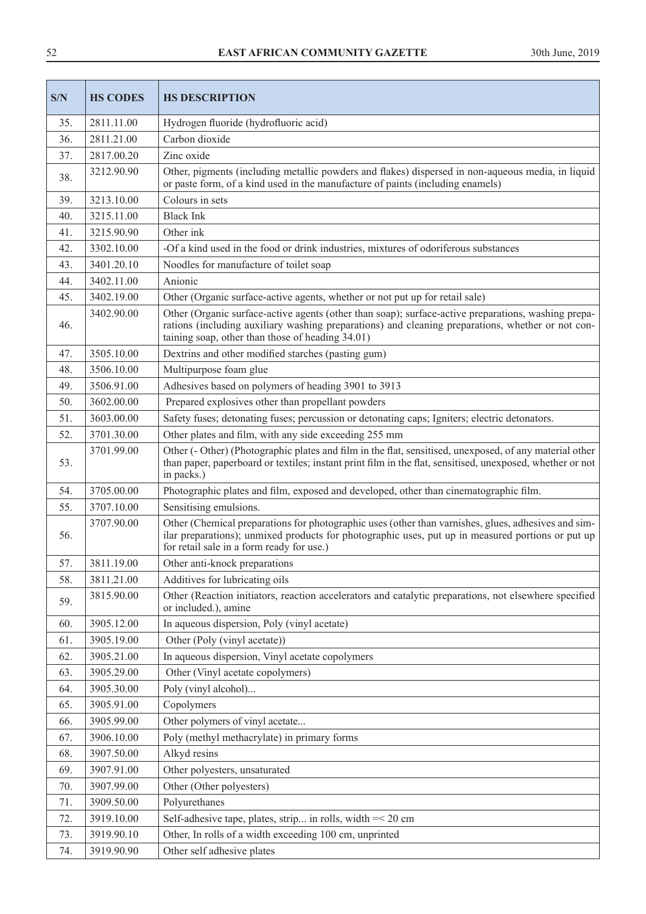| S/N | HS CODES | HS DESCRIPTION |
|---|---|---|
| 35. | 2811.11.00 | Hydrogen fluoride (hydrofluoric acid) |
| 36. | 2811.21.00 | Carbon dioxide |
| 37. | 2817.00.20 | Zinc oxide |
| 38. | 3212.90.90 | Other, pigments (including metallic powders and flakes) dispersed in non-aqueous media, in liquid or paste form, of a kind used in the manufacture of paints (including enamels) |
| 39. | 3213.10.00 | Colours in sets |
| 40. | 3215.11.00 | Black Ink |
| 41. | 3215.90.90 | Other ink |
| 42. | 3302.10.00 | -Of a kind used in the food or drink industries, mixtures of odoriferous substances |
| 43. | 3401.20.10 | Noodles for manufacture of toilet soap |
| 44. | 3402.11.00 | Anionic |
| 45. | 3402.19.00 | Other (Organic surface-active agents, whether or not put up for retail sale) |
| 46. | 3402.90.00 | Other (Organic surface-active agents (other than soap); surface-active preparations, washing preparations (including auxiliary washing preparations) and cleaning preparations, whether or not containing soap, other than those of heading 34.01) |
| 47. | 3505.10.00 | Dextrins and other modified starches (pasting gum) |
| 48. | 3506.10.00 | Multipurpose foam glue |
| 49. | 3506.91.00 | Adhesives based on polymers of heading 3901 to 3913 |
| 50. | 3602.00.00 | Prepared explosives other than propellant powders |
| 51. | 3603.00.00 | Safety fuses; detonating fuses; percussion or detonating caps; Igniters; electric detonators. |
| 52. | 3701.30.00 | Other plates and film, with any side exceeding 255 mm |
| 53. | 3701.99.00 | Other (- Other) (Photographic plates and film in the flat, sensitised, unexposed, of any material other than paper, paperboard or textiles; instant print film in the flat, sensitised, unexposed, whether or not in packs.) |
| 54. | 3705.00.00 | Photographic plates and film, exposed and developed, other than cinematographic film. |
| 55. | 3707.10.00 | Sensitising emulsions. |
| 56. | 3707.90.00 | Other (Chemical preparations for photographic uses (other than varnishes, glues, adhesives and similar preparations); unmixed products for photographic uses, put up in measured portions or put up for retail sale in a form ready for use.) |
| 57. | 3811.19.00 | Other anti-knock preparations |
| 58. | 3811.21.00 | Additives for lubricating oils |
| 59. | 3815.90.00 | Other (Reaction initiators, reaction accelerators and catalytic preparations, not elsewhere specified or included.), amine |
| 60. | 3905.12.00 | In aqueous dispersion, Poly (vinyl acetate) |
| 61. | 3905.19.00 | Other (Poly (vinyl acetate)) |
| 62. | 3905.21.00 | In aqueous dispersion, Vinyl acetate copolymers |
| 63. | 3905.29.00 | Other (Vinyl acetate copolymers) |
| 64. | 3905.30.00 | Poly (vinyl alcohol)... |
| 65. | 3905.91.00 | Copolymers |
| 66. | 3905.99.00 | Other polymers of vinyl acetate... |
| 67. | 3906.10.00 | Poly (methyl methacrylate) in primary forms |
| 68. | 3907.50.00 | Alkyd resins |
| 69. | 3907.91.00 | Other polyesters, unsaturated |
| 70. | 3907.99.00 | Other (Other polyesters) |
| 71. | 3909.50.00 | Polyurethanes |
| 72. | 3919.10.00 | Self-adhesive tape, plates, strip... in rolls, width =< 20 cm |
| 73. | 3919.90.10 | Other, In rolls of a width exceeding 100 cm, unprinted |
| 74. | 3919.90.90 | Other self adhesive plates |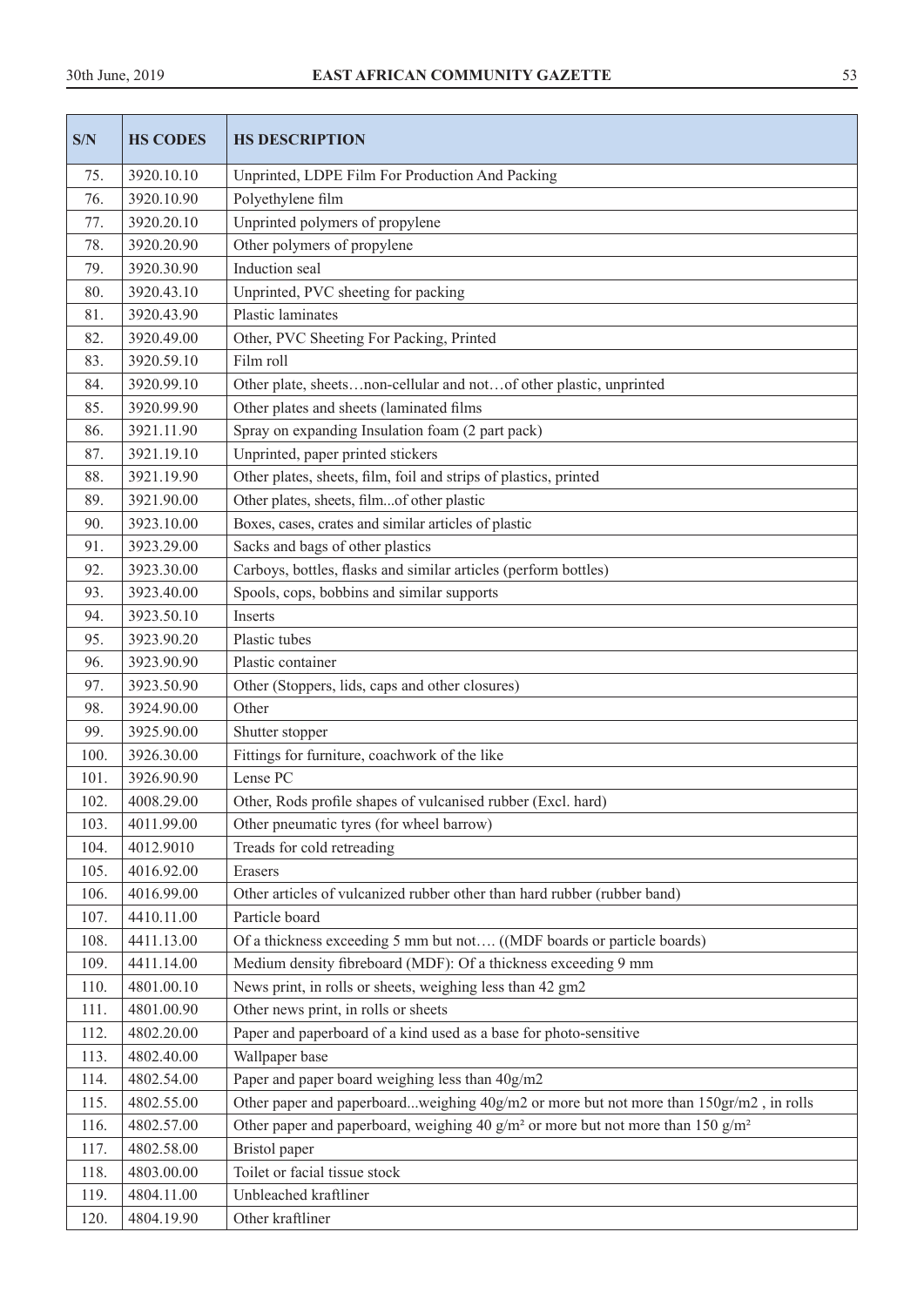| S/N | HS CODES | HS DESCRIPTION |
|---|---|---|
| 75. | 3920.10.10 | Unprinted, LDPE Film For Production And Packing |
| 76. | 3920.10.90 | Polyethylene film |
| 77. | 3920.20.10 | Unprinted polymers of propylene |
| 78. | 3920.20.90 | Other polymers of propylene |
| 79. | 3920.30.90 | Induction seal |
| 80. | 3920.43.10 | Unprinted, PVC sheeting for packing |
| 81. | 3920.43.90 | Plastic laminates |
| 82. | 3920.49.00 | Other, PVC Sheeting For Packing, Printed |
| 83. | 3920.59.10 | Film roll |
| 84. | 3920.99.10 | Other plate, sheets…non-cellular and not…of other plastic, unprinted |
| 85. | 3920.99.90 | Other plates and sheets (laminated films |
| 86. | 3921.11.90 | Spray on expanding Insulation foam (2 part pack) |
| 87. | 3921.19.10 | Unprinted, paper printed stickers |
| 88. | 3921.19.90 | Other plates, sheets, film, foil and strips of plastics, printed |
| 89. | 3921.90.00 | Other plates, sheets, film...of other plastic |
| 90. | 3923.10.00 | Boxes, cases, crates and similar articles of plastic |
| 91. | 3923.29.00 | Sacks and bags of other plastics |
| 92. | 3923.30.00 | Carboys, bottles, flasks and similar articles (perform bottles) |
| 93. | 3923.40.00 | Spools, cops, bobbins and similar supports |
| 94. | 3923.50.10 | Inserts |
| 95. | 3923.90.20 | Plastic tubes |
| 96. | 3923.90.90 | Plastic container |
| 97. | 3923.50.90 | Other (Stoppers, lids, caps and other closures) |
| 98. | 3924.90.00 | Other |
| 99. | 3925.90.00 | Shutter stopper |
| 100. | 3926.30.00 | Fittings for furniture, coachwork of the like |
| 101. | 3926.90.90 | Lense PC |
| 102. | 4008.29.00 | Other, Rods profile shapes of vulcanised rubber (Excl. hard) |
| 103. | 4011.99.00 | Other pneumatic tyres (for wheel barrow) |
| 104. | 4012.9010 | Treads for cold retreading |
| 105. | 4016.92.00 | Erasers |
| 106. | 4016.99.00 | Other articles of vulcanized rubber other than hard rubber (rubber band) |
| 107. | 4410.11.00 | Particle board |
| 108. | 4411.13.00 | Of a thickness exceeding 5 mm but not…. ((MDF boards or particle boards) |
| 109. | 4411.14.00 | Medium density fibreboard (MDF): Of a thickness exceeding 9 mm |
| 110. | 4801.00.10 | News print, in rolls or sheets, weighing less than 42 gm2 |
| 111. | 4801.00.90 | Other news print, in rolls or sheets |
| 112. | 4802.20.00 | Paper and paperboard of a kind used as a base for photo-sensitive |
| 113. | 4802.40.00 | Wallpaper base |
| 114. | 4802.54.00 | Paper and paper board weighing less than 40g/m2 |
| 115. | 4802.55.00 | Other paper and paperboard...weighing 40g/m2 or more but not more than 150gr/m2 , in rolls |
| 116. | 4802.57.00 | Other paper and paperboard, weighing 40 g/m² or more but not more than 150 g/m² |
| 117. | 4802.58.00 | Bristol paper |
| 118. | 4803.00.00 | Toilet or facial tissue stock |
| 119. | 4804.11.00 | Unbleached kraftliner |
| 120. | 4804.19.90 | Other kraftliner |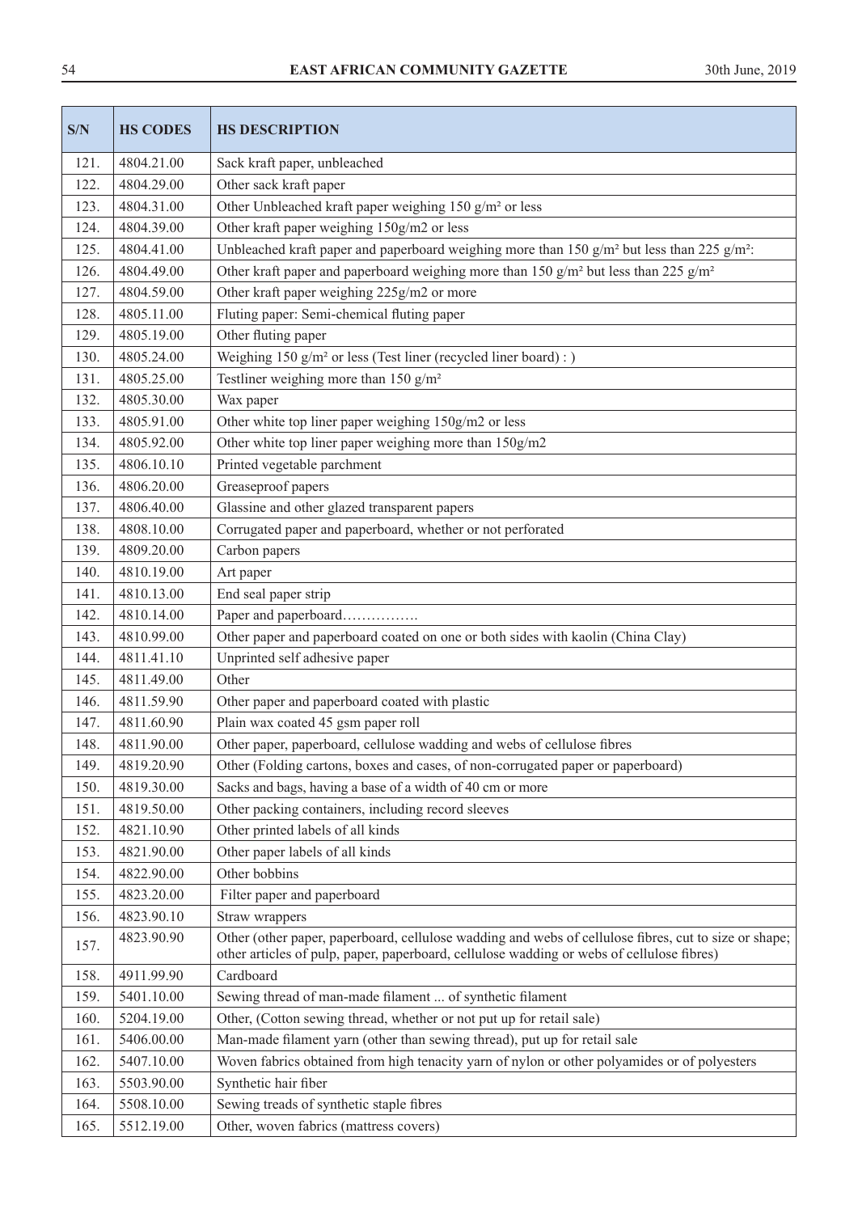| S/N | HS CODES | HS DESCRIPTION |
|---|---|---|
| 121. | 4804.21.00 | Sack kraft paper, unbleached |
| 122. | 4804.29.00 | Other sack kraft paper |
| 123. | 4804.31.00 | Other Unbleached kraft paper weighing 150 g/m² or less |
| 124. | 4804.39.00 | Other kraft paper weighing 150g/m2 or less |
| 125. | 4804.41.00 | Unbleached kraft paper and paperboard weighing more than 150 g/m² but less than 225 g/m²: |
| 126. | 4804.49.00 | Other kraft paper and paperboard weighing more than 150 g/m² but less than 225 g/m² |
| 127. | 4804.59.00 | Other kraft paper weighing 225g/m2 or more |
| 128. | 4805.11.00 | Fluting paper: Semi-chemical fluting paper |
| 129. | 4805.19.00 | Other fluting paper |
| 130. | 4805.24.00 | Weighing 150 g/m² or less (Test liner (recycled liner board) : ) |
| 131. | 4805.25.00 | Testliner weighing more than 150 g/m² |
| 132. | 4805.30.00 | Wax paper |
| 133. | 4805.91.00 | Other white top liner paper weighing 150g/m2 or less |
| 134. | 4805.92.00 | Other white top liner paper weighing more than 150g/m2 |
| 135. | 4806.10.10 | Printed vegetable parchment |
| 136. | 4806.20.00 | Greaseproof papers |
| 137. | 4806.40.00 | Glassine and other glazed transparent papers |
| 138. | 4808.10.00 | Corrugated paper and paperboard, whether or not perforated |
| 139. | 4809.20.00 | Carbon papers |
| 140. | 4810.19.00 | Art paper |
| 141. | 4810.13.00 | End seal paper strip |
| 142. | 4810.14.00 | Paper and paperboard……………. |
| 143. | 4810.99.00 | Other paper and paperboard coated on one or both sides with kaolin (China Clay) |
| 144. | 4811.41.10 | Unprinted self adhesive paper |
| 145. | 4811.49.00 | Other |
| 146. | 4811.59.90 | Other paper and paperboard coated with plastic |
| 147. | 4811.60.90 | Plain wax coated 45 gsm paper roll |
| 148. | 4811.90.00 | Other paper, paperboard, cellulose wadding and webs of cellulose fibres |
| 149. | 4819.20.90 | Other (Folding cartons, boxes and cases, of non-corrugated paper or paperboard) |
| 150. | 4819.30.00 | Sacks and bags, having a base of a width of 40 cm or more |
| 151. | 4819.50.00 | Other packing containers, including record sleeves |
| 152. | 4821.10.90 | Other printed labels of all kinds |
| 153. | 4821.90.00 | Other paper labels of all kinds |
| 154. | 4822.90.00 | Other bobbins |
| 155. | 4823.20.00 | Filter paper and paperboard |
| 156. | 4823.90.10 | Straw wrappers |
| 157. | 4823.90.90 | Other (other paper, paperboard, cellulose wadding and webs of cellulose fibres, cut to size or shape; other articles of pulp, paper, paperboard, cellulose wadding or webs of cellulose fibres) |
| 158. | 4911.99.90 | Cardboard |
| 159. | 5401.10.00 | Sewing thread of man-made filament ... of synthetic filament |
| 160. | 5204.19.00 | Other, (Cotton sewing thread, whether or not put up for retail sale) |
| 161. | 5406.00.00 | Man-made filament yarn (other than sewing thread), put up for retail sale |
| 162. | 5407.10.00 | Woven fabrics obtained from high tenacity yarn of nylon or other polyamides or of polyesters |
| 163. | 5503.90.00 | Synthetic hair fiber |
| 164. | 5508.10.00 | Sewing treads of synthetic staple fibres |
| 165. | 5512.19.00 | Other, woven fabrics (mattress covers) |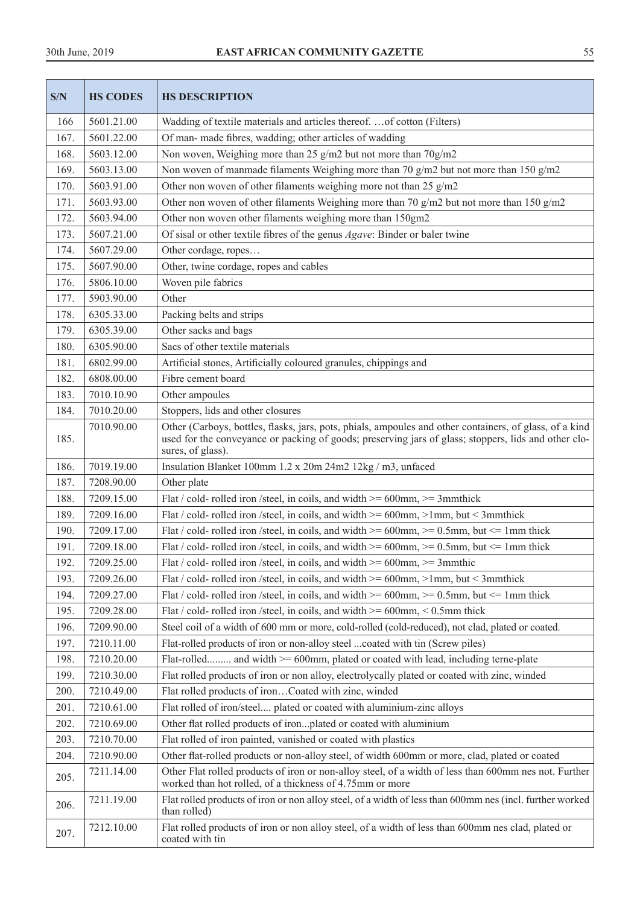| S/N | HS CODES | HS DESCRIPTION |
|---|---|---|
| 166 | 5601.21.00 | Wadding of textile materials and articles thereof. …of cotton (Filters) |
| 167. | 5601.22.00 | Of man- made fibres, wadding; other articles of wadding |
| 168. | 5603.12.00 | Non woven, Weighing more than 25 g/m2 but not more than 70g/m2 |
| 169. | 5603.13.00 | Non woven of manmade filaments Weighing more than 70 g/m2 but not more than 150 g/m2 |
| 170. | 5603.91.00 | Other non woven of other filaments weighing more not than 25 g/m2 |
| 171. | 5603.93.00 | Other non woven of other filaments Weighing more than 70 g/m2 but not more than 150 g/m2 |
| 172. | 5603.94.00 | Other non woven other filaments weighing more than 150gm2 |
| 173. | 5607.21.00 | Of sisal or other textile fibres of the genus *Agave*: Binder or baler twine |
| 174. | 5607.29.00 | Other cordage, ropes… |
| 175. | 5607.90.00 | Other, twine cordage, ropes and cables |
| 176. | 5806.10.00 | Woven pile fabrics |
| 177. | 5903.90.00 | Other |
| 178. | 6305.33.00 | Packing belts and strips |
| 179. | 6305.39.00 | Other sacks and bags |
| 180. | 6305.90.00 | Sacs of other textile materials |
| 181. | 6802.99.00 | Artificial stones, Artificially coloured granules, chippings and |
| 182. | 6808.00.00 | Fibre cement board |
| 183. | 7010.10.90 | Other ampoules |
| 184. | 7010.20.00 | Stoppers, lids and other closures |
| 185. | 7010.90.00 | Other (Carboys, bottles, flasks, jars, pots, phials, ampoules and other containers, of glass, of a kind used for the conveyance or packing of goods; preserving jars of glass; stoppers, lids and other closures, of glass). |
| 186. | 7019.19.00 | Insulation Blanket 100mm 1.2 x 20m 24m2 12kg / m3, unfaced |
| 187. | 7208.90.00 | Other plate |
| 188. | 7209.15.00 | Flat / cold- rolled iron /steel, in coils, and width >= 600mm, >= 3mmthick |
| 189. | 7209.16.00 | Flat / cold- rolled iron /steel, in coils, and width >= 600mm, >1mm, but < 3mmthick |
| 190. | 7209.17.00 | Flat / cold- rolled iron /steel, in coils, and width >= 600mm, >= 0.5mm, but <= 1mm thick |
| 191. | 7209.18.00 | Flat / cold- rolled iron /steel, in coils, and width >= 600mm, >= 0.5mm, but <= 1mm thick |
| 192. | 7209.25.00 | Flat / cold- rolled iron /steel, in coils, and width >= 600mm, >= 3mmthic |
| 193. | 7209.26.00 | Flat / cold- rolled iron /steel, in coils, and width >= 600mm, >1mm, but < 3mmthick |
| 194. | 7209.27.00 | Flat / cold- rolled iron /steel, in coils, and width >= 600mm, >= 0.5mm, but <= 1mm thick |
| 195. | 7209.28.00 | Flat / cold- rolled iron /steel, in coils, and width >= 600mm, < 0.5mm thick |
| 196. | 7209.90.00 | Steel coil of a width of 600 mm or more, cold-rolled (cold-reduced), not clad, plated or coated. |
| 197. | 7210.11.00 | Flat-rolled products of iron or non-alloy steel ...coated with tin (Screw piles) |
| 198. | 7210.20.00 | Flat-rolled......... and width >= 600mm, plated or coated with lead, including terne-plate |
| 199. | 7210.30.00 | Flat rolled products of iron or non alloy, electrolycally plated or coated with zinc, winded |
| 200. | 7210.49.00 | Flat rolled products of iron…Coated with zinc, winded |
| 201. | 7210.61.00 | Flat rolled of iron/steel.... plated or coated with aluminium-zinc alloys |
| 202. | 7210.69.00 | Other flat rolled products of iron...plated or coated with aluminium |
| 203. | 7210.70.00 | Flat rolled of iron painted, vanished or coated with plastics |
| 204. | 7210.90.00 | Other flat-rolled products or non-alloy steel, of width 600mm or more, clad, plated or coated |
| 205. | 7211.14.00 | Other Flat rolled products of iron or non-alloy steel, of a width of less than 600mm nes not. Further worked than hot rolled, of a thickness of 4.75mm or more |
| 206. | 7211.19.00 | Flat rolled products of iron or non alloy steel, of a width of less than 600mm nes (incl. further worked than rolled) |
| 207. | 7212.10.00 | Flat rolled products of iron or non alloy steel, of a width of less than 600mm nes clad, plated or coated with tin |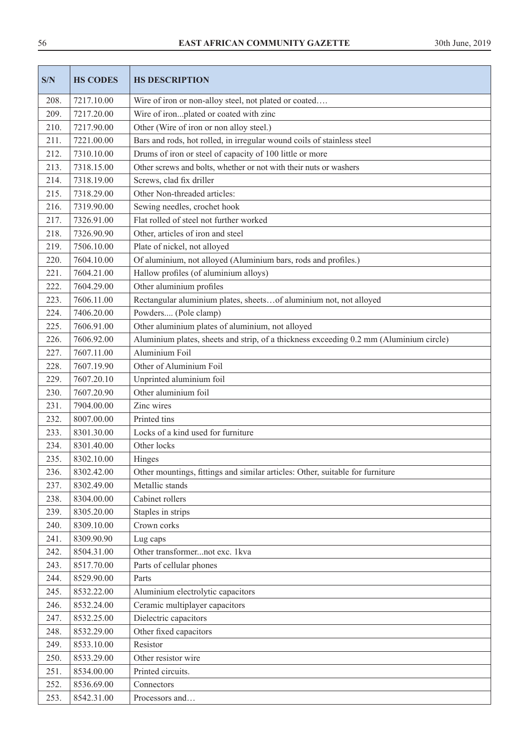| S/N | HS CODES | HS DESCRIPTION |
|---|---|---|
| 208. | 7217.10.00 | Wire of iron or non-alloy steel, not plated or coated…. |
| 209. | 7217.20.00 | Wire of iron...plated or coated with zinc |
| 210. | 7217.90.00 | Other (Wire of iron or non alloy steel.) |
| 211. | 7221.00.00 | Bars and rods, hot rolled, in irregular wound coils of stainless steel |
| 212. | 7310.10.00 | Drums of iron or steel of capacity of 100 little or more |
| 213. | 7318.15.00 | Other screws and bolts, whether or not with their nuts or washers |
| 214. | 7318.19.00 | Screws, clad fix driller |
| 215. | 7318.29.00 | Other Non-threaded articles: |
| 216. | 7319.90.00 | Sewing needles, crochet hook |
| 217. | 7326.91.00 | Flat rolled of steel not further worked |
| 218. | 7326.90.90 | Other, articles of iron and steel |
| 219. | 7506.10.00 | Plate of nickel, not alloyed |
| 220. | 7604.10.00 | Of aluminium, not alloyed (Aluminium bars, rods and profiles.) |
| 221. | 7604.21.00 | Hallow profiles (of aluminium alloys) |
| 222. | 7604.29.00 | Other aluminium profiles |
| 223. | 7606.11.00 | Rectangular aluminium plates, sheets…of aluminium not, not alloyed |
| 224. | 7406.20.00 | Powders.... (Pole clamp) |
| 225. | 7606.91.00 | Other aluminium plates of aluminium, not alloyed |
| 226. | 7606.92.00 | Aluminium plates, sheets and strip, of a thickness exceeding 0.2 mm (Aluminium circle) |
| 227. | 7607.11.00 | Aluminium Foil |
| 228. | 7607.19.90 | Other of Aluminium Foil |
| 229. | 7607.20.10 | Unprinted aluminium foil |
| 230. | 7607.20.90 | Other aluminium foil |
| 231. | 7904.00.00 | Zinc wires |
| 232. | 8007.00.00 | Printed tins |
| 233. | 8301.30.00 | Locks of a kind used for furniture |
| 234. | 8301.40.00 | Other locks |
| 235. | 8302.10.00 | Hinges |
| 236. | 8302.42.00 | Other mountings, fittings and similar articles: Other, suitable for furniture |
| 237. | 8302.49.00 | Metallic stands |
| 238. | 8304.00.00 | Cabinet rollers |
| 239. | 8305.20.00 | Staples in strips |
| 240. | 8309.10.00 | Crown corks |
| 241. | 8309.90.90 | Lug caps |
| 242. | 8504.31.00 | Other transformer...not exc. 1kva |
| 243. | 8517.70.00 | Parts of cellular phones |
| 244. | 8529.90.00 | Parts |
| 245. | 8532.22.00 | Aluminium electrolytic capacitors |
| 246. | 8532.24.00 | Ceramic multiplayer capacitors |
| 247. | 8532.25.00 | Dielectric capacitors |
| 248. | 8532.29.00 | Other fixed capacitors |
| 249. | 8533.10.00 | Resistor |
| 250. | 8533.29.00 | Other resistor wire |
| 251. | 8534.00.00 | Printed circuits. |
| 252. | 8536.69.00 | Connectors |
| 253. | 8542.31.00 | Processors and… |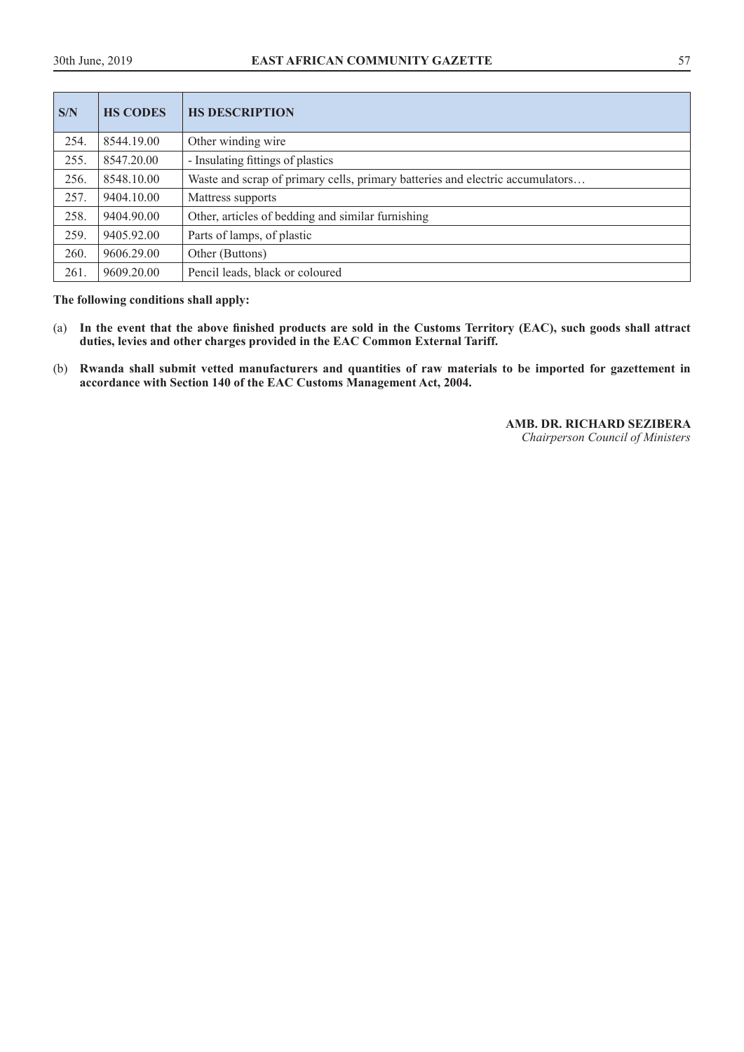| S/N | HS CODES | HS DESCRIPTION |
|---|---|---|
| 254. | 8544.19.00 | Other winding wire |
| 255. | 8547.20.00 | - Insulating fittings of plastics |
| 256. | 8548.10.00 | Waste and scrap of primary cells, primary batteries and electric accumulators… |
| 257. | 9404.10.00 | Mattress supports |
| 258. | 9404.90.00 | Other, articles of bedding and similar furnishing |
| 259. | 9405.92.00 | Parts of lamps, of plastic |
| 260. | 9606.29.00 | Other (Buttons) |
| 261. | 9609.20.00 | Pencil leads, black or coloured |

**The following conditions shall apply:**

(a) **In the event that the above finished products are sold in the Customs Territory (EAC), such goods shall attract duties, levies and other charges provided in the EAC Common External Tariff.**

(b) **Rwanda shall submit vetted manufacturers and quantities of raw materials to be imported for gazettement in accordance with Section 140 of the EAC Customs Management Act, 2004.**

**AMB. DR. RICHARD SEZIBERA**
*Chairperson Council of Ministers*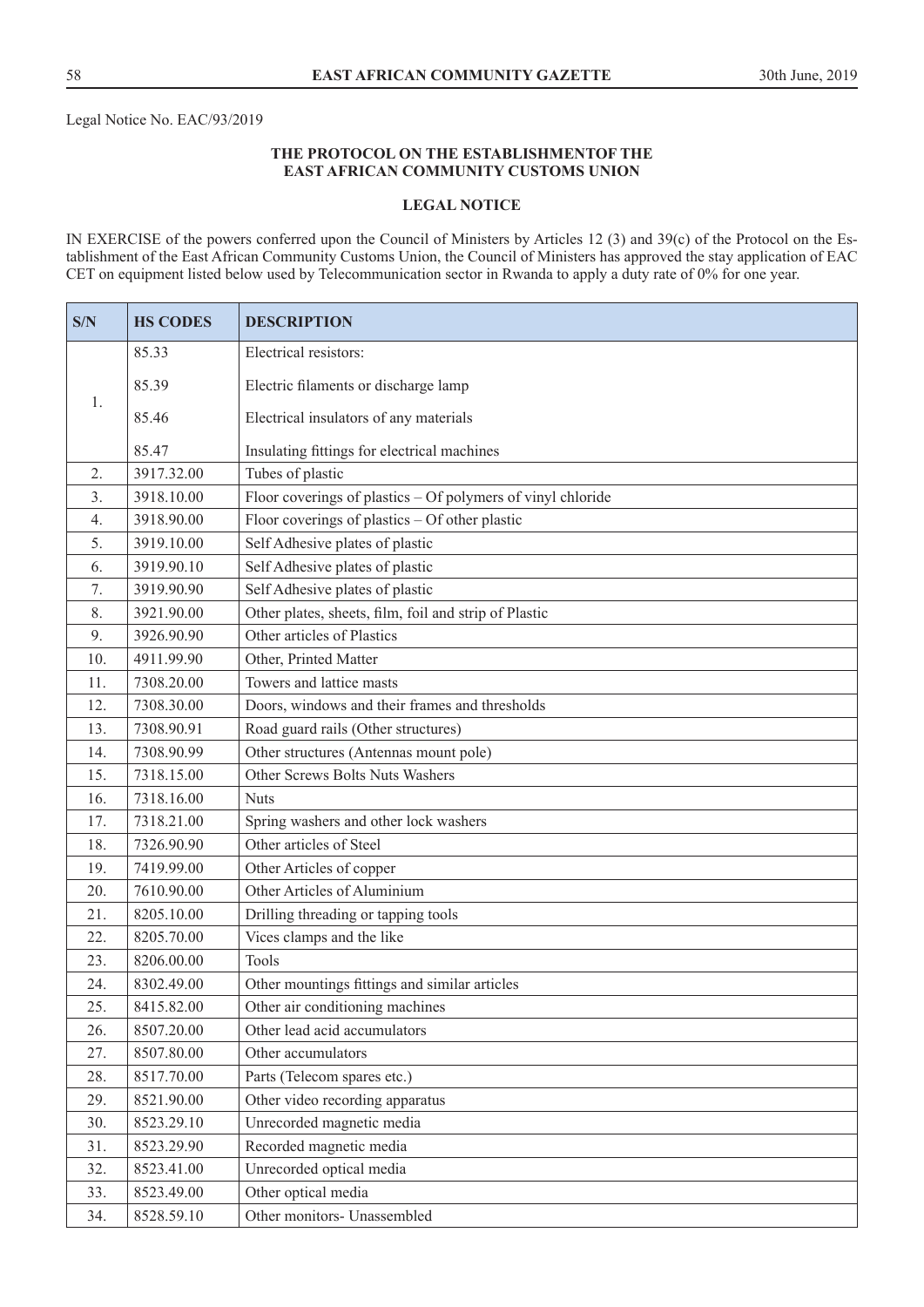Legal Notice No. EAC/93/2019

**THE PROTOCOL ON THE ESTABLISHMENTOF THE EAST AFRICAN COMMUNITY CUSTOMS UNION**

**LEGAL NOTICE**

IN EXERCISE of the powers conferred upon the Council of Ministers by Articles 12 (3) and 39(c) of the Protocol on the Establishment of the East African Community Customs Union, the Council of Ministers has approved the stay application of EAC CET on equipment listed below used by Telecommunication sector in Rwanda to apply a duty rate of 0% for one year.

| S/N | HS CODES | DESCRIPTION |
|---|---|---|
| 1. | 85.33 | Electrical resistors: |
| | 85.39 | Electric filaments or discharge lamp |
| | 85.46 | Electrical insulators of any materials |
| | 85.47 | Insulating fittings for electrical machines |
| 2. | 3917.32.00 | Tubes of plastic |
| 3. | 3918.10.00 | Floor coverings of plastics – Of polymers of vinyl chloride |
| 4. | 3918.90.00 | Floor coverings of plastics – Of other plastic |
| 5. | 3919.10.00 | Self Adhesive plates of plastic |
| 6. | 3919.90.10 | Self Adhesive plates of plastic |
| 7. | 3919.90.90 | Self Adhesive plates of plastic |
| 8. | 3921.90.00 | Other plates, sheets, film, foil and strip of Plastic |
| 9. | 3926.90.90 | Other articles of Plastics |
| 10. | 4911.99.90 | Other, Printed Matter |
| 11. | 7308.20.00 | Towers and lattice masts |
| 12. | 7308.30.00 | Doors, windows and their frames and thresholds |
| 13. | 7308.90.91 | Road guard rails (Other structures) |
| 14. | 7308.90.99 | Other structures (Antennas mount pole) |
| 15. | 7318.15.00 | Other Screws Bolts Nuts Washers |
| 16. | 7318.16.00 | Nuts |
| 17. | 7318.21.00 | Spring washers and other lock washers |
| 18. | 7326.90.90 | Other articles of Steel |
| 19. | 7419.99.00 | Other Articles of copper |
| 20. | 7610.90.00 | Other Articles of Aluminium |
| 21. | 8205.10.00 | Drilling threading or tapping tools |
| 22. | 8205.70.00 | Vices clamps and the like |
| 23. | 8206.00.00 | Tools |
| 24. | 8302.49.00 | Other mountings fittings and similar articles |
| 25. | 8415.82.00 | Other air conditioning machines |
| 26. | 8507.20.00 | Other lead acid accumulators |
| 27. | 8507.80.00 | Other accumulators |
| 28. | 8517.70.00 | Parts (Telecom spares etc.) |
| 29. | 8521.90.00 | Other video recording apparatus |
| 30. | 8523.29.10 | Unrecorded magnetic media |
| 31. | 8523.29.90 | Recorded magnetic media |
| 32. | 8523.41.00 | Unrecorded optical media |
| 33. | 8523.49.00 | Other optical media |
| 34. | 8528.59.10 | Other monitors- Unassembled |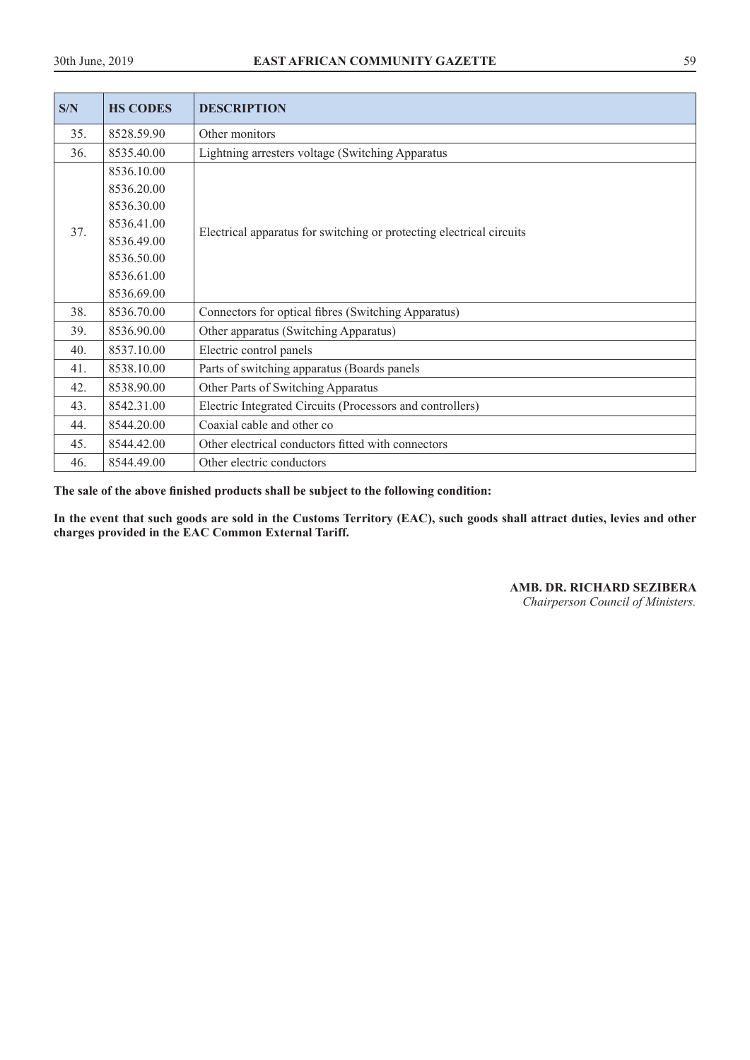| S/N | HS CODES | DESCRIPTION |
|---|---|---|
| 35. | 8528.59.90 | Other monitors |
| 36. | 8535.40.00 | Lightning arresters voltage (Switching Apparatus |
| 37. | 8536.10.00<br>8536.20.00<br>8536.30.00<br>8536.41.00<br>8536.49.00<br>8536.50.00<br>8536.61.00<br>8536.69.00 | Electrical apparatus for switching or protecting electrical circuits |
| 38. | 8536.70.00 | Connectors for optical fibres (Switching Apparatus) |
| 39. | 8536.90.00 | Other apparatus (Switching Apparatus) |
| 40. | 8537.10.00 | Electric control panels |
| 41. | 8538.10.00 | Parts of switching apparatus (Boards panels |
| 42. | 8538.90.00 | Other Parts of Switching Apparatus |
| 43. | 8542.31.00 | Electric Integrated Circuits (Processors and controllers) |
| 44. | 8544.20.00 | Coaxial cable and other co |
| 45. | 8544.42.00 | Other electrical conductors fitted with connectors |
| 46. | 8544.49.00 | Other electric conductors |

**The sale of the above finished products shall be subject to the following condition:**

**In the event that such goods are sold in the Customs Territory (EAC), such goods shall attract duties, levies and other charges provided in the EAC Common External Tariff.**

**AMB. DR. RICHARD SEZIBERA**
*Chairperson Council of Ministers.*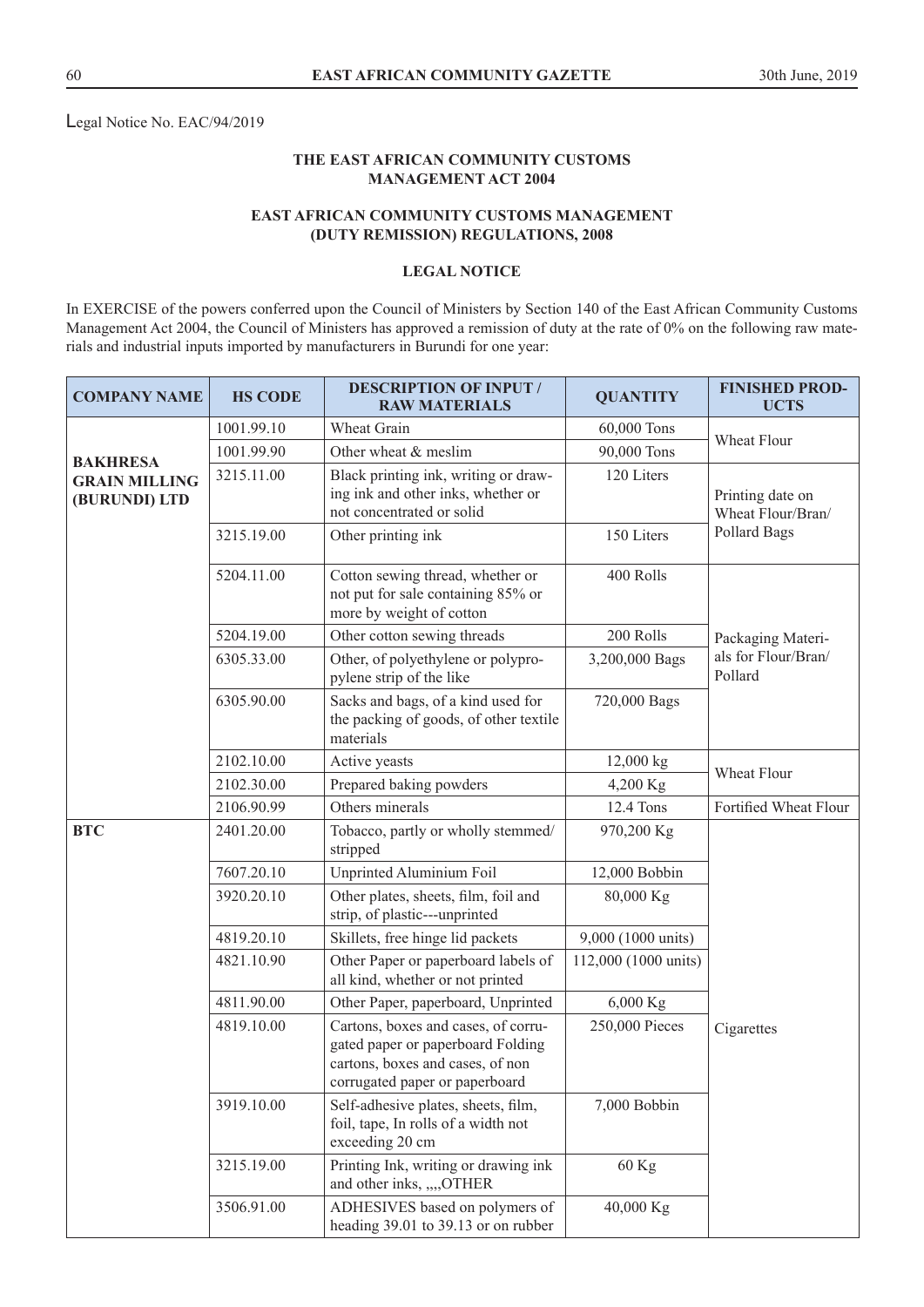Legal Notice No. EAC/94/2019

**THE EAST AFRICAN COMMUNITY CUSTOMS MANAGEMENT ACT 2004**

**EAST AFRICAN COMMUNITY CUSTOMS MANAGEMENT (DUTY REMISSION) REGULATIONS, 2008**

**LEGAL NOTICE**

In EXERCISE of the powers conferred upon the Council of Ministers by Section 140 of the East African Community Customs Management Act 2004, the Council of Ministers has approved a remission of duty at the rate of 0% on the following raw materials and industrial inputs imported by manufacturers in Burundi for one year:

| COMPANY NAME | HS CODE | DESCRIPTION OF INPUT / RAW MATERIALS | QUANTITY | FINISHED PRODUCTS |
|---|---|---|---|---|
| **BAKHRESA GRAIN MILLING (BURUNDI) LTD** | 1001.99.10 | Wheat Grain | 60,000 Tons | Wheat Flour |
| | 1001.99.90 | Other wheat & meslim | 90,000 Tons | |
| | 3215.11.00 | Black printing ink, writing or drawing ink and other inks, whether or not concentrated or solid | 120 Liters | Printing date on Wheat Flour/Bran/ Pollard Bags |
| | 3215.19.00 | Other printing ink | 150 Liters | |
| | 5204.11.00 | Cotton sewing thread, whether or not put for sale containing 85% or more by weight of cotton | 400 Rolls | Packaging Materials for Flour/Bran/ Pollard |
| | 5204.19.00 | Other cotton sewing threads | 200 Rolls | |
| | 6305.33.00 | Other, of polyethylene or polypropylene strip of the like | 3,200,000 Bags | |
| | 6305.90.00 | Sacks and bags, of a kind used for the packing of goods, of other textile materials | 720,000 Bags | |
| | 2102.10.00 | Active yeasts | 12,000 kg | Wheat Flour |
| | 2102.30.00 | Prepared baking powders | 4,200 Kg | |
| | 2106.90.99 | Others minerals | 12.4 Tons | Fortified Wheat Flour |
| **BTC** | 2401.20.00 | Tobacco, partly or wholly stemmed/ stripped | 970,200 Kg | Cigarettes |
| | 7607.20.10 | Unprinted Aluminium Foil | 12,000 Bobbin | |
| | 3920.20.10 | Other plates, sheets, film, foil and strip, of plastic---unprinted | 80,000 Kg | |
| | 4819.20.10 | Skillets, free hinge lid packets | 9,000 (1000 units) | |
| | 4821.10.90 | Other Paper or paperboard labels of all kind, whether or not printed | 112,000 (1000 units) | |
| | 4811.90.00 | Other Paper, paperboard, Unprinted | 6,000 Kg | |
| | 4819.10.00 | Cartons, boxes and cases, of corrugated paper or paperboard Folding cartons, boxes and cases, of non corrugated paper or paperboard | 250,000 Pieces | |
| | 3919.10.00 | Self-adhesive plates, sheets, film, foil, tape, In rolls of a width not exceeding 20 cm | 7,000 Bobbin | |
| | 3215.19.00 | Printing Ink, writing or drawing ink and other inks, ,,,,OTHER | 60 Kg | |
| | 3506.91.00 | ADHESIVES based on polymers of heading 39.01 to 39.13 or on rubber | 40,000 Kg | |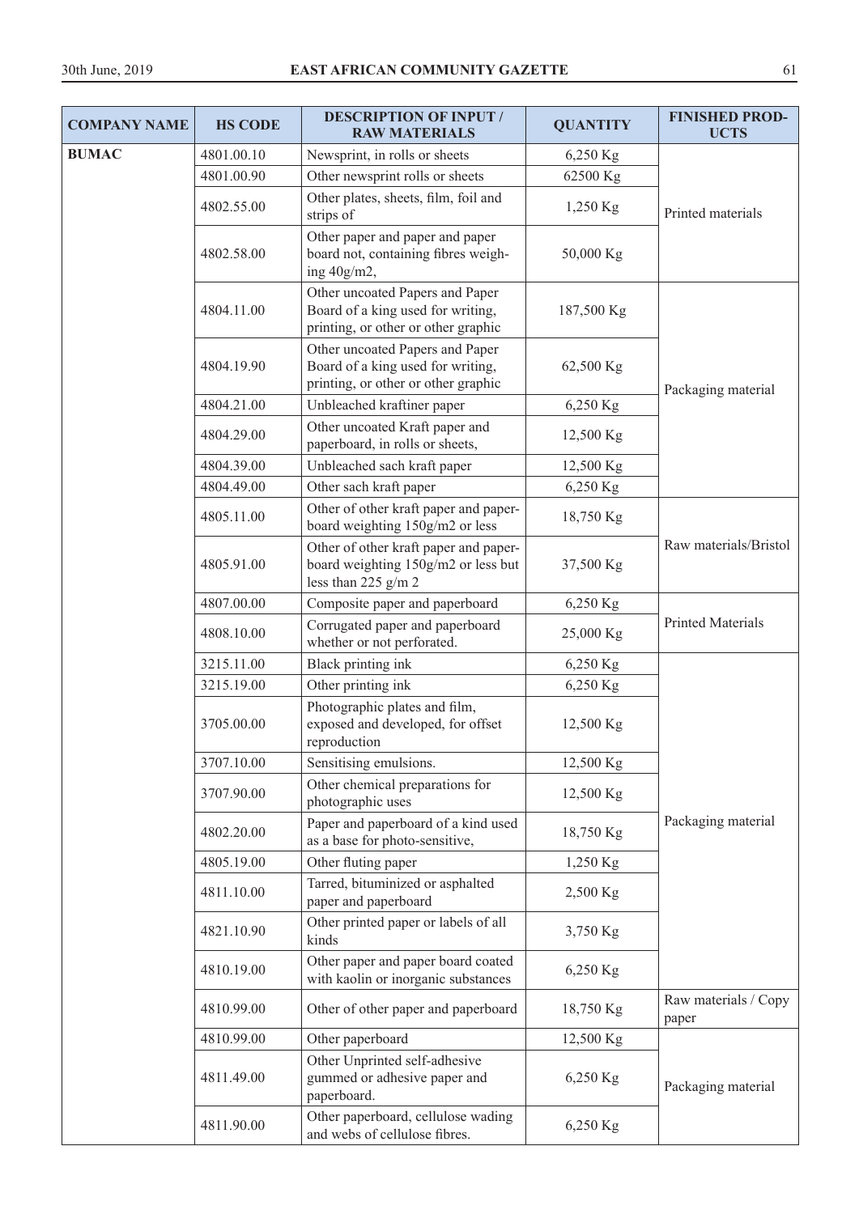| COMPANY NAME | HS CODE | DESCRIPTION OF INPUT / RAW MATERIALS | QUANTITY | FINISHED PRODUCTS |
|---|---|---|---|---|
| **BUMAC** | 4801.00.10 | Newsprint, in rolls or sheets | 6,250 Kg | Printed materials |
| | 4801.00.90 | Other newsprint rolls or sheets | 62500 Kg | |
| | 4802.55.00 | Other plates, sheets, film, foil and strips of | 1,250 Kg | |
| | 4802.58.00 | Other paper and paper and paper board not, containing fibres weighing 40g/m2, | 50,000 Kg | |
| | 4804.11.00 | Other uncoated Papers and Paper Board of a king used for writing, printing, or other or other graphic | 187,500 Kg | Packaging material |
| | 4804.19.90 | Other uncoated Papers and Paper Board of a king used for writing, printing, or other or other graphic | 62,500 Kg | |
| | 4804.21.00 | Unbleached kraftiner paper | 6,250 Kg | |
| | 4804.29.00 | Other uncoated Kraft paper and paperboard, in rolls or sheets, | 12,500 Kg | |
| | 4804.39.00 | Unbleached sach kraft paper | 12,500 Kg | |
| | 4804.49.00 | Other sach kraft paper | 6,250 Kg | |
| | 4805.11.00 | Other of other kraft paper and paperboard weighting 150g/m2 or less | 18,750 Kg | Raw materials/Bristol |
| | 4805.91.00 | Other of other kraft paper and paperboard weighting 150g/m2 or less but less than 225 g/m 2 | 37,500 Kg | |
| | 4807.00.00 | Composite paper and paperboard | 6,250 Kg | Printed Materials |
| | 4808.10.00 | Corrugated paper and paperboard whether or not perforated. | 25,000 Kg | |
| | 3215.11.00 | Black printing ink | 6,250 Kg | Packaging material |
| | 3215.19.00 | Other printing ink | 6,250 Kg | |
| | 3705.00.00 | Photographic plates and film, exposed and developed, for offset reproduction | 12,500 Kg | |
| | 3707.10.00 | Sensitising emulsions. | 12,500 Kg | |
| | 3707.90.00 | Other chemical preparations for photographic uses | 12,500 Kg | |
| | 4802.20.00 | Paper and paperboard of a kind used as a base for photo-sensitive, | 18,750 Kg | |
| | 4805.19.00 | Other fluting paper | 1,250 Kg | |
| | 4811.10.00 | Tarred, bituminized or asphalted paper and paperboard | 2,500 Kg | |
| | 4821.10.90 | Other printed paper or labels of all kinds | 3,750 Kg | |
| | 4810.19.00 | Other paper and paper board coated with kaolin or inorganic substances | 6,250 Kg | |
| | 4810.99.00 | Other of other paper and paperboard | 18,750 Kg | Raw materials / Copy paper |
| | 4810.99.00 | Other paperboard | 12,500 Kg | Packaging material |
| | 4811.49.00 | Other Unprinted self-adhesive gummed or adhesive paper and paperboard. | 6,250 Kg | |
| | 4811.90.00 | Other paperboard, cellulose wading and webs of cellulose fibres. | 6,250 Kg | |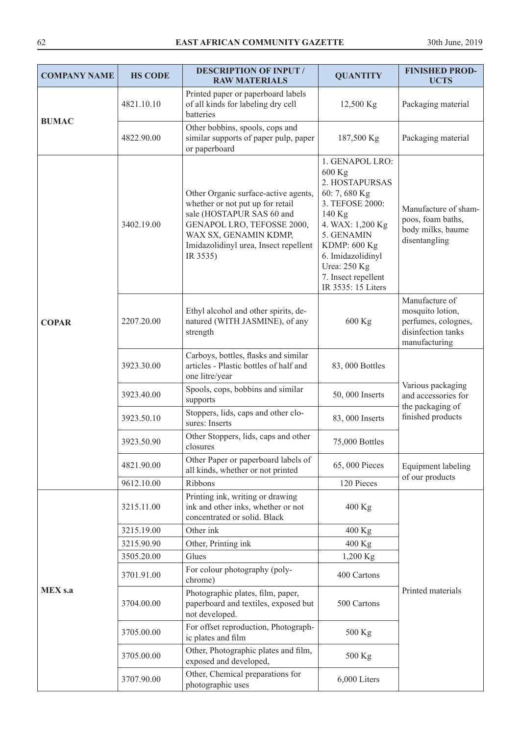| COMPANY NAME | HS CODE | DESCRIPTION OF INPUT / RAW MATERIALS | QUANTITY | FINISHED PRODUCTS |
|---|---|---|---|---|
| BUMAC | 4821.10.10 | Printed paper or paperboard labels of all kinds for labeling dry cell batteries | 12,500 Kg | Packaging material |
| | 4822.90.00 | Other bobbins, spools, cops and similar supports of paper pulp, paper or paperboard | 187,500 Kg | Packaging material |
| COPAR | 3402.19.00 | Other Organic surface-active agents, whether or not put up for retail sale (HOSTAPUR SAS 60 and GENAPOL LRO, TEFOSSE 2000, WAX SX, GENAMIN KDMP, Imidazolidinyl urea, Insect repellent IR 3535) | 1. GENAPOL LRO: 600 Kg 2. HOSTAPURSAS 60: 7, 680 Kg 3. TEFOSE 2000: 140 Kg 4. WAX: 1,200 Kg 5. GENAMIN KDMP: 600 Kg 6. Imidazolidinyl Urea: 250 Kg 7. Insect repellent IR 3535: 15 Liters | Manufacture of shampoos, foam baths, body milks, baume disentangling |
| | 2207.20.00 | Ethyl alcohol and other spirits, denatured (WITH JASMINE), of any strength | 600 Kg | Manufacture of mosquito lotion, perfumes, colognes, disinfection tanks manufacturing |
| | 3923.30.00 | Carboys, bottles, flasks and similar articles - Plastic bottles of half and one litre/year | 83, 000 Bottles | Various packaging and accessories for the packaging of finished products |
| | 3923.40.00 | Spools, cops, bobbins and similar supports | 50, 000 Inserts | |
| | 3923.50.10 | Stoppers, lids, caps and other closures: Inserts | 83, 000 Inserts | |
| | 3923.50.90 | Other Stoppers, lids, caps and other closures | 75,000 Bottles | |
| | 4821.90.00 | Other Paper or paperboard labels of all kinds, whether or not printed | 65, 000 Pieces | Equipment labeling of our products |
| | 9612.10.00 | Ribbons | 120 Pieces | |
| MEX s.a | 3215.11.00 | Printing ink, writing or drawing ink and other inks, whether or not concentrated or solid. Black | 400 Kg | Printed materials |
| | 3215.19.00 | Other ink | 400 Kg | |
| | 3215.90.90 | Other, Printing ink | 400 Kg | |
| | 3505.20.00 | Glues | 1,200 Kg | |
| | 3701.91.00 | For colour photography (polychrome) | 400 Cartons | |
| | 3704.00.00 | Photographic plates, film, paper, paperboard and textiles, exposed but not developed. | 500 Cartons | |
| | 3705.00.00 | For offset reproduction, Photographic plates and film | 500 Kg | |
| | 3705.00.00 | Other, Photographic plates and film, exposed and developed, | 500 Kg | |
| | 3707.90.00 | Other, Chemical preparations for photographic uses | 6,000 Liters | |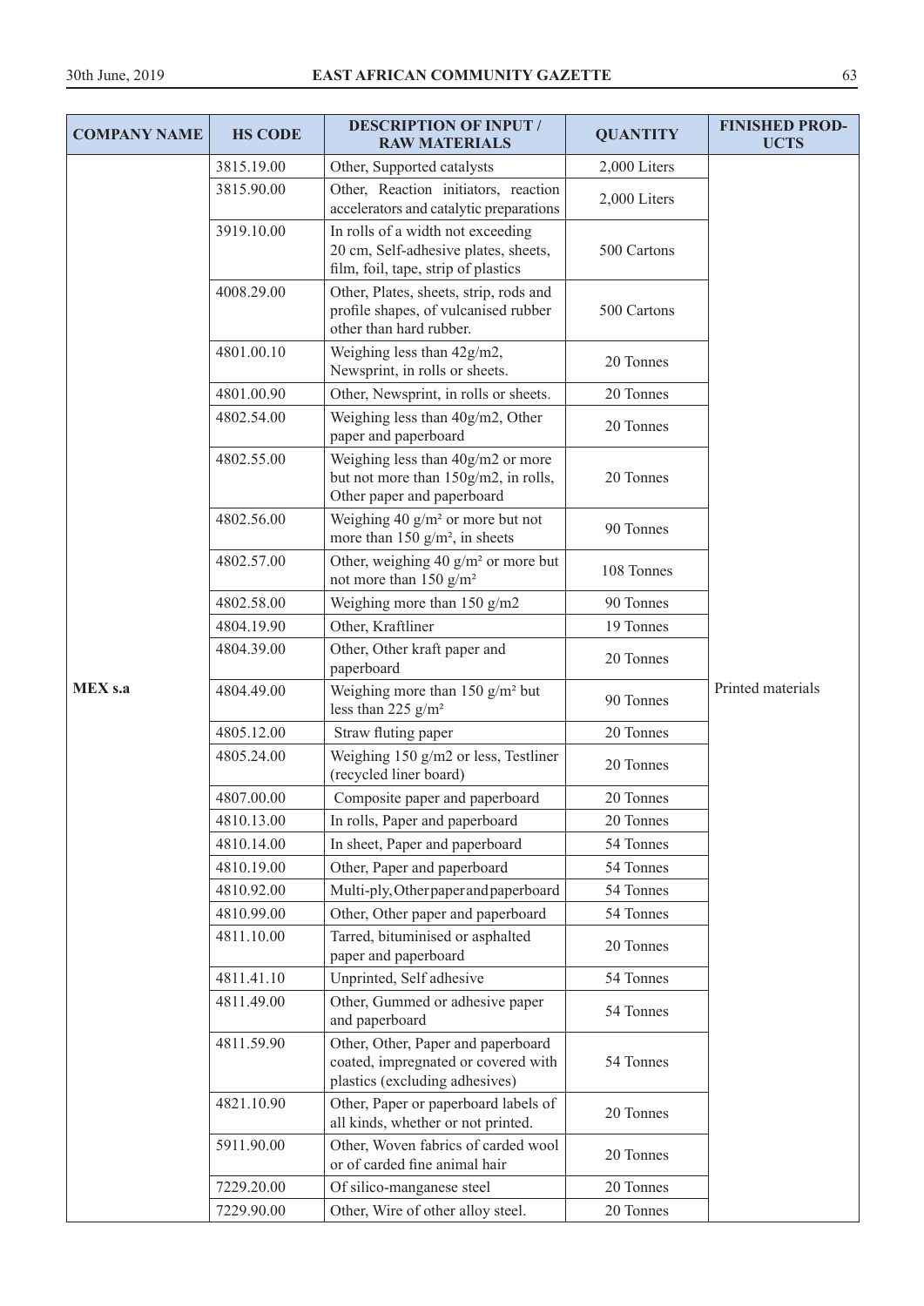| COMPANY NAME | HS CODE | DESCRIPTION OF INPUT / RAW MATERIALS | QUANTITY | FINISHED PRODUCTS |
|---|---|---|---|---|
| MEX s.a | 3815.19.00 | Other, Supported catalysts | 2,000 Liters | Printed materials |
| | 3815.90.00 | Other, Reaction initiators, reaction accelerators and catalytic preparations | 2,000 Liters | |
| | 3919.10.00 | In rolls of a width not exceeding 20 cm, Self-adhesive plates, sheets, film, foil, tape, strip of plastics | 500 Cartons | |
| | 4008.29.00 | Other, Plates, sheets, strip, rods and profile shapes, of vulcanised rubber other than hard rubber. | 500 Cartons | |
| | 4801.00.10 | Weighing less than 42g/m2, Newsprint, in rolls or sheets. | 20 Tonnes | |
| | 4801.00.90 | Other, Newsprint, in rolls or sheets. | 20 Tonnes | |
| | 4802.54.00 | Weighing less than 40g/m2, Other paper and paperboard | 20 Tonnes | |
| | 4802.55.00 | Weighing less than 40g/m2 or more but not more than 150g/m2, in rolls, Other paper and paperboard | 20 Tonnes | |
| | 4802.56.00 | Weighing 40 g/m² or more but not more than 150 g/m², in sheets | 90 Tonnes | |
| | 4802.57.00 | Other, weighing 40 g/m² or more but not more than 150 g/m² | 108 Tonnes | |
| | 4802.58.00 | Weighing more than 150 g/m2 | 90 Tonnes | |
| | 4804.19.90 | Other, Kraftliner | 19 Tonnes | |
| | 4804.39.00 | Other, Other kraft paper and paperboard | 20 Tonnes | |
| | 4804.49.00 | Weighing more than 150 g/m² but less than 225 g/m² | 90 Tonnes | |
| | 4805.12.00 | Straw fluting paper | 20 Tonnes | |
| | 4805.24.00 | Weighing 150 g/m2 or less, Testliner (recycled liner board) | 20 Tonnes | |
| | 4807.00.00 | Composite paper and paperboard | 20 Tonnes | |
| | 4810.13.00 | In rolls, Paper and paperboard | 20 Tonnes | |
| | 4810.14.00 | In sheet, Paper and paperboard | 54 Tonnes | |
| | 4810.19.00 | Other, Paper and paperboard | 54 Tonnes | |
| | 4810.92.00 | Multi-ply, Other paper and paperboard | 54 Tonnes | |
| | 4810.99.00 | Other, Other paper and paperboard | 54 Tonnes | |
| | 4811.10.00 | Tarred, bituminised or asphalted paper and paperboard | 20 Tonnes | |
| | 4811.41.10 | Unprinted, Self adhesive | 54 Tonnes | |
| | 4811.49.00 | Other, Gummed or adhesive paper and paperboard | 54 Tonnes | |
| | 4811.59.90 | Other, Other, Paper and paperboard coated, impregnated or covered with plastics (excluding adhesives) | 54 Tonnes | |
| | 4821.10.90 | Other, Paper or paperboard labels of all kinds, whether or not printed. | 20 Tonnes | |
| | 5911.90.00 | Other, Woven fabrics of carded wool or of carded fine animal hair | 20 Tonnes | |
| | 7229.20.00 | Of silico-manganese steel | 20 Tonnes | |
| | 7229.90.00 | Other, Wire of other alloy steel. | 20 Tonnes | |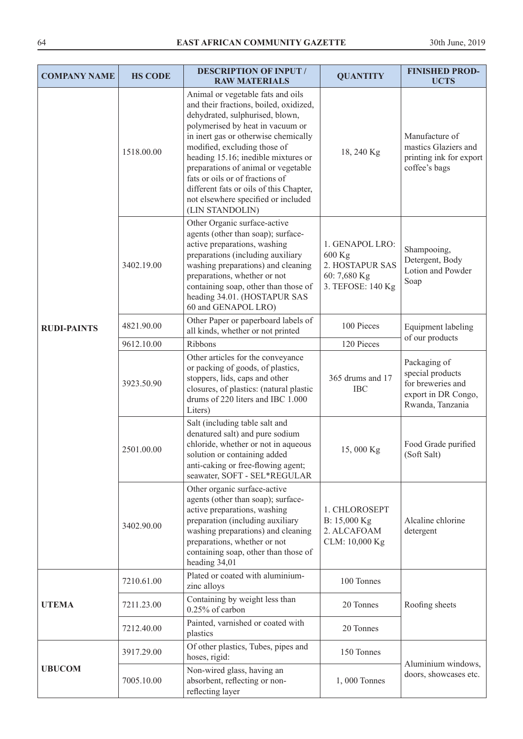| COMPANY NAME | HS CODE | DESCRIPTION OF INPUT / RAW MATERIALS | QUANTITY | FINISHED PRODUCTS |
|---|---|---|---|---|
| RUDI-PAINTS | 1518.00.00 | Animal or vegetable fats and oils and their fractions, boiled, oxidized, dehydrated, sulphurised, blown, polymerised by heat in vacuum or in inert gas or otherwise chemically modified, excluding those of heading 15.16; inedible mixtures or preparations of animal or vegetable fats or oils or of fractions of different fats or oils of this Chapter, not elsewhere specified or included (LIN STANDOLIN) | 18, 240 Kg | Manufacture of mastics Glaziers and printing ink for export coffee's bags |
| | 3402.19.00 | Other Organic surface-active agents (other than soap); surface-active preparations, washing preparations (including auxiliary washing preparations) and cleaning preparations, whether or not containing soap, other than those of heading 34.01. (HOSTAPUR SAS 60 and GENAPOL LRO) | 1. GENAPOL LRO: 600 Kg<br>2. HOSTAPUR SAS 60: 7,680 Kg<br>3. TEFOSE: 140 Kg | Shampooing, Detergent, Body Lotion and Powder Soap |
| | 4821.90.00 | Other Paper or paperboard labels of all kinds, whether or not printed | 100 Pieces | Equipment labeling of our products |
| | 9612.10.00 | Ribbons | 120 Pieces | |
| | 3923.50.90 | Other articles for the conveyance or packing of goods, of plastics, stoppers, lids, caps and other closures, of plastics: (natural plastic drums of 220 liters and IBC 1.000 Liters) | 365 drums and 17 IBC | Packaging of special products for breweries and export in DR Congo, Rwanda, Tanzania |
| | 2501.00.00 | Salt (including table salt and denatured salt) and pure sodium chloride, whether or not in aqueous solution or containing added anti-caking or free-flowing agent; seawater, SOFT - SEL*REGULAR | 15, 000 Kg | Food Grade purified (Soft Salt) |
| | 3402.90.00 | Other organic surface-active agents (other than soap); surface-active preparations, washing preparation (including auxiliary washing preparations) and cleaning preparations, whether or not containing soap, other than those of heading 34,01 | 1. CHLOROSEPT B: 15,000 Kg<br>2. ALCAFOAM CLM: 10,000 Kg | Alcaline chlorine detergent |
| UTEMA | 7210.61.00 | Plated or coated with aluminium-zinc alloys | 100 Tonnes | Roofing sheets |
| | 7211.23.00 | Containing by weight less than 0.25% of carbon | 20 Tonnes | |
| | 7212.40.00 | Painted, varnished or coated with plastics | 20 Tonnes | |
| UBUCOM | 3917.29.00 | Of other plastics, Tubes, pipes and hoses, rigid: | 150 Tonnes | Aluminium windows, doors, showcases etc. |
| | 7005.10.00 | Non-wired glass, having an absorbent, reflecting or non-reflecting layer | 1, 000 Tonnes | |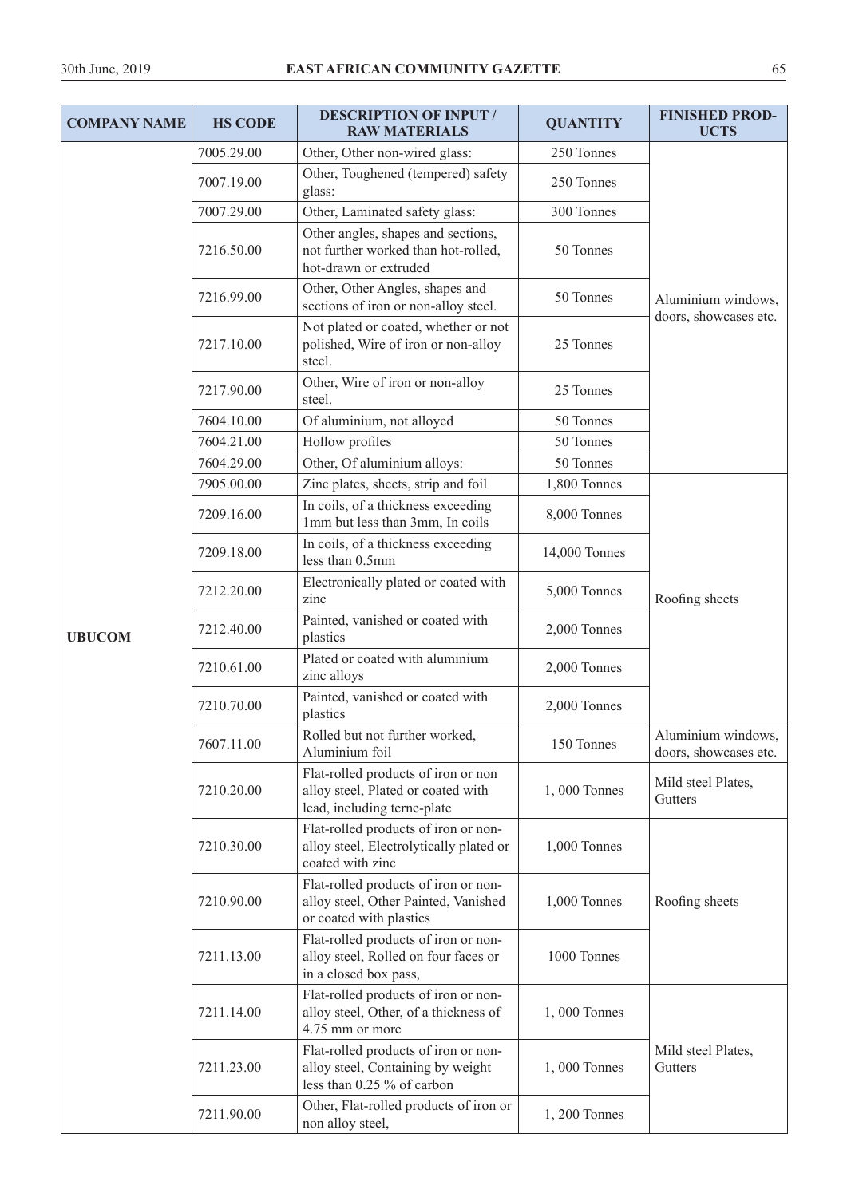| COMPANY NAME | HS CODE | DESCRIPTION OF INPUT / RAW MATERIALS | QUANTITY | FINISHED PROD-UCTS |
|---|---|---|---|---|
| UBUCOM | 7005.29.00 | Other, Other non-wired glass: | 250 Tonnes | Aluminium windows, doors, showcases etc. |
| | 7007.19.00 | Other, Toughened (tempered) safety glass: | 250 Tonnes | |
| | 7007.29.00 | Other, Laminated safety glass: | 300 Tonnes | |
| | 7216.50.00 | Other angles, shapes and sections, not further worked than hot-rolled, hot-drawn or extruded | 50 Tonnes | |
| | 7216.99.00 | Other, Other Angles, shapes and sections of iron or non-alloy steel. | 50 Tonnes | |
| | 7217.10.00 | Not plated or coated, whether or not polished, Wire of iron or non-alloy steel. | 25 Tonnes | |
| | 7217.90.00 | Other, Wire of iron or non-alloy steel. | 25 Tonnes | |
| | 7604.10.00 | Of aluminium, not alloyed | 50 Tonnes | |
| | 7604.21.00 | Hollow profiles | 50 Tonnes | |
| | 7604.29.00 | Other, Of aluminium alloys: | 50 Tonnes | |
| | 7905.00.00 | Zinc plates, sheets, strip and foil | 1,800 Tonnes | Roofing sheets |
| | 7209.16.00 | In coils, of a thickness exceeding 1mm but less than 3mm, In coils | 8,000 Tonnes | |
| | 7209.18.00 | In coils, of a thickness exceeding less than 0.5mm | 14,000 Tonnes | |
| | 7212.20.00 | Electronically plated or coated with zinc | 5,000 Tonnes | |
| | 7212.40.00 | Painted, vanished or coated with plastics | 2,000 Tonnes | |
| | 7210.61.00 | Plated or coated with aluminium zinc alloys | 2,000 Tonnes | |
| | 7210.70.00 | Painted, vanished or coated with plastics | 2,000 Tonnes | |
| | 7607.11.00 | Rolled but not further worked, Aluminium foil | 150 Tonnes | Aluminium windows, doors, showcases etc. |
| | 7210.20.00 | Flat-rolled products of iron or non alloy steel, Plated or coated with lead, including terne-plate | 1, 000 Tonnes | Mild steel Plates, Gutters |
| | 7210.30.00 | Flat-rolled products of iron or non-alloy steel, Electrolytically plated or coated with zinc | 1,000 Tonnes | Roofing sheets |
| | 7210.90.00 | Flat-rolled products of iron or non-alloy steel, Other Painted, Vanished or coated with plastics | 1,000 Tonnes | |
| | 7211.13.00 | Flat-rolled products of iron or non-alloy steel, Rolled on four faces or in a closed box pass, | 1000 Tonnes | |
| | 7211.14.00 | Flat-rolled products of iron or non-alloy steel, Other, of a thickness of 4.75 mm or more | 1, 000 Tonnes | Mild steel Plates, Gutters |
| | 7211.23.00 | Flat-rolled products of iron or non-alloy steel, Containing by weight less than 0.25 % of carbon | 1, 000 Tonnes | |
| | 7211.90.00 | Other, Flat-rolled products of iron or non alloy steel, | 1, 200 Tonnes | |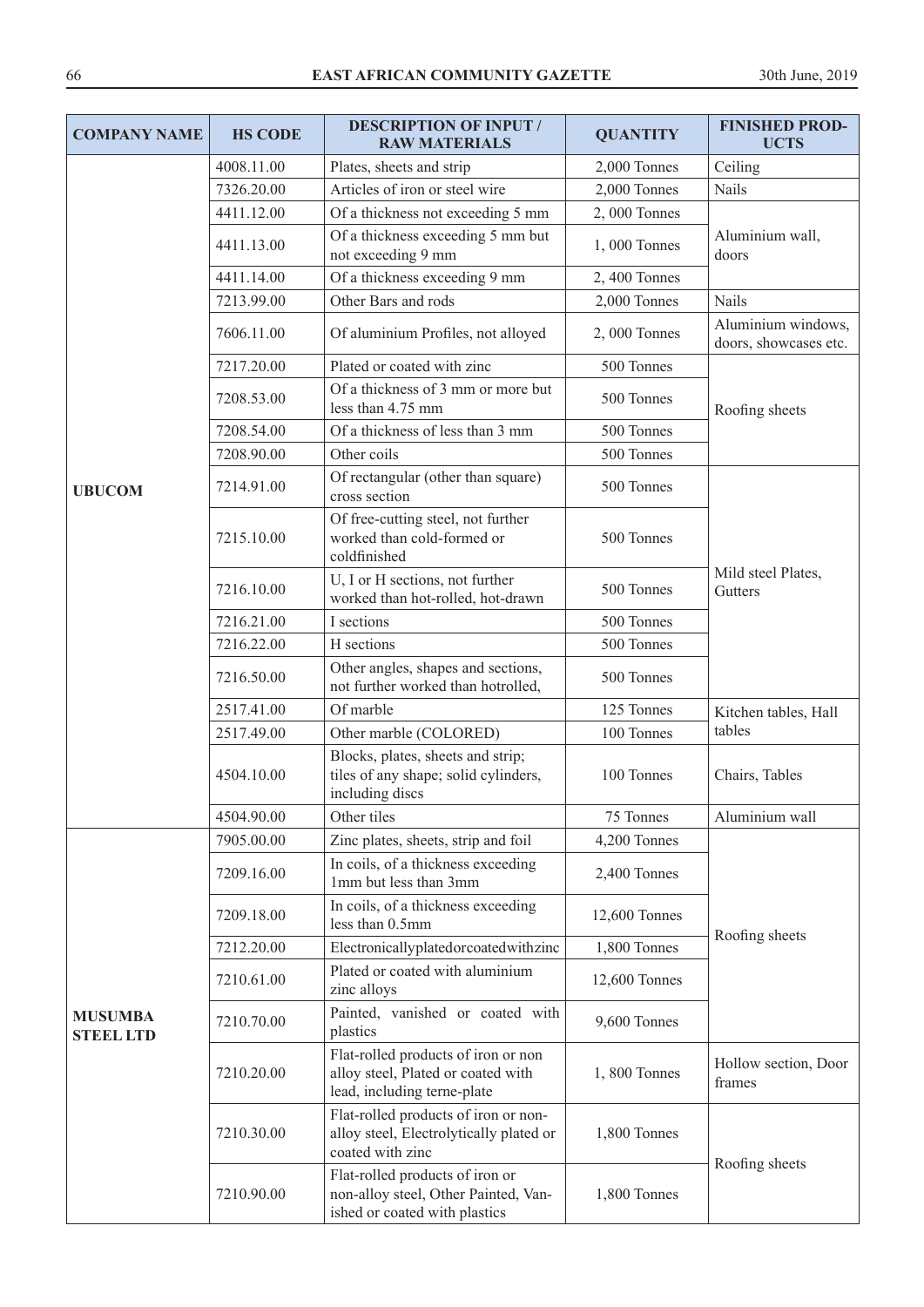| COMPANY NAME | HS CODE | DESCRIPTION OF INPUT / RAW MATERIALS | QUANTITY | FINISHED PRODUCTS |
|---|---|---|---|---|
| UBUCOM | 4008.11.00 | Plates, sheets and strip | 2,000 Tonnes | Ceiling |
| | 7326.20.00 | Articles of iron or steel wire | 2,000 Tonnes | Nails |
| | 4411.12.00 | Of a thickness not exceeding 5 mm | 2, 000 Tonnes | Aluminium wall, doors |
| | 4411.13.00 | Of a thickness exceeding 5 mm but not exceeding 9 mm | 1, 000 Tonnes | |
| | 4411.14.00 | Of a thickness exceeding 9 mm | 2, 400 Tonnes | |
| | 7213.99.00 | Other Bars and rods | 2,000 Tonnes | Nails |
| | 7606.11.00 | Of aluminium Profiles, not alloyed | 2, 000 Tonnes | Aluminium windows, doors, showcases etc. |
| | 7217.20.00 | Plated or coated with zinc | 500 Tonnes | Roofing sheets |
| | 7208.53.00 | Of a thickness of 3 mm or more but less than 4.75 mm | 500 Tonnes | |
| | 7208.54.00 | Of a thickness of less than 3 mm | 500 Tonnes | |
| | 7208.90.00 | Other coils | 500 Tonnes | |
| | 7214.91.00 | Of rectangular (other than square) cross section | 500 Tonnes | Mild steel Plates, Gutters |
| | 7215.10.00 | Of free-cutting steel, not further worked than cold-formed or coldfinished | 500 Tonnes | |
| | 7216.10.00 | U, I or H sections, not further worked than hot-rolled, hot-drawn | 500 Tonnes | |
| | 7216.21.00 | I sections | 500 Tonnes | |
| | 7216.22.00 | H sections | 500 Tonnes | |
| | 7216.50.00 | Other angles, shapes and sections, not further worked than hotrolled, | 500 Tonnes | |
| | 2517.41.00 | Of marble | 125 Tonnes | Kitchen tables, Hall tables |
| | 2517.49.00 | Other marble (COLORED) | 100 Tonnes | |
| | 4504.10.00 | Blocks, plates, sheets and strip; tiles of any shape; solid cylinders, including discs | 100 Tonnes | Chairs, Tables |
| | 4504.90.00 | Other tiles | 75 Tonnes | Aluminium wall |
| MUSUMBA STEEL LTD | 7905.00.00 | Zinc plates, sheets, strip and foil | 4,200 Tonnes | Roofing sheets |
| | 7209.16.00 | In coils, of a thickness exceeding 1mm but less than 3mm | 2,400 Tonnes | |
| | 7209.18.00 | In coils, of a thickness exceeding less than 0.5mm | 12,600 Tonnes | |
| | 7212.20.00 | Electronicallyplatedorcoatedwithzinc | 1,800 Tonnes | |
| | 7210.61.00 | Plated or coated with aluminium zinc alloys | 12,600 Tonnes | |
| | 7210.70.00 | Painted, vanished or coated with plastics | 9,600 Tonnes | |
| | 7210.20.00 | Flat-rolled products of iron or non alloy steel, Plated or coated with lead, including terne-plate | 1, 800 Tonnes | Hollow section, Door frames |
| | 7210.30.00 | Flat-rolled products of iron or non-alloy steel, Electrolytically plated or coated with zinc | 1,800 Tonnes | Roofing sheets |
| | 7210.90.00 | Flat-rolled products of iron or non-alloy steel, Other Painted, Vanished or coated with plastics | 1,800 Tonnes | |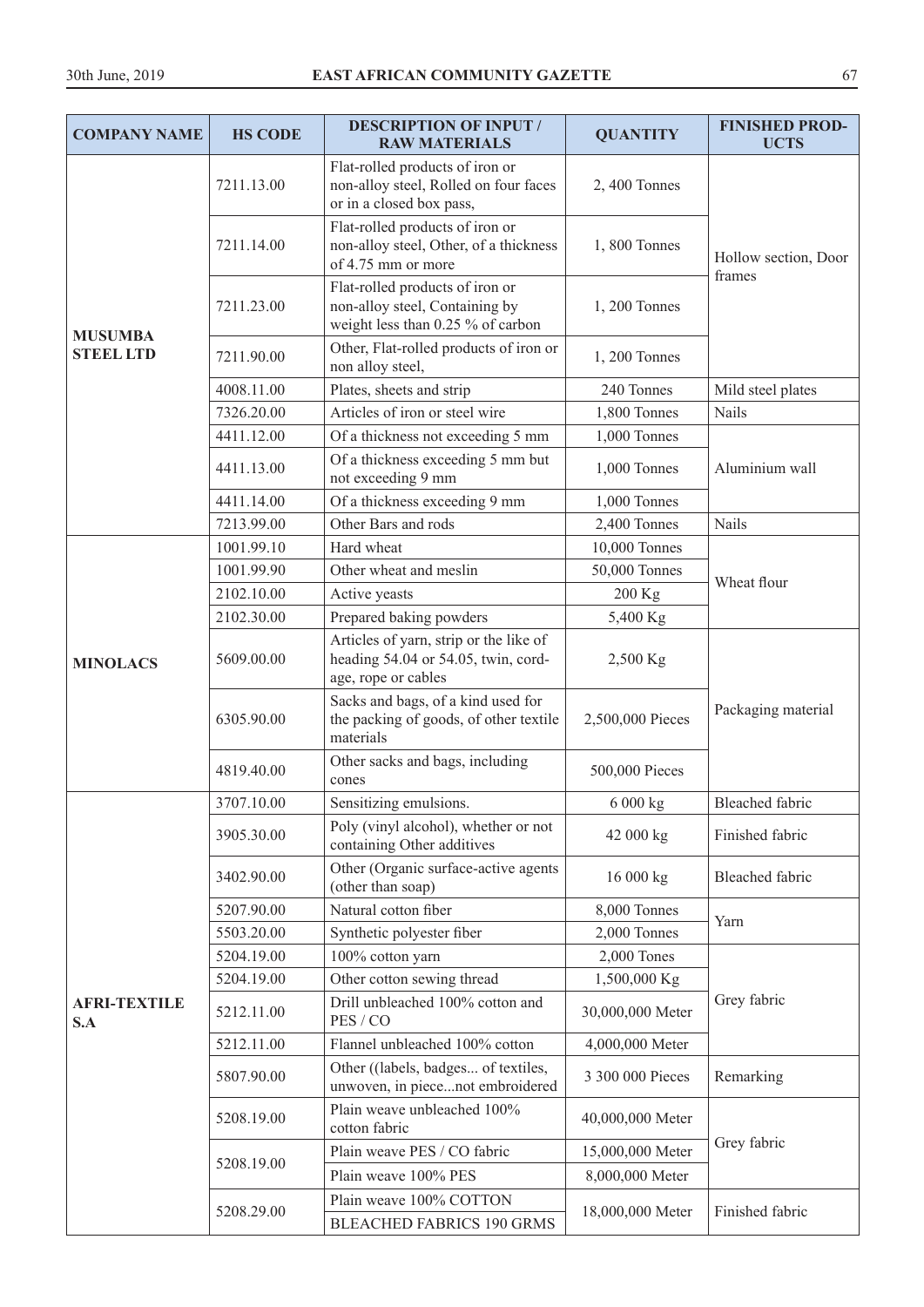| COMPANY NAME | HS CODE | DESCRIPTION OF INPUT / RAW MATERIALS | QUANTITY | FINISHED PROD-UCTS |
|---|---|---|---|---|
| MUSUMBA STEEL LTD | 7211.13.00 | Flat-rolled products of iron or non-alloy steel, Rolled on four faces or in a closed box pass, | 2, 400 Tonnes | Hollow section, Door frames |
| | 7211.14.00 | Flat-rolled products of iron or non-alloy steel, Other, of a thickness of 4.75 mm or more | 1, 800 Tonnes | |
| | 7211.23.00 | Flat-rolled products of iron or non-alloy steel, Containing by weight less than 0.25 % of carbon | 1, 200 Tonnes | |
| | 7211.90.00 | Other, Flat-rolled products of iron or non alloy steel, | 1, 200 Tonnes | |
| | 4008.11.00 | Plates, sheets and strip | 240 Tonnes | Mild steel plates |
| | 7326.20.00 | Articles of iron or steel wire | 1,800 Tonnes | Nails |
| | 4411.12.00 | Of a thickness not exceeding 5 mm | 1,000 Tonnes | Aluminium wall |
| | 4411.13.00 | Of a thickness exceeding 5 mm but not exceeding 9 mm | 1,000 Tonnes | |
| | 4411.14.00 | Of a thickness exceeding 9 mm | 1,000 Tonnes | |
| | 7213.99.00 | Other Bars and rods | 2,400 Tonnes | Nails |
| MINOLACS | 1001.99.10 | Hard wheat | 10,000 Tonnes | Wheat flour |
| | 1001.99.90 | Other wheat and meslin | 50,000 Tonnes | |
| | 2102.10.00 | Active yeasts | 200 Kg | |
| | 2102.30.00 | Prepared baking powders | 5,400 Kg | |
| | 5609.00.00 | Articles of yarn, strip or the like of heading 54.04 or 54.05, twin, cord-age, rope or cables | 2,500 Kg | Packaging material |
| | 6305.90.00 | Sacks and bags, of a kind used for the packing of goods, of other textile materials | 2,500,000 Pieces | |
| | 4819.40.00 | Other sacks and bags, including cones | 500,000 Pieces | |
| AFRI-TEXTILE S.A | 3707.10.00 | Sensitizing emulsions. | 6 000 kg | Bleached fabric |
| | 3905.30.00 | Poly (vinyl alcohol), whether or not containing Other additives | 42 000 kg | Finished fabric |
| | 3402.90.00 | Other (Organic surface-active agents (other than soap) | 16 000 kg | Bleached fabric |
| | 5207.90.00 | Natural cotton fiber | 8,000 Tonnes | Yarn |
| | 5503.20.00 | Synthetic polyester fiber | 2,000 Tonnes | |
| | 5204.19.00 | 100% cotton yarn | 2,000 Tones | Grey fabric |
| | 5204.19.00 | Other cotton sewing thread | 1,500,000 Kg | |
| | 5212.11.00 | Drill unbleached 100% cotton and PES / CO | 30,000,000 Meter | |
| | 5212.11.00 | Flannel unbleached 100% cotton | 4,000,000 Meter | |
| | 5807.90.00 | Other ((labels, badges... of textiles, unwoven, in piece...not embroidered | 3 300 000 Pieces | Remarking |
| | 5208.19.00 | Plain weave unbleached 100% cotton fabric | 40,000,000 Meter | Grey fabric |
| | 5208.19.00 | Plain weave PES / CO fabric | 15,000,000 Meter | |
| | | Plain weave 100% PES | 8,000,000 Meter | |
| | 5208.29.00 | Plain weave 100% COTTON BLEACHED FABRICS 190 GRMS | 18,000,000 Meter | Finished fabric |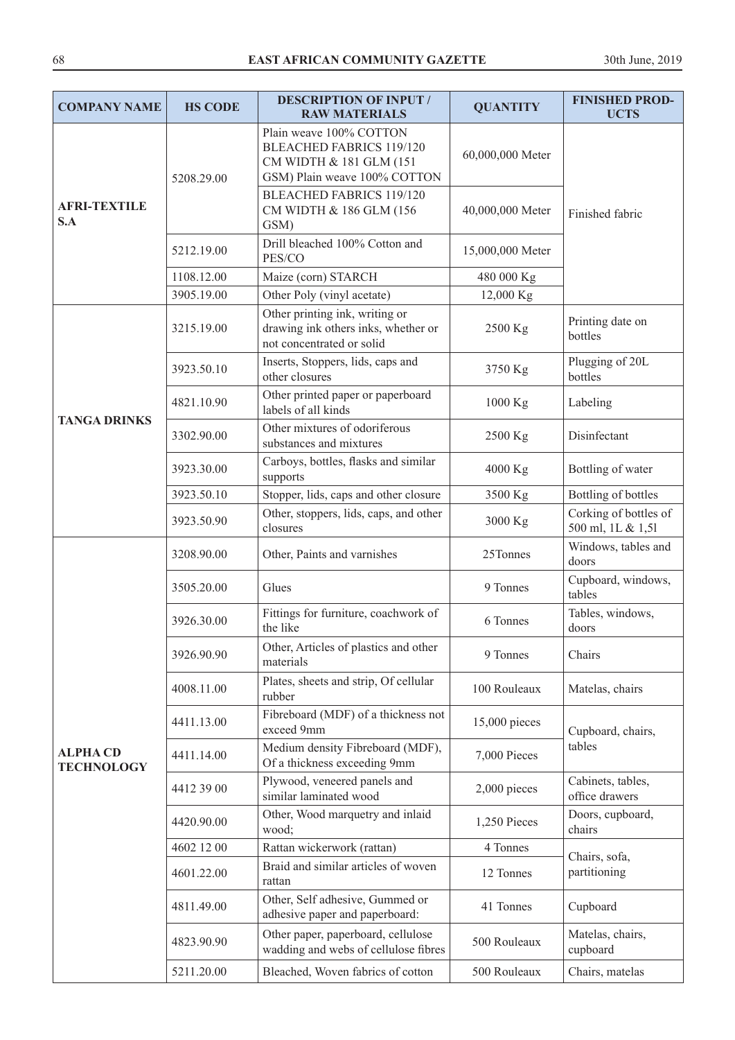| COMPANY NAME | HS CODE | DESCRIPTION OF INPUT / RAW MATERIALS | QUANTITY | FINISHED PRODUCTS |
|---|---|---|---|---|
| AFRI-TEXTILE S.A | 5208.29.00 | Plain weave 100% COTTON BLEACHED FABRICS 119/120 CM WIDTH & 181 GLM (151 GSM) Plain weave 100% COTTON | 60,000,000 Meter | Finished fabric |
| | | BLEACHED FABRICS 119/120 CM WIDTH & 186 GLM (156 GSM) | 40,000,000 Meter | |
| | 5212.19.00 | Drill bleached 100% Cotton and PES/CO | 15,000,000 Meter | |
| | 1108.12.00 | Maize (corn) STARCH | 480 000 Kg | |
| | 3905.19.00 | Other Poly (vinyl acetate) | 12,000 Kg | |
| TANGA DRINKS | 3215.19.00 | Other printing ink, writing or drawing ink others inks, whether or not concentrated or solid | 2500 Kg | Printing date on bottles |
| | 3923.50.10 | Inserts, Stoppers, lids, caps and other closures | 3750 Kg | Plugging of 20L bottles |
| | 4821.10.90 | Other printed paper or paperboard labels of all kinds | 1000 Kg | Labeling |
| | 3302.90.00 | Other mixtures of odoriferous substances and mixtures | 2500 Kg | Disinfectant |
| | 3923.30.00 | Carboys, bottles, flasks and similar supports | 4000 Kg | Bottling of water |
| | 3923.50.10 | Stopper, lids, caps and other closure | 3500 Kg | Bottling of bottles |
| | 3923.50.90 | Other, stoppers, lids, caps, and other closures | 3000 Kg | Corking of bottles of 500 ml, 1L & 1,5l |
| ALPHA CD TECHNOLOGY | 3208.90.00 | Other, Paints and varnishes | 25Tonnes | Windows, tables and doors |
| | 3505.20.00 | Glues | 9 Tonnes | Cupboard, windows, tables |
| | 3926.30.00 | Fittings for furniture, coachwork of the like | 6 Tonnes | Tables, windows, doors |
| | 3926.90.90 | Other, Articles of plastics and other materials | 9 Tonnes | Chairs |
| | 4008.11.00 | Plates, sheets and strip, Of cellular rubber | 100 Rouleaux | Matelas, chairs |
| | 4411.13.00 | Fibreboard (MDF) of a thickness not exceed 9mm | 15,000 pieces | Cupboard, chairs, tables |
| | 4411.14.00 | Medium density Fibreboard (MDF), Of a thickness exceeding 9mm | 7,000 Pieces | |
| | 4412 39 00 | Plywood, veneered panels and similar laminated wood | 2,000 pieces | Cabinets, tables, office drawers |
| | 4420.90.00 | Other, Wood marquetry and inlaid wood; | 1,250 Pieces | Doors, cupboard, chairs |
| | 4602 12 00 | Rattan wickerwork (rattan) | 4 Tonnes | Chairs, sofa, partitioning |
| | 4601.22.00 | Braid and similar articles of woven rattan | 12 Tonnes | |
| | 4811.49.00 | Other, Self adhesive, Gummed or adhesive paper and paperboard: | 41 Tonnes | Cupboard |
| | 4823.90.90 | Other paper, paperboard, cellulose wadding and webs of cellulose fibres | 500 Rouleaux | Matelas, chairs, cupboard |
| | 5211.20.00 | Bleached, Woven fabrics of cotton | 500 Rouleaux | Chairs, matelas |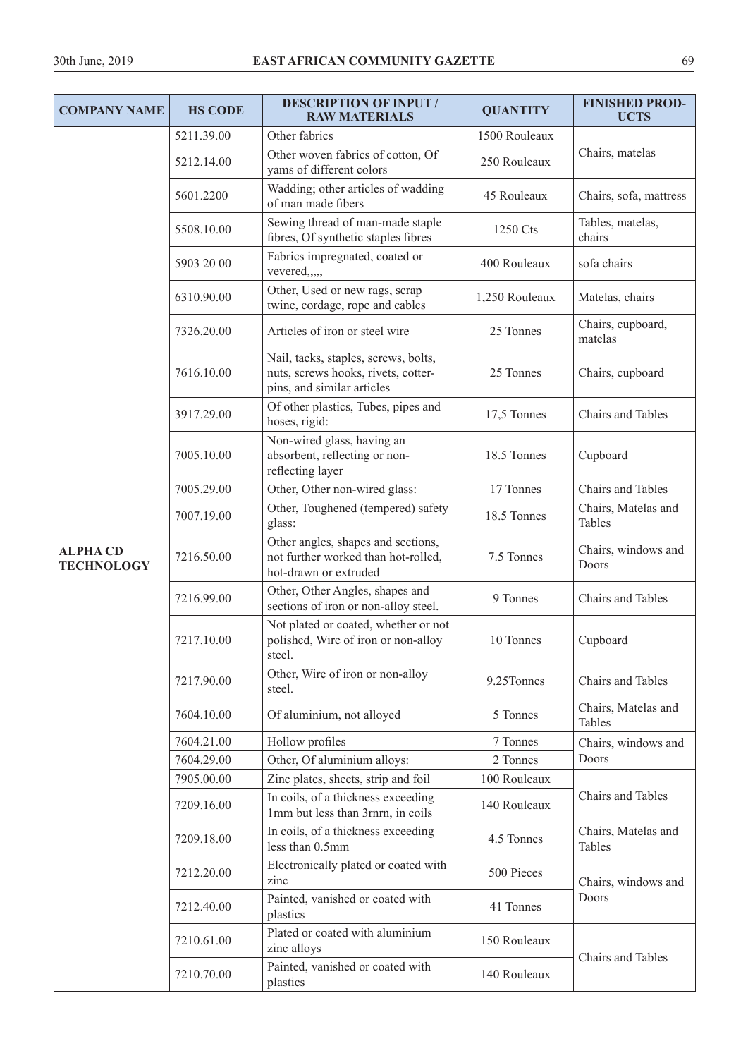| COMPANY NAME | HS CODE | DESCRIPTION OF INPUT / RAW MATERIALS | QUANTITY | FINISHED PROD-UCTS |
|---|---|---|---|---|
| ALPHA CD TECHNOLOGY | 5211.39.00 | Other fabrics | 1500 Rouleaux | Chairs, matelas |
| | 5212.14.00 | Other woven fabrics of cotton, Of yams of different colors | 250 Rouleaux | |
| | 5601.2200 | Wadding; other articles of wadding of man made fibers | 45 Rouleaux | Chairs, sofa, mattress |
| | 5508.10.00 | Sewing thread of man-made staple fibres, Of synthetic staples fibres | 1250 Cts | Tables, matelas, chairs |
| | 5903 20 00 | Fabrics impregnated, coated or vevered,,,,, | 400 Rouleaux | sofa chairs |
| | 6310.90.00 | Other, Used or new rags, scrap twine, cordage, rope and cables | 1,250 Rouleaux | Matelas, chairs |
| | 7326.20.00 | Articles of iron or steel wire | 25 Tonnes | Chairs, cupboard, matelas |
| | 7616.10.00 | Nail, tacks, staples, screws, bolts, nuts, screws hooks, rivets, cotter-pins, and similar articles | 25 Tonnes | Chairs, cupboard |
| | 3917.29.00 | Of other plastics, Tubes, pipes and hoses, rigid: | 17,5 Tonnes | Chairs and Tables |
| | 7005.10.00 | Non-wired glass, having an absorbent, reflecting or non-reflecting layer | 18.5 Tonnes | Cupboard |
| | 7005.29.00 | Other, Other non-wired glass: | 17 Tonnes | Chairs and Tables |
| | 7007.19.00 | Other, Toughened (tempered) safety glass: | 18.5 Tonnes | Chairs, Matelas and Tables |
| | 7216.50.00 | Other angles, shapes and sections, not further worked than hot-rolled, hot-drawn or extruded | 7.5 Tonnes | Chairs, windows and Doors |
| | 7216.99.00 | Other, Other Angles, shapes and sections of iron or non-alloy steel. | 9 Tonnes | Chairs and Tables |
| | 7217.10.00 | Not plated or coated, whether or not polished, Wire of iron or non-alloy steel. | 10 Tonnes | Cupboard |
| | 7217.90.00 | Other, Wire of iron or non-alloy steel. | 9.25Tonnes | Chairs and Tables |
| | 7604.10.00 | Of aluminium, not alloyed | 5 Tonnes | Chairs, Matelas and Tables |
| | 7604.21.00 | Hollow profiles | 7 Tonnes | Chairs, windows and Doors |
| | 7604.29.00 | Other, Of aluminium alloys: | 2 Tonnes | |
| | 7905.00.00 | Zinc plates, sheets, strip and foil | 100 Rouleaux | Chairs and Tables |
| | 7209.16.00 | In coils, of a thickness exceeding 1mm but less than 3rnrn, in coils | 140 Rouleaux | |
| | 7209.18.00 | In coils, of a thickness exceeding less than 0.5mm | 4.5 Tonnes | Chairs, Matelas and Tables |
| | 7212.20.00 | Electronically plated or coated with zinc | 500 Pieces | Chairs, windows and Doors |
| | 7212.40.00 | Painted, vanished or coated with plastics | 41 Tonnes | |
| | 7210.61.00 | Plated or coated with aluminium zinc alloys | 150 Rouleaux | Chairs and Tables |
| | 7210.70.00 | Painted, vanished or coated with plastics | 140 Rouleaux | |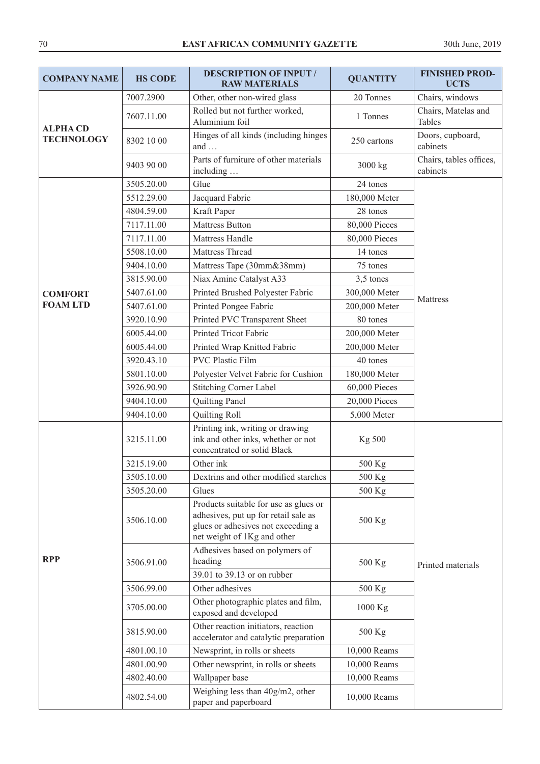| COMPANY NAME | HS CODE | DESCRIPTION OF INPUT / RAW MATERIALS | QUANTITY | FINISHED PRODUCTS |
|---|---|---|---|---|
| ALPHA CD TECHNOLOGY | 7007.2900 | Other, other non-wired glass | 20 Tonnes | Chairs, windows |
| | 7607.11.00 | Rolled but not further worked, Aluminium foil | 1 Tonnes | Chairs, Matelas and Tables |
| | 8302 10 00 | Hinges of all kinds (including hinges and … | 250 cartons | Doors, cupboard, cabinets |
| | 9403 90 00 | Parts of furniture of other materials including … | 3000 kg | Chairs, tables offices, cabinets |
| COMFORT FOAM LTD | 3505.20.00 | Glue | 24 tones | Mattress |
| | 5512.29.00 | Jacquard Fabric | 180,000 Meter | |
| | 4804.59.00 | Kraft Paper | 28 tones | |
| | 7117.11.00 | Mattress Button | 80,000 Pieces | |
| | 7117.11.00 | Mattress Handle | 80,000 Pieces | |
| | 5508.10.00 | Mattress Thread | 14 tones | |
| | 9404.10.00 | Mattress Tape (30mm&38mm) | 75 tones | |
| | 3815.90.00 | Niax Amine Catalyst A33 | 3,5 tones | |
| | 5407.61.00 | Printed Brushed Polyester Fabric | 300,000 Meter | |
| | 5407.61.00 | Printed Pongee Fabric | 200,000 Meter | |
| | 3920.10.90 | Printed PVC Transparent Sheet | 80 tones | |
| | 6005.44.00 | Printed Tricot Fabric | 200,000 Meter | |
| | 6005.44.00 | Printed Wrap Knitted Fabric | 200,000 Meter | |
| | 3920.43.10 | PVC Plastic Film | 40 tones | |
| | 5801.10.00 | Polyester Velvet Fabric for Cushion | 180,000 Meter | |
| | 3926.90.90 | Stitching Corner Label | 60,000 Pieces | |
| | 9404.10.00 | Quilting Panel | 20,000 Pieces | |
| | 9404.10.00 | Quilting Roll | 5,000 Meter | |
| RPP | 3215.11.00 | Printing ink, writing or drawing ink and other inks, whether or not concentrated or solid Black | Kg 500 | Printed materials |
| | 3215.19.00 | Other ink | 500 Kg | |
| | 3505.10.00 | Dextrins and other modified starches | 500 Kg | |
| | 3505.20.00 | Glues | 500 Kg | |
| | 3506.10.00 | Products suitable for use as glues or adhesives, put up for retail sale as glues or adhesives not exceeding a net weight of 1Kg and other | 500 Kg | |
| | 3506.91.00 | Adhesives based on polymers of heading 39.01 to 39.13 or on rubber | 500 Kg | |
| | 3506.99.00 | Other adhesives | 500 Kg | |
| | 3705.00.00 | Other photographic plates and film, exposed and developed | 1000 Kg | |
| | 3815.90.00 | Other reaction initiators, reaction accelerator and catalytic preparation | 500 Kg | |
| | 4801.00.10 | Newsprint, in rolls or sheets | 10,000 Reams | |
| | 4801.00.90 | Other newsprint, in rolls or sheets | 10,000 Reams | |
| | 4802.40.00 | Wallpaper base | 10,000 Reams | |
| | 4802.54.00 | Weighing less than 40g/m2, other paper and paperboard | 10,000 Reams | |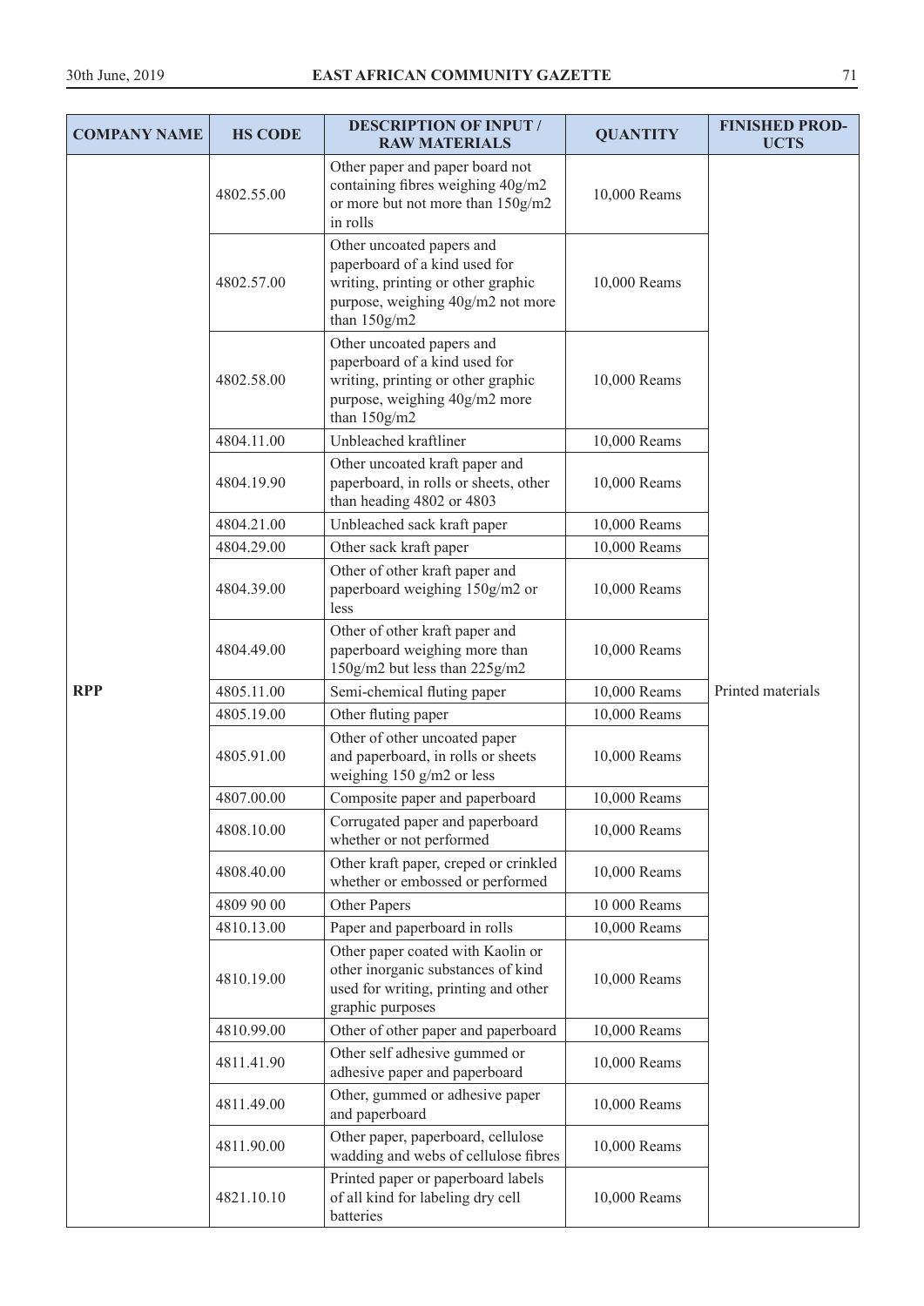| COMPANY NAME | HS CODE | DESCRIPTION OF INPUT / RAW MATERIALS | QUANTITY | FINISHED PRODUCTS |
|---|---|---|---|---|
| RPP | 4802.55.00 | Other paper and paper board not containing fibres weighing 40g/m2 or more but not more than 150g/m2 in rolls | 10,000 Reams | Printed materials |
| | 4802.57.00 | Other uncoated papers and paperboard of a kind used for writing, printing or other graphic purpose, weighing 40g/m2 not more than 150g/m2 | 10,000 Reams | |
| | 4802.58.00 | Other uncoated papers and paperboard of a kind used for writing, printing or other graphic purpose, weighing 40g/m2 more than 150g/m2 | 10,000 Reams | |
| | 4804.11.00 | Unbleached kraftliner | 10,000 Reams | |
| | 4804.19.90 | Other uncoated kraft paper and paperboard, in rolls or sheets, other than heading 4802 or 4803 | 10,000 Reams | |
| | 4804.21.00 | Unbleached sack kraft paper | 10,000 Reams | |
| | 4804.29.00 | Other sack kraft paper | 10,000 Reams | |
| | 4804.39.00 | Other of other kraft paper and paperboard weighing 150g/m2 or less | 10,000 Reams | |
| | 4804.49.00 | Other of other kraft paper and paperboard weighing more than 150g/m2 but less than 225g/m2 | 10,000 Reams | |
| | 4805.11.00 | Semi-chemical fluting paper | 10,000 Reams | |
| | 4805.19.00 | Other fluting paper | 10,000 Reams | |
| | 4805.91.00 | Other of other uncoated paper and paperboard, in rolls or sheets weighing 150 g/m2 or less | 10,000 Reams | |
| | 4807.00.00 | Composite paper and paperboard | 10,000 Reams | |
| | 4808.10.00 | Corrugated paper and paperboard whether or not performed | 10,000 Reams | |
| | 4808.40.00 | Other kraft paper, creped or crinkled whether or embossed or performed | 10,000 Reams | |
| | 4809 90 00 | Other Papers | 10 000 Reams | |
| | 4810.13.00 | Paper and paperboard in rolls | 10,000 Reams | |
| | 4810.19.00 | Other paper coated with Kaolin or other inorganic substances of kind used for writing, printing and other graphic purposes | 10,000 Reams | |
| | 4810.99.00 | Other of other paper and paperboard | 10,000 Reams | |
| | 4811.41.90 | Other self adhesive gummed or adhesive paper and paperboard | 10,000 Reams | |
| | 4811.49.00 | Other, gummed or adhesive paper and paperboard | 10,000 Reams | |
| | 4811.90.00 | Other paper, paperboard, cellulose wadding and webs of cellulose fibres | 10,000 Reams | |
| | 4821.10.10 | Printed paper or paperboard labels of all kind for labeling dry cell batteries | 10,000 Reams | |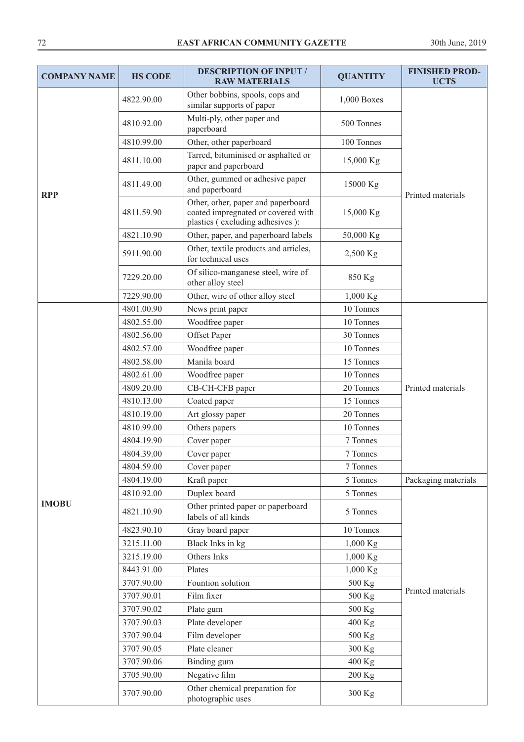| COMPANY NAME | HS CODE | DESCRIPTION OF INPUT / RAW MATERIALS | QUANTITY | FINISHED PRODUCTS |
|---|---|---|---|---|
| RPP | 4822.90.00 | Other bobbins, spools, cops and similar supports of paper | 1,000 Boxes | Printed materials |
| | 4810.92.00 | Multi-ply, other paper and paperboard | 500 Tonnes | |
| | 4810.99.00 | Other, other paperboard | 100 Tonnes | |
| | 4811.10.00 | Tarred, bituminised or asphalted or paper and paperboard | 15,000 Kg | |
| | 4811.49.00 | Other, gummed or adhesive paper and paperboard | 15000 Kg | |
| | 4811.59.90 | Other, other, paper and paperboard coated impregnated or covered with plastics ( excluding adhesives ): | 15,000 Kg | |
| | 4821.10.90 | Other, paper, and paperboard labels | 50,000 Kg | |
| | 5911.90.00 | Other, textile products and articles, for technical uses | 2,500 Kg | |
| | 7229.20.00 | Of silico-manganese steel, wire of other alloy steel | 850 Kg | |
| | 7229.90.00 | Other, wire of other alloy steel | 1,000 Kg | |
| IMOBU | 4801.00.90 | News print paper | 10 Tonnes | Printed materials |
| | 4802.55.00 | Woodfree paper | 10 Tonnes | |
| | 4802.56.00 | Offset Paper | 30 Tonnes | |
| | 4802.57.00 | Woodfree paper | 10 Tonnes | |
| | 4802.58.00 | Manila board | 15 Tonnes | |
| | 4802.61.00 | Woodfree paper | 10 Tonnes | |
| | 4809.20.00 | CB-CH-CFB paper | 20 Tonnes | |
| | 4810.13.00 | Coated paper | 15 Tonnes | |
| | 4810.19.00 | Art glossy paper | 20 Tonnes | |
| | 4810.99.00 | Others papers | 10 Tonnes | |
| | 4804.19.90 | Cover paper | 7 Tonnes | |
| | 4804.39.00 | Cover paper | 7 Tonnes | |
| | 4804.59.00 | Cover paper | 7 Tonnes | |
| | 4804.19.00 | Kraft paper | 5 Tonnes | Packaging materials |
| | 4810.92.00 | Duplex board | 5 Tonnes | Printed materials |
| | 4821.10.90 | Other printed paper or paperboard labels of all kinds | 5 Tonnes | |
| | 4823.90.10 | Gray board paper | 10 Tonnes | |
| | 3215.11.00 | Black Inks in kg | 1,000 Kg | |
| | 3215.19.00 | Others Inks | 1,000 Kg | |
| | 8443.91.00 | Plates | 1,000 Kg | |
| | 3707.90.00 | Fountion solution | 500 Kg | |
| | 3707.90.01 | Film fixer | 500 Kg | |
| | 3707.90.02 | Plate gum | 500 Kg | |
| | 3707.90.03 | Plate developer | 400 Kg | |
| | 3707.90.04 | Film developer | 500 Kg | |
| | 3707.90.05 | Plate cleaner | 300 Kg | |
| | 3707.90.06 | Binding gum | 400 Kg | |
| | 3705.90.00 | Negative film | 200 Kg | |
| | 3707.90.00 | Other chemical preparation for photographic uses | 300 Kg | |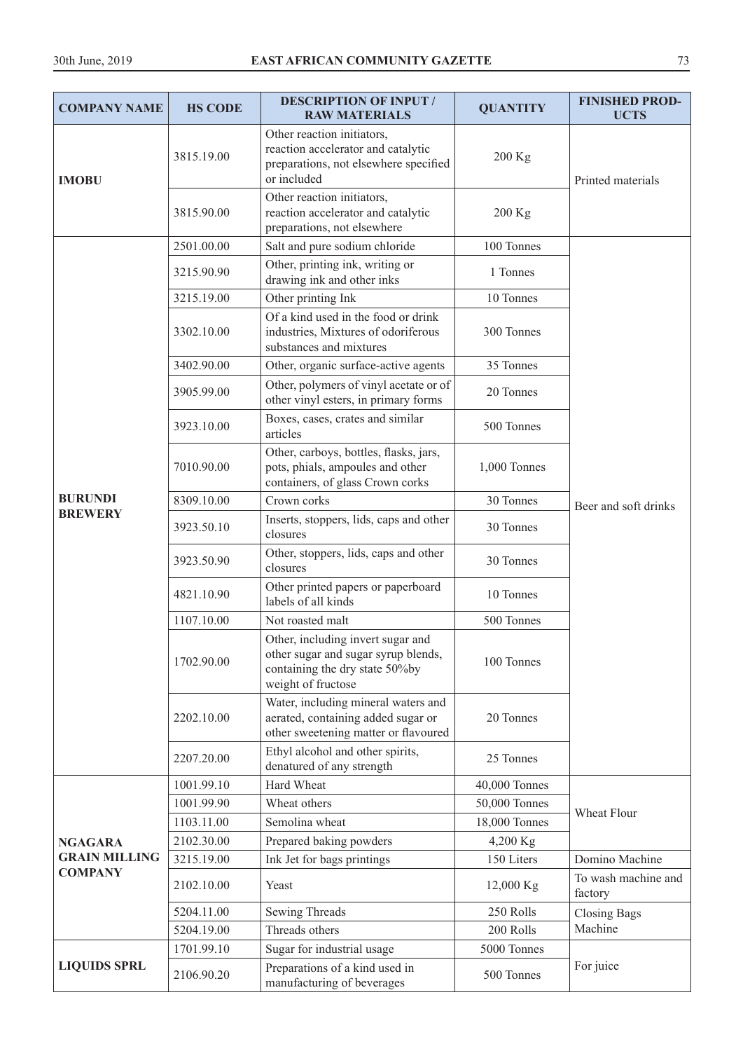| COMPANY NAME | HS CODE | DESCRIPTION OF INPUT / RAW MATERIALS | QUANTITY | FINISHED PRODUCTS |
|---|---|---|---|---|
| **IMOBU** | 3815.19.00 | Other reaction initiators, reaction accelerator and catalytic preparations, not elsewhere specified or included | 200 Kg | Printed materials |
| | 3815.90.00 | Other reaction initiators, reaction accelerator and catalytic preparations, not elsewhere | 200 Kg | |
| **BURUNDI BREWERY** | 2501.00.00 | Salt and pure sodium chloride | 100 Tonnes | Beer and soft drinks |
| | 3215.90.90 | Other, printing ink, writing or drawing ink and other inks | 1 Tonnes | |
| | 3215.19.00 | Other printing Ink | 10 Tonnes | |
| | 3302.10.00 | Of a kind used in the food or drink industries, Mixtures of odoriferous substances and mixtures | 300 Tonnes | |
| | 3402.90.00 | Other, organic surface-active agents | 35 Tonnes | |
| | 3905.99.00 | Other, polymers of vinyl acetate or of other vinyl esters, in primary forms | 20 Tonnes | |
| | 3923.10.00 | Boxes, cases, crates and similar articles | 500 Tonnes | |
| | 7010.90.00 | Other, carboys, bottles, flasks, jars, pots, phials, ampoules and other containers, of glass Crown corks | 1,000 Tonnes | |
| | 8309.10.00 | Crown corks | 30 Tonnes | |
| | 3923.50.10 | Inserts, stoppers, lids, caps and other closures | 30 Tonnes | |
| | 3923.50.90 | Other, stoppers, lids, caps and other closures | 30 Tonnes | |
| | 4821.10.90 | Other printed papers or paperboard labels of all kinds | 10 Tonnes | |
| | 1107.10.00 | Not roasted malt | 500 Tonnes | |
| | 1702.90.00 | Other, including invert sugar and other sugar and sugar syrup blends, containing the dry state 50%by weight of fructose | 100 Tonnes | |
| | 2202.10.00 | Water, including mineral waters and aerated, containing added sugar or other sweetening matter or flavoured | 20 Tonnes | |
| | 2207.20.00 | Ethyl alcohol and other spirits, denatured of any strength | 25 Tonnes | |
| **NGAGARA GRAIN MILLING COMPANY** | 1001.99.10 | Hard Wheat | 40,000 Tonnes | Wheat Flour |
| | 1001.99.90 | Wheat others | 50,000 Tonnes | |
| | 1103.11.00 | Semolina wheat | 18,000 Tonnes | |
| | 2102.30.00 | Prepared baking powders | 4,200 Kg | |
| | 3215.19.00 | Ink Jet for bags printings | 150 Liters | Domino Machine |
| | 2102.10.00 | Yeast | 12,000 Kg | To wash machine and factory |
| | 5204.11.00 | Sewing Threads | 250 Rolls | Closing Bags Machine |
| | 5204.19.00 | Threads others | 200 Rolls | |
| **LIQUIDS SPRL** | 1701.99.10 | Sugar for industrial usage | 5000 Tonnes | For juice |
| | 2106.90.20 | Preparations of a kind used in manufacturing of beverages | 500 Tonnes | |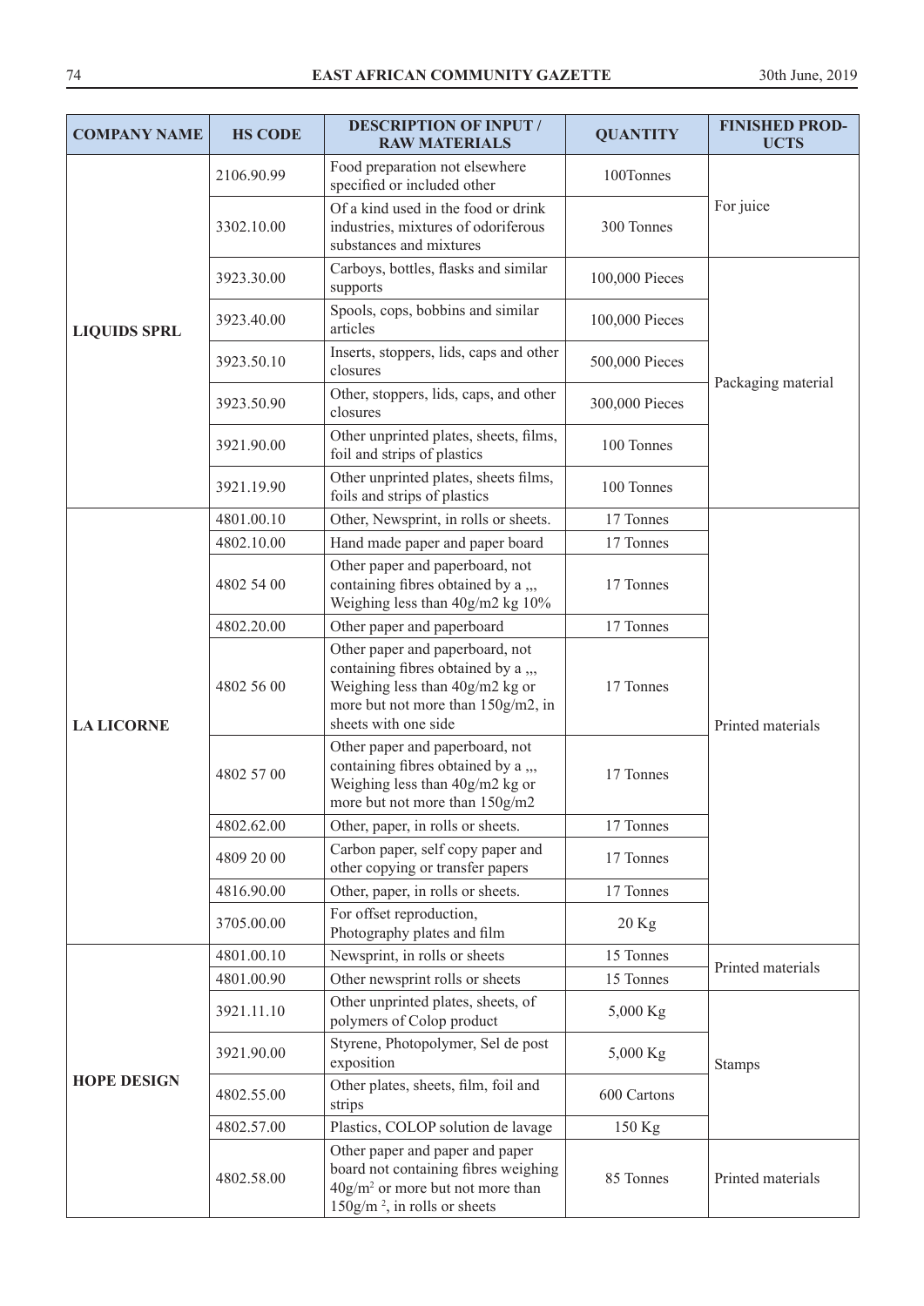| COMPANY NAME | HS CODE | DESCRIPTION OF INPUT / RAW MATERIALS | QUANTITY | FINISHED PROD-UCTS |
|---|---|---|---|---|
| LIQUIDS SPRL | 2106.90.99 | Food preparation not elsewhere specified or included other | 100Tonnes | For juice |
| | 3302.10.00 | Of a kind used in the food or drink industries, mixtures of odoriferous substances and mixtures | 300 Tonnes | |
| | 3923.30.00 | Carboys, bottles, flasks and similar supports | 100,000 Pieces | Packaging material |
| | 3923.40.00 | Spools, cops, bobbins and similar articles | 100,000 Pieces | |
| | 3923.50.10 | Inserts, stoppers, lids, caps and other closures | 500,000 Pieces | |
| | 3923.50.90 | Other, stoppers, lids, caps, and other closures | 300,000 Pieces | |
| | 3921.90.00 | Other unprinted plates, sheets, films, foil and strips of plastics | 100 Tonnes | |
| | 3921.19.90 | Other unprinted plates, sheets films, foils and strips of plastics | 100 Tonnes | |
| LA LICORNE | 4801.00.10 | Other, Newsprint, in rolls or sheets. | 17 Tonnes | Printed materials |
| | 4802.10.00 | Hand made paper and paper board | 17 Tonnes | |
| | 4802 54 00 | Other paper and paperboard, not containing fibres obtained by a ,,, Weighing less than 40g/m2 kg 10% | 17 Tonnes | |
| | 4802.20.00 | Other paper and paperboard | 17 Tonnes | |
| | 4802 56 00 | Other paper and paperboard, not containing fibres obtained by a ,,, Weighing less than 40g/m2 kg or more but not more than 150g/m2, in sheets with one side | 17 Tonnes | |
| | 4802 57 00 | Other paper and paperboard, not containing fibres obtained by a ,,, Weighing less than 40g/m2 kg or more but not more than 150g/m2 | 17 Tonnes | |
| | 4802.62.00 | Other, paper, in rolls or sheets. | 17 Tonnes | |
| | 4809 20 00 | Carbon paper, self copy paper and other copying or transfer papers | 17 Tonnes | |
| | 4816.90.00 | Other, paper, in rolls or sheets. | 17 Tonnes | |
| | 3705.00.00 | For offset reproduction, Photography plates and film | 20 Kg | |
| HOPE DESIGN | 4801.00.10 | Newsprint, in rolls or sheets | 15 Tonnes | Printed materials |
| | 4801.00.90 | Other newsprint rolls or sheets | 15 Tonnes | |
| | 3921.11.10 | Other unprinted plates, sheets, of polymers of Colop product | 5,000 Kg | Stamps |
| | 3921.90.00 | Styrene, Photopolymer, Sel de post exposition | 5,000 Kg | |
| | 4802.55.00 | Other plates, sheets, film, foil and strips | 600 Cartons | |
| | 4802.57.00 | Plastics, COLOP solution de lavage | 150 Kg | |
| | 4802.58.00 | Other paper and paper and paper board not containing fibres weighing $40g/m^2$ or more but not more than $150g/m^2$, in rolls or sheets | 85 Tonnes | Printed materials |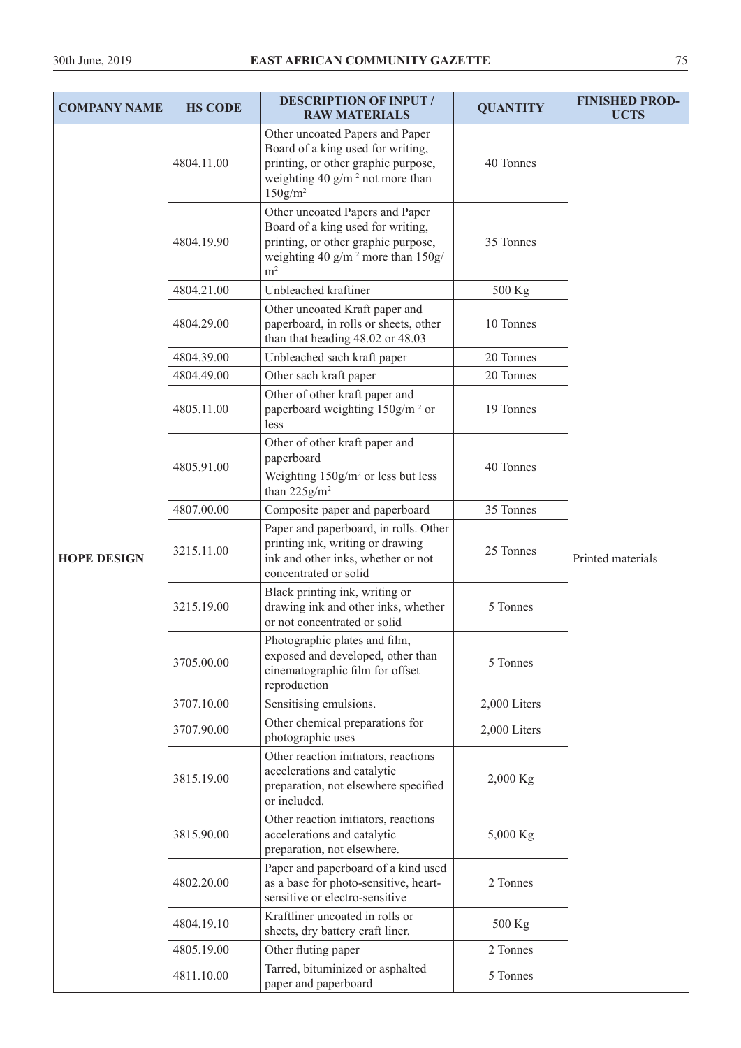| COMPANY NAME | HS CODE | DESCRIPTION OF INPUT / RAW MATERIALS | QUANTITY | FINISHED PRODUCTS |
|---|---|---|---|---|
| HOPE DESIGN | 4804.11.00 | Other uncoated Papers and Paper Board of a king used for writing, printing, or other graphic purpose, weighting 40 g/m $^2$ not more than 150g/m$^2$ | 40 Tonnes | Printed materials |
| | 4804.19.90 | Other uncoated Papers and Paper Board of a king used for writing, printing, or other graphic purpose, weighting 40 g/m $^2$ more than 150g/m$^2$ | 35 Tonnes | |
| | 4804.21.00 | Unbleached kraftiner | 500 Kg | |
| | 4804.29.00 | Other uncoated Kraft paper and paperboard, in rolls or sheets, other than that heading 48.02 or 48.03 | 10 Tonnes | |
| | 4804.39.00 | Unbleached sach kraft paper | 20 Tonnes | |
| | 4804.49.00 | Other sach kraft paper | 20 Tonnes | |
| | 4805.11.00 | Other of other kraft paper and paperboard weighting 150g/m $^2$ or less | 19 Tonnes | |
| | 4805.91.00 | Other of other kraft paper and paperboard Weighting 150g/m$^2$ or less but less than 225g/m$^2$ | 40 Tonnes | |
| | 4807.00.00 | Composite paper and paperboard | 35 Tonnes | |
| | 3215.11.00 | Paper and paperboard, in rolls. Other printing ink, writing or drawing ink and other inks, whether or not concentrated or solid | 25 Tonnes | |
| | 3215.19.00 | Black printing ink, writing or drawing ink and other inks, whether or not concentrated or solid | 5 Tonnes | |
| | 3705.00.00 | Photographic plates and film, exposed and developed, other than cinematographic film for offset reproduction | 5 Tonnes | |
| | 3707.10.00 | Sensitising emulsions. | 2,000 Liters | |
| | 3707.90.00 | Other chemical preparations for photographic uses | 2,000 Liters | |
| | 3815.19.00 | Other reaction initiators, reactions accelerations and catalytic preparation, not elsewhere specified or included. | 2,000 Kg | |
| | 3815.90.00 | Other reaction initiators, reactions accelerations and catalytic preparation, not elsewhere. | 5,000 Kg | |
| | 4802.20.00 | Paper and paperboard of a kind used as a base for photo-sensitive, heart-sensitive or electro-sensitive | 2 Tonnes | |
| | 4804.19.10 | Kraftliner uncoated in rolls or sheets, dry battery craft liner. | 500 Kg | |
| | 4805.19.00 | Other fluting paper | 2 Tonnes | |
| | 4811.10.00 | Tarred, bituminized or asphalted paper and paperboard | 5 Tonnes | |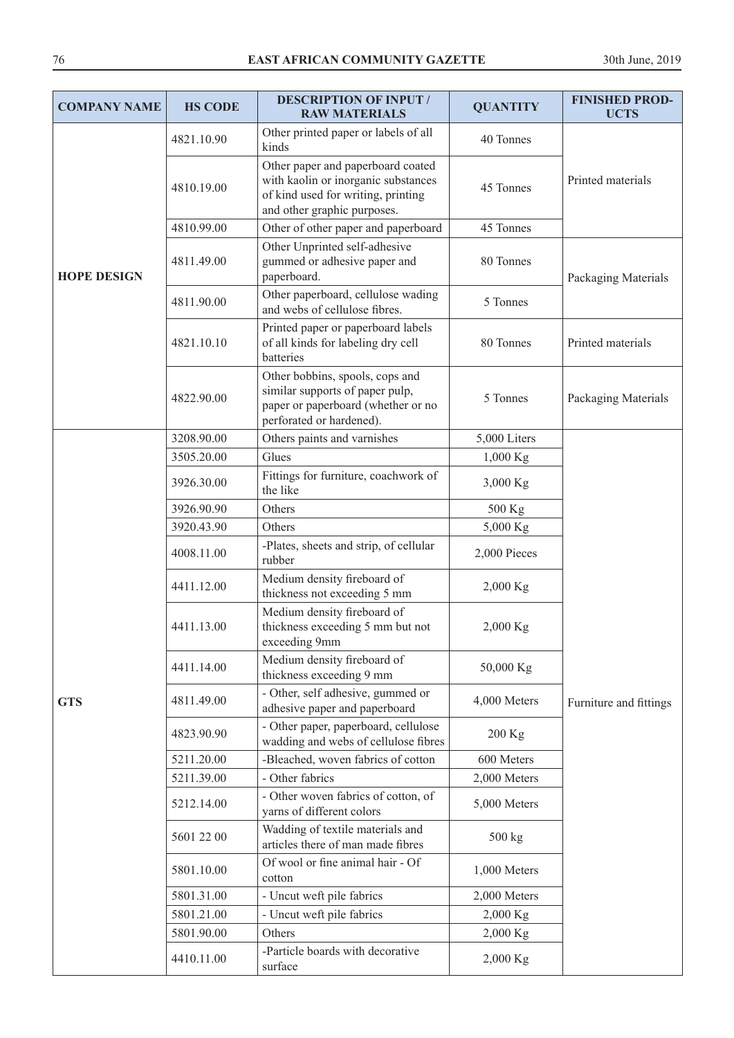| COMPANY NAME | HS CODE | DESCRIPTION OF INPUT / RAW MATERIALS | QUANTITY | FINISHED PROD-UCTS |
|---|---|---|---|---|
| HOPE DESIGN | 4821.10.90 | Other printed paper or labels of all kinds | 40 Tonnes | Printed materials |
| | 4810.19.00 | Other paper and paperboard coated with kaolin or inorganic substances of kind used for writing, printing and other graphic purposes. | 45 Tonnes | |
| | 4810.99.00 | Other of other paper and paperboard | 45 Tonnes | |
| | 4811.49.00 | Other Unprinted self-adhesive gummed or adhesive paper and paperboard. | 80 Tonnes | Packaging Materials |
| | 4811.90.00 | Other paperboard, cellulose wading and webs of cellulose fibres. | 5 Tonnes | |
| | 4821.10.10 | Printed paper or paperboard labels of all kinds for labeling dry cell batteries | 80 Tonnes | Printed materials |
| | 4822.90.00 | Other bobbins, spools, cops and similar supports of paper pulp, paper or paperboard (whether or no perforated or hardened). | 5 Tonnes | Packaging Materials |
| GTS | 3208.90.00 | Others paints and varnishes | 5,000 Liters | Furniture and fittings |
| | 3505.20.00 | Glues | 1,000 Kg | |
| | 3926.30.00 | Fittings for furniture, coachwork of the like | 3,000 Kg | |
| | 3926.90.90 | Others | 500 Kg | |
| | 3920.43.90 | Others | 5,000 Kg | |
| | 4008.11.00 | -Plates, sheets and strip, of cellular rubber | 2,000 Pieces | |
| | 4411.12.00 | Medium density fireboard of thickness not exceeding 5 mm | 2,000 Kg | |
| | 4411.13.00 | Medium density fireboard of thickness exceeding 5 mm but not exceeding 9mm | 2,000 Kg | |
| | 4411.14.00 | Medium density fireboard of thickness exceeding 9 mm | 50,000 Kg | |
| | 4811.49.00 | - Other, self adhesive, gummed or adhesive paper and paperboard | 4,000 Meters | |
| | 4823.90.90 | - Other paper, paperboard, cellulose wadding and webs of cellulose fibres | 200 Kg | |
| | 5211.20.00 | -Bleached, woven fabrics of cotton | 600 Meters | |
| | 5211.39.00 | - Other fabrics | 2,000 Meters | |
| | 5212.14.00 | - Other woven fabrics of cotton, of yarns of different colors | 5,000 Meters | |
| | 5601 22 00 | Wadding of textile materials and articles there of man made fibres | 500 kg | |
| | 5801.10.00 | Of wool or fine animal hair - Of cotton | 1,000 Meters | |
| | 5801.31.00 | - Uncut weft pile fabrics | 2,000 Meters | |
| | 5801.21.00 | - Uncut weft pile fabrics | 2,000 Kg | |
| | 5801.90.00 | Others | 2,000 Kg | |
| | 4410.11.00 | -Particle boards with decorative surface | 2,000 Kg | |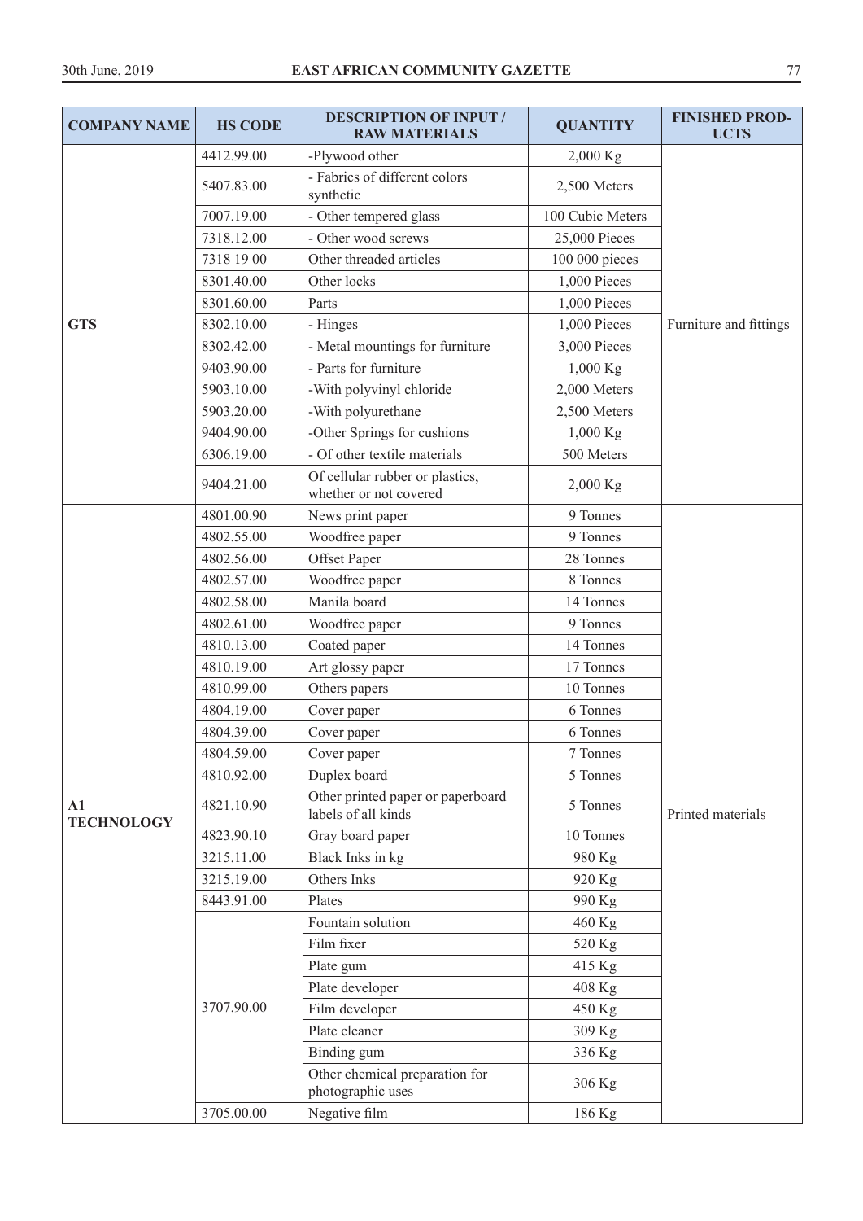| COMPANY NAME | HS CODE | DESCRIPTION OF INPUT / RAW MATERIALS | QUANTITY | FINISHED PRODUCTS |
|---|---|---|---|---|
| GTS | 4412.99.00 | -Plywood other | 2,000 Kg | Furniture and fittings |
| | 5407.83.00 | - Fabrics of different colors synthetic | 2,500 Meters | |
| | 7007.19.00 | - Other tempered glass | 100 Cubic Meters | |
| | 7318.12.00 | - Other wood screws | 25,000 Pieces | |
| | 7318 19 00 | Other threaded articles | 100 000 pieces | |
| | 8301.40.00 | Other locks | 1,000 Pieces | |
| | 8301.60.00 | Parts | 1,000 Pieces | |
| | 8302.10.00 | - Hinges | 1,000 Pieces | |
| | 8302.42.00 | - Metal mountings for furniture | 3,000 Pieces | |
| | 9403.90.00 | - Parts for furniture | 1,000 Kg | |
| | 5903.10.00 | -With polyvinyl chloride | 2,000 Meters | |
| | 5903.20.00 | -With polyurethane | 2,500 Meters | |
| | 9404.90.00 | -Other Springs for cushions | 1,000 Kg | |
| | 6306.19.00 | - Of other textile materials | 500 Meters | |
| | 9404.21.00 | Of cellular rubber or plastics, whether or not covered | 2,000 Kg | |
| A1 TECHNOLOGY | 4801.00.90 | News print paper | 9 Tonnes | Printed materials |
| | 4802.55.00 | Woodfree paper | 9 Tonnes | |
| | 4802.56.00 | Offset Paper | 28 Tonnes | |
| | 4802.57.00 | Woodfree paper | 8 Tonnes | |
| | 4802.58.00 | Manila board | 14 Tonnes | |
| | 4802.61.00 | Woodfree paper | 9 Tonnes | |
| | 4810.13.00 | Coated paper | 14 Tonnes | |
| | 4810.19.00 | Art glossy paper | 17 Tonnes | |
| | 4810.99.00 | Others papers | 10 Tonnes | |
| | 4804.19.00 | Cover paper | 6 Tonnes | |
| | 4804.39.00 | Cover paper | 6 Tonnes | |
| | 4804.59.00 | Cover paper | 7 Tonnes | |
| | 4810.92.00 | Duplex board | 5 Tonnes | |
| | 4821.10.90 | Other printed paper or paperboard labels of all kinds | 5 Tonnes | |
| | 4823.90.10 | Gray board paper | 10 Tonnes | |
| | 3215.11.00 | Black Inks in kg | 980 Kg | |
| | 3215.19.00 | Others Inks | 920 Kg | |
| | 8443.91.00 | Plates | 990 Kg | |
| | 3707.90.00 | Fountain solution | 460 Kg | |
| | | Film fixer | 520 Kg | |
| | | Plate gum | 415 Kg | |
| | | Plate developer | 408 Kg | |
| | | Film developer | 450 Kg | |
| | | Plate cleaner | 309 Kg | |
| | | Binding gum | 336 Kg | |
| | | Other chemical preparation for photographic uses | 306 Kg | |
| | 3705.00.00 | Negative film | 186 Kg | |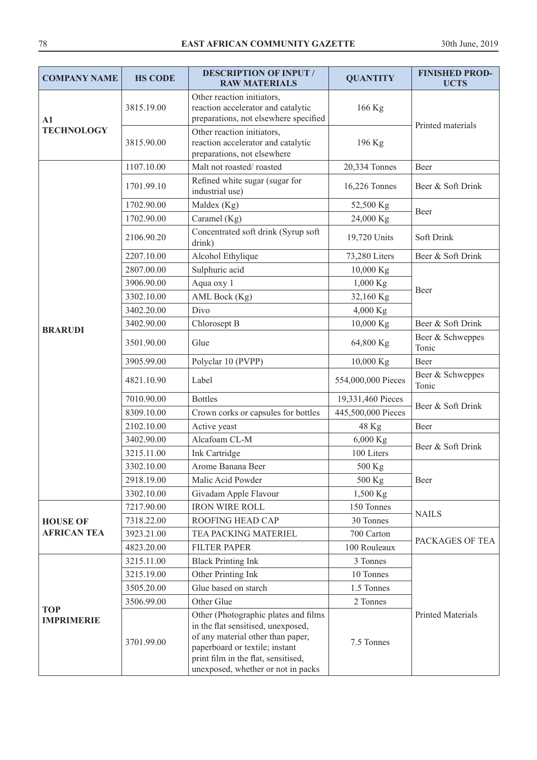| COMPANY NAME | HS CODE | DESCRIPTION OF INPUT / RAW MATERIALS | QUANTITY | FINISHED PROD-UCTS |
|---|---|---|---|---|
| **A1 TECHNOLOGY** | 3815.19.00 | Other reaction initiators, reaction accelerator and catalytic preparations, not elsewhere specified | 166 Kg | Printed materials |
| | 3815.90.00 | Other reaction initiators, reaction accelerator and catalytic preparations, not elsewhere | 196 Kg | |
| **BRARUDI** | 1107.10.00 | Malt not roasted/ roasted | 20,334 Tonnes | Beer |
| | 1701.99.10 | Refined white sugar (sugar for industrial use) | 16,226 Tonnes | Beer & Soft Drink |
| | 1702.90.00 | Maldex (Kg) | 52,500 Kg | Beer |
| | 1702.90.00 | Caramel (Kg) | 24,000 Kg | |
| | 2106.90.20 | Concentrated soft drink (Syrup soft drink) | 19,720 Units | Soft Drink |
| | 2207.10.00 | Alcohol Ethylique | 73,280 Liters | Beer & Soft Drink |
| | 2807.00.00 | Sulphuric acid | 10,000 Kg | Beer |
| | 3906.90.00 | Aqua oxy 1 | 1,000 Kg | |
| | 3302.10.00 | AML Bock (Kg) | 32,160 Kg | |
| | 3402.20.00 | Divo | 4,000 Kg | |
| | 3402.90.00 | Chlorosept B | 10,000 Kg | Beer & Soft Drink |
| | 3501.90.00 | Glue | 64,800 Kg | Beer & Schweppes Tonic |
| | 3905.99.00 | Polyclar 10 (PVPP) | 10,000 Kg | Beer |
| | 4821.10.90 | Label | 554,000,000 Pieces | Beer & Schweppes Tonic |
| | 7010.90.00 | Bottles | 19,331,460 Pieces | Beer & Soft Drink |
| | 8309.10.00 | Crown corks or capsules for bottles | 445,500,000 Pieces | |
| | 2102.10.00 | Active yeast | 48 Kg | Beer |
| | 3402.90.00 | Alcafoam CL-M | 6,000 Kg | Beer & Soft Drink |
| | 3215.11.00 | Ink Cartridge | 100 Liters | |
| | 3302.10.00 | Arome Banana Beer | 500 Kg | Beer |
| | 2918.19.00 | Malic Acid Powder | 500 Kg | |
| | 3302.10.00 | Givadam Apple Flavour | 1,500 Kg | |
| **HOUSE OF AFRICAN TEA** | 7217.90.00 | IRON WIRE ROLL | 150 Tonnes | NAILS |
| | 7318.22.00 | ROOFING HEAD CAP | 30 Tonnes | |
| | 3923.21.00 | TEA PACKING MATERIEL | 700 Carton | PACKAGES OF TEA |
| | 4823.20.00 | FILTER PAPER | 100 Rouleaux | |
| **TOP IMPRIMERIE** | 3215.11.00 | Black Printing Ink | 3 Tonnes | Printed Materials |
| | 3215.19.00 | Other Printing Ink | 10 Tonnes | |
| | 3505.20.00 | Glue based on starch | 1.5 Tonnes | |
| | 3506.99.00 | Other Glue | 2 Tonnes | |
| | 3701.99.00 | Other (Photographic plates and films in the flat sensitised, unexposed, of any material other than paper, paperboard or textile; instant print film in the flat, sensitised, unexposed, whether or not in packs | 7.5 Tonnes | |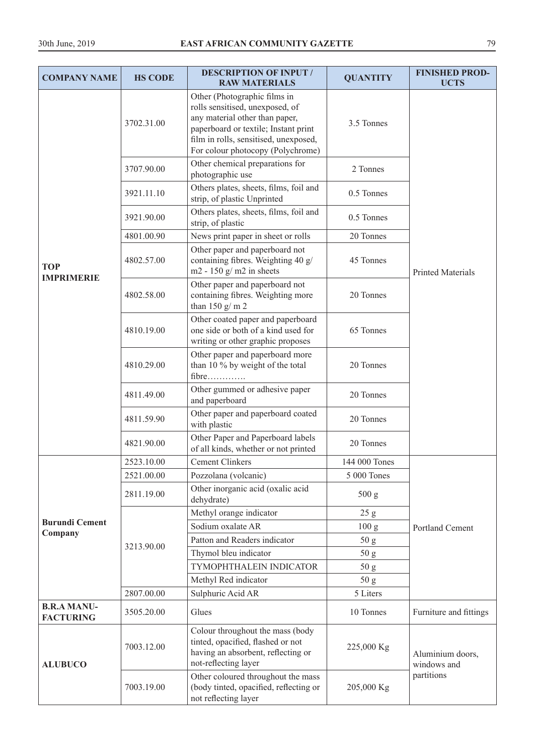| COMPANY NAME | HS CODE | DESCRIPTION OF INPUT / RAW MATERIALS | QUANTITY | FINISHED PRODUCTS |
|---|---|---|---|---|
| TOP IMPRIMERIE | 3702.31.00 | Other (Photographic films in rolls sensitised, unexposed, of any material other than paper, paperboard or textile; Instant print film in rolls, sensitised, unexposed, For colour photocopy (Polychrome) | 3.5 Tonnes | Printed Materials |
| | 3707.90.00 | Other chemical preparations for photographic use | 2 Tonnes | |
| | 3921.11.10 | Others plates, sheets, films, foil and strip, of plastic Unprinted | 0.5 Tonnes | |
| | 3921.90.00 | Others plates, sheets, films, foil and strip, of plastic | 0.5 Tonnes | |
| | 4801.00.90 | News print paper in sheet or rolls | 20 Tonnes | |
| | 4802.57.00 | Other paper and paperboard not containing fibres. Weighting 40 g/ m2 - 150 g/ m2 in sheets | 45 Tonnes | |
| | 4802.58.00 | Other paper and paperboard not containing fibres. Weighting more than 150 g/ m 2 | 20 Tonnes | |
| | 4810.19.00 | Other coated paper and paperboard one side or both of a kind used for writing or other graphic proposes | 65 Tonnes | |
| | 4810.29.00 | Other paper and paperboard more than 10 % by weight of the total fibre…………. | 20 Tonnes | |
| | 4811.49.00 | Other gummed or adhesive paper and paperboard | 20 Tonnes | |
| | 4811.59.90 | Other paper and paperboard coated with plastic | 20 Tonnes | |
| | 4821.90.00 | Other Paper and Paperboard labels of all kinds, whether or not printed | 20 Tonnes | |
| Burundi Cement Company | 2523.10.00 | Cement Clinkers | 144 000 Tones | Portland Cement |
| | 2521.00.00 | Pozzolana (volcanic) | 5 000 Tones | |
| | 2811.19.00 | Other inorganic acid (oxalic acid dehydrate) | 500 g | |
| | 3213.90.00 | Methyl orange indicator | 25 g | |
| | | Sodium oxalate AR | 100 g | |
| | | Patton and Readers indicator | 50 g | |
| | | Thymol bleu indicator | 50 g | |
| | | TYMOPHTHALEIN INDICATOR | 50 g | |
| | | Methyl Red indicator | 50 g | |
| | 2807.00.00 | Sulphuric Acid AR | 5 Liters | |
| B.R.A MANUFACTURING | 3505.20.00 | Glues | 10 Tonnes | Furniture and fittings |
| ALUBUCO | 7003.12.00 | Colour throughout the mass (body tinted, opacified, flashed or not having an absorbent, reflecting or not-reflecting layer | 225,000 Kg | Aluminium doors, windows and partitions |
| | 7003.19.00 | Other coloured throughout the mass (body tinted, opacified, reflecting or not reflecting layer | 205,000 Kg | |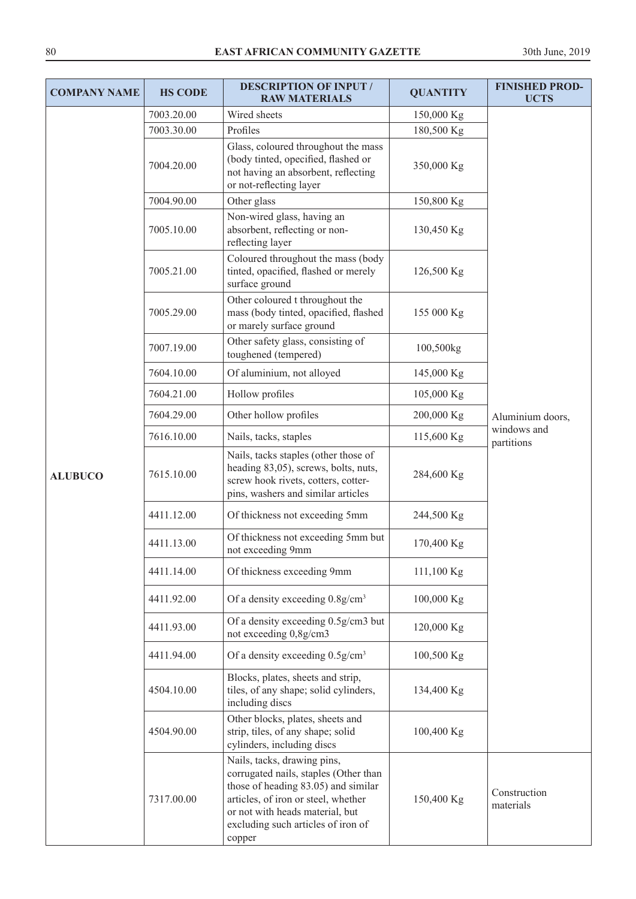| COMPANY NAME | HS CODE | DESCRIPTION OF INPUT / RAW MATERIALS | QUANTITY | FINISHED PROD-UCTS |
|---|---|---|---|---|
| ALUBUCO | 7003.20.00 | Wired sheets | 150,000 Kg | Aluminium doors, windows and partitions |
| | 7003.30.00 | Profiles | 180,500 Kg | |
| | 7004.20.00 | Glass, coloured throughout the mass (body tinted, opecified, flashed or not having an absorbent, reflecting or not-reflecting layer | 350,000 Kg | |
| | 7004.90.00 | Other glass | 150,800 Kg | |
| | 7005.10.00 | Non-wired glass, having an absorbent, reflecting or non-reflecting layer | 130,450 Kg | |
| | 7005.21.00 | Coloured throughout the mass (body tinted, opacified, flashed or merely surface ground | 126,500 Kg | |
| | 7005.29.00 | Other coloured t throughout the mass (body tinted, opacified, flashed or marely surface ground | 155 000 Kg | |
| | 7007.19.00 | Other safety glass, consisting of toughened (tempered) | 100,500kg | |
| | 7604.10.00 | Of aluminium, not alloyed | 145,000 Kg | |
| | 7604.21.00 | Hollow profiles | 105,000 Kg | |
| | 7604.29.00 | Other hollow profiles | 200,000 Kg | |
| | 7616.10.00 | Nails, tacks, staples | 115,600 Kg | |
| | 7615.10.00 | Nails, tacks staples (other those of heading 83,05), screws, bolts, nuts, screw hook rivets, cotters, cotter-pins, washers and similar articles | 284,600 Kg | |
| | 4411.12.00 | Of thickness not exceeding 5mm | 244,500 Kg | |
| | 4411.13.00 | Of thickness not exceeding 5mm but not exceeding 9mm | 170,400 Kg | |
| | 4411.14.00 | Of thickness exceeding 9mm | 111,100 Kg | |
| | 4411.92.00 | Of a density exceeding 0.8g/cm$^3$ | 100,000 Kg | |
| | 4411.93.00 | Of a density exceeding 0.5g/cm3 but not exceeding 0,8g/cm3 | 120,000 Kg | |
| | 4411.94.00 | Of a density exceeding 0.5g/cm$^3$ | 100,500 Kg | |
| | 4504.10.00 | Blocks, plates, sheets and strip, tiles, of any shape; solid cylinders, including discs | 134,400 Kg | |
| | 4504.90.00 | Other blocks, plates, sheets and strip, tiles, of any shape; solid cylinders, including discs | 100,400 Kg | |
| | 7317.00.00 | Nails, tacks, drawing pins, corrugated nails, staples (Other than those of heading 83.05) and similar articles, of iron or steel, whether or not with heads material, but excluding such articles of iron of copper | 150,400 Kg | Construction materials |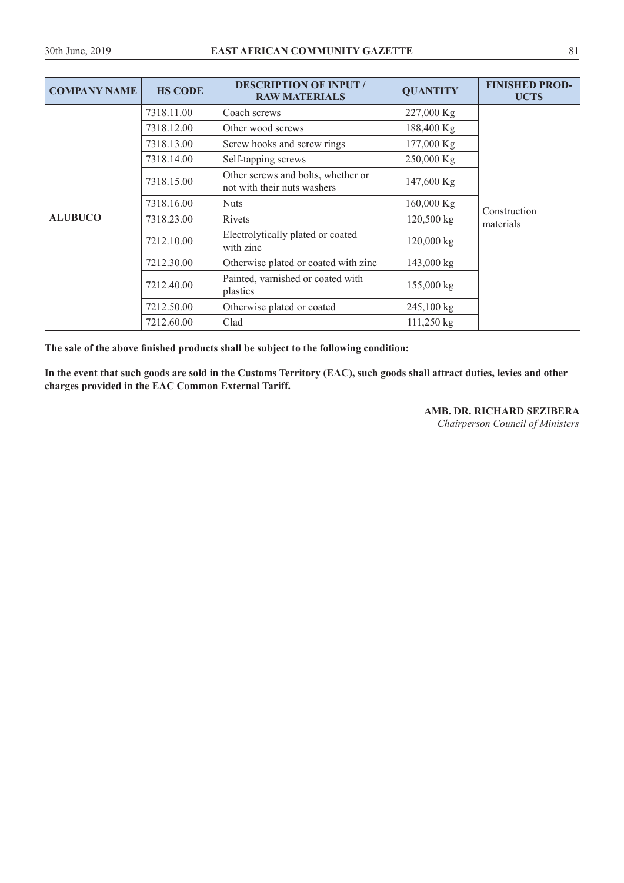| COMPANY NAME | HS CODE | DESCRIPTION OF INPUT / RAW MATERIALS | QUANTITY | FINISHED PRODUCTS |
|---|---|---|---|---|
| ALUBUCO | 7318.11.00 | Coach screws | 227,000 Kg | Construction materials |
| | 7318.12.00 | Other wood screws | 188,400 Kg | |
| | 7318.13.00 | Screw hooks and screw rings | 177,000 Kg | |
| | 7318.14.00 | Self-tapping screws | 250,000 Kg | |
| | 7318.15.00 | Other screws and bolts, whether or not with their nuts washers | 147,600 Kg | |
| | 7318.16.00 | Nuts | 160,000 Kg | |
| | 7318.23.00 | Rivets | 120,500 kg | |
| | 7212.10.00 | Electrolytically plated or coated with zinc | 120,000 kg | |
| | 7212.30.00 | Otherwise plated or coated with zinc | 143,000 kg | |
| | 7212.40.00 | Painted, varnished or coated with plastics | 155,000 kg | |
| | 7212.50.00 | Otherwise plated or coated | 245,100 kg | |
| | 7212.60.00 | Clad | 111,250 kg | |

**The sale of the above finished products shall be subject to the following condition:**

**In the event that such goods are sold in the Customs Territory (EAC), such goods shall attract duties, levies and other charges provided in the EAC Common External Tariff.**

**AMB. DR. RICHARD SEZIBERA**
*Chairperson Council of Ministers*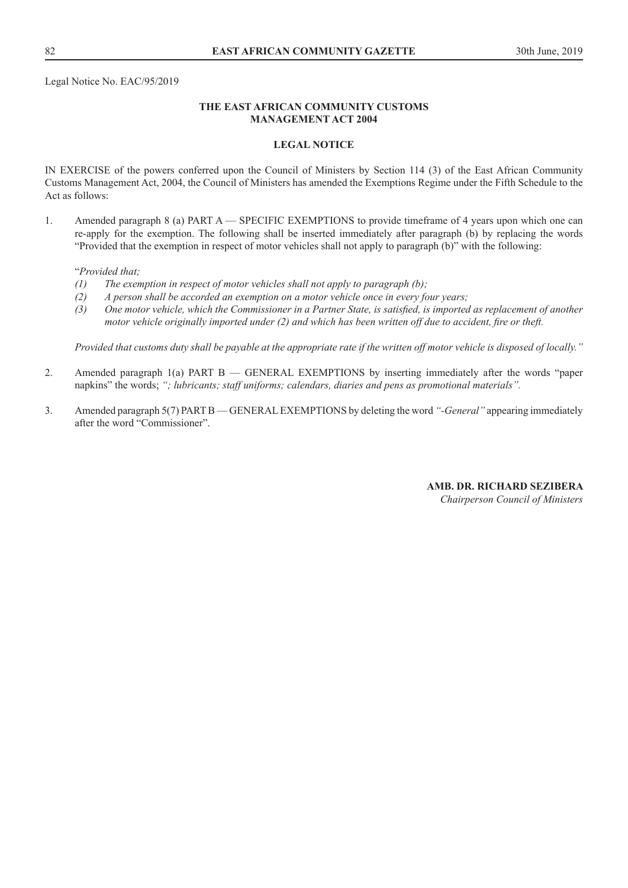Legal Notice No. EAC/95/2019

**THE EAST AFRICAN COMMUNITY CUSTOMS MANAGEMENT ACT 2004**

**LEGAL NOTICE**

IN EXERCISE of the powers conferred upon the Council of Ministers by Section 114 (3) of the East African Community Customs Management Act, 2004, the Council of Ministers has amended the Exemptions Regime under the Fifth Schedule to the Act as follows:

1. Amended paragraph 8 (a) PART A — SPECIFIC EXEMPTIONS to provide timeframe of 4 years upon which one can re-apply for the exemption. The following shall be inserted immediately after paragraph (b) by replacing the words "Provided that the exemption in respect of motor vehicles shall not apply to paragraph (b)" with the following:

   "*Provided that;*
   - *(1) The exemption in respect of motor vehicles shall not apply to paragraph (b);*
   - *(2) A person shall be accorded an exemption on a motor vehicle once in every four years;*
   - *(3) One motor vehicle, which the Commissioner in a Partner State, is satisfied, is imported as replacement of another motor vehicle originally imported under (2) and which has been written off due to accident, fire or theft.*

   *Provided that customs duty shall be payable at the appropriate rate if the written off motor vehicle is disposed of locally."*

2. Amended paragraph 1(a) PART B — GENERAL EXEMPTIONS by inserting immediately after the words "paper napkins" the words; *"; lubricants; staff uniforms; calendars, diaries and pens as promotional materials".*

3. Amended paragraph 5(7) PART B — GENERAL EXEMPTIONS by deleting the word *"-General"* appearing immediately after the word "Commissioner".

**AMB. DR. RICHARD SEZIBERA**
*Chairperson Council of Ministers*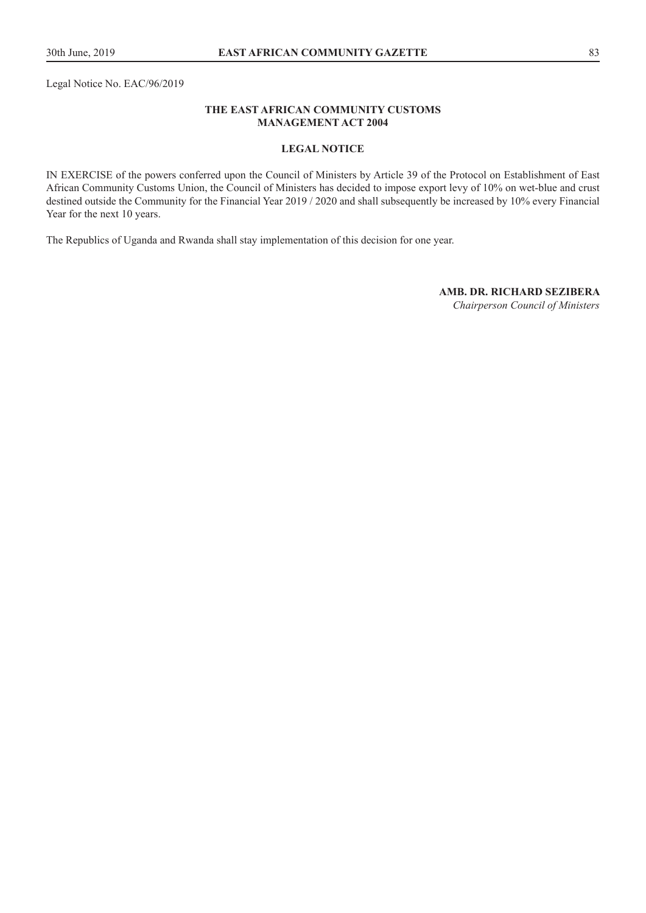Legal Notice No. EAC/96/2019

## THE EAST AFRICAN COMMUNITY CUSTOMS MANAGEMENT ACT 2004

### LEGAL NOTICE

IN EXERCISE of the powers conferred upon the Council of Ministers by Article 39 of the Protocol on Establishment of East African Community Customs Union, the Council of Ministers has decided to impose export levy of 10% on wet-blue and crust destined outside the Community for the Financial Year 2019 / 2020 and shall subsequently be increased by 10% every Financial Year for the next 10 years.

The Republics of Uganda and Rwanda shall stay implementation of this decision for one year.

**AMB. DR. RICHARD SEZIBERA**
*Chairperson Council of Ministers*